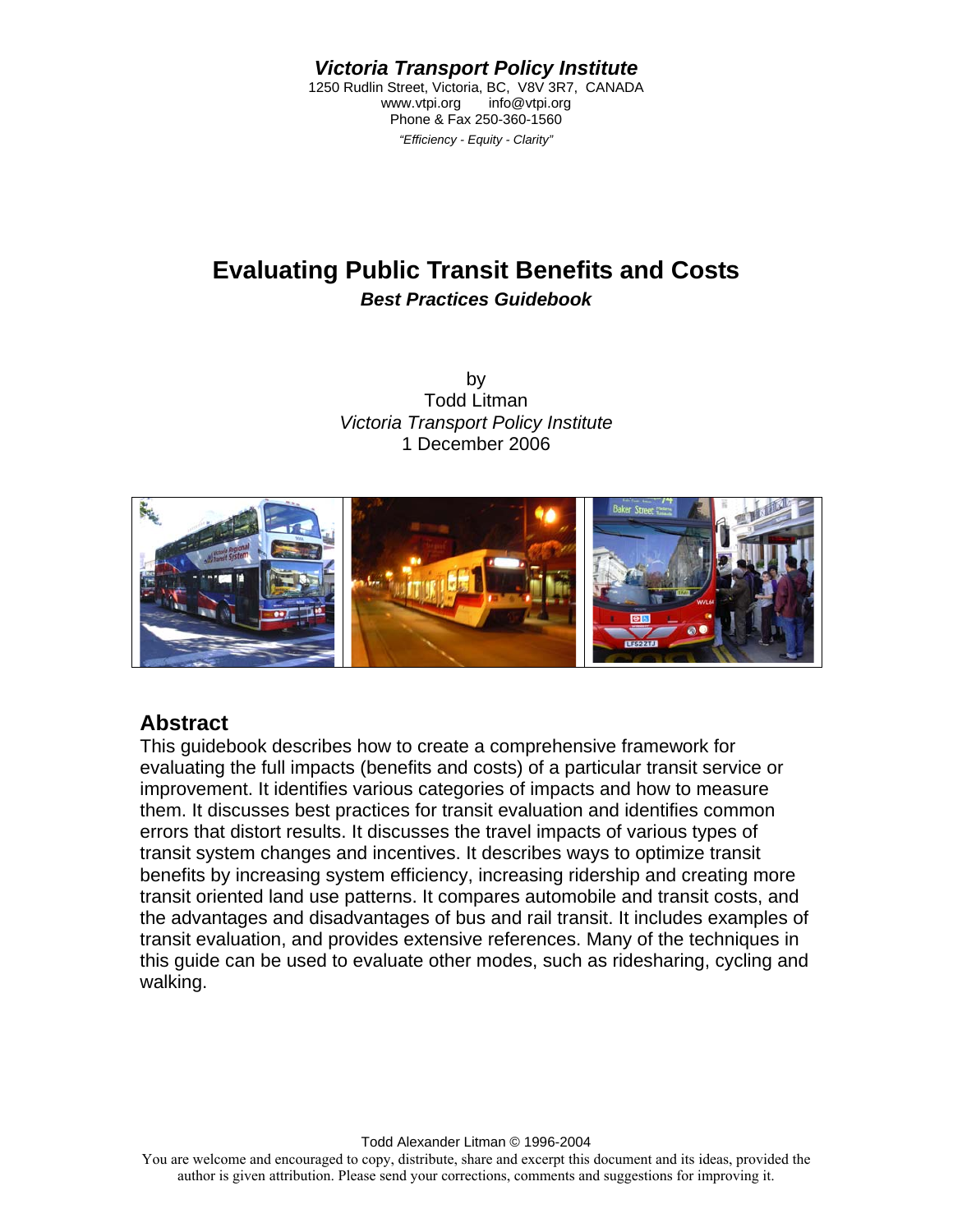***Victoria Transport Policy Institute***

1250 Rudlin Street, Victoria, BC, V8V 3R7, CANADA
www.vtpi.org info@vtpi.org
Phone & Fax 250-360-1560
*"Efficiency - Equity - Clarity"*

# Evaluating Public Transit Benefits and Costs

***Best Practices Guidebook***

by
Todd Litman
*Victoria Transport Policy Institute*
1 December 2006

## Abstract

This guidebook describes how to create a comprehensive framework for evaluating the full impacts (benefits and costs) of a particular transit service or improvement. It identifies various categories of impacts and how to measure them. It discusses best practices for transit evaluation and identifies common errors that distort results. It discusses the travel impacts of various types of transit system changes and incentives. It describes ways to optimize transit benefits by increasing system efficiency, increasing ridership and creating more transit oriented land use patterns. It compares automobile and transit costs, and the advantages and disadvantages of bus and rail transit. It includes examples of transit evaluation, and provides extensive references. Many of the techniques in this guide can be used to evaluate other modes, such as ridesharing, cycling and walking.

Todd Alexander Litman © 1996-2004
You are welcome and encouraged to copy, distribute, share and excerpt this document and its ideas, provided the author is given attribution. Please send your corrections, comments and suggestions for improving it.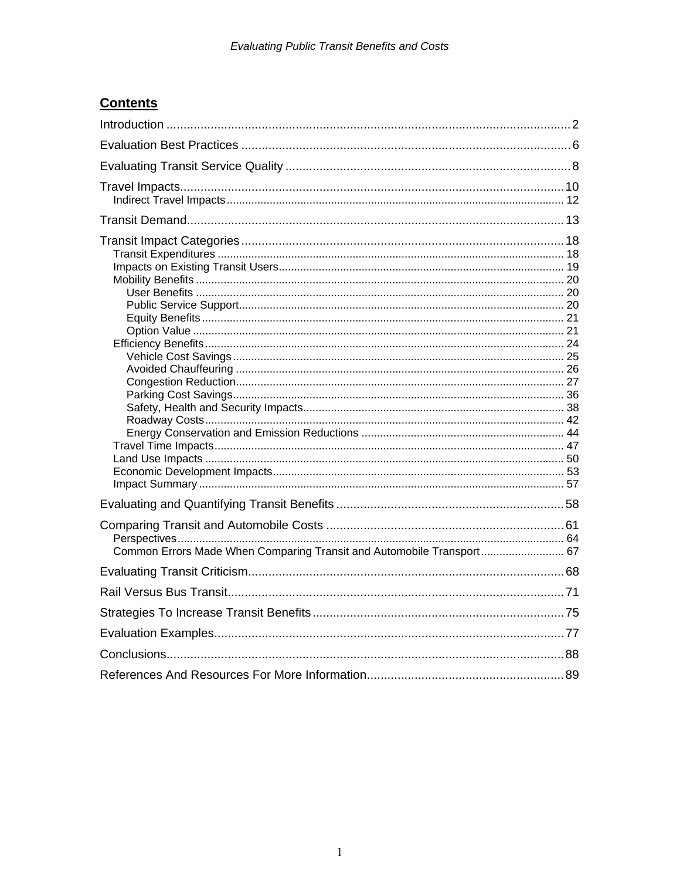## Contents

Introduction ..................................................................................................................... 2

Evaluation Best Practices ................................................................................................ 6

Evaluating Transit Service Quality .................................................................................... 8

Travel Impacts................................................................................................................ 10
- Indirect Travel Impacts ............................................................................................................ 12

Transit Demand.............................................................................................................. 13

Transit Impact Categories............................................................................................... 18
- Transit Expenditures ............................................................................................................... 18
- Impacts on Existing Transit Users........................................................................................... 19
- Mobility Benefits ...................................................................................................................... 20
  - User Benefits ...................................................................................................................... 20
  - Public Service Support........................................................................................................ 20
  - Equity Benefits .................................................................................................................... 21
  - Option Value ....................................................................................................................... 21
- Efficiency Benefits ................................................................................................................... 24
  - Vehicle Cost Savings .......................................................................................................... 25
  - Avoided Chauffeuring ......................................................................................................... 26
  - Congestion Reduction......................................................................................................... 27
  - Parking Cost Savings.......................................................................................................... 36
  - Safety, Health and Security Impacts.................................................................................... 38
  - Roadway Costs................................................................................................................... 42
  - Energy Conservation and Emission Reductions ................................................................. 44
- Travel Time Impacts................................................................................................................ 47
- Land Use Impacts ................................................................................................................... 50
- Economic Development Impacts............................................................................................. 53
- Impact Summary ..................................................................................................................... 57

Evaluating and Quantifying Transit Benefits ................................................................... 58

Comparing Transit and Automobile Costs ...................................................................... 61
- Perspectives............................................................................................................................ 64
- Common Errors Made When Comparing Transit and Automobile Transport........................... 67

Evaluating Transit Criticism............................................................................................. 68

Rail Versus Bus Transit................................................................................................... 71

Strategies To Increase Transit Benefits .......................................................................... 75

Evaluation Examples....................................................................................................... 77

Conclusions.................................................................................................................... 88

References And Resources For More Information.......................................................... 89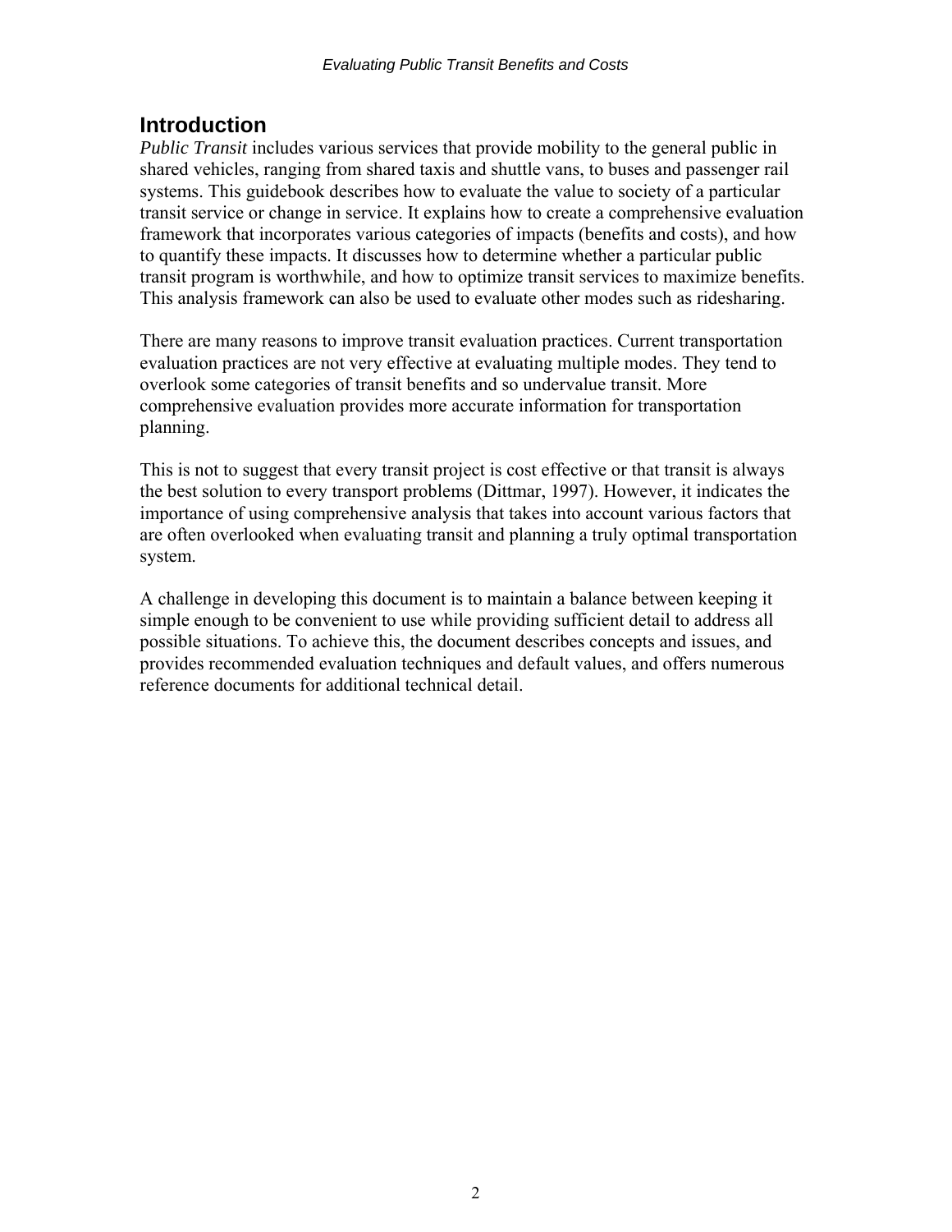## Introduction

*Public Transit* includes various services that provide mobility to the general public in shared vehicles, ranging from shared taxis and shuttle vans, to buses and passenger rail systems. This guidebook describes how to evaluate the value to society of a particular transit service or change in service. It explains how to create a comprehensive evaluation framework that incorporates various categories of impacts (benefits and costs), and how to quantify these impacts. It discusses how to determine whether a particular public transit program is worthwhile, and how to optimize transit services to maximize benefits. This analysis framework can also be used to evaluate other modes such as ridesharing.

There are many reasons to improve transit evaluation practices. Current transportation evaluation practices are not very effective at evaluating multiple modes. They tend to overlook some categories of transit benefits and so undervalue transit. More comprehensive evaluation provides more accurate information for transportation planning.

This is not to suggest that every transit project is cost effective or that transit is always the best solution to every transport problems (Dittmar, 1997). However, it indicates the importance of using comprehensive analysis that takes into account various factors that are often overlooked when evaluating transit and planning a truly optimal transportation system.

A challenge in developing this document is to maintain a balance between keeping it simple enough to be convenient to use while providing sufficient detail to address all possible situations. To achieve this, the document describes concepts and issues, and provides recommended evaluation techniques and default values, and offers numerous reference documents for additional technical detail.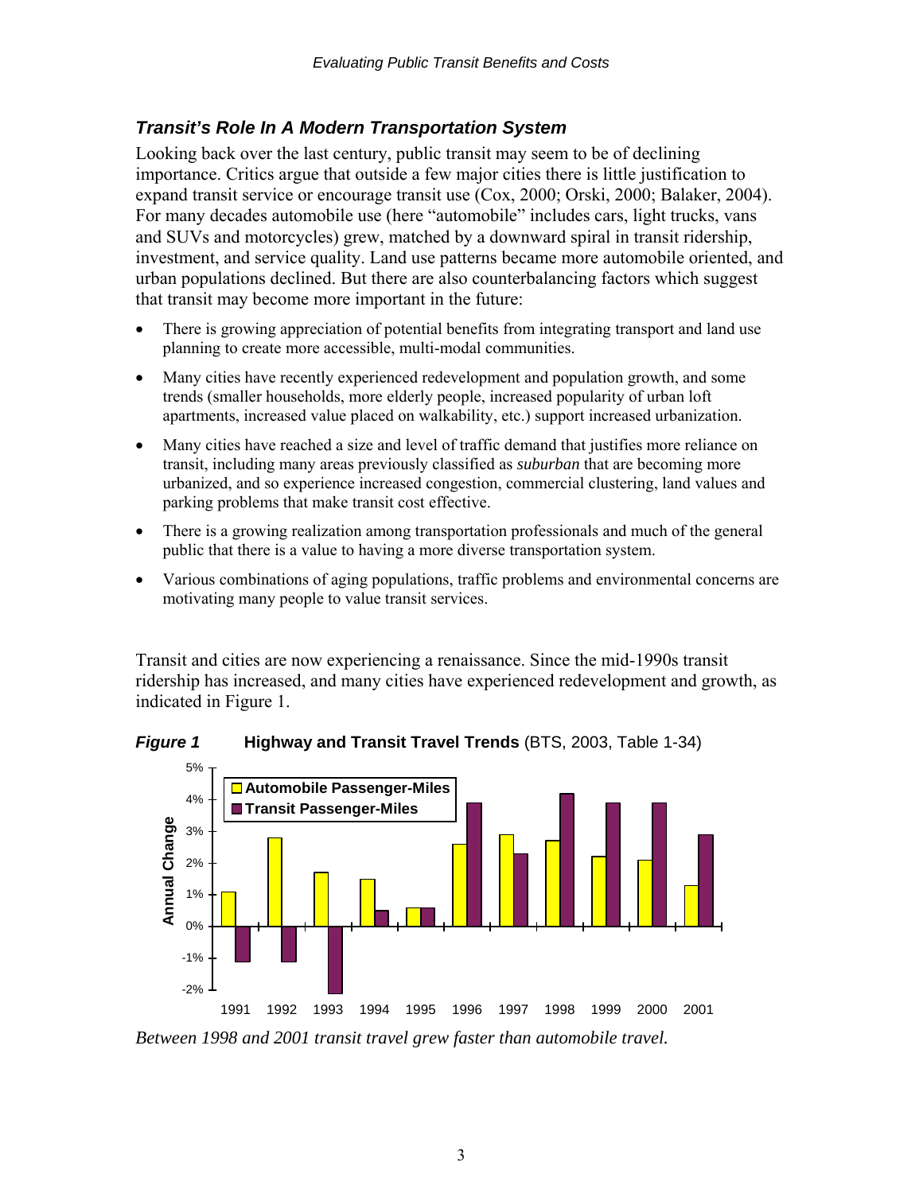## *Transit's Role In A Modern Transportation System*

Looking back over the last century, public transit may seem to be of declining importance. Critics argue that outside a few major cities there is little justification to expand transit service or encourage transit use (Cox, 2000; Orski, 2000; Balaker, 2004). For many decades automobile use (here "automobile" includes cars, light trucks, vans and SUVs and motorcycles) grew, matched by a downward spiral in transit ridership, investment, and service quality. Land use patterns became more automobile oriented, and urban populations declined. But there are also counterbalancing factors which suggest that transit may become more important in the future:

- There is growing appreciation of potential benefits from integrating transport and land use planning to create more accessible, multi-modal communities.
- Many cities have recently experienced redevelopment and population growth, and some trends (smaller households, more elderly people, increased popularity of urban loft apartments, increased value placed on walkability, etc.) support increased urbanization.
- Many cities have reached a size and level of traffic demand that justifies more reliance on transit, including many areas previously classified as *suburban* that are becoming more urbanized, and so experience increased congestion, commercial clustering, land values and parking problems that make transit cost effective.
- There is a growing realization among transportation professionals and much of the general public that there is a value to having a more diverse transportation system.
- Various combinations of aging populations, traffic problems and environmental concerns are motivating many people to value transit services.

Transit and cities are now experiencing a renaissance. Since the mid-1990s transit ridership has increased, and many cities have experienced redevelopment and growth, as indicated in Figure 1.

***Figure 1*** **Highway and Transit Travel Trends** (BTS, 2003, Table 1-34)

*Between 1998 and 2001 transit travel grew faster than automobile travel.*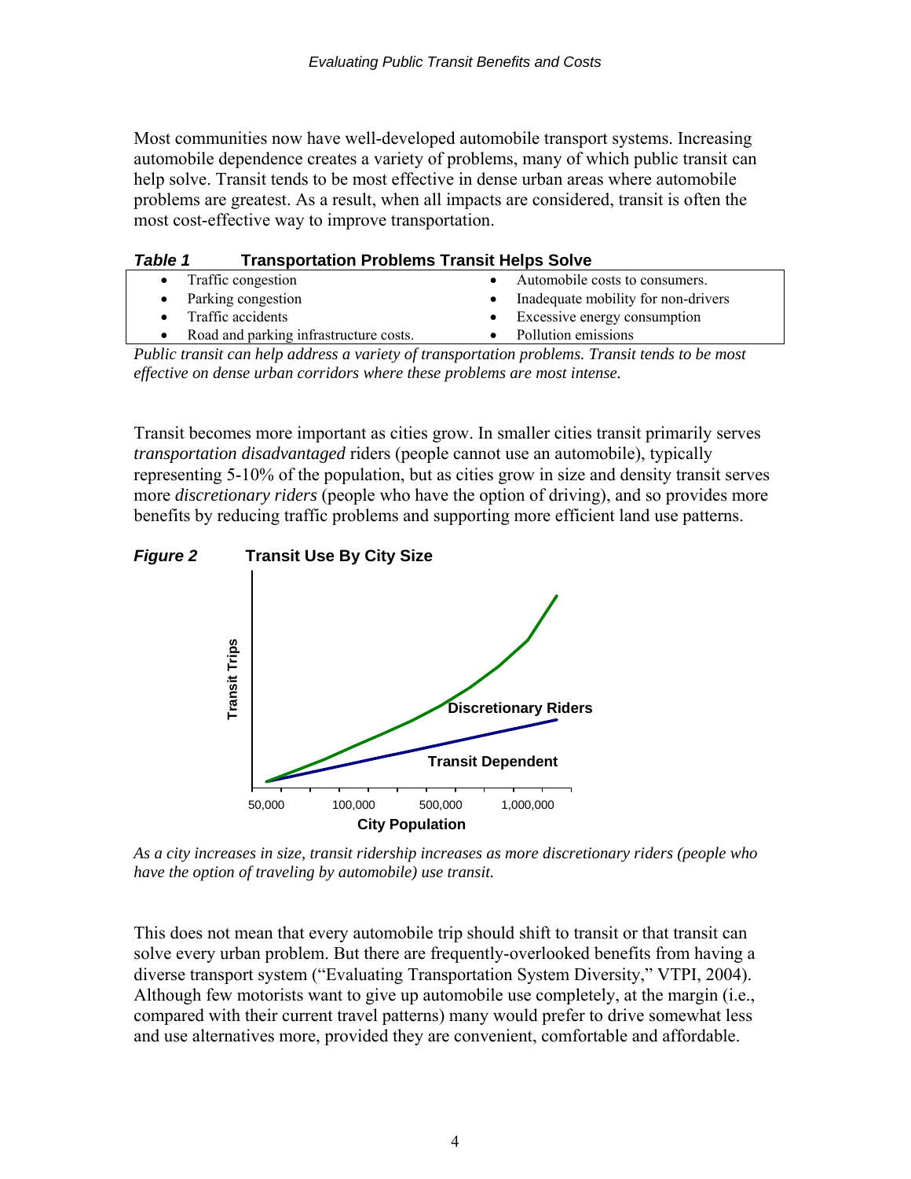Most communities now have well-developed automobile transport systems. Increasing automobile dependence creates a variety of problems, many of which public transit can help solve. Transit tends to be most effective in dense urban areas where automobile problems are greatest. As a result, when all impacts are considered, transit is often the most cost-effective way to improve transportation.

***Table 1*** **Transportation Problems Transit Helps Solve**

| | |
|---|---|
| • Traffic congestion | • Automobile costs to consumers. |
| • Parking congestion | • Inadequate mobility for non-drivers |
| • Traffic accidents | • Excessive energy consumption |
| • Road and parking infrastructure costs. | • Pollution emissions |

*Public transit can help address a variety of transportation problems. Transit tends to be most effective on dense urban corridors where these problems are most intense.*

Transit becomes more important as cities grow. In smaller cities transit primarily serves *transportation disadvantaged* riders (people cannot use an automobile), typically representing 5-10% of the population, but as cities grow in size and density transit serves more *discretionary riders* (people who have the option of driving), and so provides more benefits by reducing traffic problems and supporting more efficient land use patterns.

***Figure 2*** **Transit Use By City Size**

*As a city increases in size, transit ridership increases as more discretionary riders (people who have the option of traveling by automobile) use transit.*

This does not mean that every automobile trip should shift to transit or that transit can solve every urban problem. But there are frequently-overlooked benefits from having a diverse transport system ("Evaluating Transportation System Diversity," VTPI, 2004). Although few motorists want to give up automobile use completely, at the margin (i.e., compared with their current travel patterns) many would prefer to drive somewhat less and use alternatives more, provided they are convenient, comfortable and affordable.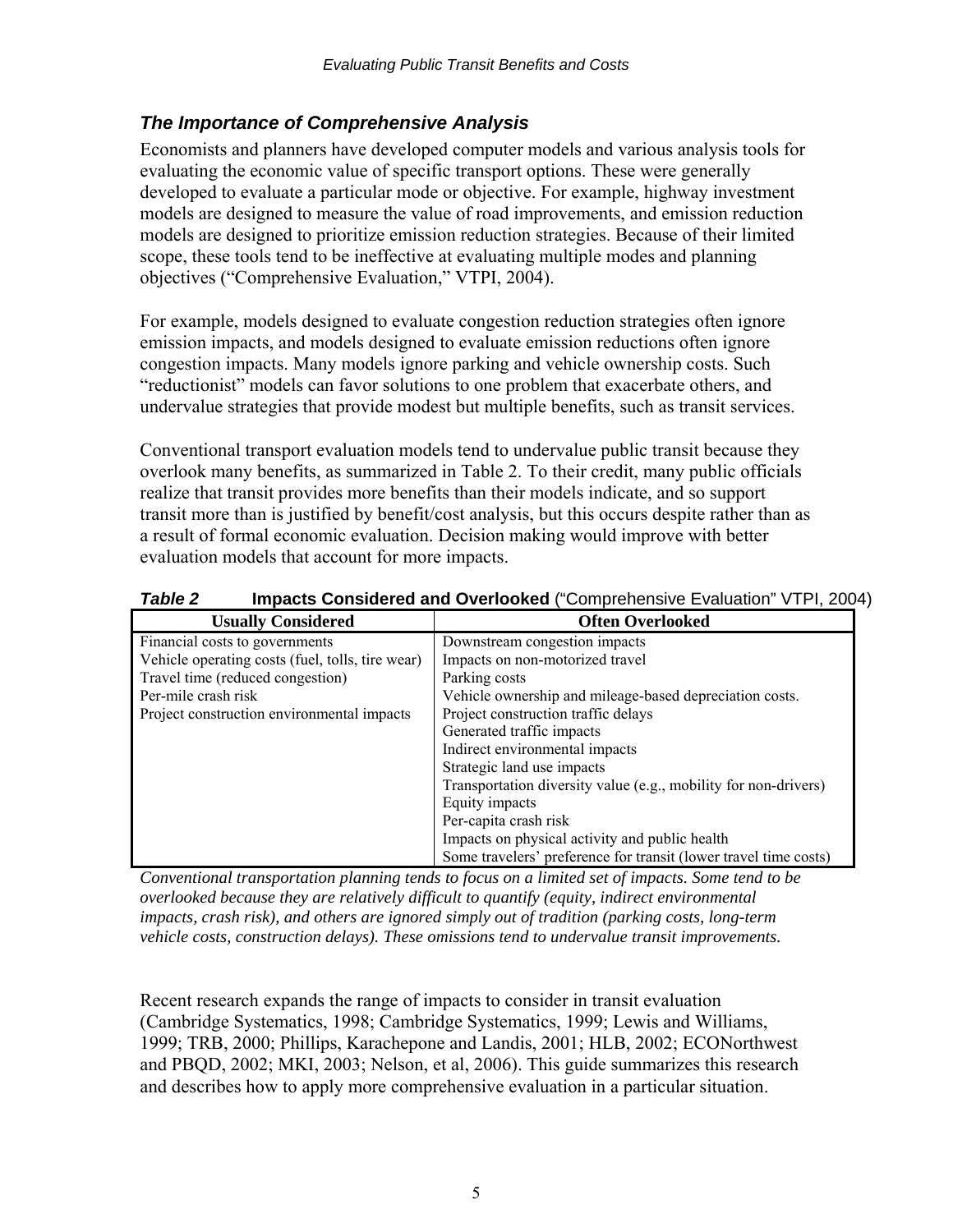### *The Importance of Comprehensive Analysis*

Economists and planners have developed computer models and various analysis tools for evaluating the economic value of specific transport options. These were generally developed to evaluate a particular mode or objective. For example, highway investment models are designed to measure the value of road improvements, and emission reduction models are designed to prioritize emission reduction strategies. Because of their limited scope, these tools tend to be ineffective at evaluating multiple modes and planning objectives ("Comprehensive Evaluation," VTPI, 2004).

For example, models designed to evaluate congestion reduction strategies often ignore emission impacts, and models designed to evaluate emission reductions often ignore congestion impacts. Many models ignore parking and vehicle ownership costs. Such "reductionist" models can favor solutions to one problem that exacerbate others, and undervalue strategies that provide modest but multiple benefits, such as transit services.

Conventional transport evaluation models tend to undervalue public transit because they overlook many benefits, as summarized in Table 2. To their credit, many public officials realize that transit provides more benefits than their models indicate, and so support transit more than is justified by benefit/cost analysis, but this occurs despite rather than as a result of formal economic evaluation. Decision making would improve with better evaluation models that account for more impacts.

***Table 2*** **Impacts Considered and Overlooked** ("Comprehensive Evaluation" VTPI, 2004)

| Usually Considered | Often Overlooked |
|---|---|
| Financial costs to governments | Downstream congestion impacts |
| Vehicle operating costs (fuel, tolls, tire wear) | Impacts on non-motorized travel |
| Travel time (reduced congestion) | Parking costs |
| Per-mile crash risk | Vehicle ownership and mileage-based depreciation costs. |
| Project construction environmental impacts | Project construction traffic delays |
| | Generated traffic impacts |
| | Indirect environmental impacts |
| | Strategic land use impacts |
| | Transportation diversity value (e.g., mobility for non-drivers) |
| | Equity impacts |
| | Per-capita crash risk |
| | Impacts on physical activity and public health |
| | Some travelers' preference for transit (lower travel time costs) |

*Conventional transportation planning tends to focus on a limited set of impacts. Some tend to be overlooked because they are relatively difficult to quantify (equity, indirect environmental impacts, crash risk), and others are ignored simply out of tradition (parking costs, long-term vehicle costs, construction delays). These omissions tend to undervalue transit improvements.*

Recent research expands the range of impacts to consider in transit evaluation (Cambridge Systematics, 1998; Cambridge Systematics, 1999; Lewis and Williams, 1999; TRB, 2000; Phillips, Karachepone and Landis, 2001; HLB, 2002; ECONorthwest and PBQD, 2002; MKI, 2003; Nelson, et al, 2006). This guide summarizes this research and describes how to apply more comprehensive evaluation in a particular situation.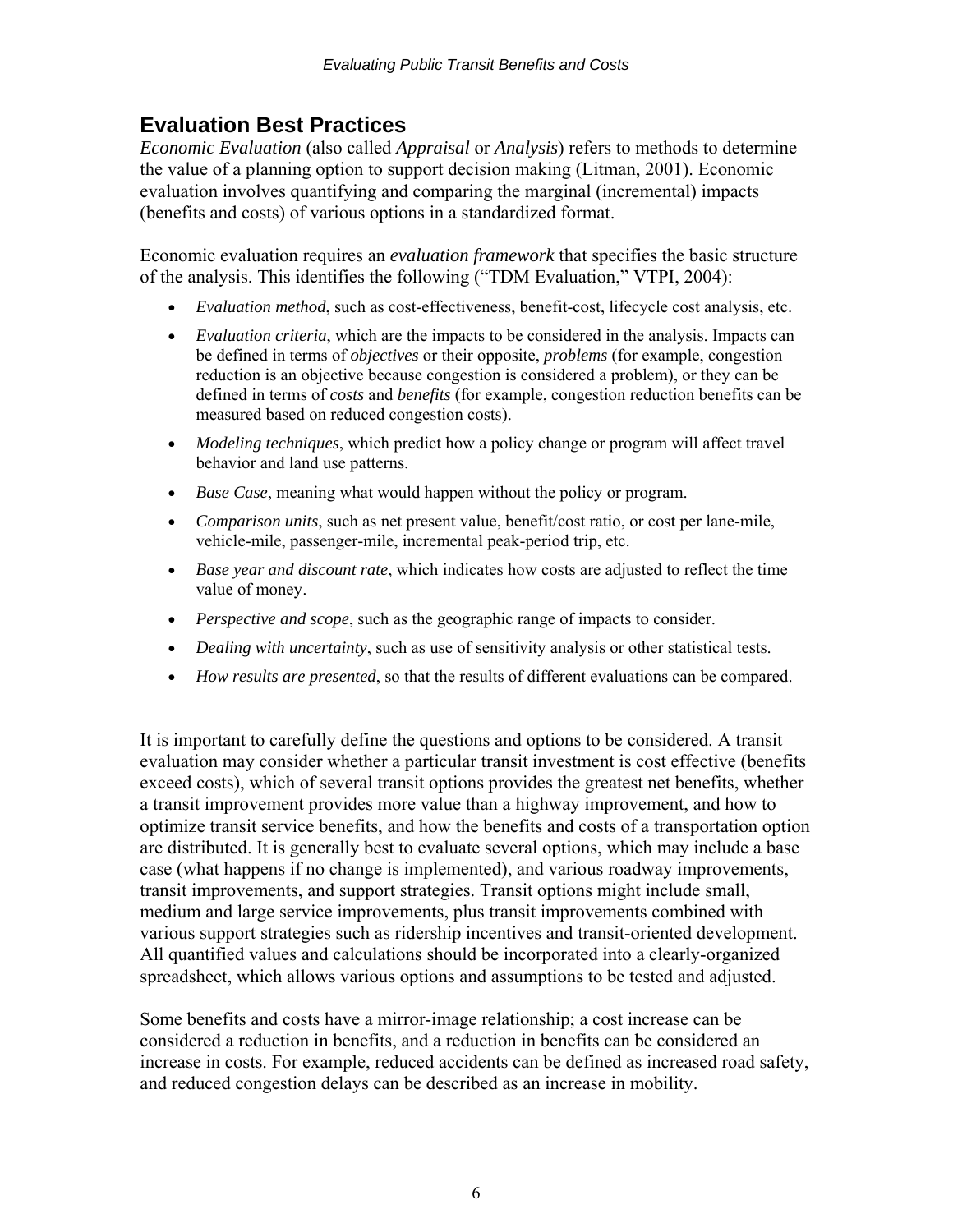## Evaluation Best Practices

*Economic Evaluation* (also called *Appraisal* or *Analysis*) refers to methods to determine the value of a planning option to support decision making (Litman, 2001). Economic evaluation involves quantifying and comparing the marginal (incremental) impacts (benefits and costs) of various options in a standardized format.

Economic evaluation requires an *evaluation framework* that specifies the basic structure of the analysis. This identifies the following ("TDM Evaluation," VTPI, 2004):

- *Evaluation method*, such as cost-effectiveness, benefit-cost, lifecycle cost analysis, etc.
- *Evaluation criteria*, which are the impacts to be considered in the analysis. Impacts can be defined in terms of *objectives* or their opposite, *problems* (for example, congestion reduction is an objective because congestion is considered a problem), or they can be defined in terms of *costs* and *benefits* (for example, congestion reduction benefits can be measured based on reduced congestion costs).
- *Modeling techniques*, which predict how a policy change or program will affect travel behavior and land use patterns.
- *Base Case*, meaning what would happen without the policy or program.
- *Comparison units*, such as net present value, benefit/cost ratio, or cost per lane-mile, vehicle-mile, passenger-mile, incremental peak-period trip, etc.
- *Base year and discount rate*, which indicates how costs are adjusted to reflect the time value of money.
- *Perspective and scope*, such as the geographic range of impacts to consider.
- *Dealing with uncertainty*, such as use of sensitivity analysis or other statistical tests.
- *How results are presented*, so that the results of different evaluations can be compared.

It is important to carefully define the questions and options to be considered. A transit evaluation may consider whether a particular transit investment is cost effective (benefits exceed costs), which of several transit options provides the greatest net benefits, whether a transit improvement provides more value than a highway improvement, and how to optimize transit service benefits, and how the benefits and costs of a transportation option are distributed. It is generally best to evaluate several options, which may include a base case (what happens if no change is implemented), and various roadway improvements, transit improvements, and support strategies. Transit options might include small, medium and large service improvements, plus transit improvements combined with various support strategies such as ridership incentives and transit-oriented development. All quantified values and calculations should be incorporated into a clearly-organized spreadsheet, which allows various options and assumptions to be tested and adjusted.

Some benefits and costs have a mirror-image relationship; a cost increase can be considered a reduction in benefits, and a reduction in benefits can be considered an increase in costs. For example, reduced accidents can be defined as increased road safety, and reduced congestion delays can be described as an increase in mobility.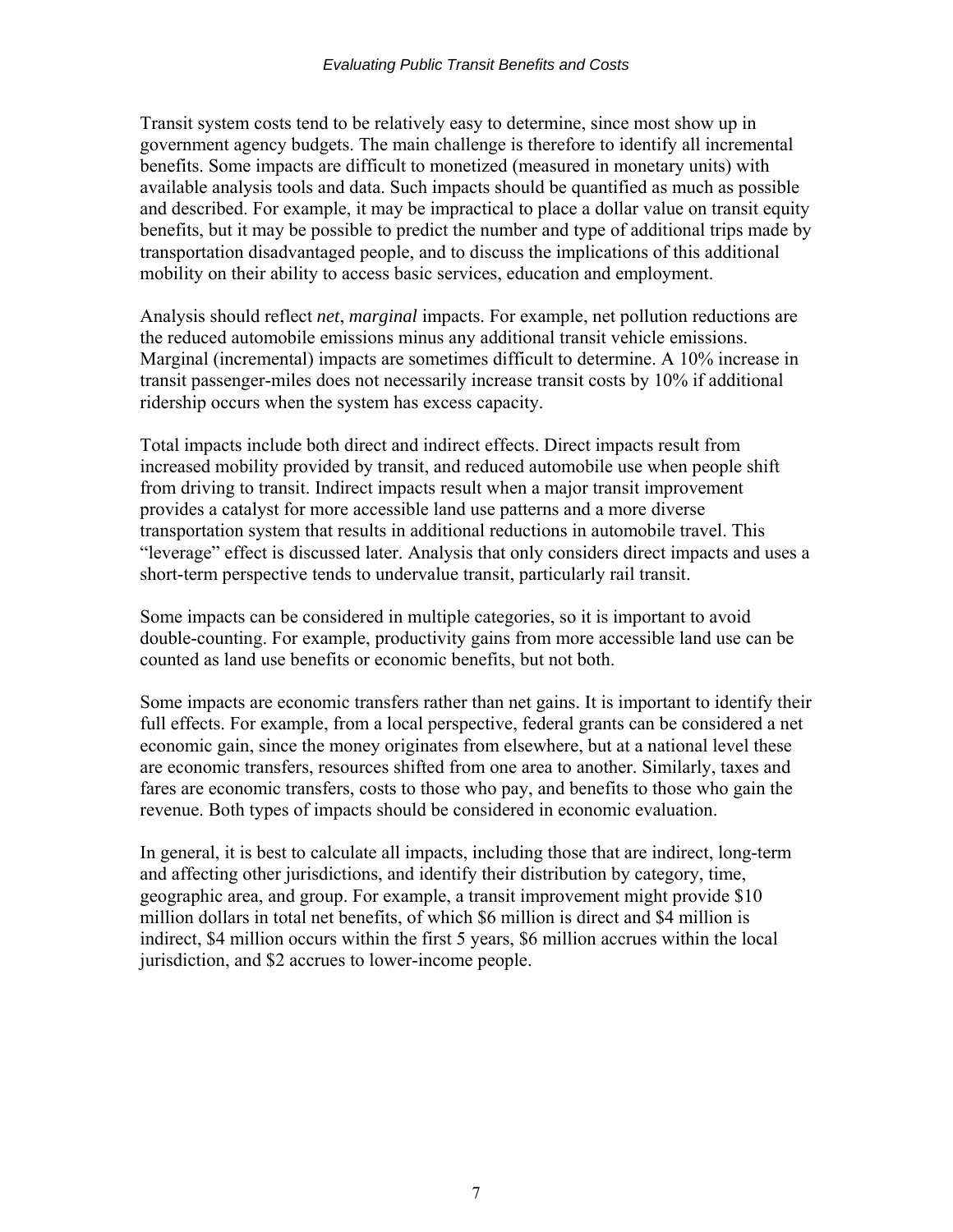Transit system costs tend to be relatively easy to determine, since most show up in government agency budgets. The main challenge is therefore to identify all incremental benefits. Some impacts are difficult to monetized (measured in monetary units) with available analysis tools and data. Such impacts should be quantified as much as possible and described. For example, it may be impractical to place a dollar value on transit equity benefits, but it may be possible to predict the number and type of additional trips made by transportation disadvantaged people, and to discuss the implications of this additional mobility on their ability to access basic services, education and employment.

Analysis should reflect *net*, *marginal* impacts. For example, net pollution reductions are the reduced automobile emissions minus any additional transit vehicle emissions. Marginal (incremental) impacts are sometimes difficult to determine. A 10% increase in transit passenger-miles does not necessarily increase transit costs by 10% if additional ridership occurs when the system has excess capacity.

Total impacts include both direct and indirect effects. Direct impacts result from increased mobility provided by transit, and reduced automobile use when people shift from driving to transit. Indirect impacts result when a major transit improvement provides a catalyst for more accessible land use patterns and a more diverse transportation system that results in additional reductions in automobile travel. This "leverage" effect is discussed later. Analysis that only considers direct impacts and uses a short-term perspective tends to undervalue transit, particularly rail transit.

Some impacts can be considered in multiple categories, so it is important to avoid double-counting. For example, productivity gains from more accessible land use can be counted as land use benefits or economic benefits, but not both.

Some impacts are economic transfers rather than net gains. It is important to identify their full effects. For example, from a local perspective, federal grants can be considered a net economic gain, since the money originates from elsewhere, but at a national level these are economic transfers, resources shifted from one area to another. Similarly, taxes and fares are economic transfers, costs to those who pay, and benefits to those who gain the revenue. Both types of impacts should be considered in economic evaluation.

In general, it is best to calculate all impacts, including those that are indirect, long-term and affecting other jurisdictions, and identify their distribution by category, time, geographic area, and group. For example, a transit improvement might provide $10 million dollars in total net benefits, of which $6 million is direct and $4 million is indirect, $4 million occurs within the first 5 years, $6 million accrues within the local jurisdiction, and $2 accrues to lower-income people.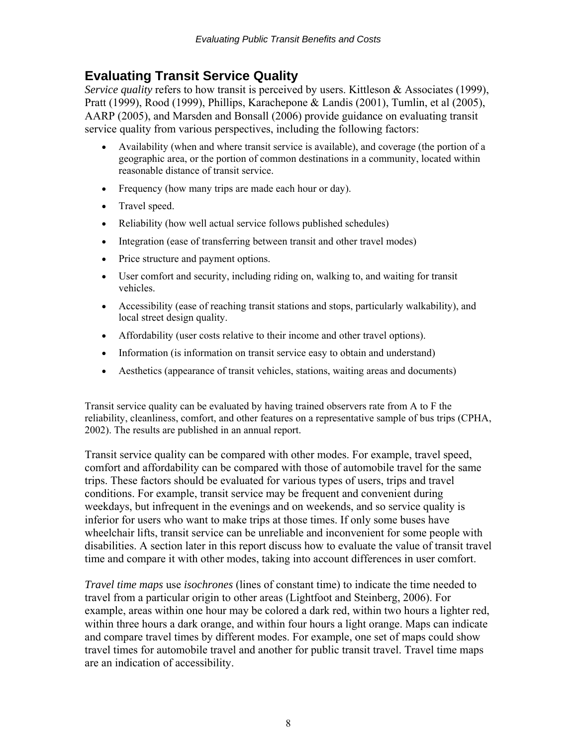## Evaluating Transit Service Quality

*Service quality* refers to how transit is perceived by users. Kittleson & Associates (1999), Pratt (1999), Rood (1999), Phillips, Karachepone & Landis (2001), Tumlin, et al (2005), AARP (2005), and Marsden and Bonsall (2006) provide guidance on evaluating transit service quality from various perspectives, including the following factors:

- Availability (when and where transit service is available), and coverage (the portion of a geographic area, or the portion of common destinations in a community, located within reasonable distance of transit service.
- Frequency (how many trips are made each hour or day).
- Travel speed.
- Reliability (how well actual service follows published schedules)
- Integration (ease of transferring between transit and other travel modes)
- Price structure and payment options.
- User comfort and security, including riding on, walking to, and waiting for transit vehicles.
- Accessibility (ease of reaching transit stations and stops, particularly walkability), and local street design quality.
- Affordability (user costs relative to their income and other travel options).
- Information (is information on transit service easy to obtain and understand)
- Aesthetics (appearance of transit vehicles, stations, waiting areas and documents)

Transit service quality can be evaluated by having trained observers rate from A to F the reliability, cleanliness, comfort, and other features on a representative sample of bus trips (CPHA, 2002). The results are published in an annual report.

Transit service quality can be compared with other modes. For example, travel speed, comfort and affordability can be compared with those of automobile travel for the same trips. These factors should be evaluated for various types of users, trips and travel conditions. For example, transit service may be frequent and convenient during weekdays, but infrequent in the evenings and on weekends, and so service quality is inferior for users who want to make trips at those times. If only some buses have wheelchair lifts, transit service can be unreliable and inconvenient for some people with disabilities. A section later in this report discuss how to evaluate the value of transit travel time and compare it with other modes, taking into account differences in user comfort.

*Travel time maps* use *isochrones* (lines of constant time) to indicate the time needed to travel from a particular origin to other areas (Lightfoot and Steinberg, 2006). For example, areas within one hour may be colored a dark red, within two hours a lighter red, within three hours a dark orange, and within four hours a light orange. Maps can indicate and compare travel times by different modes. For example, one set of maps could show travel times for automobile travel and another for public transit travel. Travel time maps are an indication of accessibility.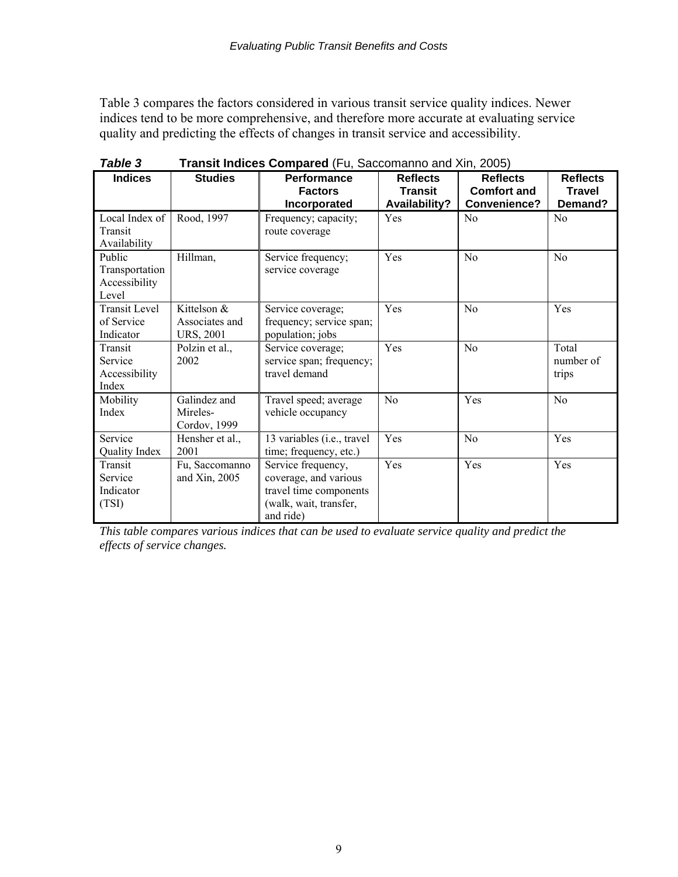Table 3 compares the factors considered in various transit service quality indices. Newer indices tend to be more comprehensive, and therefore more accurate at evaluating service quality and predicting the effects of changes in transit service and accessibility.

***Table 3*** **Transit Indices Compared** (Fu, Saccomanno and Xin, 2005)

| Indices | Studies | Performance Factors Incorporated | Reflects Transit Availability? | Reflects Comfort and Convenience? | Reflects Travel Demand? |
|---|---|---|---|---|---|
| Local Index of Transit Availability | Rood, 1997 | Frequency; capacity; route coverage | Yes | No | No |
| Public Transportation Accessibility Level | Hillman, | Service frequency; service coverage | Yes | No | No |
| Transit Level of Service Indicator | Kittelson & Associates and URS, 2001 | Service coverage; frequency; service span; population; jobs | Yes | No | Yes |
| Transit Service Accessibility Index | Polzin et al., 2002 | Service coverage; service span; frequency; travel demand | Yes | No | Total number of trips |
| Mobility Index | Galindez and Mireles-Cordov, 1999 | Travel speed; average vehicle occupancy | No | Yes | No |
| Service Quality Index | Hensher et al., 2001 | 13 variables (i.e., travel time; frequency, etc.) | Yes | No | Yes |
| Transit Service Indicator (TSI) | Fu, Saccomanno and Xin, 2005 | Service frequency, coverage, and various travel time components (walk, wait, transfer, and ride) | Yes | Yes | Yes |

*This table compares various indices that can be used to evaluate service quality and predict the effects of service changes.*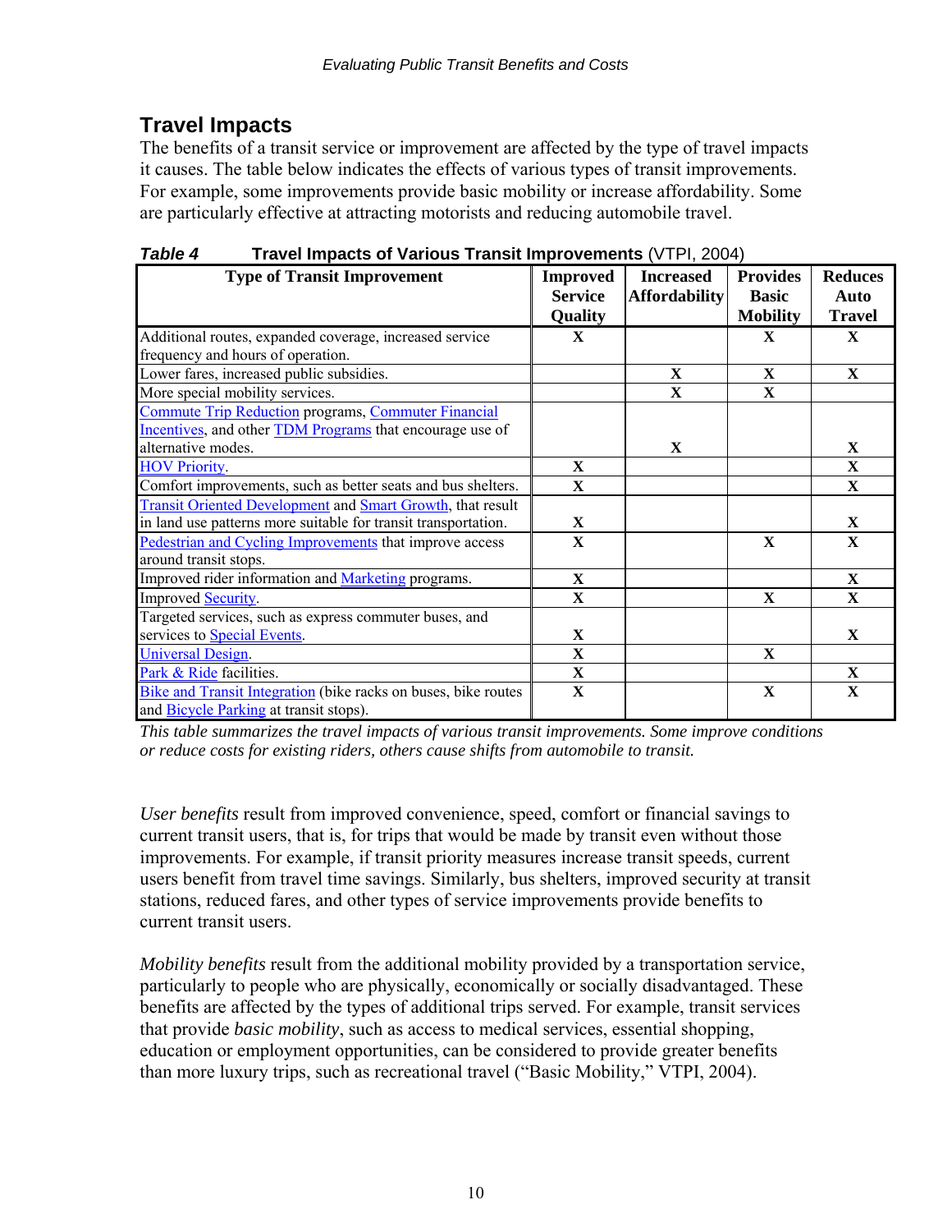## Travel Impacts

The benefits of a transit service or improvement are affected by the type of travel impacts it causes. The table below indicates the effects of various types of transit improvements. For example, some improvements provide basic mobility or increase affordability. Some are particularly effective at attracting motorists and reducing automobile travel.

***Table 4*** **Travel Impacts of Various Transit Improvements** (VTPI, 2004)

| Type of Transit Improvement | Improved Service Quality | Increased Affordability | Provides Basic Mobility | Reduces Auto Travel |
|---|---|---|---|---|
| Additional routes, expanded coverage, increased service frequency and hours of operation. | X | | X | X |
| Lower fares, increased public subsidies. | | X | X | X |
| More special mobility services. | | X | X | |
| Commute Trip Reduction programs, Commuter Financial Incentives, and other TDM Programs that encourage use of alternative modes. | | X | | X |
| HOV Priority. | X | | | X |
| Comfort improvements, such as better seats and bus shelters. | X | | | X |
| Transit Oriented Development and Smart Growth, that result in land use patterns more suitable for transit transportation. | X | | | X |
| Pedestrian and Cycling Improvements that improve access around transit stops. | X | | X | X |
| Improved rider information and Marketing programs. | X | | | X |
| Improved Security. | X | | X | X |
| Targeted services, such as express commuter buses, and services to Special Events. | X | | | X |
| Universal Design. | X | | X | |
| Park & Ride facilities. | X | | | X |
| Bike and Transit Integration (bike racks on buses, bike routes and Bicycle Parking at transit stops). | X | | X | X |

*This table summarizes the travel impacts of various transit improvements. Some improve conditions or reduce costs for existing riders, others cause shifts from automobile to transit.*

*User benefits* result from improved convenience, speed, comfort or financial savings to current transit users, that is, for trips that would be made by transit even without those improvements. For example, if transit priority measures increase transit speeds, current users benefit from travel time savings. Similarly, bus shelters, improved security at transit stations, reduced fares, and other types of service improvements provide benefits to current transit users.

*Mobility benefits* result from the additional mobility provided by a transportation service, particularly to people who are physically, economically or socially disadvantaged. These benefits are affected by the types of additional trips served. For example, transit services that provide *basic mobility*, such as access to medical services, essential shopping, education or employment opportunities, can be considered to provide greater benefits than more luxury trips, such as recreational travel ("Basic Mobility," VTPI, 2004).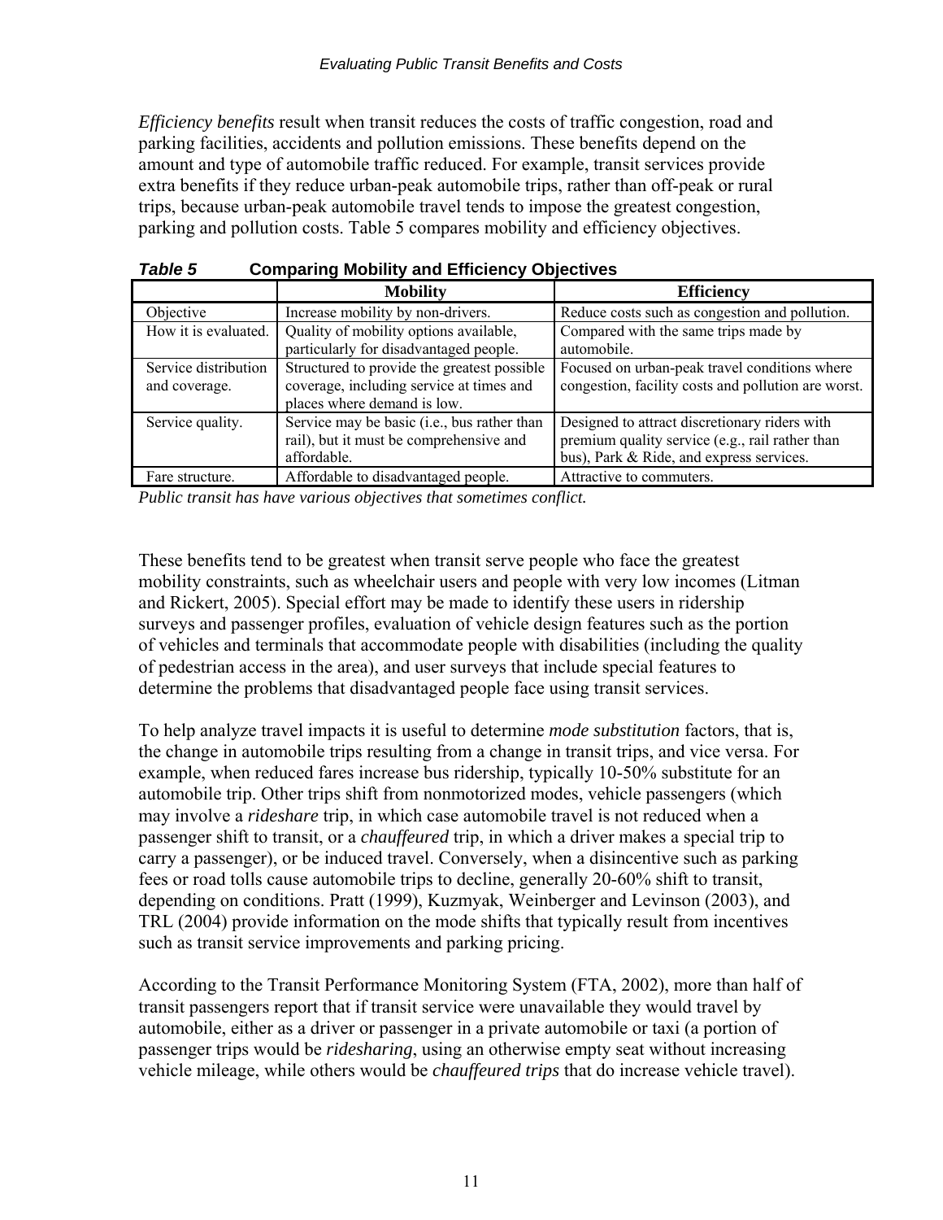*Efficiency benefits* result when transit reduces the costs of traffic congestion, road and parking facilities, accidents and pollution emissions. These benefits depend on the amount and type of automobile traffic reduced. For example, transit services provide extra benefits if they reduce urban-peak automobile trips, rather than off-peak or rural trips, because urban-peak automobile travel tends to impose the greatest congestion, parking and pollution costs. Table 5 compares mobility and efficiency objectives.

***Table 5*** **Comparing Mobility and Efficiency Objectives**

| | **Mobility** | **Efficiency** |
|---|---|---|
| Objective | Increase mobility by non-drivers. | Reduce costs such as congestion and pollution. |
| How it is evaluated. | Quality of mobility options available, particularly for disadvantaged people. | Compared with the same trips made by automobile. |
| Service distribution and coverage. | Structured to provide the greatest possible coverage, including service at times and places where demand is low. | Focused on urban-peak travel conditions where congestion, facility costs and pollution are worst. |
| Service quality. | Service may be basic (i.e., bus rather than rail), but it must be comprehensive and affordable. | Designed to attract discretionary riders with premium quality service (e.g., rail rather than bus), Park & Ride, and express services. |
| Fare structure. | Affordable to disadvantaged people. | Attractive to commuters. |

*Public transit has have various objectives that sometimes conflict.*

These benefits tend to be greatest when transit serve people who face the greatest mobility constraints, such as wheelchair users and people with very low incomes (Litman and Rickert, 2005). Special effort may be made to identify these users in ridership surveys and passenger profiles, evaluation of vehicle design features such as the portion of vehicles and terminals that accommodate people with disabilities (including the quality of pedestrian access in the area), and user surveys that include special features to determine the problems that disadvantaged people face using transit services.

To help analyze travel impacts it is useful to determine *mode substitution* factors, that is, the change in automobile trips resulting from a change in transit trips, and vice versa. For example, when reduced fares increase bus ridership, typically 10-50% substitute for an automobile trip. Other trips shift from nonmotorized modes, vehicle passengers (which may involve a *rideshare* trip, in which case automobile travel is not reduced when a passenger shift to transit, or a *chauffeured* trip, in which a driver makes a special trip to carry a passenger), or be induced travel. Conversely, when a disincentive such as parking fees or road tolls cause automobile trips to decline, generally 20-60% shift to transit, depending on conditions. Pratt (1999), Kuzmyak, Weinberger and Levinson (2003), and TRL (2004) provide information on the mode shifts that typically result from incentives such as transit service improvements and parking pricing.

According to the Transit Performance Monitoring System (FTA, 2002), more than half of transit passengers report that if transit service were unavailable they would travel by automobile, either as a driver or passenger in a private automobile or taxi (a portion of passenger trips would be *ridesharing*, using an otherwise empty seat without increasing vehicle mileage, while others would be *chauffeured trips* that do increase vehicle travel).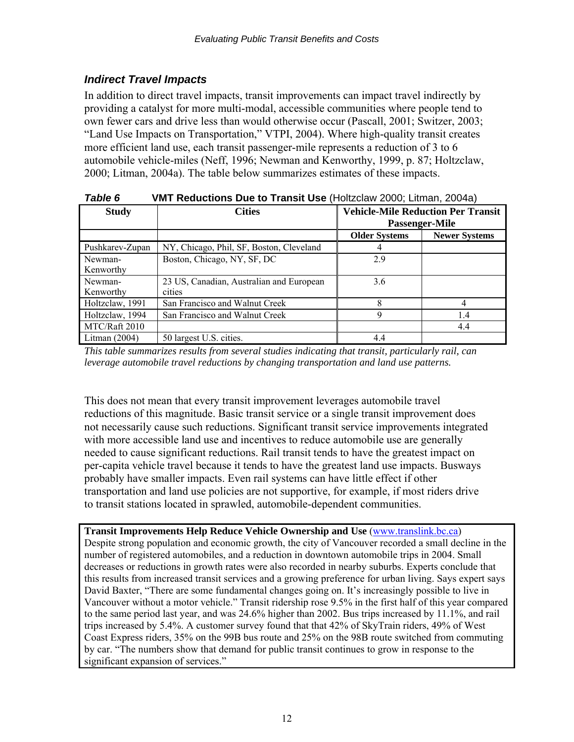### *Indirect Travel Impacts*

In addition to direct travel impacts, transit improvements can impact travel indirectly by providing a catalyst for more multi-modal, accessible communities where people tend to own fewer cars and drive less than would otherwise occur (Pascall, 2001; Switzer, 2003; "Land Use Impacts on Transportation," VTPI, 2004). Where high-quality transit creates more efficient land use, each transit passenger-mile represents a reduction of 3 to 6 automobile vehicle-miles (Neff, 1996; Newman and Kenworthy, 1999, p. 87; Holtzclaw, 2000; Litman, 2004a). The table below summarizes estimates of these impacts.

***Table 6*** **VMT Reductions Due to Transit Use** (Holtzclaw 2000; Litman, 2004a)

| Study | Cities | Vehicle-Mile Reduction Per Transit Passenger-Mile | |
|---|---|---|---|
| | | **Older Systems** | **Newer Systems** |
| Pushkarev-Zupan | NY, Chicago, Phil, SF, Boston, Cleveland | 4 | |
| Newman-Kenworthy | Boston, Chicago, NY, SF, DC | 2.9 | |
| Newman-Kenworthy | 23 US, Canadian, Australian and European cities | 3.6 | |
| Holtzclaw, 1991 | San Francisco and Walnut Creek | 8 | 4 |
| Holtzclaw, 1994 | San Francisco and Walnut Creek | 9 | 1.4 |
| MTC/Raft 2010 | | | 4.4 |
| Litman (2004) | 50 largest U.S. cities. | 4.4 | |

*This table summarizes results from several studies indicating that transit, particularly rail, can leverage automobile travel reductions by changing transportation and land use patterns.*

This does not mean that every transit improvement leverages automobile travel reductions of this magnitude. Basic transit service or a single transit improvement does not necessarily cause such reductions. Significant transit service improvements integrated with more accessible land use and incentives to reduce automobile use are generally needed to cause significant reductions. Rail transit tends to have the greatest impact on per-capita vehicle travel because it tends to have the greatest land use impacts. Busways probably have smaller impacts. Even rail systems can have little effect if other transportation and land use policies are not supportive, for example, if most riders drive to transit stations located in sprawled, automobile-dependent communities.

**Transit Improvements Help Reduce Vehicle Ownership and Use** (www.translink.bc.ca)
Despite strong population and economic growth, the city of Vancouver recorded a small decline in the number of registered automobiles, and a reduction in downtown automobile trips in 2004. Small decreases or reductions in growth rates were also recorded in nearby suburbs. Experts conclude that this results from increased transit services and a growing preference for urban living. Says expert says David Baxter, "There are some fundamental changes going on. It's increasingly possible to live in Vancouver without a motor vehicle." Transit ridership rose 9.5% in the first half of this year compared to the same period last year, and was 24.6% higher than 2002. Bus trips increased by 11.1%, and rail trips increased by 5.4%. A customer survey found that that 42% of SkyTrain riders, 49% of West Coast Express riders, 35% on the 99B bus route and 25% on the 98B route switched from commuting by car. "The numbers show that demand for public transit continues to grow in response to the significant expansion of services."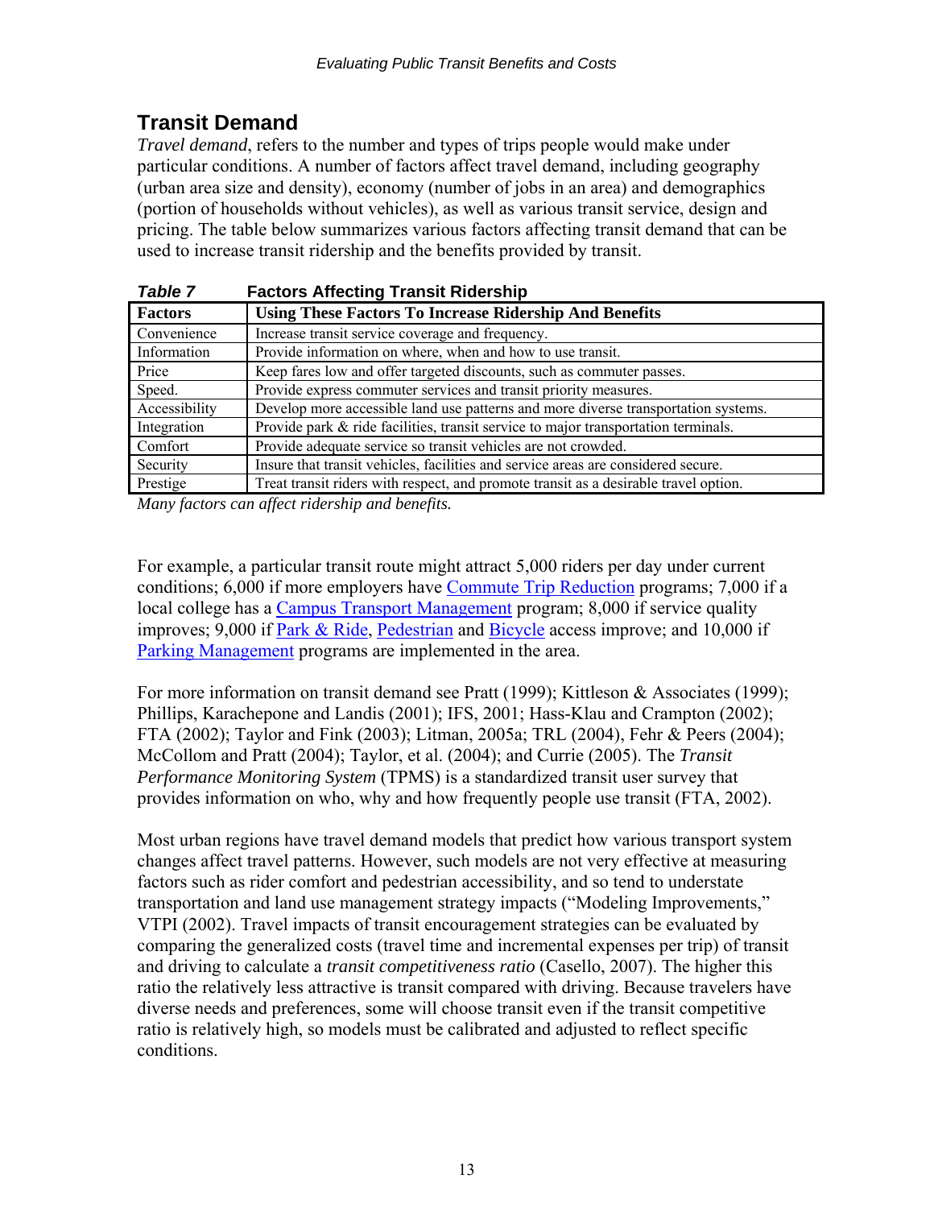## Transit Demand

*Travel demand*, refers to the number and types of trips people would make under particular conditions. A number of factors affect travel demand, including geography (urban area size and density), economy (number of jobs in an area) and demographics (portion of households without vehicles), as well as various transit service, design and pricing. The table below summarizes various factors affecting transit demand that can be used to increase transit ridership and the benefits provided by transit.

***Table 7*** **Factors Affecting Transit Ridership**

| Factors | Using These Factors To Increase Ridership And Benefits |
|---|---|
| Convenience | Increase transit service coverage and frequency. |
| Information | Provide information on where, when and how to use transit. |
| Price | Keep fares low and offer targeted discounts, such as commuter passes. |
| Speed. | Provide express commuter services and transit priority measures. |
| Accessibility | Develop more accessible land use patterns and more diverse transportation systems. |
| Integration | Provide park & ride facilities, transit service to major transportation terminals. |
| Comfort | Provide adequate service so transit vehicles are not crowded. |
| Security | Insure that transit vehicles, facilities and service areas are considered secure. |
| Prestige | Treat transit riders with respect, and promote transit as a desirable travel option. |

*Many factors can affect ridership and benefits.*

For example, a particular transit route might attract 5,000 riders per day under current conditions; 6,000 if more employers have Commute Trip Reduction programs; 7,000 if a local college has a Campus Transport Management program; 8,000 if service quality improves; 9,000 if Park & Ride, Pedestrian and Bicycle access improve; and 10,000 if Parking Management programs are implemented in the area.

For more information on transit demand see Pratt (1999); Kittleson & Associates (1999); Phillips, Karachepone and Landis (2001); IFS, 2001; Hass-Klau and Crampton (2002); FTA (2002); Taylor and Fink (2003); Litman, 2005a; TRL (2004), Fehr & Peers (2004); McCollom and Pratt (2004); Taylor, et al. (2004); and Currie (2005). The *Transit Performance Monitoring System* (TPMS) is a standardized transit user survey that provides information on who, why and how frequently people use transit (FTA, 2002).

Most urban regions have travel demand models that predict how various transport system changes affect travel patterns. However, such models are not very effective at measuring factors such as rider comfort and pedestrian accessibility, and so tend to understate transportation and land use management strategy impacts ("Modeling Improvements," VTPI (2002). Travel impacts of transit encouragement strategies can be evaluated by comparing the generalized costs (travel time and incremental expenses per trip) of transit and driving to calculate a *transit competitiveness ratio* (Casello, 2007). The higher this ratio the relatively less attractive is transit compared with driving. Because travelers have diverse needs and preferences, some will choose transit even if the transit competitive ratio is relatively high, so models must be calibrated and adjusted to reflect specific conditions.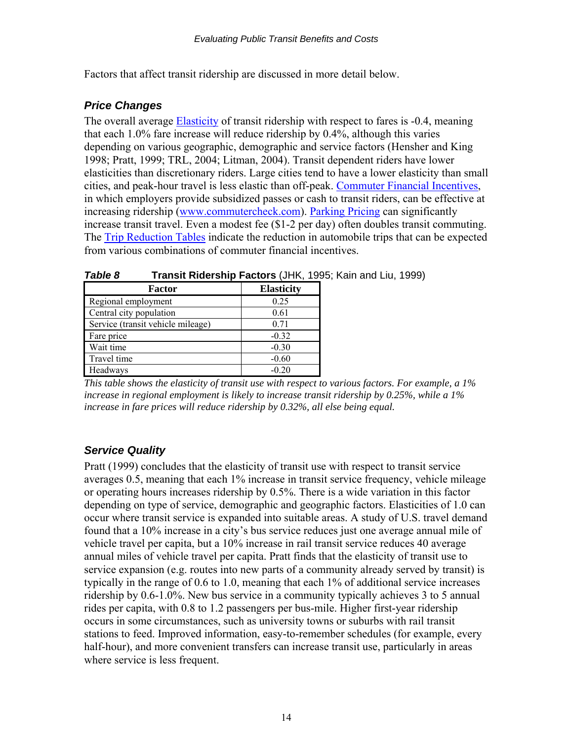Factors that affect transit ridership are discussed in more detail below.

### *Price Changes*

The overall average Elasticity of transit ridership with respect to fares is -0.4, meaning that each 1.0% fare increase will reduce ridership by 0.4%, although this varies depending on various geographic, demographic and service factors (Hensher and King 1998; Pratt, 1999; TRL, 2004; Litman, 2004). Transit dependent riders have lower elasticities than discretionary riders. Large cities tend to have a lower elasticity than small cities, and peak-hour travel is less elastic than off-peak. Commuter Financial Incentives, in which employers provide subsidized passes or cash to transit riders, can be effective at increasing ridership (www.commutercheck.com). Parking Pricing can significantly increase transit travel. Even a modest fee ($1-2 per day) often doubles transit commuting. The Trip Reduction Tables indicate the reduction in automobile trips that can be expected from various combinations of commuter financial incentives.

***Table 8*** **Transit Ridership Factors** (JHK, 1995; Kain and Liu, 1999)

| Factor | Elasticity |
|---|---|
| Regional employment | 0.25 |
| Central city population | 0.61 |
| Service (transit vehicle mileage) | 0.71 |
| Fare price | -0.32 |
| Wait time | -0.30 |
| Travel time | -0.60 |
| Headways | -0.20 |

*This table shows the elasticity of transit use with respect to various factors. For example, a 1% increase in regional employment is likely to increase transit ridership by 0.25%, while a 1% increase in fare prices will reduce ridership by 0.32%, all else being equal.*

### *Service Quality*

Pratt (1999) concludes that the elasticity of transit use with respect to transit service averages 0.5, meaning that each 1% increase in transit service frequency, vehicle mileage or operating hours increases ridership by 0.5%. There is a wide variation in this factor depending on type of service, demographic and geographic factors. Elasticities of 1.0 can occur where transit service is expanded into suitable areas. A study of U.S. travel demand found that a 10% increase in a city's bus service reduces just one average annual mile of vehicle travel per capita, but a 10% increase in rail transit service reduces 40 average annual miles of vehicle travel per capita. Pratt finds that the elasticity of transit use to service expansion (e.g. routes into new parts of a community already served by transit) is typically in the range of 0.6 to 1.0, meaning that each 1% of additional service increases ridership by 0.6-1.0%. New bus service in a community typically achieves 3 to 5 annual rides per capita, with 0.8 to 1.2 passengers per bus-mile. Higher first-year ridership occurs in some circumstances, such as university towns or suburbs with rail transit stations to feed. Improved information, easy-to-remember schedules (for example, every half-hour), and more convenient transfers can increase transit use, particularly in areas where service is less frequent.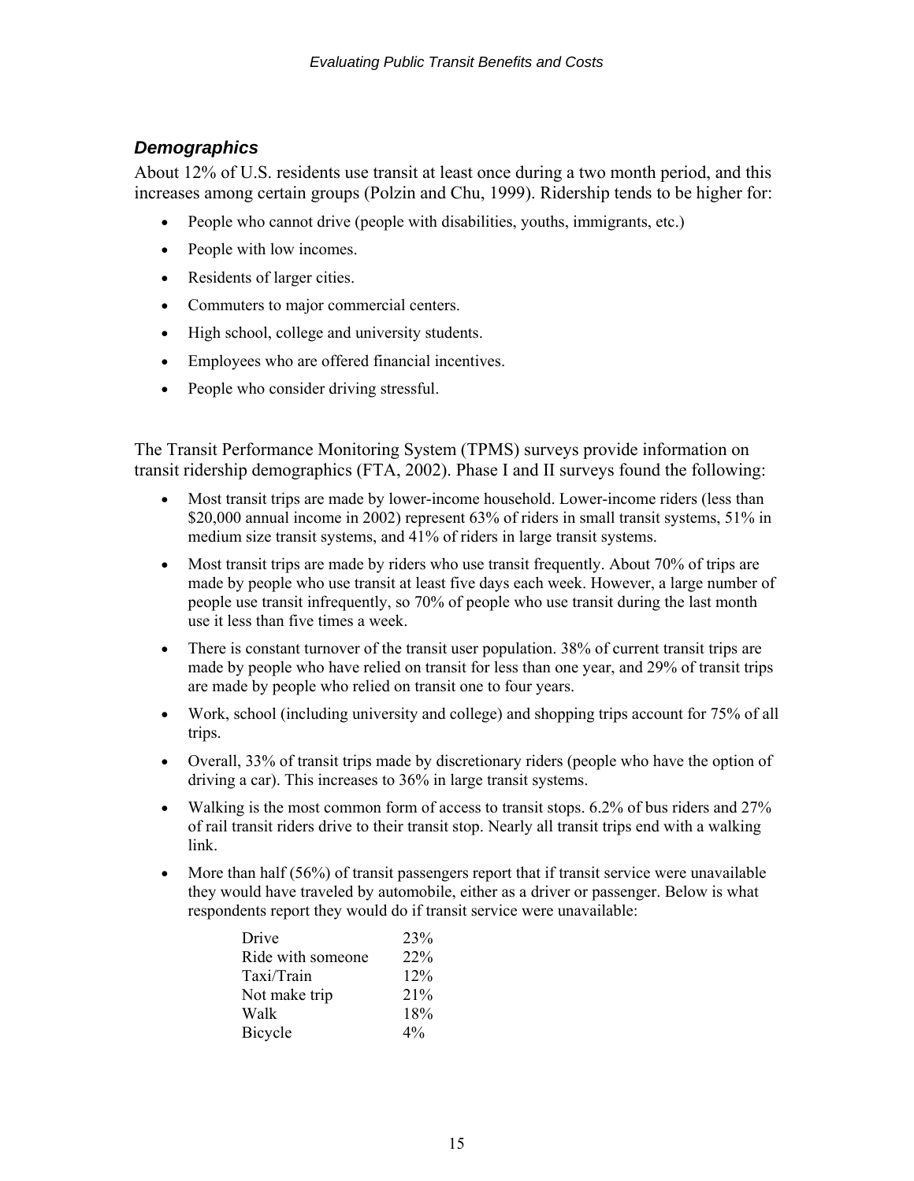## *Demographics*

About 12% of U.S. residents use transit at least once during a two month period, and this increases among certain groups (Polzin and Chu, 1999). Ridership tends to be higher for:

- People who cannot drive (people with disabilities, youths, immigrants, etc.)
- People with low incomes.
- Residents of larger cities.
- Commuters to major commercial centers.
- High school, college and university students.
- Employees who are offered financial incentives.
- People who consider driving stressful.

The Transit Performance Monitoring System (TPMS) surveys provide information on transit ridership demographics (FTA, 2002). Phase I and II surveys found the following:

- Most transit trips are made by lower-income household. Lower-income riders (less than $20,000 annual income in 2002) represent 63% of riders in small transit systems, 51% in medium size transit systems, and 41% of riders in large transit systems.
- Most transit trips are made by riders who use transit frequently. About 70% of trips are made by people who use transit at least five days each week. However, a large number of people use transit infrequently, so 70% of people who use transit during the last month use it less than five times a week.
- There is constant turnover of the transit user population. 38% of current transit trips are made by people who have relied on transit for less than one year, and 29% of transit trips are made by people who relied on transit one to four years.
- Work, school (including university and college) and shopping trips account for 75% of all trips.
- Overall, 33% of transit trips made by discretionary riders (people who have the option of driving a car). This increases to 36% in large transit systems.
- Walking is the most common form of access to transit stops. 6.2% of bus riders and 27% of rail transit riders drive to their transit stop. Nearly all transit trips end with a walking link.
- More than half (56%) of transit passengers report that if transit service were unavailable they would have traveled by automobile, either as a driver or passenger. Below is what respondents report they would do if transit service were unavailable:

| | |
|---|---|
| Drive | 23% |
| Ride with someone | 22% |
| Taxi/Train | 12% |
| Not make trip | 21% |
| Walk | 18% |
| Bicycle | 4% |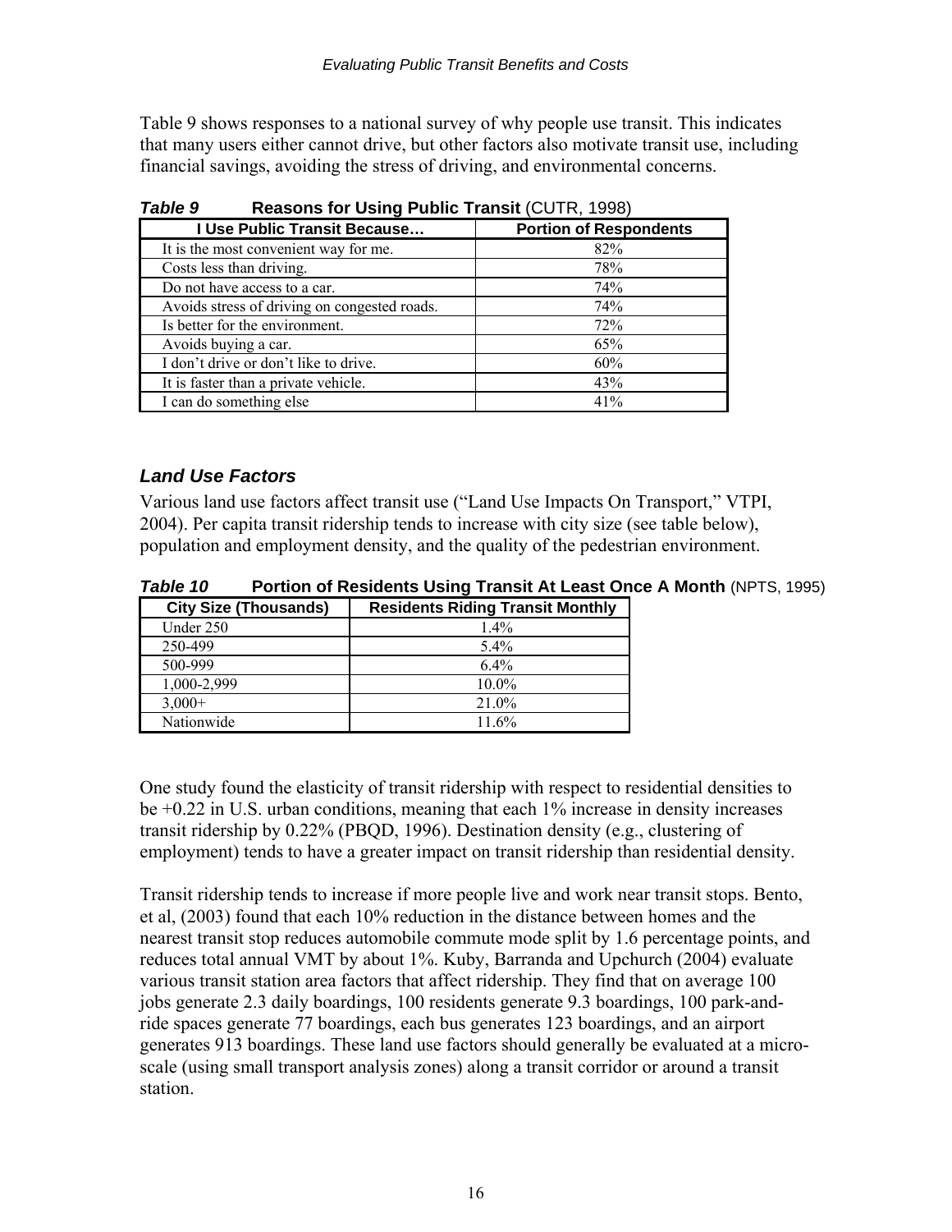Table 9 shows responses to a national survey of why people use transit. This indicates that many users either cannot drive, but other factors also motivate transit use, including financial savings, avoiding the stress of driving, and environmental concerns.

***Table 9*** **Reasons for Using Public Transit** (CUTR, 1998)

| I Use Public Transit Because… | Portion of Respondents |
|---|---|
| It is the most convenient way for me. | 82% |
| Costs less than driving. | 78% |
| Do not have access to a car. | 74% |
| Avoids stress of driving on congested roads. | 74% |
| Is better for the environment. | 72% |
| Avoids buying a car. | 65% |
| I don't drive or don't like to drive. | 60% |
| It is faster than a private vehicle. | 43% |
| I can do something else | 41% |

### *Land Use Factors*

Various land use factors affect transit use ("Land Use Impacts On Transport," VTPI, 2004). Per capita transit ridership tends to increase with city size (see table below), population and employment density, and the quality of the pedestrian environment.

***Table 10*** **Portion of Residents Using Transit At Least Once A Month** (NPTS, 1995)

| City Size (Thousands) | Residents Riding Transit Monthly |
|---|---|
| Under 250 | 1.4% |
| 250-499 | 5.4% |
| 500-999 | 6.4% |
| 1,000-2,999 | 10.0% |
| 3,000+ | 21.0% |
| Nationwide | 11.6% |

One study found the elasticity of transit ridership with respect to residential densities to be +0.22 in U.S. urban conditions, meaning that each 1% increase in density increases transit ridership by 0.22% (PBQD, 1996). Destination density (e.g., clustering of employment) tends to have a greater impact on transit ridership than residential density.

Transit ridership tends to increase if more people live and work near transit stops. Bento, et al, (2003) found that each 10% reduction in the distance between homes and the nearest transit stop reduces automobile commute mode split by 1.6 percentage points, and reduces total annual VMT by about 1%. Kuby, Barranda and Upchurch (2004) evaluate various transit station area factors that affect ridership. They find that on average 100 jobs generate 2.3 daily boardings, 100 residents generate 9.3 boardings, 100 park-and-ride spaces generate 77 boardings, each bus generates 123 boardings, and an airport generates 913 boardings. These land use factors should generally be evaluated at a micro-scale (using small transport analysis zones) along a transit corridor or around a transit station.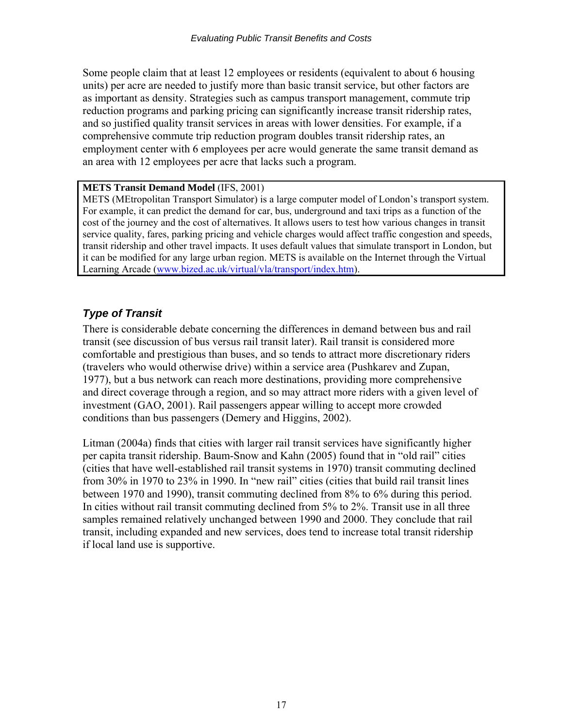Some people claim that at least 12 employees or residents (equivalent to about 6 housing units) per acre are needed to justify more than basic transit service, but other factors are as important as density. Strategies such as campus transport management, commute trip reduction programs and parking pricing can significantly increase transit ridership rates, and so justified quality transit services in areas with lower densities. For example, if a comprehensive commute trip reduction program doubles transit ridership rates, an employment center with 6 employees per acre would generate the same transit demand as an area with 12 employees per acre that lacks such a program.

> **METS Transit Demand Model** (IFS, 2001)
> METS (MEtropolitan Transport Simulator) is a large computer model of London's transport system. For example, it can predict the demand for car, bus, underground and taxi trips as a function of the cost of the journey and the cost of alternatives. It allows users to test how various changes in transit service quality, fares, parking pricing and vehicle charges would affect traffic congestion and speeds, transit ridership and other travel impacts. It uses default values that simulate transport in London, but it can be modified for any large urban region. METS is available on the Internet through the Virtual Learning Arcade (www.bized.ac.uk/virtual/vla/transport/index.htm).

### *Type of Transit*

There is considerable debate concerning the differences in demand between bus and rail transit (see discussion of bus versus rail transit later). Rail transit is considered more comfortable and prestigious than buses, and so tends to attract more discretionary riders (travelers who would otherwise drive) within a service area (Pushkarev and Zupan, 1977), but a bus network can reach more destinations, providing more comprehensive and direct coverage through a region, and so may attract more riders with a given level of investment (GAO, 2001). Rail passengers appear willing to accept more crowded conditions than bus passengers (Demery and Higgins, 2002).

Litman (2004a) finds that cities with larger rail transit services have significantly higher per capita transit ridership. Baum-Snow and Kahn (2005) found that in "old rail" cities (cities that have well-established rail transit systems in 1970) transit commuting declined from 30% in 1970 to 23% in 1990. In "new rail" cities (cities that build rail transit lines between 1970 and 1990), transit commuting declined from 8% to 6% during this period. In cities without rail transit commuting declined from 5% to 2%. Transit use in all three samples remained relatively unchanged between 1990 and 2000. They conclude that rail transit, including expanded and new services, does tend to increase total transit ridership if local land use is supportive.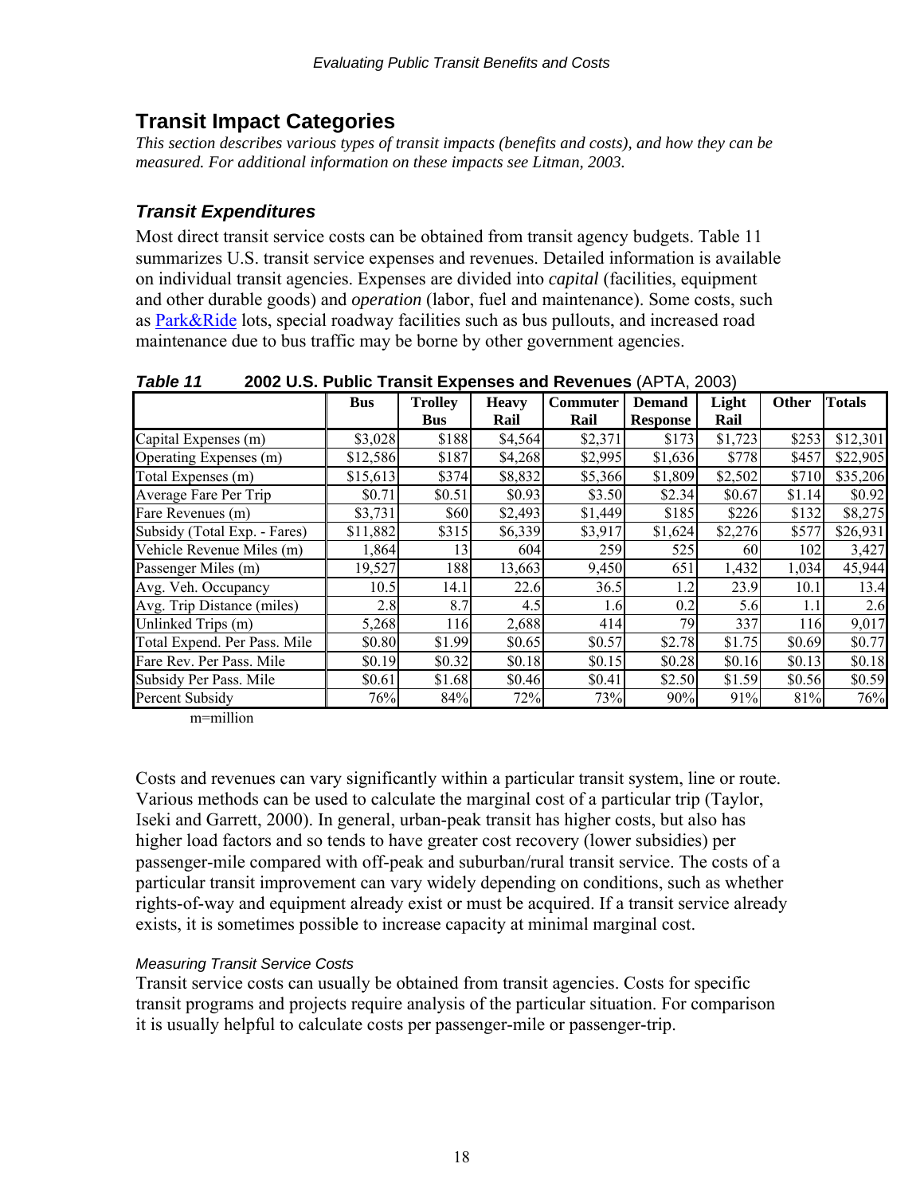## Transit Impact Categories

*This section describes various types of transit impacts (benefits and costs), and how they can be measured. For additional information on these impacts see Litman, 2003.*

### *Transit Expenditures*

Most direct transit service costs can be obtained from transit agency budgets. Table 11 summarizes U.S. transit service expenses and revenues. Detailed information is available on individual transit agencies. Expenses are divided into *capital* (facilities, equipment and other durable goods) and *operation* (labor, fuel and maintenance). Some costs, such as Park&Ride lots, special roadway facilities such as bus pullouts, and increased road maintenance due to bus traffic may be borne by other government agencies.

***Table 11*** **2002 U.S. Public Transit Expenses and Revenues** (APTA, 2003)

| | Bus | Trolley Bus | Heavy Rail | Commuter Rail | Demand Response | Light Rail | Other | Totals |
|---|---|---|---|---|---|---|---|---|
| Capital Expenses (m) | $3,028 | $188 | $4,564 | $2,371 | $173 | $1,723 | $253 | $12,301 |
| Operating Expenses (m) | $12,586 | $187 | $4,268 | $2,995 | $1,636 | $778 | $457 | $22,905 |
| Total Expenses (m) | $15,613 | $374 | $8,832 | $5,366 | $1,809 | $2,502 | $710 | $35,206 |
| Average Fare Per Trip | $0.71 | $0.51 | $0.93 | $3.50 | $2.34 | $0.67 | $1.14 | $0.92 |
| Fare Revenues (m) | $3,731 | $60 | $2,493 | $1,449 | $185 | $226 | $132 | $8,275 |
| Subsidy (Total Exp. - Fares) | $11,882 | $315 | $6,339 | $3,917 | $1,624 | $2,276 | $577 | $26,931 |
| Vehicle Revenue Miles (m) | 1,864 | 13 | 604 | 259 | 525 | 60 | 102 | 3,427 |
| Passenger Miles (m) | 19,527 | 188 | 13,663 | 9,450 | 651 | 1,432 | 1,034 | 45,944 |
| Avg. Veh. Occupancy | 10.5 | 14.1 | 22.6 | 36.5 | 1.2 | 23.9 | 10.1 | 13.4 |
| Avg. Trip Distance (miles) | 2.8 | 8.7 | 4.5 | 1.6 | 0.2 | 5.6 | 1.1 | 2.6 |
| Unlinked Trips (m) | 5,268 | 116 | 2,688 | 414 | 79 | 337 | 116 | 9,017 |
| Total Expend. Per Pass. Mile | $0.80 | $1.99 | $0.65 | $0.57 | $2.78 | $1.75 | $0.69 | $0.77 |
| Fare Rev. Per Pass. Mile | $0.19 | $0.32 | $0.18 | $0.15 | $0.28 | $0.16 | $0.13 | $0.18 |
| Subsidy Per Pass. Mile | $0.61 | $1.68 | $0.46 | $0.41 | $2.50 | $1.59 | $0.56 | $0.59 |
| Percent Subsidy | 76% | 84% | 72% | 73% | 90% | 91% | 81% | 76% |

m=million

Costs and revenues can vary significantly within a particular transit system, line or route. Various methods can be used to calculate the marginal cost of a particular trip (Taylor, Iseki and Garrett, 2000). In general, urban-peak transit has higher costs, but also has higher load factors and so tends to have greater cost recovery (lower subsidies) per passenger-mile compared with off-peak and suburban/rural transit service. The costs of a particular transit improvement can vary widely depending on conditions, such as whether rights-of-way and equipment already exist or must be acquired. If a transit service already exists, it is sometimes possible to increase capacity at minimal marginal cost.

*Measuring Transit Service Costs*

Transit service costs can usually be obtained from transit agencies. Costs for specific transit programs and projects require analysis of the particular situation. For comparison it is usually helpful to calculate costs per passenger-mile or passenger-trip.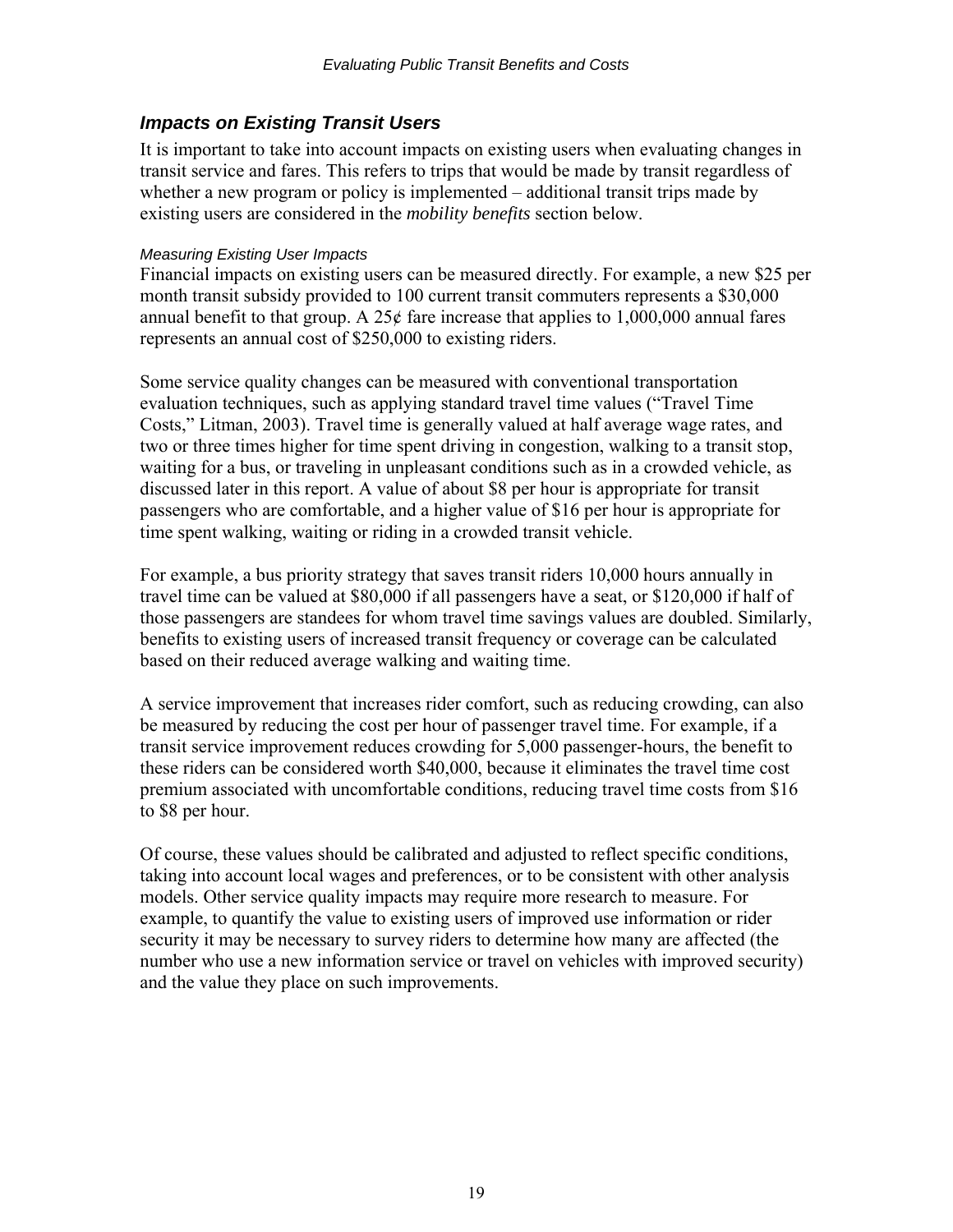## *Impacts on Existing Transit Users*

It is important to take into account impacts on existing users when evaluating changes in transit service and fares. This refers to trips that would be made by transit regardless of whether a new program or policy is implemented – additional transit trips made by existing users are considered in the *mobility benefits* section below.

### *Measuring Existing User Impacts*

Financial impacts on existing users can be measured directly. For example, a new $25 per month transit subsidy provided to 100 current transit commuters represents a $30,000 annual benefit to that group. A 25¢ fare increase that applies to 1,000,000 annual fares represents an annual cost of $250,000 to existing riders.

Some service quality changes can be measured with conventional transportation evaluation techniques, such as applying standard travel time values ("Travel Time Costs," Litman, 2003). Travel time is generally valued at half average wage rates, and two or three times higher for time spent driving in congestion, walking to a transit stop, waiting for a bus, or traveling in unpleasant conditions such as in a crowded vehicle, as discussed later in this report. A value of about $8 per hour is appropriate for transit passengers who are comfortable, and a higher value of $16 per hour is appropriate for time spent walking, waiting or riding in a crowded transit vehicle.

For example, a bus priority strategy that saves transit riders 10,000 hours annually in travel time can be valued at $80,000 if all passengers have a seat, or $120,000 if half of those passengers are standees for whom travel time savings values are doubled. Similarly, benefits to existing users of increased transit frequency or coverage can be calculated based on their reduced average walking and waiting time.

A service improvement that increases rider comfort, such as reducing crowding, can also be measured by reducing the cost per hour of passenger travel time. For example, if a transit service improvement reduces crowding for 5,000 passenger-hours, the benefit to these riders can be considered worth $40,000, because it eliminates the travel time cost premium associated with uncomfortable conditions, reducing travel time costs from $16 to $8 per hour.

Of course, these values should be calibrated and adjusted to reflect specific conditions, taking into account local wages and preferences, or to be consistent with other analysis models. Other service quality impacts may require more research to measure. For example, to quantify the value to existing users of improved use information or rider security it may be necessary to survey riders to determine how many are affected (the number who use a new information service or travel on vehicles with improved security) and the value they place on such improvements.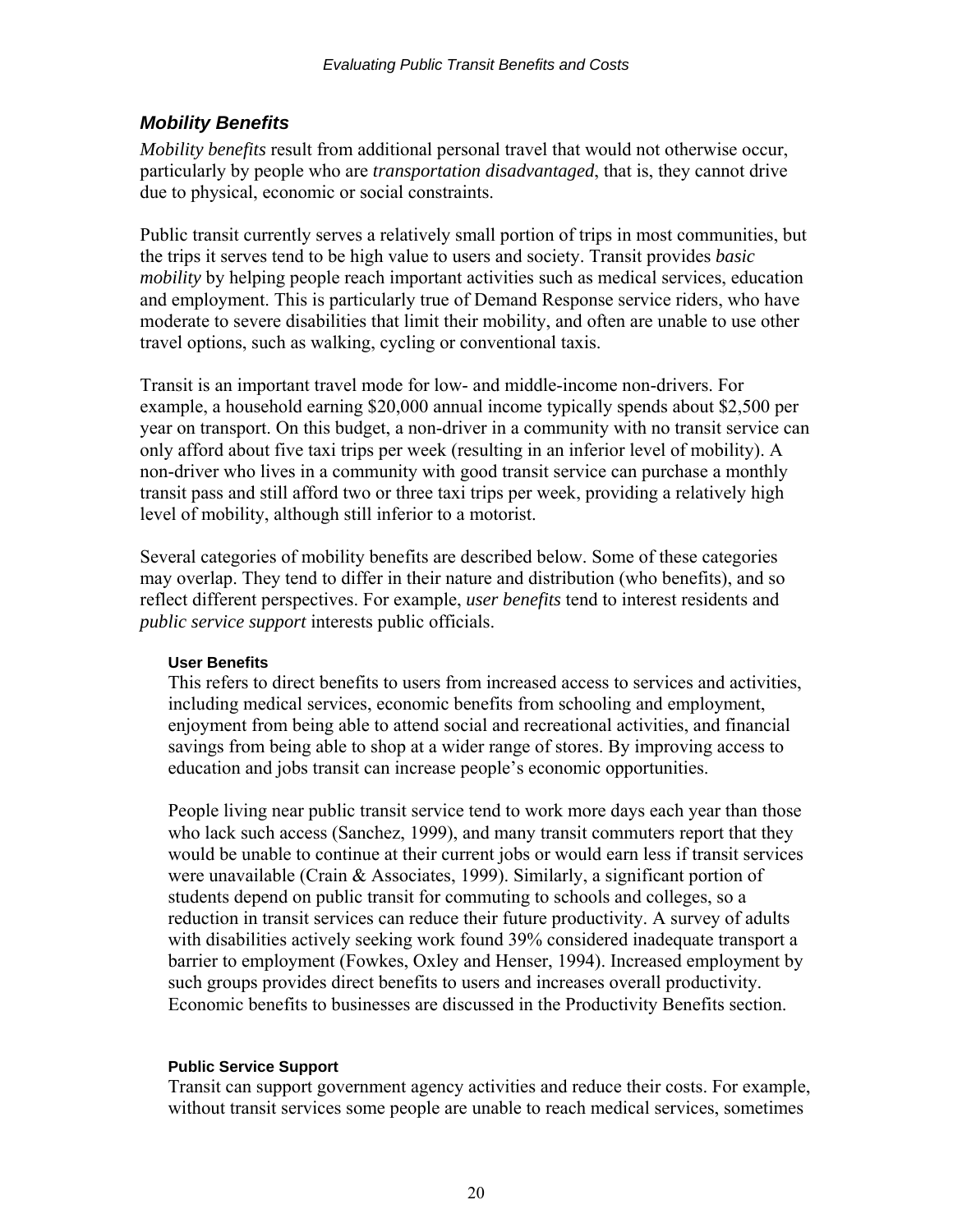## *Mobility Benefits*

*Mobility benefits* result from additional personal travel that would not otherwise occur, particularly by people who are *transportation disadvantaged*, that is, they cannot drive due to physical, economic or social constraints.

Public transit currently serves a relatively small portion of trips in most communities, but the trips it serves tend to be high value to users and society. Transit provides *basic mobility* by helping people reach important activities such as medical services, education and employment. This is particularly true of Demand Response service riders, who have moderate to severe disabilities that limit their mobility, and often are unable to use other travel options, such as walking, cycling or conventional taxis.

Transit is an important travel mode for low- and middle-income non-drivers. For example, a household earning $20,000 annual income typically spends about $2,500 per year on transport. On this budget, a non-driver in a community with no transit service can only afford about five taxi trips per week (resulting in an inferior level of mobility). A non-driver who lives in a community with good transit service can purchase a monthly transit pass and still afford two or three taxi trips per week, providing a relatively high level of mobility, although still inferior to a motorist.

Several categories of mobility benefits are described below. Some of these categories may overlap. They tend to differ in their nature and distribution (who benefits), and so reflect different perspectives. For example, *user benefits* tend to interest residents and *public service support* interests public officials.

#### User Benefits

This refers to direct benefits to users from increased access to services and activities, including medical services, economic benefits from schooling and employment, enjoyment from being able to attend social and recreational activities, and financial savings from being able to shop at a wider range of stores. By improving access to education and jobs transit can increase people's economic opportunities.

People living near public transit service tend to work more days each year than those who lack such access (Sanchez, 1999), and many transit commuters report that they would be unable to continue at their current jobs or would earn less if transit services were unavailable (Crain & Associates, 1999). Similarly, a significant portion of students depend on public transit for commuting to schools and colleges, so a reduction in transit services can reduce their future productivity. A survey of adults with disabilities actively seeking work found 39% considered inadequate transport a barrier to employment (Fowkes, Oxley and Henser, 1994). Increased employment by such groups provides direct benefits to users and increases overall productivity. Economic benefits to businesses are discussed in the Productivity Benefits section.

#### Public Service Support

Transit can support government agency activities and reduce their costs. For example, without transit services some people are unable to reach medical services, sometimes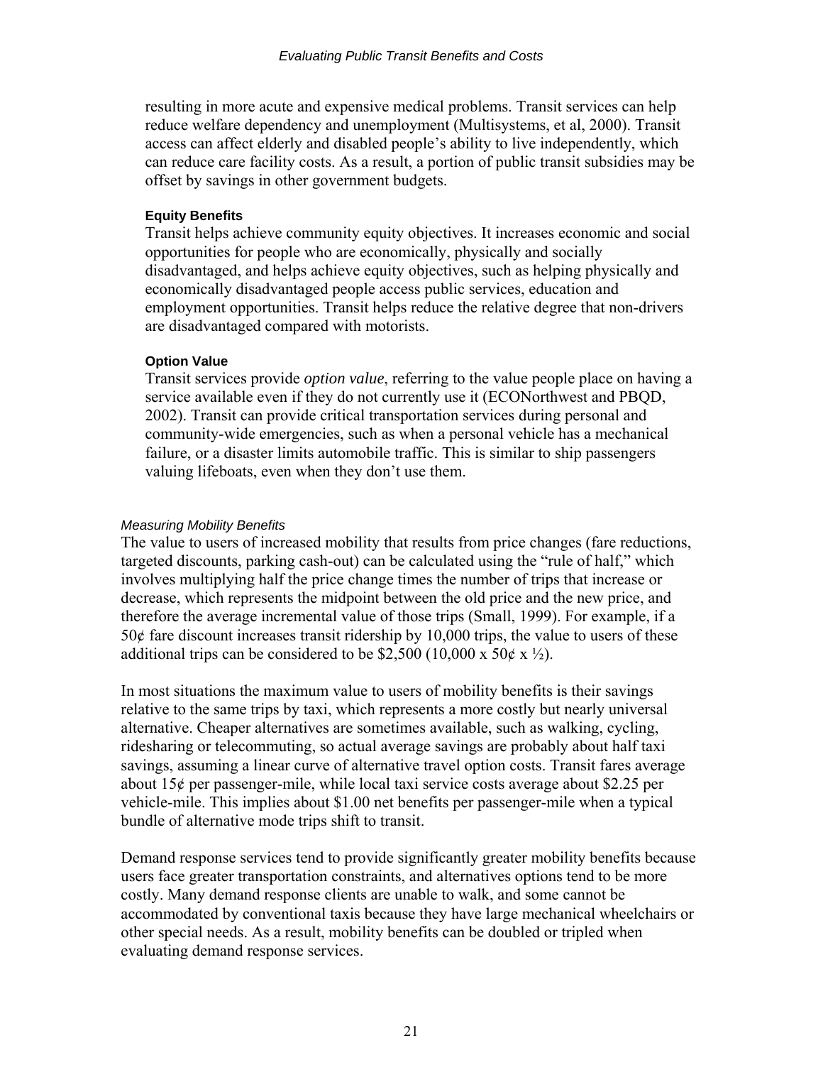resulting in more acute and expensive medical problems. Transit services can help reduce welfare dependency and unemployment (Multisystems, et al, 2000). Transit access can affect elderly and disabled people's ability to live independently, which can reduce care facility costs. As a result, a portion of public transit subsidies may be offset by savings in other government budgets.

#### Equity Benefits

Transit helps achieve community equity objectives. It increases economic and social opportunities for people who are economically, physically and socially disadvantaged, and helps achieve equity objectives, such as helping physically and economically disadvantaged people access public services, education and employment opportunities. Transit helps reduce the relative degree that non-drivers are disadvantaged compared with motorists.

#### Option Value

Transit services provide *option value*, referring to the value people place on having a service available even if they do not currently use it (ECONorthwest and PBQD, 2002). Transit can provide critical transportation services during personal and community-wide emergencies, such as when a personal vehicle has a mechanical failure, or a disaster limits automobile traffic. This is similar to ship passengers valuing lifeboats, even when they don't use them.

### *Measuring Mobility Benefits*

The value to users of increased mobility that results from price changes (fare reductions, targeted discounts, parking cash-out) can be calculated using the "rule of half," which involves multiplying half the price change times the number of trips that increase or decrease, which represents the midpoint between the old price and the new price, and therefore the average incremental value of those trips (Small, 1999). For example, if a 50¢ fare discount increases transit ridership by 10,000 trips, the value to users of these additional trips can be considered to be \$2,500 (10,000 x 50¢ x ½).

In most situations the maximum value to users of mobility benefits is their savings relative to the same trips by taxi, which represents a more costly but nearly universal alternative. Cheaper alternatives are sometimes available, such as walking, cycling, ridesharing or telecommuting, so actual average savings are probably about half taxi savings, assuming a linear curve of alternative travel option costs. Transit fares average about 15¢ per passenger-mile, while local taxi service costs average about \$2.25 per vehicle-mile. This implies about \$1.00 net benefits per passenger-mile when a typical bundle of alternative mode trips shift to transit.

Demand response services tend to provide significantly greater mobility benefits because users face greater transportation constraints, and alternatives options tend to be more costly. Many demand response clients are unable to walk, and some cannot be accommodated by conventional taxis because they have large mechanical wheelchairs or other special needs. As a result, mobility benefits can be doubled or tripled when evaluating demand response services.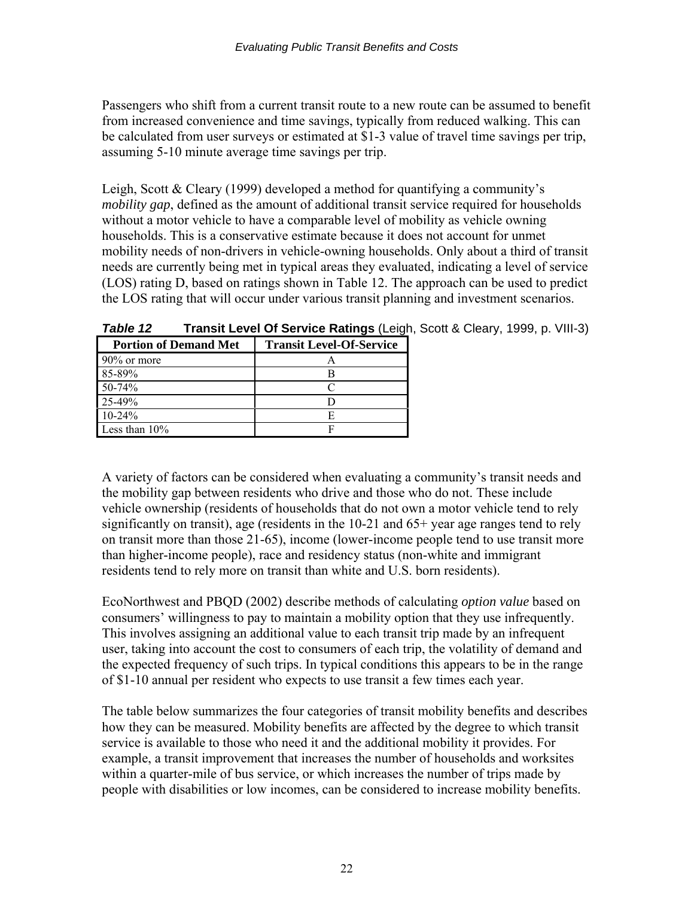Passengers who shift from a current transit route to a new route can be assumed to benefit from increased convenience and time savings, typically from reduced walking. This can be calculated from user surveys or estimated at $1-3 value of travel time savings per trip, assuming 5-10 minute average time savings per trip.

Leigh, Scott & Cleary (1999) developed a method for quantifying a community's *mobility gap*, defined as the amount of additional transit service required for households without a motor vehicle to have a comparable level of mobility as vehicle owning households. This is a conservative estimate because it does not account for unmet mobility needs of non-drivers in vehicle-owning households. Only about a third of transit needs are currently being met in typical areas they evaluated, indicating a level of service (LOS) rating D, based on ratings shown in Table 12. The approach can be used to predict the LOS rating that will occur under various transit planning and investment scenarios.

***Table 12*** **Transit Level Of Service Ratings** (Leigh, Scott & Cleary, 1999, p. VIII-3)

| Portion of Demand Met | Transit Level-Of-Service |
|---|---|
| 90% or more | A |
| 85-89% | B |
| 50-74% | C |
| 25-49% | D |
| 10-24% | E |
| Less than 10% | F |

A variety of factors can be considered when evaluating a community's transit needs and the mobility gap between residents who drive and those who do not. These include vehicle ownership (residents of households that do not own a motor vehicle tend to rely significantly on transit), age (residents in the 10-21 and 65+ year age ranges tend to rely on transit more than those 21-65), income (lower-income people tend to use transit more than higher-income people), race and residency status (non-white and immigrant residents tend to rely more on transit than white and U.S. born residents).

EcoNorthwest and PBQD (2002) describe methods of calculating *option value* based on consumers' willingness to pay to maintain a mobility option that they use infrequently. This involves assigning an additional value to each transit trip made by an infrequent user, taking into account the cost to consumers of each trip, the volatility of demand and the expected frequency of such trips. In typical conditions this appears to be in the range of $1-10 annual per resident who expects to use transit a few times each year.

The table below summarizes the four categories of transit mobility benefits and describes how they can be measured. Mobility benefits are affected by the degree to which transit service is available to those who need it and the additional mobility it provides. For example, a transit improvement that increases the number of households and worksites within a quarter-mile of bus service, or which increases the number of trips made by people with disabilities or low incomes, can be considered to increase mobility benefits.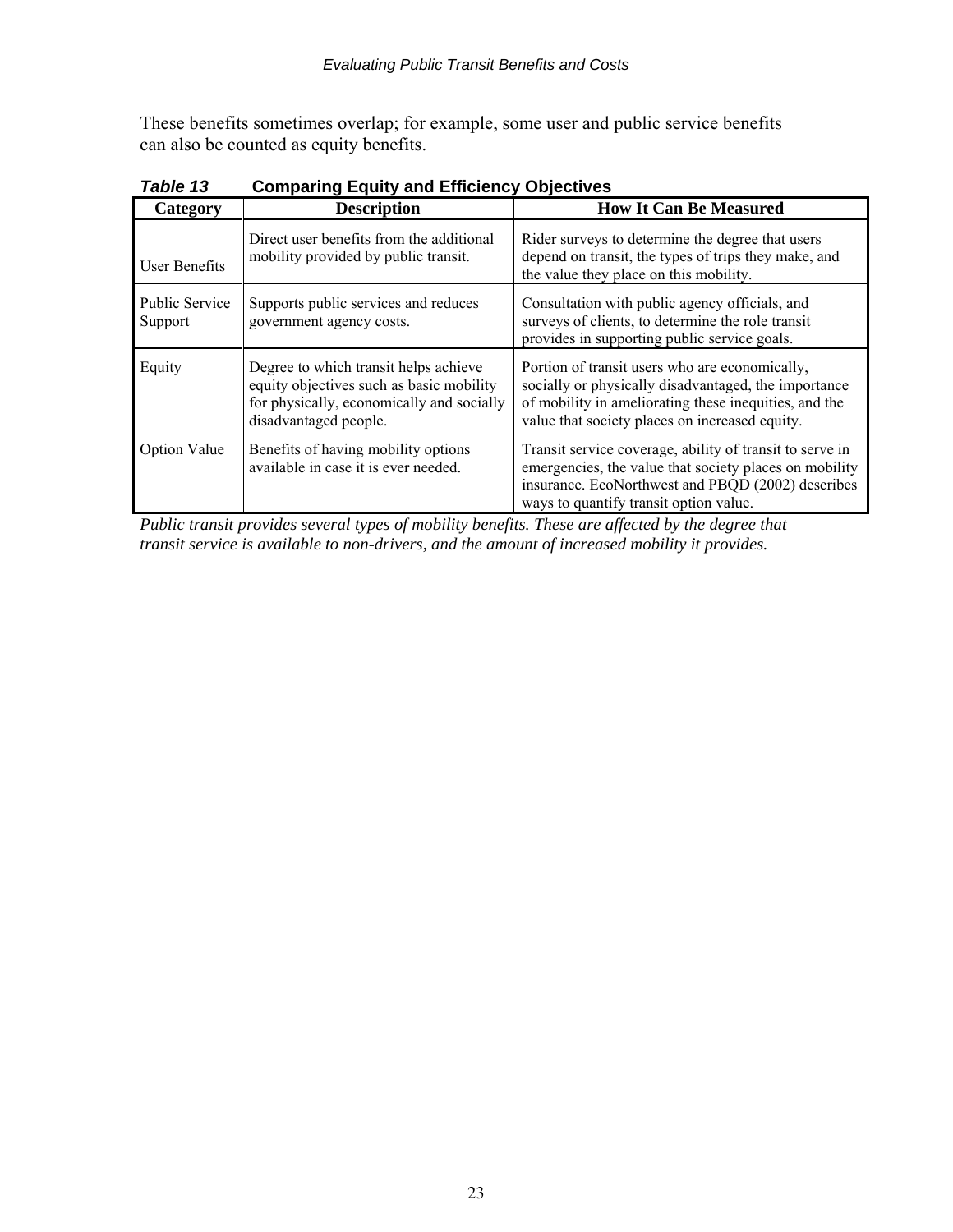These benefits sometimes overlap; for example, some user and public service benefits can also be counted as equity benefits.

***Table 13*** **Comparing Equity and Efficiency Objectives**

| Category | Description | How It Can Be Measured |
|---|---|---|
| User Benefits | Direct user benefits from the additional mobility provided by public transit. | Rider surveys to determine the degree that users depend on transit, the types of trips they make, and the value they place on this mobility. |
| Public Service Support | Supports public services and reduces government agency costs. | Consultation with public agency officials, and surveys of clients, to determine the role transit provides in supporting public service goals. |
| Equity | Degree to which transit helps achieve equity objectives such as basic mobility for physically, economically and socially disadvantaged people. | Portion of transit users who are economically, socially or physically disadvantaged, the importance of mobility in ameliorating these inequities, and the value that society places on increased equity. |
| Option Value | Benefits of having mobility options available in case it is ever needed. | Transit service coverage, ability of transit to serve in emergencies, the value that society places on mobility insurance. EcoNorthwest and PBQD (2002) describes ways to quantify transit option value. |

*Public transit provides several types of mobility benefits. These are affected by the degree that transit service is available to non-drivers, and the amount of increased mobility it provides.*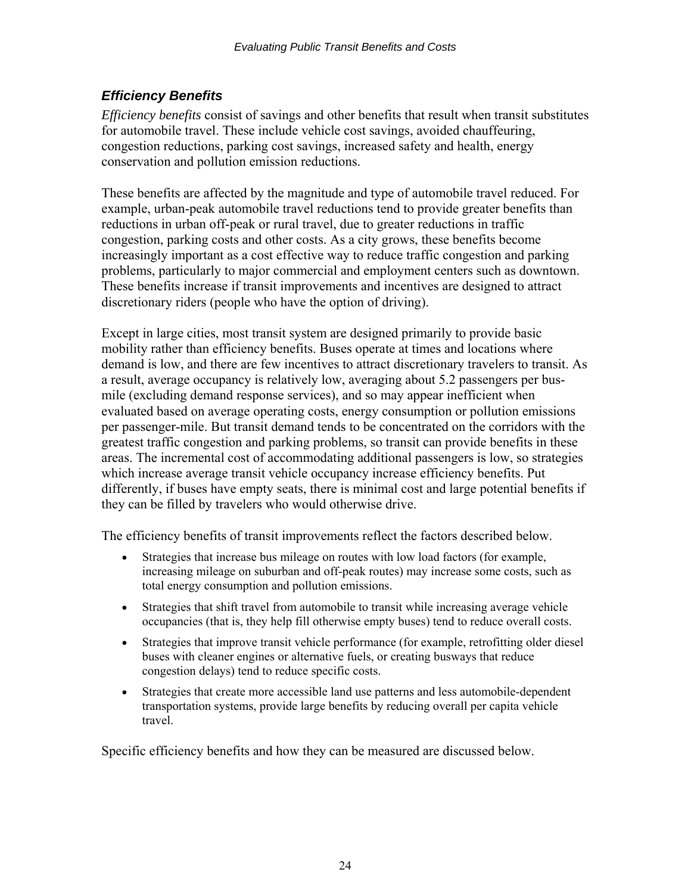## *Efficiency Benefits*

*Efficiency benefits* consist of savings and other benefits that result when transit substitutes for automobile travel. These include vehicle cost savings, avoided chauffeuring, congestion reductions, parking cost savings, increased safety and health, energy conservation and pollution emission reductions.

These benefits are affected by the magnitude and type of automobile travel reduced. For example, urban-peak automobile travel reductions tend to provide greater benefits than reductions in urban off-peak or rural travel, due to greater reductions in traffic congestion, parking costs and other costs. As a city grows, these benefits become increasingly important as a cost effective way to reduce traffic congestion and parking problems, particularly to major commercial and employment centers such as downtown. These benefits increase if transit improvements and incentives are designed to attract discretionary riders (people who have the option of driving).

Except in large cities, most transit system are designed primarily to provide basic mobility rather than efficiency benefits. Buses operate at times and locations where demand is low, and there are few incentives to attract discretionary travelers to transit. As a result, average occupancy is relatively low, averaging about 5.2 passengers per bus-mile (excluding demand response services), and so may appear inefficient when evaluated based on average operating costs, energy consumption or pollution emissions per passenger-mile. But transit demand tends to be concentrated on the corridors with the greatest traffic congestion and parking problems, so transit can provide benefits in these areas. The incremental cost of accommodating additional passengers is low, so strategies which increase average transit vehicle occupancy increase efficiency benefits. Put differently, if buses have empty seats, there is minimal cost and large potential benefits if they can be filled by travelers who would otherwise drive.

The efficiency benefits of transit improvements reflect the factors described below.

- Strategies that increase bus mileage on routes with low load factors (for example, increasing mileage on suburban and off-peak routes) may increase some costs, such as total energy consumption and pollution emissions.
- Strategies that shift travel from automobile to transit while increasing average vehicle occupancies (that is, they help fill otherwise empty buses) tend to reduce overall costs.
- Strategies that improve transit vehicle performance (for example, retrofitting older diesel buses with cleaner engines or alternative fuels, or creating busways that reduce congestion delays) tend to reduce specific costs.
- Strategies that create more accessible land use patterns and less automobile-dependent transportation systems, provide large benefits by reducing overall per capita vehicle travel.

Specific efficiency benefits and how they can be measured are discussed below.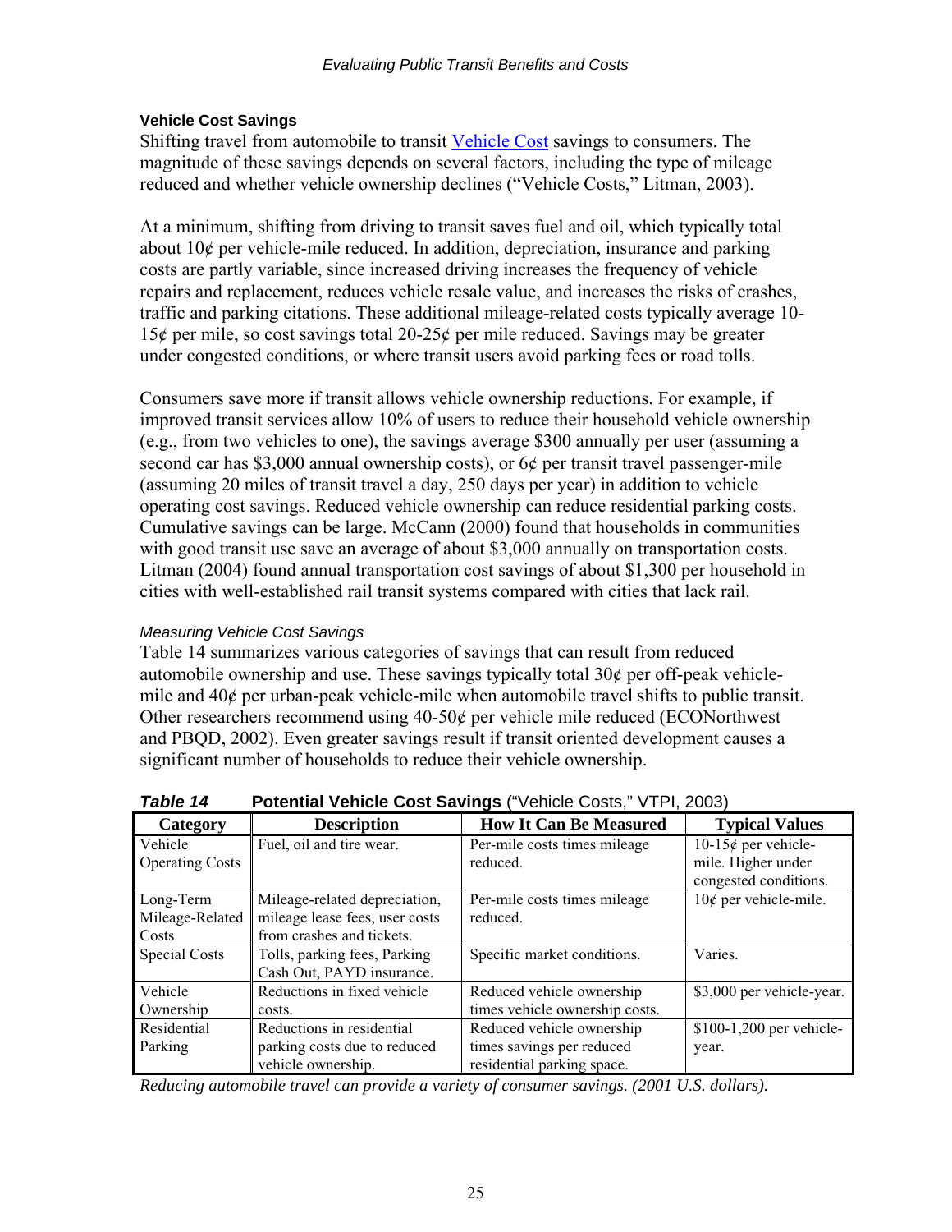### Vehicle Cost Savings

Shifting travel from automobile to transit Vehicle Cost savings to consumers. The magnitude of these savings depends on several factors, including the type of mileage reduced and whether vehicle ownership declines ("Vehicle Costs," Litman, 2003).

At a minimum, shifting from driving to transit saves fuel and oil, which typically total about 10¢ per vehicle-mile reduced. In addition, depreciation, insurance and parking costs are partly variable, since increased driving increases the frequency of vehicle repairs and replacement, reduces vehicle resale value, and increases the risks of crashes, traffic and parking citations. These additional mileage-related costs typically average 10-15¢ per mile, so cost savings total 20-25¢ per mile reduced. Savings may be greater under congested conditions, or where transit users avoid parking fees or road tolls.

Consumers save more if transit allows vehicle ownership reductions. For example, if improved transit services allow 10% of users to reduce their household vehicle ownership (e.g., from two vehicles to one), the savings average $300 annually per user (assuming a second car has $3,000 annual ownership costs), or 6¢ per transit travel passenger-mile (assuming 20 miles of transit travel a day, 250 days per year) in addition to vehicle operating cost savings. Reduced vehicle ownership can reduce residential parking costs. Cumulative savings can be large. McCann (2000) found that households in communities with good transit use save an average of about $3,000 annually on transportation costs. Litman (2004) found annual transportation cost savings of about $1,300 per household in cities with well-established rail transit systems compared with cities that lack rail.

*Measuring Vehicle Cost Savings*

Table 14 summarizes various categories of savings that can result from reduced automobile ownership and use. These savings typically total 30¢ per off-peak vehicle-mile and 40¢ per urban-peak vehicle-mile when automobile travel shifts to public transit. Other researchers recommend using 40-50¢ per vehicle mile reduced (ECONorthwest and PBQD, 2002). Even greater savings result if transit oriented development causes a significant number of households to reduce their vehicle ownership.

***Table 14*** **Potential Vehicle Cost Savings** ("Vehicle Costs," VTPI, 2003)

| Category | Description | How It Can Be Measured | Typical Values |
|---|---|---|---|
| Vehicle Operating Costs | Fuel, oil and tire wear. | Per-mile costs times mileage reduced. | 10-15¢ per vehicle-mile. Higher under congested conditions. |
| Long-Term Mileage-Related Costs | Mileage-related depreciation, mileage lease fees, user costs from crashes and tickets. | Per-mile costs times mileage reduced. | 10¢ per vehicle-mile. |
| Special Costs | Tolls, parking fees, Parking Cash Out, PAYD insurance. | Specific market conditions. | Varies. |
| Vehicle Ownership | Reductions in fixed vehicle costs. | Reduced vehicle ownership times vehicle ownership costs. | $3,000 per vehicle-year. |
| Residential Parking | Reductions in residential parking costs due to reduced vehicle ownership. | Reduced vehicle ownership times savings per reduced residential parking space. | $100-1,200 per vehicle-year. |

*Reducing automobile travel can provide a variety of consumer savings. (2001 U.S. dollars).*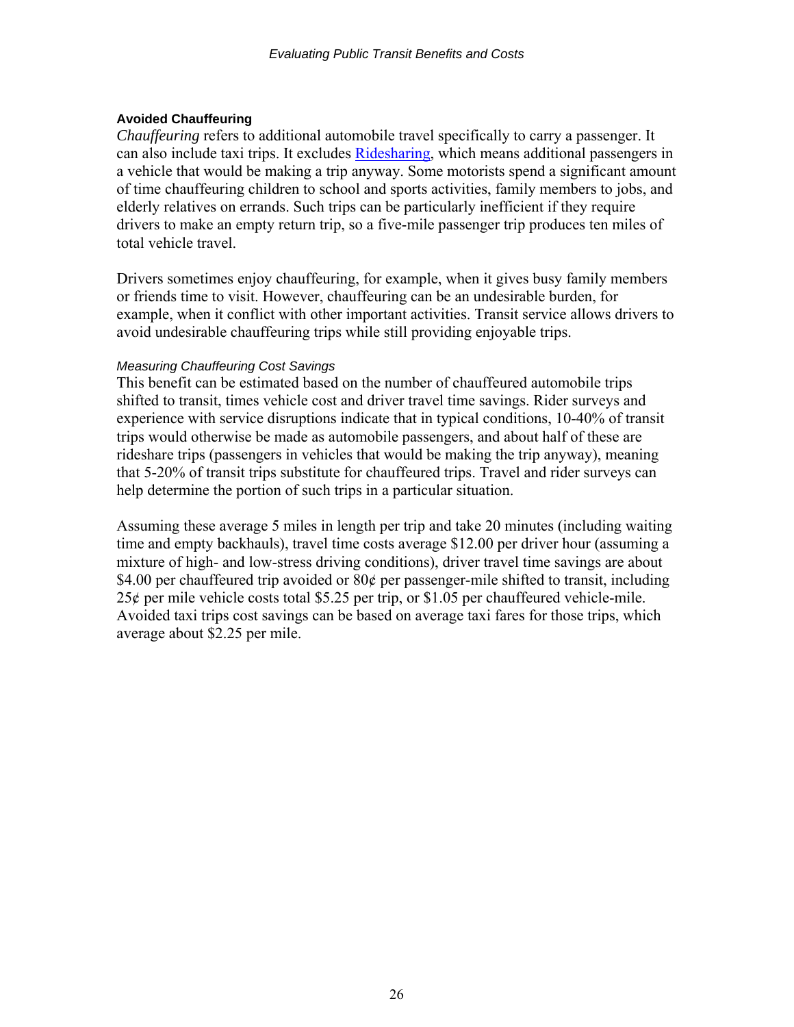### Avoided Chauffeuring

*Chauffeuring* refers to additional automobile travel specifically to carry a passenger. It can also include taxi trips. It excludes Ridesharing, which means additional passengers in a vehicle that would be making a trip anyway. Some motorists spend a significant amount of time chauffeuring children to school and sports activities, family members to jobs, and elderly relatives on errands. Such trips can be particularly inefficient if they require drivers to make an empty return trip, so a five-mile passenger trip produces ten miles of total vehicle travel.

Drivers sometimes enjoy chauffeuring, for example, when it gives busy family members or friends time to visit. However, chauffeuring can be an undesirable burden, for example, when it conflict with other important activities. Transit service allows drivers to avoid undesirable chauffeuring trips while still providing enjoyable trips.

#### *Measuring Chauffeuring Cost Savings*

This benefit can be estimated based on the number of chauffeured automobile trips shifted to transit, times vehicle cost and driver travel time savings. Rider surveys and experience with service disruptions indicate that in typical conditions, 10-40% of transit trips would otherwise be made as automobile passengers, and about half of these are rideshare trips (passengers in vehicles that would be making the trip anyway), meaning that 5-20% of transit trips substitute for chauffeured trips. Travel and rider surveys can help determine the portion of such trips in a particular situation.

Assuming these average 5 miles in length per trip and take 20 minutes (including waiting time and empty backhauls), travel time costs average $12.00 per driver hour (assuming a mixture of high- and low-stress driving conditions), driver travel time savings are about $4.00 per chauffeured trip avoided or 80¢ per passenger-mile shifted to transit, including 25¢ per mile vehicle costs total $5.25 per trip, or $1.05 per chauffeured vehicle-mile. Avoided taxi trips cost savings can be based on average taxi fares for those trips, which average about $2.25 per mile.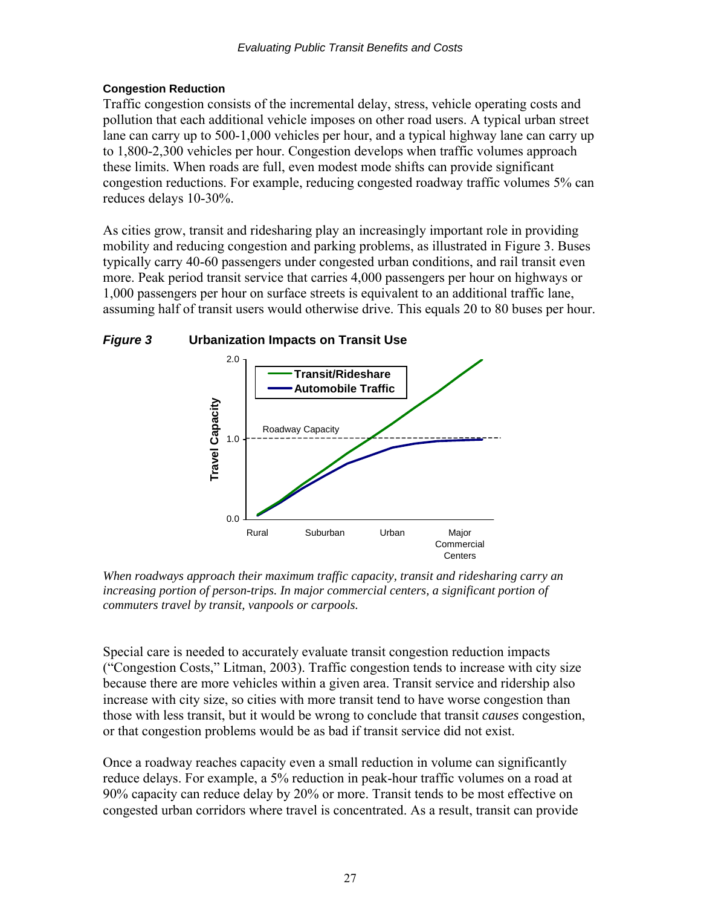### Congestion Reduction

Traffic congestion consists of the incremental delay, stress, vehicle operating costs and pollution that each additional vehicle imposes on other road users. A typical urban street lane can carry up to 500-1,000 vehicles per hour, and a typical highway lane can carry up to 1,800-2,300 vehicles per hour. Congestion develops when traffic volumes approach these limits. When roads are full, even modest mode shifts can provide significant congestion reductions. For example, reducing congested roadway traffic volumes 5% can reduces delays 10-30%.

As cities grow, transit and ridesharing play an increasingly important role in providing mobility and reducing congestion and parking problems, as illustrated in Figure 3. Buses typically carry 40-60 passengers under congested urban conditions, and rail transit even more. Peak period transit service that carries 4,000 passengers per hour on highways or 1,000 passengers per hour on surface streets is equivalent to an additional traffic lane, assuming half of transit users would otherwise drive. This equals 20 to 80 buses per hour.

***Figure 3*** **Urbanization Impacts on Transit Use**

*When roadways approach their maximum traffic capacity, transit and ridesharing carry an increasing portion of person-trips. In major commercial centers, a significant portion of commuters travel by transit, vanpools or carpools.*

Special care is needed to accurately evaluate transit congestion reduction impacts ("Congestion Costs," Litman, 2003). Traffic congestion tends to increase with city size because there are more vehicles within a given area. Transit service and ridership also increase with city size, so cities with more transit tend to have worse congestion than those with less transit, but it would be wrong to conclude that transit *causes* congestion, or that congestion problems would be as bad if transit service did not exist.

Once a roadway reaches capacity even a small reduction in volume can significantly reduce delays. For example, a 5% reduction in peak-hour traffic volumes on a road at 90% capacity can reduce delay by 20% or more. Transit tends to be most effective on congested urban corridors where travel is concentrated. As a result, transit can provide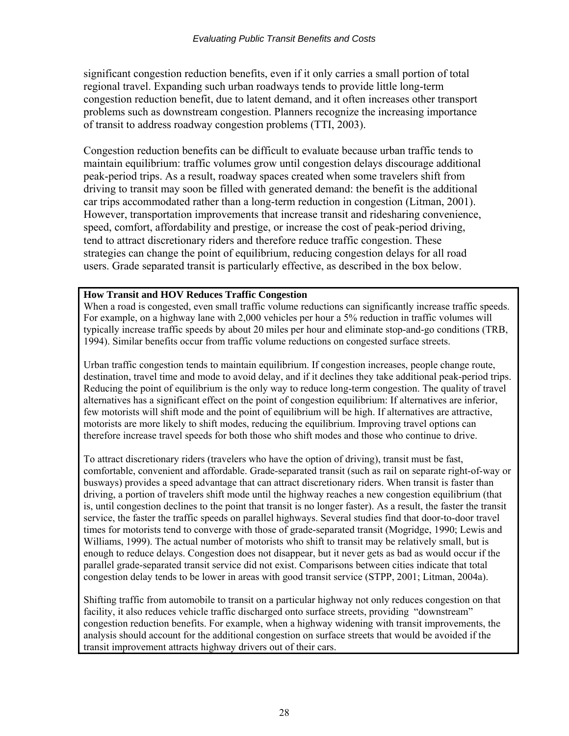significant congestion reduction benefits, even if it only carries a small portion of total regional travel. Expanding such urban roadways tends to provide little long-term congestion reduction benefit, due to latent demand, and it often increases other transport problems such as downstream congestion. Planners recognize the increasing importance of transit to address roadway congestion problems (TTI, 2003).

Congestion reduction benefits can be difficult to evaluate because urban traffic tends to maintain equilibrium: traffic volumes grow until congestion delays discourage additional peak-period trips. As a result, roadway spaces created when some travelers shift from driving to transit may soon be filled with generated demand: the benefit is the additional car trips accommodated rather than a long-term reduction in congestion (Litman, 2001). However, transportation improvements that increase transit and ridesharing convenience, speed, comfort, affordability and prestige, or increase the cost of peak-period driving, tend to attract discretionary riders and therefore reduce traffic congestion. These strategies can change the point of equilibrium, reducing congestion delays for all road users. Grade separated transit is particularly effective, as described in the box below.

**How Transit and HOV Reduces Traffic Congestion**

When a road is congested, even small traffic volume reductions can significantly increase traffic speeds. For example, on a highway lane with 2,000 vehicles per hour a 5% reduction in traffic volumes will typically increase traffic speeds by about 20 miles per hour and eliminate stop-and-go conditions (TRB, 1994). Similar benefits occur from traffic volume reductions on congested surface streets.

Urban traffic congestion tends to maintain equilibrium. If congestion increases, people change route, destination, travel time and mode to avoid delay, and if it declines they take additional peak-period trips. Reducing the point of equilibrium is the only way to reduce long-term congestion. The quality of travel alternatives has a significant effect on the point of congestion equilibrium: If alternatives are inferior, few motorists will shift mode and the point of equilibrium will be high. If alternatives are attractive, motorists are more likely to shift modes, reducing the equilibrium. Improving travel options can therefore increase travel speeds for both those who shift modes and those who continue to drive.

To attract discretionary riders (travelers who have the option of driving), transit must be fast, comfortable, convenient and affordable. Grade-separated transit (such as rail on separate right-of-way or busways) provides a speed advantage that can attract discretionary riders. When transit is faster than driving, a portion of travelers shift mode until the highway reaches a new congestion equilibrium (that is, until congestion declines to the point that transit is no longer faster). As a result, the faster the transit service, the faster the traffic speeds on parallel highways. Several studies find that door-to-door travel times for motorists tend to converge with those of grade-separated transit (Mogridge, 1990; Lewis and Williams, 1999). The actual number of motorists who shift to transit may be relatively small, but is enough to reduce delays. Congestion does not disappear, but it never gets as bad as would occur if the parallel grade-separated transit service did not exist. Comparisons between cities indicate that total congestion delay tends to be lower in areas with good transit service (STPP, 2001; Litman, 2004a).

Shifting traffic from automobile to transit on a particular highway not only reduces congestion on that facility, it also reduces vehicle traffic discharged onto surface streets, providing "downstream" congestion reduction benefits. For example, when a highway widening with transit improvements, the analysis should account for the additional congestion on surface streets that would be avoided if the transit improvement attracts highway drivers out of their cars.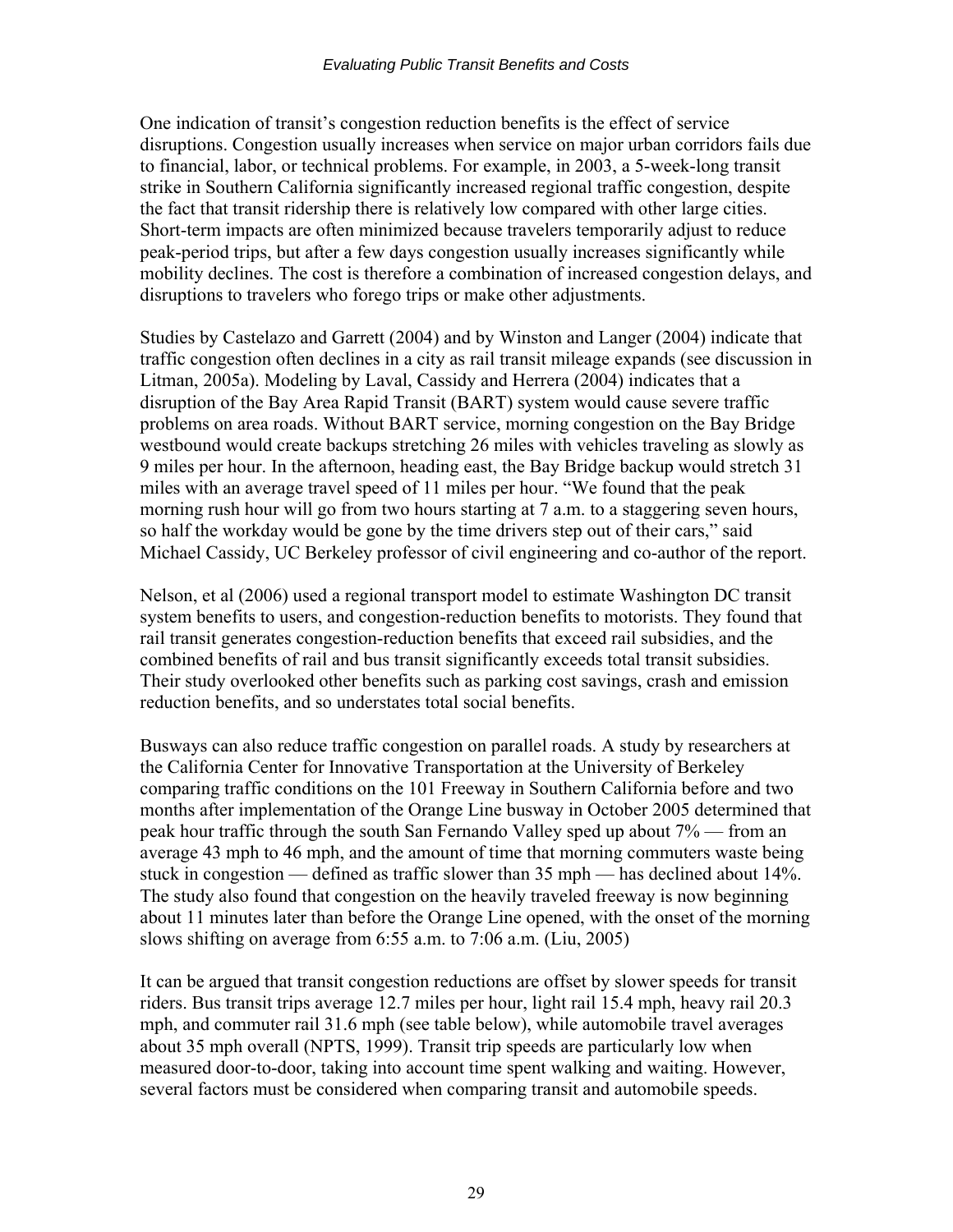One indication of transit's congestion reduction benefits is the effect of service disruptions. Congestion usually increases when service on major urban corridors fails due to financial, labor, or technical problems. For example, in 2003, a 5-week-long transit strike in Southern California significantly increased regional traffic congestion, despite the fact that transit ridership there is relatively low compared with other large cities. Short-term impacts are often minimized because travelers temporarily adjust to reduce peak-period trips, but after a few days congestion usually increases significantly while mobility declines. The cost is therefore a combination of increased congestion delays, and disruptions to travelers who forego trips or make other adjustments.

Studies by Castelazo and Garrett (2004) and by Winston and Langer (2004) indicate that traffic congestion often declines in a city as rail transit mileage expands (see discussion in Litman, 2005a). Modeling by Laval, Cassidy and Herrera (2004) indicates that a disruption of the Bay Area Rapid Transit (BART) system would cause severe traffic problems on area roads. Without BART service, morning congestion on the Bay Bridge westbound would create backups stretching 26 miles with vehicles traveling as slowly as 9 miles per hour. In the afternoon, heading east, the Bay Bridge backup would stretch 31 miles with an average travel speed of 11 miles per hour. "We found that the peak morning rush hour will go from two hours starting at 7 a.m. to a staggering seven hours, so half the workday would be gone by the time drivers step out of their cars," said Michael Cassidy, UC Berkeley professor of civil engineering and co-author of the report.

Nelson, et al (2006) used a regional transport model to estimate Washington DC transit system benefits to users, and congestion-reduction benefits to motorists. They found that rail transit generates congestion-reduction benefits that exceed rail subsidies, and the combined benefits of rail and bus transit significantly exceeds total transit subsidies. Their study overlooked other benefits such as parking cost savings, crash and emission reduction benefits, and so understates total social benefits.

Busways can also reduce traffic congestion on parallel roads. A study by researchers at the California Center for Innovative Transportation at the University of Berkeley comparing traffic conditions on the 101 Freeway in Southern California before and two months after implementation of the Orange Line busway in October 2005 determined that peak hour traffic through the south San Fernando Valley sped up about 7% — from an average 43 mph to 46 mph, and the amount of time that morning commuters waste being stuck in congestion — defined as traffic slower than 35 mph — has declined about 14%. The study also found that congestion on the heavily traveled freeway is now beginning about 11 minutes later than before the Orange Line opened, with the onset of the morning slows shifting on average from 6:55 a.m. to 7:06 a.m. (Liu, 2005)

It can be argued that transit congestion reductions are offset by slower speeds for transit riders. Bus transit trips average 12.7 miles per hour, light rail 15.4 mph, heavy rail 20.3 mph, and commuter rail 31.6 mph (see table below), while automobile travel averages about 35 mph overall (NPTS, 1999). Transit trip speeds are particularly low when measured door-to-door, taking into account time spent walking and waiting. However, several factors must be considered when comparing transit and automobile speeds.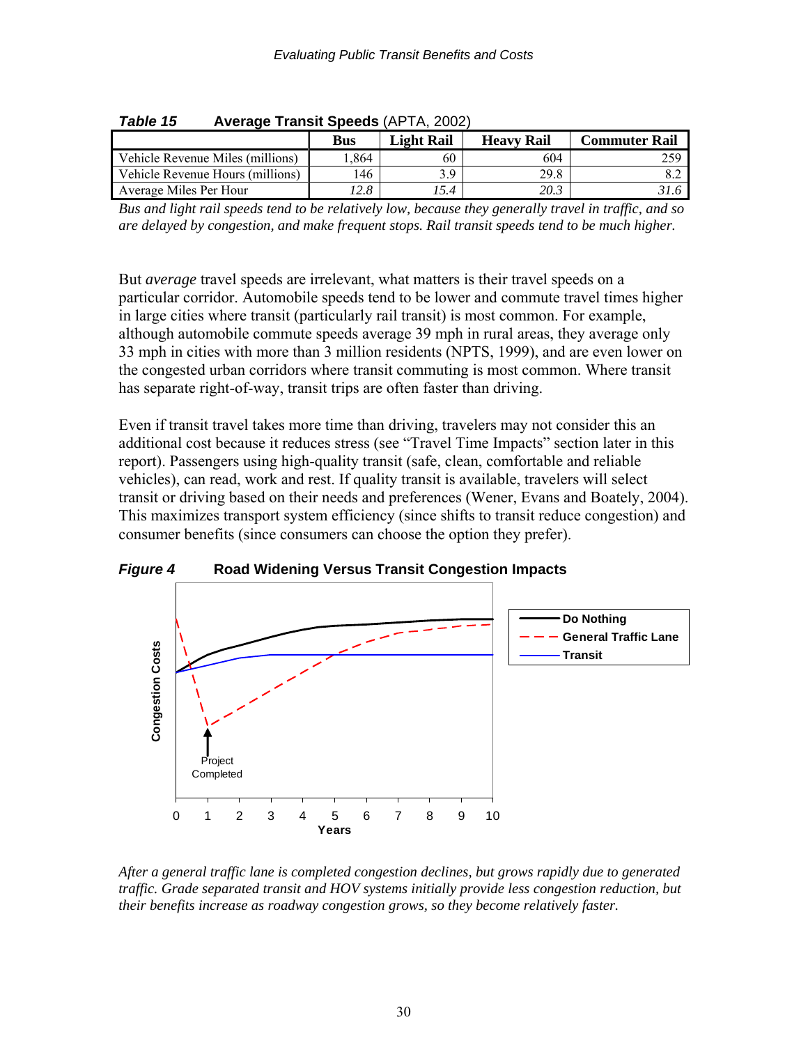***Table 15*** **Average Transit Speeds** (APTA, 2002)

| | Bus | Light Rail | Heavy Rail | Commuter Rail |
|---|---|---|---|---|
| Vehicle Revenue Miles (millions) | 1,864 | 60 | 604 | 259 |
| Vehicle Revenue Hours (millions) | 146 | 3.9 | 29.8 | 8.2 |
| Average Miles Per Hour | *12.8* | *15.4* | *20.3* | *31.6* |

*Bus and light rail speeds tend to be relatively low, because they generally travel in traffic, and so are delayed by congestion, and make frequent stops. Rail transit speeds tend to be much higher.*

But *average* travel speeds are irrelevant, what matters is their travel speeds on a particular corridor. Automobile speeds tend to be lower and commute travel times higher in large cities where transit (particularly rail transit) is most common. For example, although automobile commute speeds average 39 mph in rural areas, they average only 33 mph in cities with more than 3 million residents (NPTS, 1999), and are even lower on the congested urban corridors where transit commuting is most common. Where transit has separate right-of-way, transit trips are often faster than driving.

Even if transit travel takes more time than driving, travelers may not consider this an additional cost because it reduces stress (see "Travel Time Impacts" section later in this report). Passengers using high-quality transit (safe, clean, comfortable and reliable vehicles), can read, work and rest. If quality transit is available, travelers will select transit or driving based on their needs and preferences (Wener, Evans and Boately, 2004). This maximizes transport system efficiency (since shifts to transit reduce congestion) and consumer benefits (since consumers can choose the option they prefer).

***Figure 4*** **Road Widening Versus Transit Congestion Impacts**

*After a general traffic lane is completed congestion declines, but grows rapidly due to generated traffic. Grade separated transit and HOV systems initially provide less congestion reduction, but their benefits increase as roadway congestion grows, so they become relatively faster.*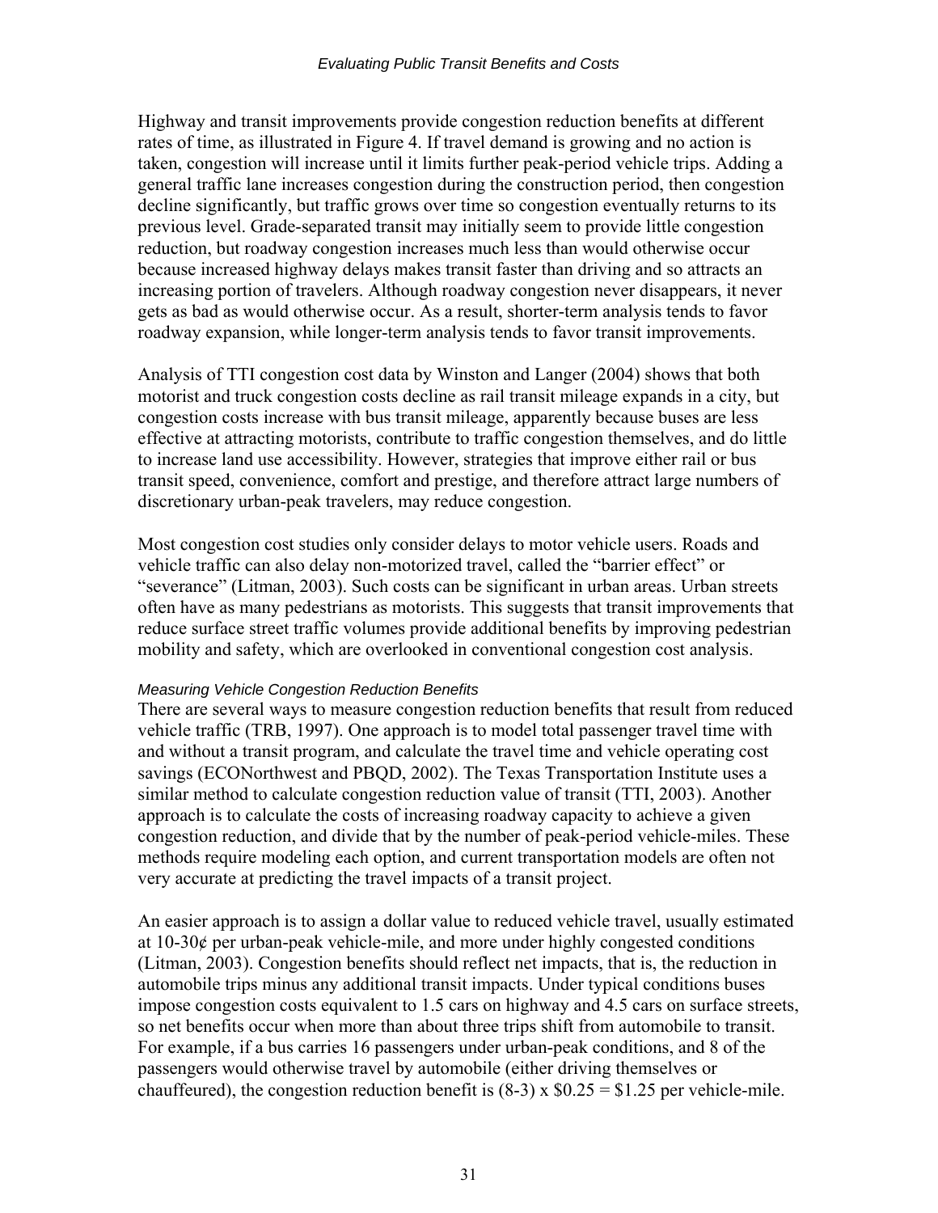Highway and transit improvements provide congestion reduction benefits at different rates of time, as illustrated in Figure 4. If travel demand is growing and no action is taken, congestion will increase until it limits further peak-period vehicle trips. Adding a general traffic lane increases congestion during the construction period, then congestion decline significantly, but traffic grows over time so congestion eventually returns to its previous level. Grade-separated transit may initially seem to provide little congestion reduction, but roadway congestion increases much less than would otherwise occur because increased highway delays makes transit faster than driving and so attracts an increasing portion of travelers. Although roadway congestion never disappears, it never gets as bad as would otherwise occur. As a result, shorter-term analysis tends to favor roadway expansion, while longer-term analysis tends to favor transit improvements.

Analysis of TTI congestion cost data by Winston and Langer (2004) shows that both motorist and truck congestion costs decline as rail transit mileage expands in a city, but congestion costs increase with bus transit mileage, apparently because buses are less effective at attracting motorists, contribute to traffic congestion themselves, and do little to increase land use accessibility. However, strategies that improve either rail or bus transit speed, convenience, comfort and prestige, and therefore attract large numbers of discretionary urban-peak travelers, may reduce congestion.

Most congestion cost studies only consider delays to motor vehicle users. Roads and vehicle traffic can also delay non-motorized travel, called the "barrier effect" or "severance" (Litman, 2003). Such costs can be significant in urban areas. Urban streets often have as many pedestrians as motorists. This suggests that transit improvements that reduce surface street traffic volumes provide additional benefits by improving pedestrian mobility and safety, which are overlooked in conventional congestion cost analysis.

#### *Measuring Vehicle Congestion Reduction Benefits*

There are several ways to measure congestion reduction benefits that result from reduced vehicle traffic (TRB, 1997). One approach is to model total passenger travel time with and without a transit program, and calculate the travel time and vehicle operating cost savings (ECONorthwest and PBQD, 2002). The Texas Transportation Institute uses a similar method to calculate congestion reduction value of transit (TTI, 2003). Another approach is to calculate the costs of increasing roadway capacity to achieve a given congestion reduction, and divide that by the number of peak-period vehicle-miles. These methods require modeling each option, and current transportation models are often not very accurate at predicting the travel impacts of a transit project.

An easier approach is to assign a dollar value to reduced vehicle travel, usually estimated at 10-30¢ per urban-peak vehicle-mile, and more under highly congested conditions (Litman, 2003). Congestion benefits should reflect net impacts, that is, the reduction in automobile trips minus any additional transit impacts. Under typical conditions buses impose congestion costs equivalent to 1.5 cars on highway and 4.5 cars on surface streets, so net benefits occur when more than about three trips shift from automobile to transit. For example, if a bus carries 16 passengers under urban-peak conditions, and 8 of the passengers would otherwise travel by automobile (either driving themselves or chauffeured), the congestion reduction benefit is (8-3) x \$0.25 = \$1.25 per vehicle-mile.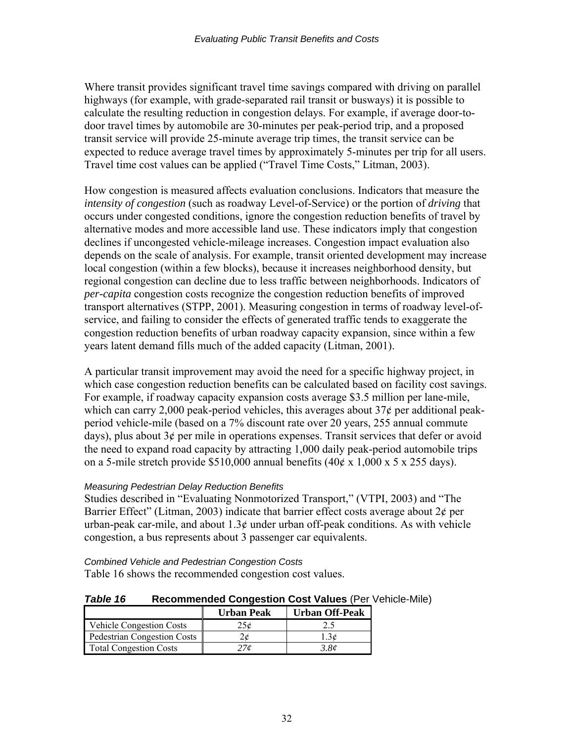Where transit provides significant travel time savings compared with driving on parallel highways (for example, with grade-separated rail transit or busways) it is possible to calculate the resulting reduction in congestion delays. For example, if average door-to-door travel times by automobile are 30-minutes per peak-period trip, and a proposed transit service will provide 25-minute average trip times, the transit service can be expected to reduce average travel times by approximately 5-minutes per trip for all users. Travel time cost values can be applied ("Travel Time Costs," Litman, 2003).

How congestion is measured affects evaluation conclusions. Indicators that measure the *intensity of congestion* (such as roadway Level-of-Service) or the portion of *driving* that occurs under congested conditions, ignore the congestion reduction benefits of travel by alternative modes and more accessible land use. These indicators imply that congestion declines if uncongested vehicle-mileage increases. Congestion impact evaluation also depends on the scale of analysis. For example, transit oriented development may increase local congestion (within a few blocks), because it increases neighborhood density, but regional congestion can decline due to less traffic between neighborhoods. Indicators of *per-capita* congestion costs recognize the congestion reduction benefits of improved transport alternatives (STPP, 2001). Measuring congestion in terms of roadway level-of-service, and failing to consider the effects of generated traffic tends to exaggerate the congestion reduction benefits of urban roadway capacity expansion, since within a few years latent demand fills much of the added capacity (Litman, 2001).

A particular transit improvement may avoid the need for a specific highway project, in which case congestion reduction benefits can be calculated based on facility cost savings. For example, if roadway capacity expansion costs average $3.5 million per lane-mile, which can carry 2,000 peak-period vehicles, this averages about 37¢ per additional peak-period vehicle-mile (based on a 7% discount rate over 20 years, 255 annual commute days), plus about 3¢ per mile in operations expenses. Transit services that defer or avoid the need to expand road capacity by attracting 1,000 daily peak-period automobile trips on a 5-mile stretch provide $510,000 annual benefits (40¢ x 1,000 x 5 x 255 days).

*Measuring Pedestrian Delay Reduction Benefits*

Studies described in "Evaluating Nonmotorized Transport," (VTPI, 2003) and "The Barrier Effect" (Litman, 2003) indicate that barrier effect costs average about 2¢ per urban-peak car-mile, and about 1.3¢ under urban off-peak conditions. As with vehicle congestion, a bus represents about 3 passenger car equivalents.

*Combined Vehicle and Pedestrian Congestion Costs*

Table 16 shows the recommended congestion cost values.

***Table 16*** **Recommended Congestion Cost Values** (Per Vehicle-Mile)

| | Urban Peak | Urban Off-Peak |
|---|---|---|
| Vehicle Congestion Costs | 25¢ | 2.5 |
| Pedestrian Congestion Costs | 2¢ | 1.3¢ |
| Total Congestion Costs | *27¢* | *3.8¢* |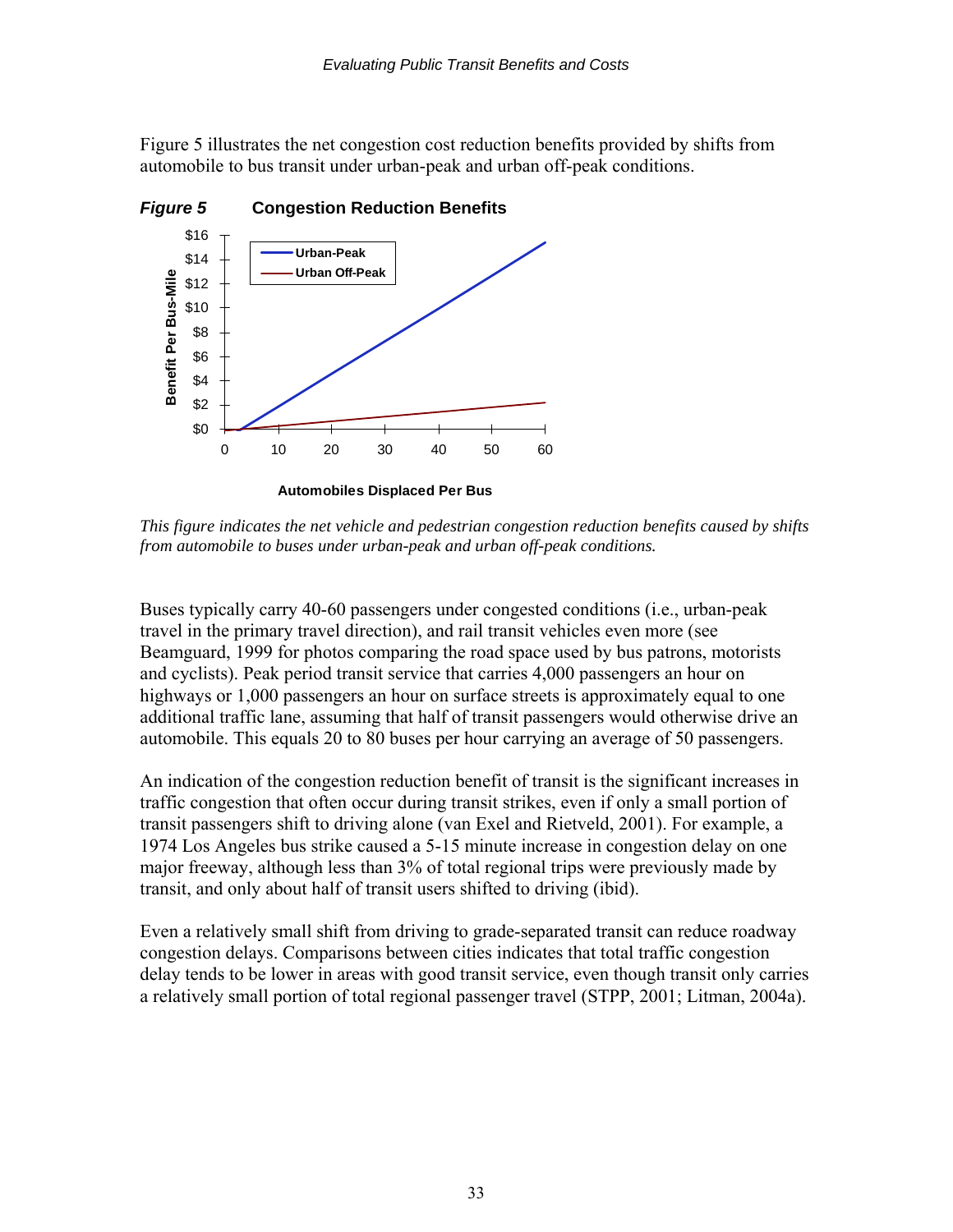Figure 5 illustrates the net congestion cost reduction benefits provided by shifts from automobile to bus transit under urban-peak and urban off-peak conditions.

***Figure 5*** **Congestion Reduction Benefits**

*This figure indicates the net vehicle and pedestrian congestion reduction benefits caused by shifts from automobile to buses under urban-peak and urban off-peak conditions.*

Buses typically carry 40-60 passengers under congested conditions (i.e., urban-peak travel in the primary travel direction), and rail transit vehicles even more (see Beamguard, 1999 for photos comparing the road space used by bus patrons, motorists and cyclists). Peak period transit service that carries 4,000 passengers an hour on highways or 1,000 passengers an hour on surface streets is approximately equal to one additional traffic lane, assuming that half of transit passengers would otherwise drive an automobile. This equals 20 to 80 buses per hour carrying an average of 50 passengers.

An indication of the congestion reduction benefit of transit is the significant increases in traffic congestion that often occur during transit strikes, even if only a small portion of transit passengers shift to driving alone (van Exel and Rietveld, 2001). For example, a 1974 Los Angeles bus strike caused a 5-15 minute increase in congestion delay on one major freeway, although less than 3% of total regional trips were previously made by transit, and only about half of transit users shifted to driving (ibid).

Even a relatively small shift from driving to grade-separated transit can reduce roadway congestion delays. Comparisons between cities indicates that total traffic congestion delay tends to be lower in areas with good transit service, even though transit only carries a relatively small portion of total regional passenger travel (STPP, 2001; Litman, 2004a).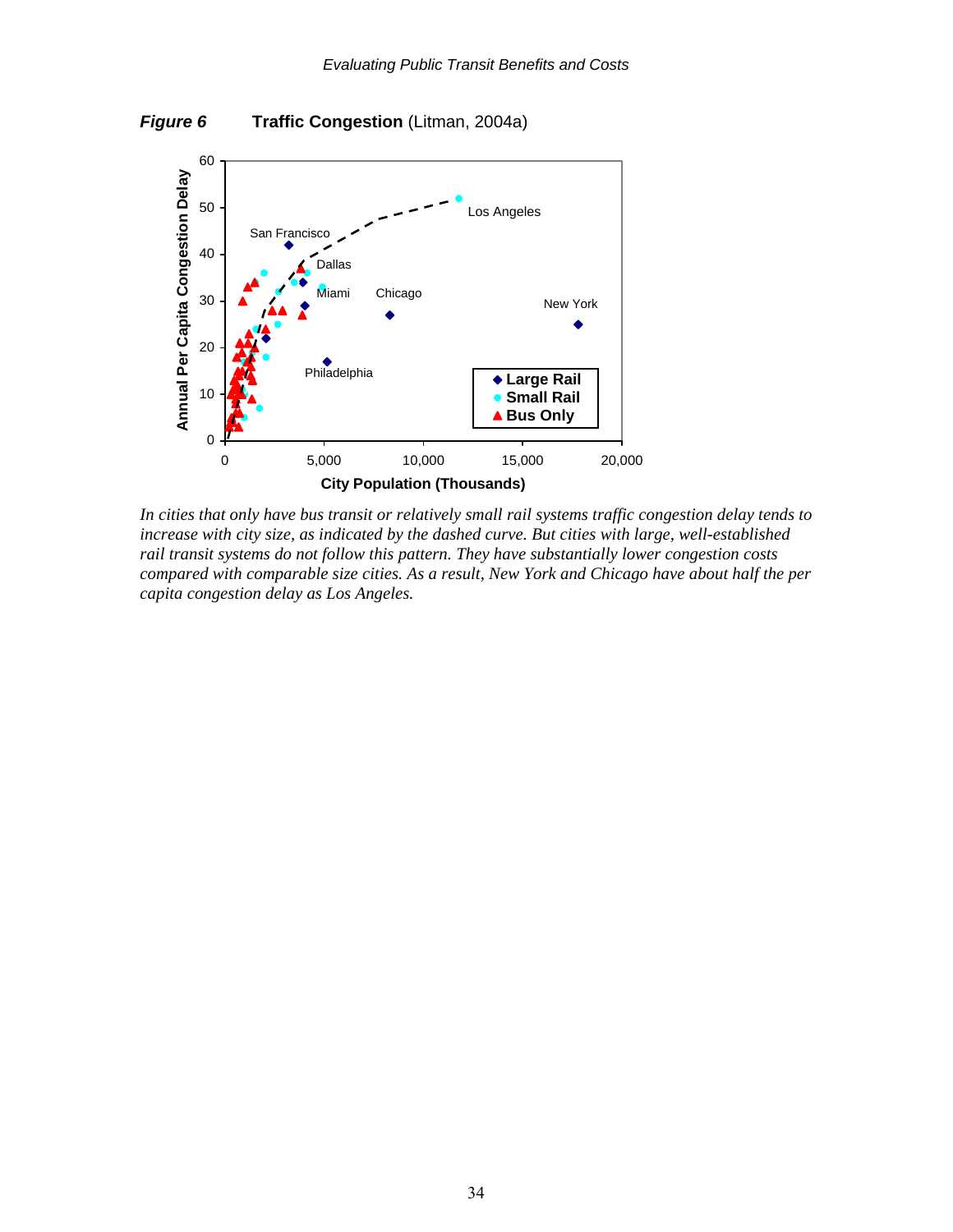***Figure 6*** **Traffic Congestion** (Litman, 2004a)

*In cities that only have bus transit or relatively small rail systems traffic congestion delay tends to increase with city size, as indicated by the dashed curve. But cities with large, well-established rail transit systems do not follow this pattern. They have substantially lower congestion costs compared with comparable size cities. As a result, New York and Chicago have about half the per capita congestion delay as Los Angeles.*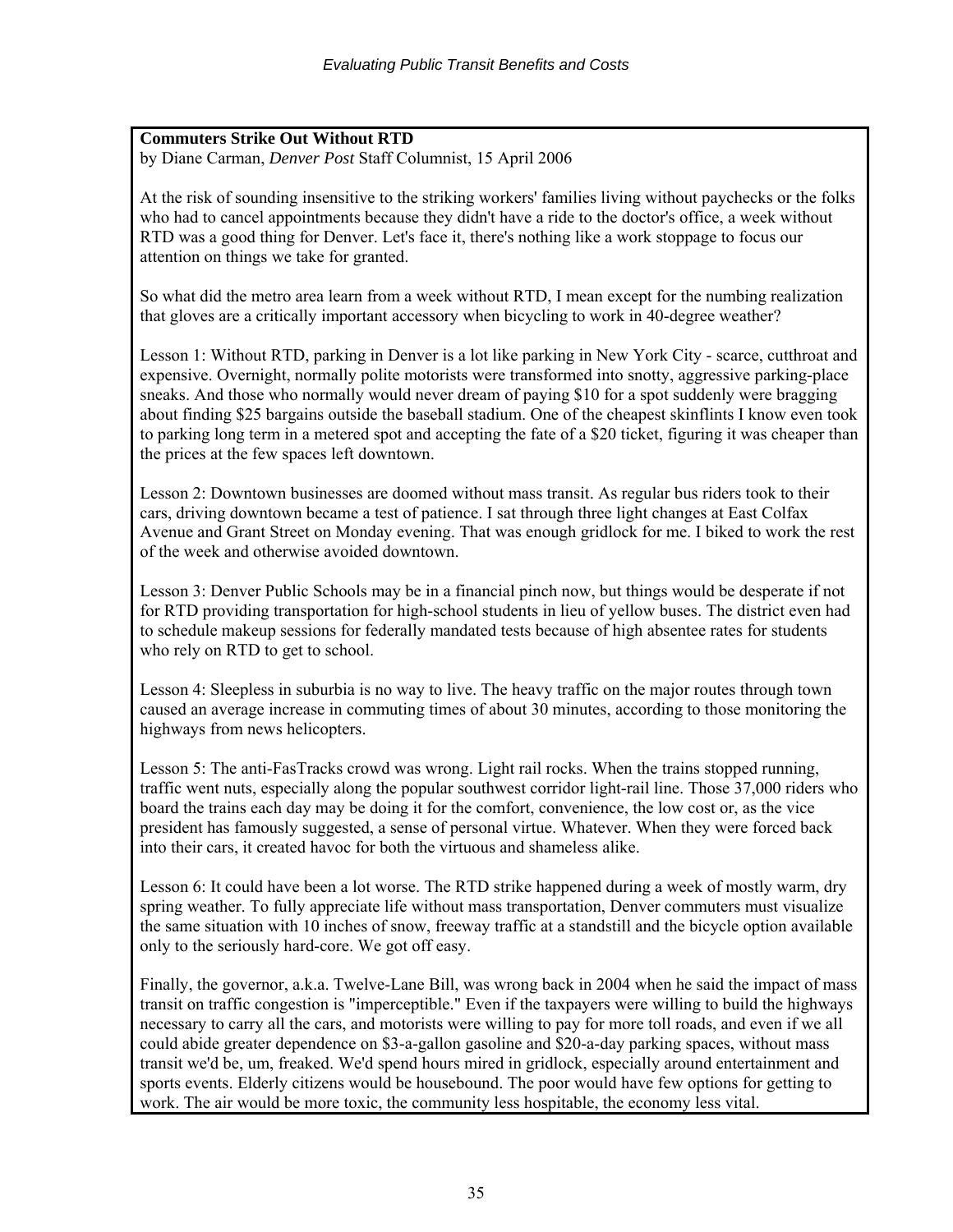**Commuters Strike Out Without RTD**
by Diane Carman, *Denver Post* Staff Columnist, 15 April 2006

At the risk of sounding insensitive to the striking workers' families living without paychecks or the folks who had to cancel appointments because they didn't have a ride to the doctor's office, a week without RTD was a good thing for Denver. Let's face it, there's nothing like a work stoppage to focus our attention on things we take for granted.

So what did the metro area learn from a week without RTD, I mean except for the numbing realization that gloves are a critically important accessory when bicycling to work in 40-degree weather?

Lesson 1: Without RTD, parking in Denver is a lot like parking in New York City - scarce, cutthroat and expensive. Overnight, normally polite motorists were transformed into snotty, aggressive parking-place sneaks. And those who normally would never dream of paying $10 for a spot suddenly were bragging about finding $25 bargains outside the baseball stadium. One of the cheapest skinflints I know even took to parking long term in a metered spot and accepting the fate of a $20 ticket, figuring it was cheaper than the prices at the few spaces left downtown.

Lesson 2: Downtown businesses are doomed without mass transit. As regular bus riders took to their cars, driving downtown became a test of patience. I sat through three light changes at East Colfax Avenue and Grant Street on Monday evening. That was enough gridlock for me. I biked to work the rest of the week and otherwise avoided downtown.

Lesson 3: Denver Public Schools may be in a financial pinch now, but things would be desperate if not for RTD providing transportation for high-school students in lieu of yellow buses. The district even had to schedule makeup sessions for federally mandated tests because of high absentee rates for students who rely on RTD to get to school.

Lesson 4: Sleepless in suburbia is no way to live. The heavy traffic on the major routes through town caused an average increase in commuting times of about 30 minutes, according to those monitoring the highways from news helicopters.

Lesson 5: The anti-FasTracks crowd was wrong. Light rail rocks. When the trains stopped running, traffic went nuts, especially along the popular southwest corridor light-rail line. Those 37,000 riders who board the trains each day may be doing it for the comfort, convenience, the low cost or, as the vice president has famously suggested, a sense of personal virtue. Whatever. When they were forced back into their cars, it created havoc for both the virtuous and shameless alike.

Lesson 6: It could have been a lot worse. The RTD strike happened during a week of mostly warm, dry spring weather. To fully appreciate life without mass transportation, Denver commuters must visualize the same situation with 10 inches of snow, freeway traffic at a standstill and the bicycle option available only to the seriously hard-core. We got off easy.

Finally, the governor, a.k.a. Twelve-Lane Bill, was wrong back in 2004 when he said the impact of mass transit on traffic congestion is "imperceptible." Even if the taxpayers were willing to build the highways necessary to carry all the cars, and motorists were willing to pay for more toll roads, and even if we all could abide greater dependence on $3-a-gallon gasoline and $20-a-day parking spaces, without mass transit we'd be, um, freaked. We'd spend hours mired in gridlock, especially around entertainment and sports events. Elderly citizens would be housebound. The poor would have few options for getting to work. The air would be more toxic, the community less hospitable, the economy less vital.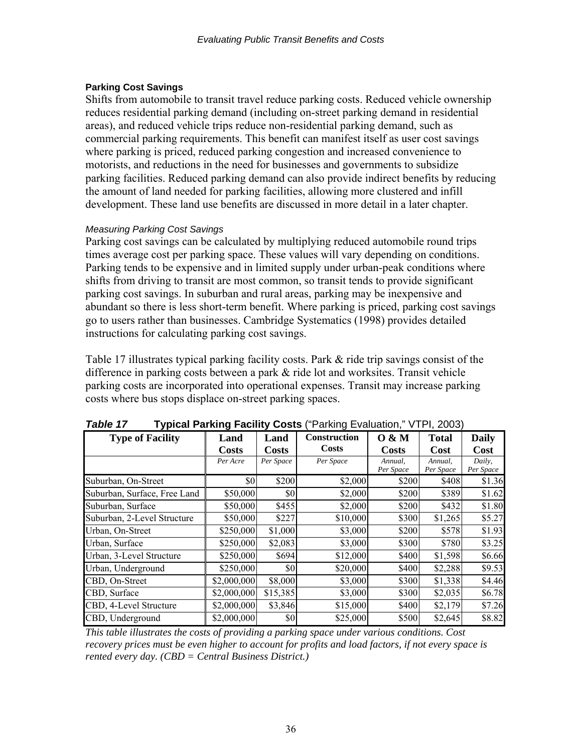### Parking Cost Savings

Shifts from automobile to transit travel reduce parking costs. Reduced vehicle ownership reduces residential parking demand (including on-street parking demand in residential areas), and reduced vehicle trips reduce non-residential parking demand, such as commercial parking requirements. This benefit can manifest itself as user cost savings where parking is priced, reduced parking congestion and increased convenience to motorists, and reductions in the need for businesses and governments to subsidize parking facilities. Reduced parking demand can also provide indirect benefits by reducing the amount of land needed for parking facilities, allowing more clustered and infill development. These land use benefits are discussed in more detail in a later chapter.

#### *Measuring Parking Cost Savings*

Parking cost savings can be calculated by multiplying reduced automobile round trips times average cost per parking space. These values will vary depending on conditions. Parking tends to be expensive and in limited supply under urban-peak conditions where shifts from driving to transit are most common, so transit tends to provide significant parking cost savings. In suburban and rural areas, parking may be inexpensive and abundant so there is less short-term benefit. Where parking is priced, parking cost savings go to users rather than businesses. Cambridge Systematics (1998) provides detailed instructions for calculating parking cost savings.

Table 17 illustrates typical parking facility costs. Park & ride trip savings consist of the difference in parking costs between a park & ride lot and worksites. Transit vehicle parking costs are incorporated into operational expenses. Transit may increase parking costs where bus stops displace on-street parking spaces.

***Table 17*** **Typical Parking Facility Costs** ("Parking Evaluation," VTPI, 2003)

| Type of Facility | Land Costs | Land Costs | Construction Costs | O & M Costs | Total Cost | Daily Cost |
|---|---|---|---|---|---|---|
| | *Per Acre* | *Per Space* | *Per Space* | *Annual, Per Space* | *Annual, Per Space* | *Daily, Per Space* |
| Suburban, On-Street | $0 | $200 | $2,000 | $200 | $408 | $1.36 |
| Suburban, Surface, Free Land | $50,000 | $0 | $2,000 | $200 | $389 | $1.62 |
| Suburban, Surface | $50,000 | $455 | $2,000 | $200 | $432 | $1.80 |
| Suburban, 2-Level Structure | $50,000 | $227 | $10,000 | $300 | $1,265 | $5.27 |
| Urban, On-Street | $250,000 | $1,000 | $3,000 | $200 | $578 | $1.93 |
| Urban, Surface | $250,000 | $2,083 | $3,000 | $300 | $780 | $3.25 |
| Urban, 3-Level Structure | $250,000 | $694 | $12,000 | $400 | $1,598 | $6.66 |
| Urban, Underground | $250,000 | $0 | $20,000 | $400 | $2,288 | $9.53 |
| CBD, On-Street | $2,000,000 | $8,000 | $3,000 | $300 | $1,338 | $4.46 |
| CBD, Surface | $2,000,000 | $15,385 | $3,000 | $300 | $2,035 | $6.78 |
| CBD, 4-Level Structure | $2,000,000 | $3,846 | $15,000 | $400 | $2,179 | $7.26 |
| CBD, Underground | $2,000,000 | $0 | $25,000 | $500 | $2,645 | $8.82 |

*This table illustrates the costs of providing a parking space under various conditions. Cost recovery prices must be even higher to account for profits and load factors, if not every space is rented every day. (CBD = Central Business District.)*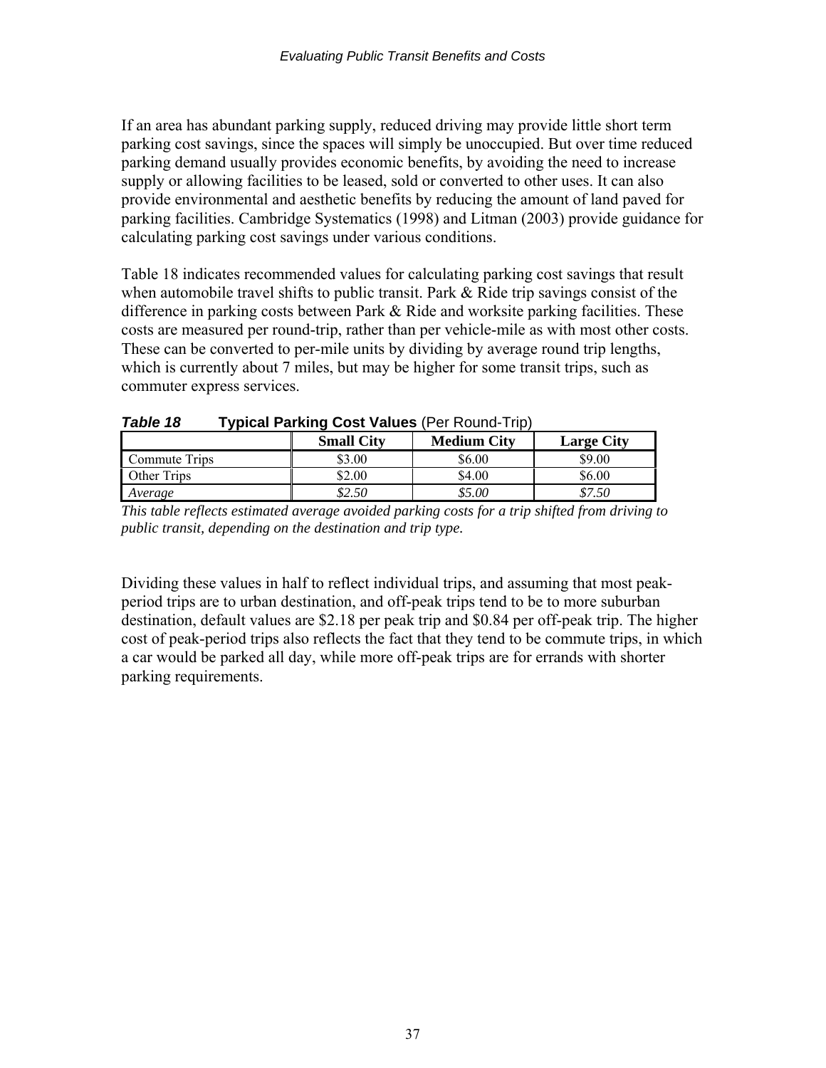If an area has abundant parking supply, reduced driving may provide little short term parking cost savings, since the spaces will simply be unoccupied. But over time reduced parking demand usually provides economic benefits, by avoiding the need to increase supply or allowing facilities to be leased, sold or converted to other uses. It can also provide environmental and aesthetic benefits by reducing the amount of land paved for parking facilities. Cambridge Systematics (1998) and Litman (2003) provide guidance for calculating parking cost savings under various conditions.

Table 18 indicates recommended values for calculating parking cost savings that result when automobile travel shifts to public transit. Park & Ride trip savings consist of the difference in parking costs between Park & Ride and worksite parking facilities. These costs are measured per round-trip, rather than per vehicle-mile as with most other costs. These can be converted to per-mile units by dividing by average round trip lengths, which is currently about 7 miles, but may be higher for some transit trips, such as commuter express services.

***Table 18*** **Typical Parking Cost Values** (Per Round-Trip)

| | **Small City** | **Medium City** | **Large City** |
|---|---|---|---|
| Commute Trips | \$3.00 | \$6.00 | \$9.00 |
| Other Trips | \$2.00 | \$4.00 | \$6.00 |
| *Average* | *\$2.50* | *\$5.00* | *\$7.50* |

*This table reflects estimated average avoided parking costs for a trip shifted from driving to public transit, depending on the destination and trip type.*

Dividing these values in half to reflect individual trips, and assuming that most peak-period trips are to urban destination, and off-peak trips tend to be to more suburban destination, default values are \$2.18 per peak trip and \$0.84 per off-peak trip. The higher cost of peak-period trips also reflects the fact that they tend to be commute trips, in which a car would be parked all day, while more off-peak trips are for errands with shorter parking requirements.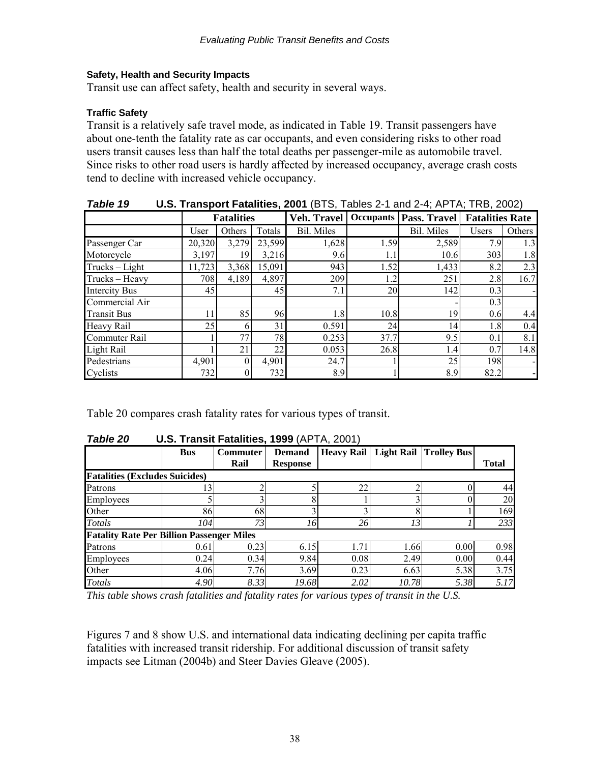### Safety, Health and Security Impacts

Transit use can affect safety, health and security in several ways.

#### Traffic Safety

Transit is a relatively safe travel mode, as indicated in Table 19. Transit passengers have about one-tenth the fatality rate as car occupants, and even considering risks to other road users transit causes less than half the total deaths per passenger-mile as automobile travel. Since risks to other road users is hardly affected by increased occupancy, average crash costs tend to decline with increased vehicle occupancy.

***Table 19*** **U.S. Transport Fatalities, 2001** (BTS, Tables 2-1 and 2-4; APTA; TRB, 2002)

| | **Fatalities** | | | **Veh. Travel** | **Occupants** | **Pass. Travel** | **Fatalities Rate** | |
|---|---|---|---|---|---|---|---|---|
| | User | Others | Totals | Bil. Miles | | Bil. Miles | Users | Others |
| Passenger Car | 20,320 | 3,279 | 23,599 | 1,628 | 1.59 | 2,589 | 7.9 | 1.3 |
| Motorcycle | 3,197 | 19 | 3,216 | 9.6 | 1.1 | 10.6 | 303 | 1.8 |
| Trucks – Light | 11,723 | 3,368 | 15,091 | 943 | 1.52 | 1,433 | 8.2 | 2.3 |
| Trucks – Heavy | 708 | 4,189 | 4,897 | 209 | 1.2 | 251 | 2.8 | 16.7 |
| Intercity Bus | 45 | | 45 | 7.1 | 20 | 142 | 0.3 | - |
| Commercial Air | | | | | | - | 0.3 | |
| Transit Bus | 11 | 85 | 96 | 1.8 | 10.8 | 19 | 0.6 | 4.4 |
| Heavy Rail | 25 | 6 | 31 | 0.591 | 24 | 14 | 1.8 | 0.4 |
| Commuter Rail | 1 | 77 | 78 | 0.253 | 37.7 | 9.5 | 0.1 | 8.1 |
| Light Rail | 1 | 21 | 22 | 0.053 | 26.8 | 1.4 | 0.7 | 14.8 |
| Pedestrians | 4,901 | 0 | 4,901 | 24.7 | 1 | 25 | 198 | - |
| Cyclists | 732 | 0 | 732 | 8.9 | 1 | 8.9 | 82.2 | - |

Table 20 compares crash fatality rates for various types of transit.

***Table 20*** **U.S. Transit Fatalities, 1999** (APTA, 2001)

| | **Bus** | **Commuter Rail** | **Demand Response** | **Heavy Rail** | **Light Rail** | **Trolley Bus** | **Total** |
|---|---|---|---|---|---|---|---|
| **Fatalities (Excludes Suicides)** | | | | | | | |
| Patrons | 13 | 2 | 5 | 22 | 2 | 0 | 44 |
| Employees | 5 | 3 | 8 | 1 | 3 | 0 | 20 |
| Other | 86 | 68 | 3 | 3 | 8 | 1 | 169 |
| *Totals* | *104* | *73* | *16* | *26* | *13* | *1* | *233* |
| **Fatality Rate Per Billion Passenger Miles** | | | | | | | |
| Patrons | 0.61 | 0.23 | 6.15 | 1.71 | 1.66 | 0.00 | 0.98 |
| Employees | 0.24 | 0.34 | 9.84 | 0.08 | 2.49 | 0.00 | 0.44 |
| Other | 4.06 | 7.76 | 3.69 | 0.23 | 6.63 | 5.38 | 3.75 |
| *Totals* | *4.90* | *8.33* | *19.68* | *2.02* | *10.78* | *5.38* | *5.17* |

*This table shows crash fatalities and fatality rates for various types of transit in the U.S.*

Figures 7 and 8 show U.S. and international data indicating declining per capita traffic fatalities with increased transit ridership. For additional discussion of transit safety impacts see Litman (2004b) and Steer Davies Gleave (2005).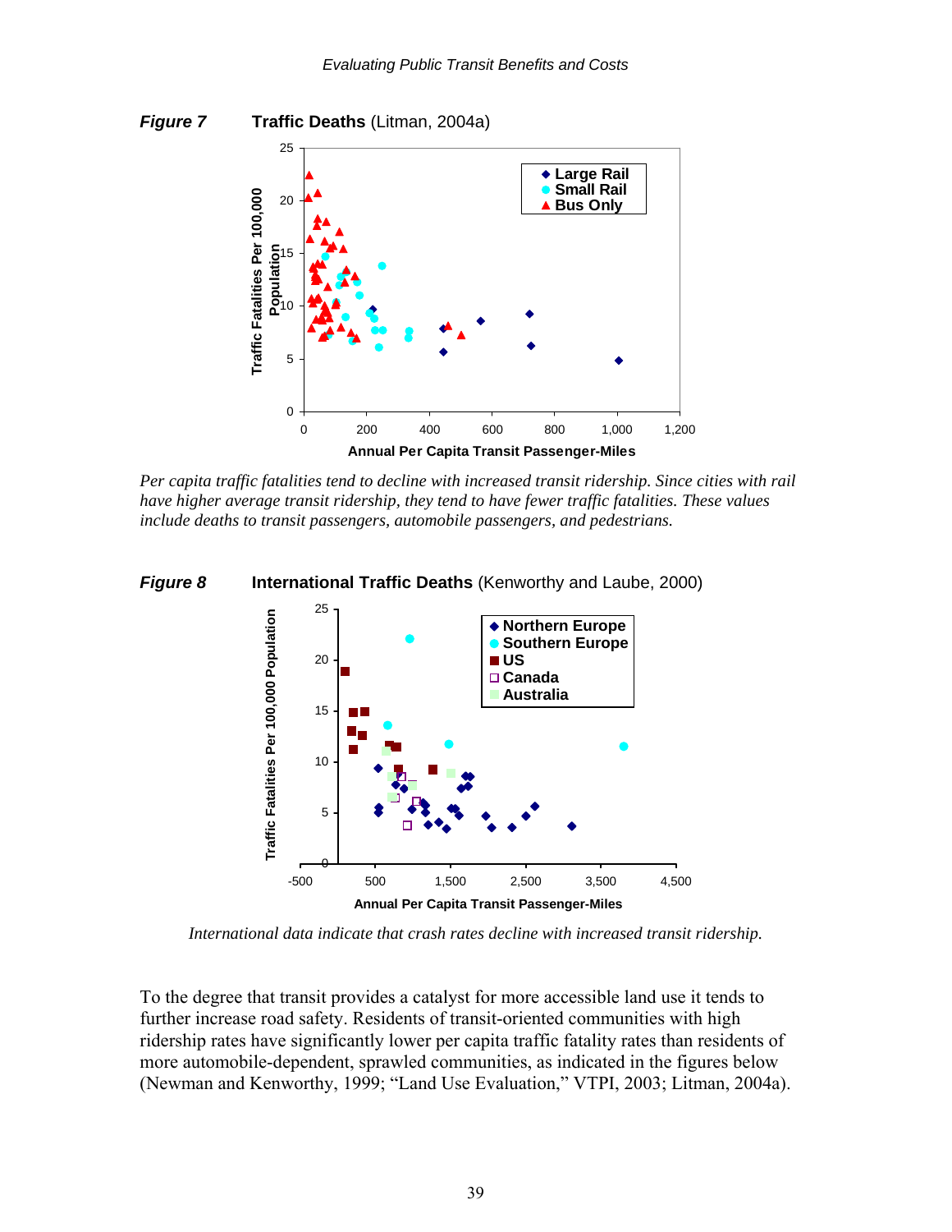***Figure 7*** **Traffic Deaths** (Litman, 2004a)

*Per capita traffic fatalities tend to decline with increased transit ridership. Since cities with rail have higher average transit ridership, they tend to have fewer traffic fatalities. These values include deaths to transit passengers, automobile passengers, and pedestrians.*

***Figure 8*** **International Traffic Deaths** (Kenworthy and Laube, 2000)

*International data indicate that crash rates decline with increased transit ridership.*

To the degree that transit provides a catalyst for more accessible land use it tends to further increase road safety. Residents of transit-oriented communities with high ridership rates have significantly lower per capita traffic fatality rates than residents of more automobile-dependent, sprawled communities, as indicated in the figures below (Newman and Kenworthy, 1999; "Land Use Evaluation," VTPI, 2003; Litman, 2004a).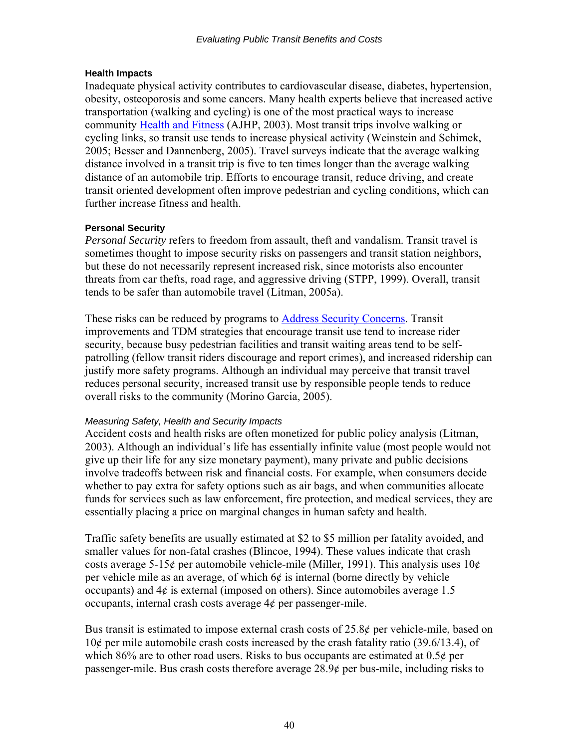### Health Impacts

Inadequate physical activity contributes to cardiovascular disease, diabetes, hypertension, obesity, osteoporosis and some cancers. Many health experts believe that increased active transportation (walking and cycling) is one of the most practical ways to increase community Health and Fitness (AJHP, 2003). Most transit trips involve walking or cycling links, so transit use tends to increase physical activity (Weinstein and Schimek, 2005; Besser and Dannenberg, 2005). Travel surveys indicate that the average walking distance involved in a transit trip is five to ten times longer than the average walking distance of an automobile trip. Efforts to encourage transit, reduce driving, and create transit oriented development often improve pedestrian and cycling conditions, which can further increase fitness and health.

### Personal Security

*Personal Security* refers to freedom from assault, theft and vandalism. Transit travel is sometimes thought to impose security risks on passengers and transit station neighbors, but these do not necessarily represent increased risk, since motorists also encounter threats from car thefts, road rage, and aggressive driving (STPP, 1999). Overall, transit tends to be safer than automobile travel (Litman, 2005a).

These risks can be reduced by programs to Address Security Concerns. Transit improvements and TDM strategies that encourage transit use tend to increase rider security, because busy pedestrian facilities and transit waiting areas tend to be self-patrolling (fellow transit riders discourage and report crimes), and increased ridership can justify more safety programs. Although an individual may perceive that transit travel reduces personal security, increased transit use by responsible people tends to reduce overall risks to the community (Morino Garcia, 2005).

#### *Measuring Safety, Health and Security Impacts*

Accident costs and health risks are often monetized for public policy analysis (Litman, 2003). Although an individual's life has essentially infinite value (most people would not give up their life for any size monetary payment), many private and public decisions involve tradeoffs between risk and financial costs. For example, when consumers decide whether to pay extra for safety options such as air bags, and when communities allocate funds for services such as law enforcement, fire protection, and medical services, they are essentially placing a price on marginal changes in human safety and health.

Traffic safety benefits are usually estimated at $2 to $5 million per fatality avoided, and smaller values for non-fatal crashes (Blincoe, 1994). These values indicate that crash costs average 5-15¢ per automobile vehicle-mile (Miller, 1991). This analysis uses 10¢ per vehicle mile as an average, of which 6¢ is internal (borne directly by vehicle occupants) and 4¢ is external (imposed on others). Since automobiles average 1.5 occupants, internal crash costs average 4¢ per passenger-mile.

Bus transit is estimated to impose external crash costs of 25.8¢ per vehicle-mile, based on 10¢ per mile automobile crash costs increased by the crash fatality ratio (39.6/13.4), of which 86% are to other road users. Risks to bus occupants are estimated at 0.5¢ per passenger-mile. Bus crash costs therefore average 28.9¢ per bus-mile, including risks to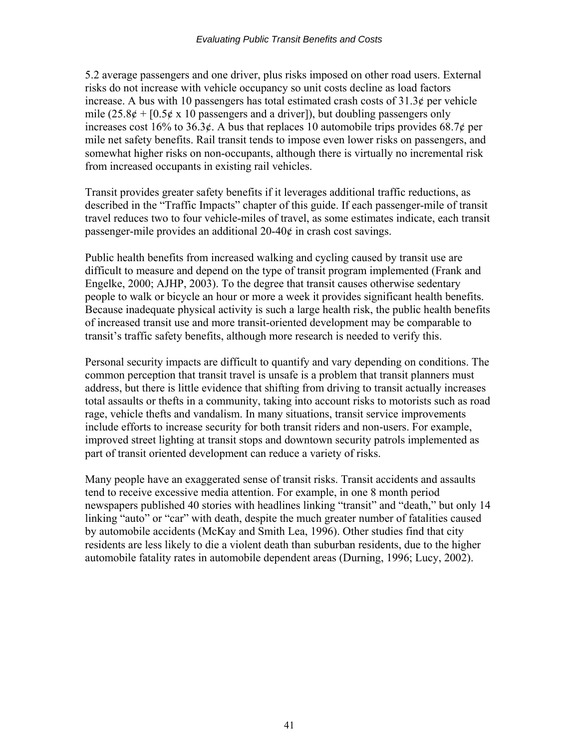5.2 average passengers and one driver, plus risks imposed on other road users. External risks do not increase with vehicle occupancy so unit costs decline as load factors increase. A bus with 10 passengers has total estimated crash costs of 31.3¢ per vehicle mile (25.8¢ + [0.5¢ x 10 passengers and a driver]), but doubling passengers only increases cost 16% to 36.3¢. A bus that replaces 10 automobile trips provides 68.7¢ per mile net safety benefits. Rail transit tends to impose even lower risks on passengers, and somewhat higher risks on non-occupants, although there is virtually no incremental risk from increased occupants in existing rail vehicles.

Transit provides greater safety benefits if it leverages additional traffic reductions, as described in the "Traffic Impacts" chapter of this guide. If each passenger-mile of transit travel reduces two to four vehicle-miles of travel, as some estimates indicate, each transit passenger-mile provides an additional 20-40¢ in crash cost savings.

Public health benefits from increased walking and cycling caused by transit use are difficult to measure and depend on the type of transit program implemented (Frank and Engelke, 2000; AJHP, 2003). To the degree that transit causes otherwise sedentary people to walk or bicycle an hour or more a week it provides significant health benefits. Because inadequate physical activity is such a large health risk, the public health benefits of increased transit use and more transit-oriented development may be comparable to transit's traffic safety benefits, although more research is needed to verify this.

Personal security impacts are difficult to quantify and vary depending on conditions. The common perception that transit travel is unsafe is a problem that transit planners must address, but there is little evidence that shifting from driving to transit actually increases total assaults or thefts in a community, taking into account risks to motorists such as road rage, vehicle thefts and vandalism. In many situations, transit service improvements include efforts to increase security for both transit riders and non-users. For example, improved street lighting at transit stops and downtown security patrols implemented as part of transit oriented development can reduce a variety of risks.

Many people have an exaggerated sense of transit risks. Transit accidents and assaults tend to receive excessive media attention. For example, in one 8 month period newspapers published 40 stories with headlines linking "transit" and "death," but only 14 linking "auto" or "car" with death, despite the much greater number of fatalities caused by automobile accidents (McKay and Smith Lea, 1996). Other studies find that city residents are less likely to die a violent death than suburban residents, due to the higher automobile fatality rates in automobile dependent areas (Durning, 1996; Lucy, 2002).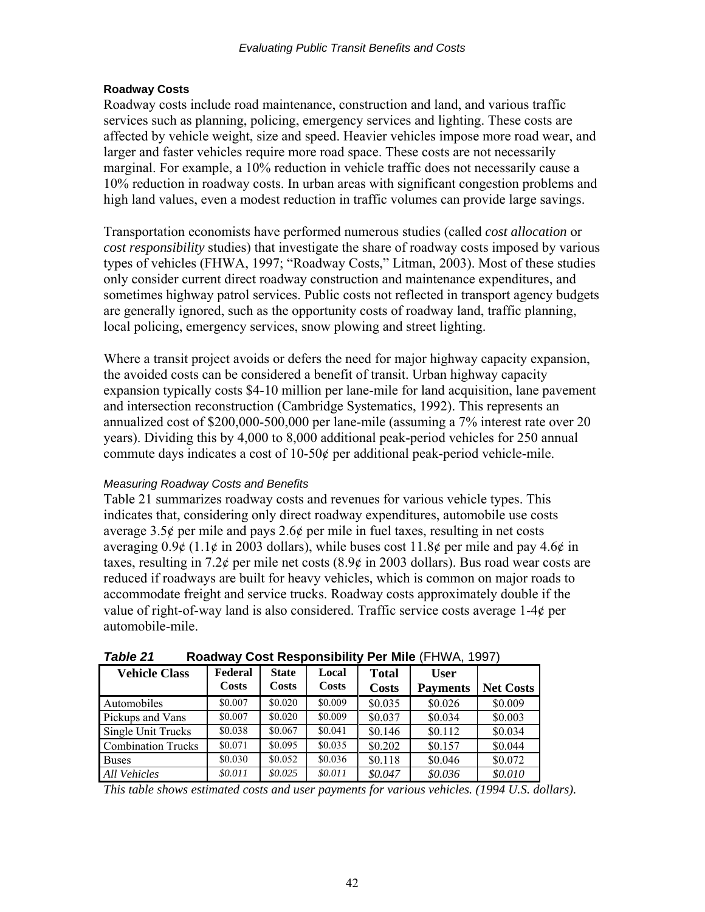### Roadway Costs

Roadway costs include road maintenance, construction and land, and various traffic services such as planning, policing, emergency services and lighting. These costs are affected by vehicle weight, size and speed. Heavier vehicles impose more road wear, and larger and faster vehicles require more road space. These costs are not necessarily marginal. For example, a 10% reduction in vehicle traffic does not necessarily cause a 10% reduction in roadway costs. In urban areas with significant congestion problems and high land values, even a modest reduction in traffic volumes can provide large savings.

Transportation economists have performed numerous studies (called *cost allocation* or *cost responsibility* studies) that investigate the share of roadway costs imposed by various types of vehicles (FHWA, 1997; "Roadway Costs," Litman, 2003). Most of these studies only consider current direct roadway construction and maintenance expenditures, and sometimes highway patrol services. Public costs not reflected in transport agency budgets are generally ignored, such as the opportunity costs of roadway land, traffic planning, local policing, emergency services, snow plowing and street lighting.

Where a transit project avoids or defers the need for major highway capacity expansion, the avoided costs can be considered a benefit of transit. Urban highway capacity expansion typically costs $4-10 million per lane-mile for land acquisition, lane pavement and intersection reconstruction (Cambridge Systematics, 1992). This represents an annualized cost of $200,000-500,000 per lane-mile (assuming a 7% interest rate over 20 years). Dividing this by 4,000 to 8,000 additional peak-period vehicles for 250 annual commute days indicates a cost of 10-50¢ per additional peak-period vehicle-mile.

#### *Measuring Roadway Costs and Benefits*

Table 21 summarizes roadway costs and revenues for various vehicle types. This indicates that, considering only direct roadway expenditures, automobile use costs average 3.5¢ per mile and pays 2.6¢ per mile in fuel taxes, resulting in net costs averaging 0.9¢ (1.1¢ in 2003 dollars), while buses cost 11.8¢ per mile and pay 4.6¢ in taxes, resulting in 7.2¢ per mile net costs (8.9¢ in 2003 dollars). Bus road wear costs are reduced if roadways are built for heavy vehicles, which is common on major roads to accommodate freight and service trucks. Roadway costs approximately double if the value of right-of-way land is also considered. Traffic service costs average 1-4¢ per automobile-mile.

***Table 21*** **Roadway Cost Responsibility Per Mile** (FHWA, 1997)

| Vehicle Class | Federal Costs | State Costs | Local Costs | Total Costs | User Payments | Net Costs |
|---|---|---|---|---|---|---|
| Automobiles | $0.007 | $0.020 | $0.009 | $0.035 | $0.026 | $0.009 |
| Pickups and Vans | $0.007 | $0.020 | $0.009 | $0.037 | $0.034 | $0.003 |
| Single Unit Trucks | $0.038 | $0.067 | $0.041 | $0.146 | $0.112 | $0.034 |
| Combination Trucks | $0.071 | $0.095 | $0.035 | $0.202 | $0.157 | $0.044 |
| Buses | $0.030 | $0.052 | $0.036 | $0.118 | $0.046 | $0.072 |
| *All Vehicles* | *$0.011* | *$0.025* | *$0.011* | *$0.047* | *$0.036* | *$0.010* |

*This table shows estimated costs and user payments for various vehicles. (1994 U.S. dollars).*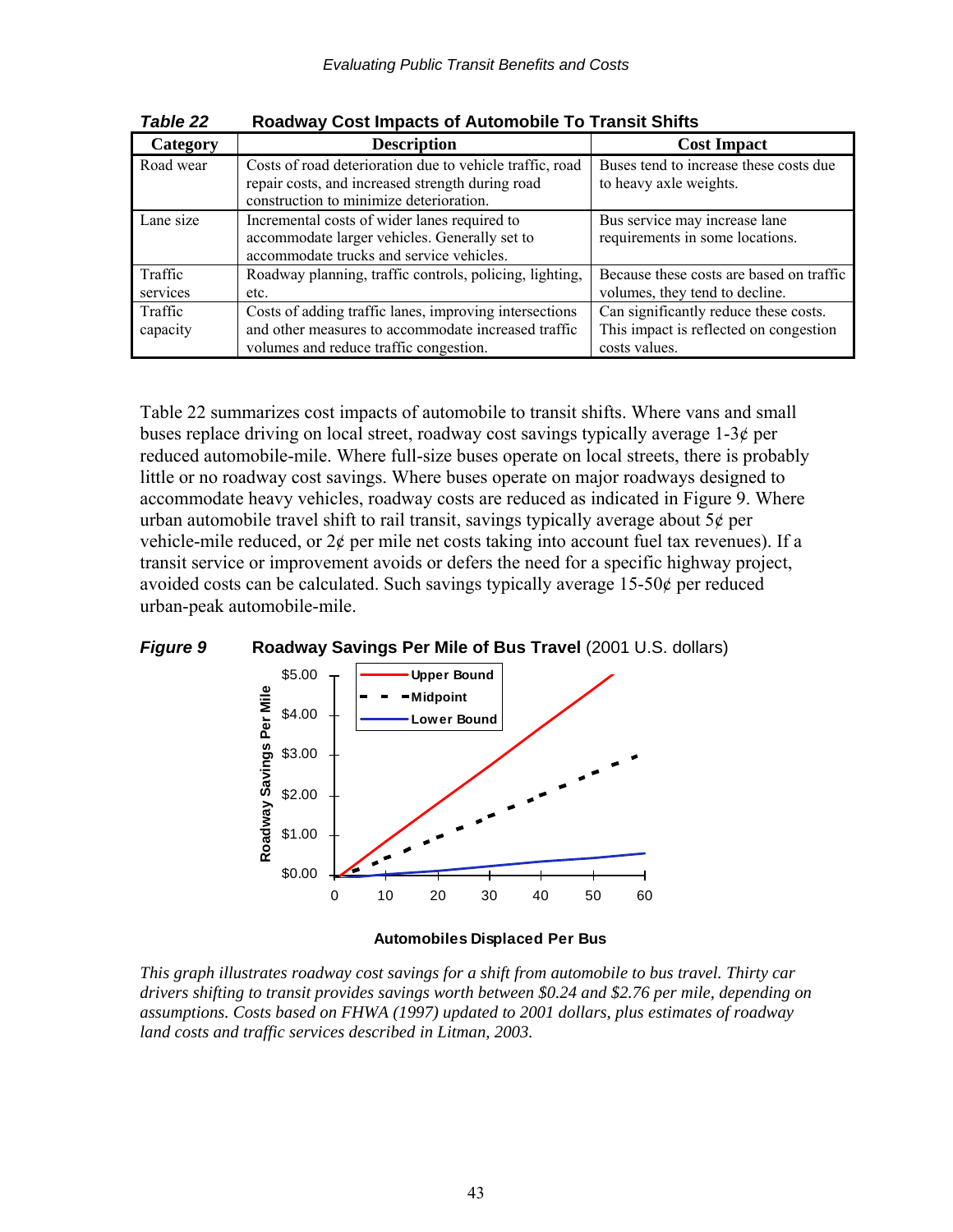*Table 22* **Roadway Cost Impacts of Automobile To Transit Shifts**

| Category | Description | Cost Impact |
|---|---|---|
| Road wear | Costs of road deterioration due to vehicle traffic, road repair costs, and increased strength during road construction to minimize deterioration. | Buses tend to increase these costs due to heavy axle weights. |
| Lane size | Incremental costs of wider lanes required to accommodate larger vehicles. Generally set to accommodate trucks and service vehicles. | Bus service may increase lane requirements in some locations. |
| Traffic services | Roadway planning, traffic controls, policing, lighting, etc. | Because these costs are based on traffic volumes, they tend to decline. |
| Traffic capacity | Costs of adding traffic lanes, improving intersections and other measures to accommodate increased traffic volumes and reduce traffic congestion. | Can significantly reduce these costs. This impact is reflected on congestion costs values. |

Table 22 summarizes cost impacts of automobile to transit shifts. Where vans and small buses replace driving on local street, roadway cost savings typically average 1-3¢ per reduced automobile-mile. Where full-size buses operate on local streets, there is probably little or no roadway cost savings. Where buses operate on major roadways designed to accommodate heavy vehicles, roadway costs are reduced as indicated in Figure 9. Where urban automobile travel shift to rail transit, savings typically average about 5¢ per vehicle-mile reduced, or 2¢ per mile net costs taking into account fuel tax revenues). If a transit service or improvement avoids or defers the need for a specific highway project, avoided costs can be calculated. Such savings typically average 15-50¢ per reduced urban-peak automobile-mile.

***Figure 9*** **Roadway Savings Per Mile of Bus Travel** (2001 U.S. dollars)

*This graph illustrates roadway cost savings for a shift from automobile to bus travel. Thirty car drivers shifting to transit provides savings worth between $0.24 and $2.76 per mile, depending on assumptions. Costs based on FHWA (1997) updated to 2001 dollars, plus estimates of roadway land costs and traffic services described in Litman, 2003.*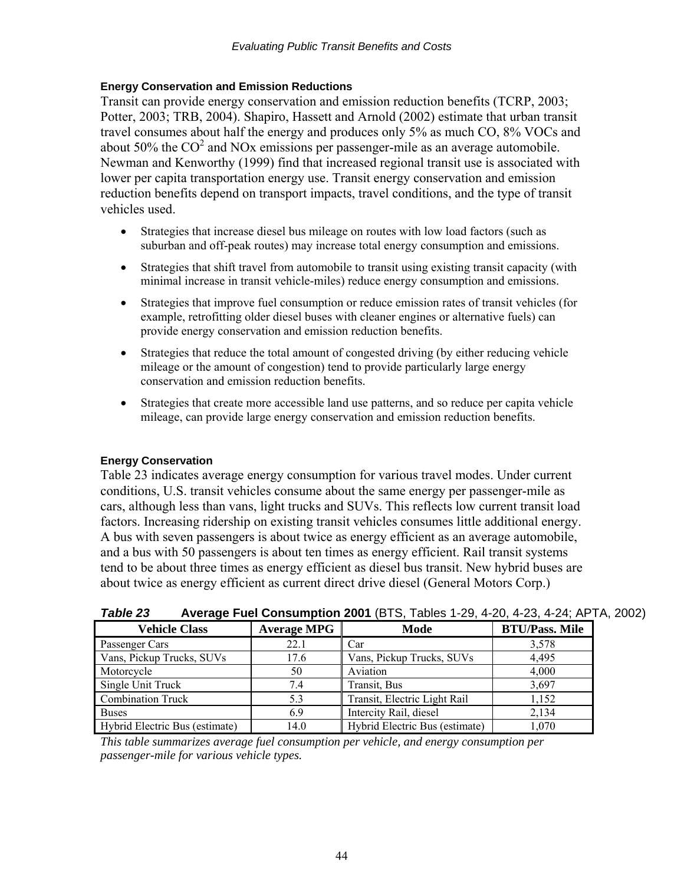### Energy Conservation and Emission Reductions

Transit can provide energy conservation and emission reduction benefits (TCRP, 2003; Potter, 2003; TRB, 2004). Shapiro, Hassett and Arnold (2002) estimate that urban transit travel consumes about half the energy and produces only 5% as much CO, 8% VOCs and about 50% the $CO^2$ and NOx emissions per passenger-mile as an average automobile. Newman and Kenworthy (1999) find that increased regional transit use is associated with lower per capita transportation energy use. Transit energy conservation and emission reduction benefits depend on transport impacts, travel conditions, and the type of transit vehicles used.

- Strategies that increase diesel bus mileage on routes with low load factors (such as suburban and off-peak routes) may increase total energy consumption and emissions.
- Strategies that shift travel from automobile to transit using existing transit capacity (with minimal increase in transit vehicle-miles) reduce energy consumption and emissions.
- Strategies that improve fuel consumption or reduce emission rates of transit vehicles (for example, retrofitting older diesel buses with cleaner engines or alternative fuels) can provide energy conservation and emission reduction benefits.
- Strategies that reduce the total amount of congested driving (by either reducing vehicle mileage or the amount of congestion) tend to provide particularly large energy conservation and emission reduction benefits.
- Strategies that create more accessible land use patterns, and so reduce per capita vehicle mileage, can provide large energy conservation and emission reduction benefits.

### Energy Conservation

Table 23 indicates average energy consumption for various travel modes. Under current conditions, U.S. transit vehicles consume about the same energy per passenger-mile as cars, although less than vans, light trucks and SUVs. This reflects low current transit load factors. Increasing ridership on existing transit vehicles consumes little additional energy. A bus with seven passengers is about twice as energy efficient as an average automobile, and a bus with 50 passengers is about ten times as energy efficient. Rail transit systems tend to be about three times as energy efficient as diesel bus transit. New hybrid buses are about twice as energy efficient as current direct drive diesel (General Motors Corp.)

***Table 23*** **Average Fuel Consumption 2001** (BTS, Tables 1-29, 4-20, 4-23, 4-24; APTA, 2002)

| Vehicle Class | Average MPG | Mode | BTU/Pass. Mile |
|---|---|---|---|
| Passenger Cars | 22.1 | Car | 3,578 |
| Vans, Pickup Trucks, SUVs | 17.6 | Vans, Pickup Trucks, SUVs | 4,495 |
| Motorcycle | 50 | Aviation | 4,000 |
| Single Unit Truck | 7.4 | Transit, Bus | 3,697 |
| Combination Truck | 5.3 | Transit, Electric Light Rail | 1,152 |
| Buses | 6.9 | Intercity Rail, diesel | 2,134 |
| Hybrid Electric Bus (estimate) | 14.0 | Hybrid Electric Bus (estimate) | 1,070 |

*This table summarizes average fuel consumption per vehicle, and energy consumption per passenger-mile for various vehicle types.*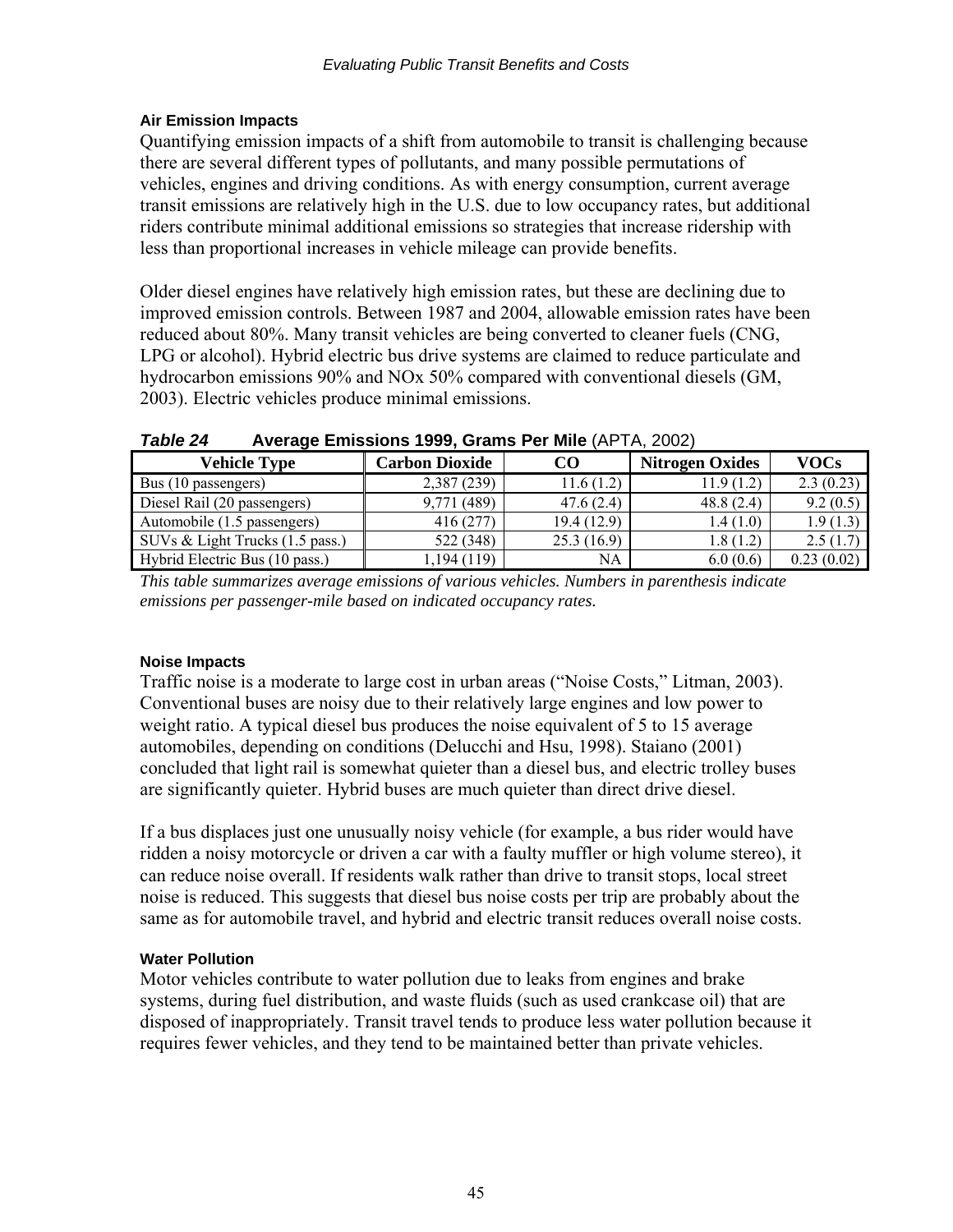### Air Emission Impacts

Quantifying emission impacts of a shift from automobile to transit is challenging because there are several different types of pollutants, and many possible permutations of vehicles, engines and driving conditions. As with energy consumption, current average transit emissions are relatively high in the U.S. due to low occupancy rates, but additional riders contribute minimal additional emissions so strategies that increase ridership with less than proportional increases in vehicle mileage can provide benefits.

Older diesel engines have relatively high emission rates, but these are declining due to improved emission controls. Between 1987 and 2004, allowable emission rates have been reduced about 80%. Many transit vehicles are being converted to cleaner fuels (CNG, LPG or alcohol). Hybrid electric bus drive systems are claimed to reduce particulate and hydrocarbon emissions 90% and NOx 50% compared with conventional diesels (GM, 2003). Electric vehicles produce minimal emissions.

***Table 24*** **Average Emissions 1999, Grams Per Mile** (APTA, 2002)

| Vehicle Type | Carbon Dioxide | CO | Nitrogen Oxides | VOCs |
|---|---|---|---|---|
| Bus (10 passengers) | 2,387 (239) | 11.6 (1.2) | 11.9 (1.2) | 2.3 (0.23) |
| Diesel Rail (20 passengers) | 9,771 (489) | 47.6 (2.4) | 48.8 (2.4) | 9.2 (0.5) |
| Automobile (1.5 passengers) | 416 (277) | 19.4 (12.9) | 1.4 (1.0) | 1.9 (1.3) |
| SUVs & Light Trucks (1.5 pass.) | 522 (348) | 25.3 (16.9) | 1.8 (1.2) | 2.5 (1.7) |
| Hybrid Electric Bus (10 pass.) | 1,194 (119) | NA | 6.0 (0.6) | 0.23 (0.02) |

*This table summarizes average emissions of various vehicles. Numbers in parenthesis indicate emissions per passenger-mile based on indicated occupancy rates.*

### Noise Impacts

Traffic noise is a moderate to large cost in urban areas ("Noise Costs," Litman, 2003). Conventional buses are noisy due to their relatively large engines and low power to weight ratio. A typical diesel bus produces the noise equivalent of 5 to 15 average automobiles, depending on conditions (Delucchi and Hsu, 1998). Staiano (2001) concluded that light rail is somewhat quieter than a diesel bus, and electric trolley buses are significantly quieter. Hybrid buses are much quieter than direct drive diesel.

If a bus displaces just one unusually noisy vehicle (for example, a bus rider would have ridden a noisy motorcycle or driven a car with a faulty muffler or high volume stereo), it can reduce noise overall. If residents walk rather than drive to transit stops, local street noise is reduced. This suggests that diesel bus noise costs per trip are probably about the same as for automobile travel, and hybrid and electric transit reduces overall noise costs.

### Water Pollution

Motor vehicles contribute to water pollution due to leaks from engines and brake systems, during fuel distribution, and waste fluids (such as used crankcase oil) that are disposed of inappropriately. Transit travel tends to produce less water pollution because it requires fewer vehicles, and they tend to be maintained better than private vehicles.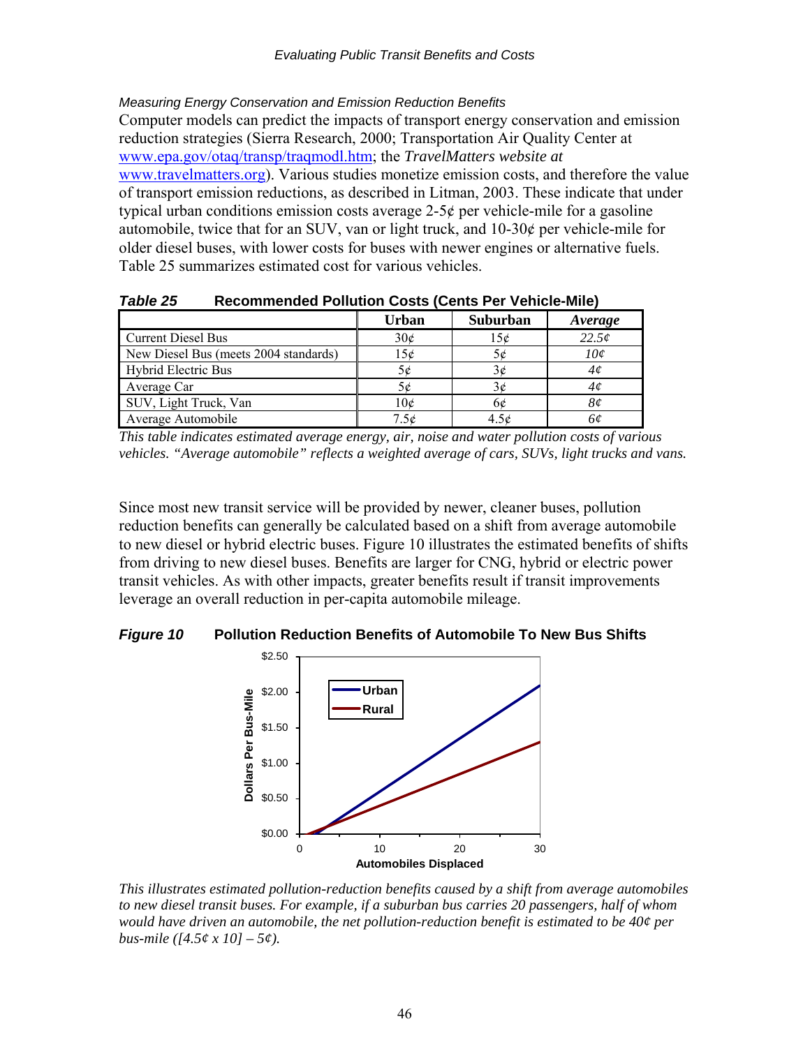*Measuring Energy Conservation and Emission Reduction Benefits*

Computer models can predict the impacts of transport energy conservation and emission reduction strategies (Sierra Research, 2000; Transportation Air Quality Center at www.epa.gov/otaq/transp/traqmodl.htm; the *TravelMatters website at* www.travelmatters.org). Various studies monetize emission costs, and therefore the value of transport emission reductions, as described in Litman, 2003. These indicate that under typical urban conditions emission costs average 2-5¢ per vehicle-mile for a gasoline automobile, twice that for an SUV, van or light truck, and 10-30¢ per vehicle-mile for older diesel buses, with lower costs for buses with newer engines or alternative fuels. Table 25 summarizes estimated cost for various vehicles.

***Table 25*** **Recommended Pollution Costs (Cents Per Vehicle-Mile)**

| | Urban | Suburban | *Average* |
|---|---|---|---|
| Current Diesel Bus | 30¢ | 15¢ | *22.5¢* |
| New Diesel Bus (meets 2004 standards) | 15¢ | 5¢ | *10¢* |
| Hybrid Electric Bus | 5¢ | 3¢ | *4¢* |
| Average Car | 5¢ | 3¢ | *4¢* |
| SUV, Light Truck, Van | 10¢ | 6¢ | *8¢* |
| Average Automobile | 7.5¢ | 4.5¢ | *6¢* |

*This table indicates estimated average energy, air, noise and water pollution costs of various vehicles. "Average automobile" reflects a weighted average of cars, SUVs, light trucks and vans.*

Since most new transit service will be provided by newer, cleaner buses, pollution reduction benefits can generally be calculated based on a shift from average automobile to new diesel or hybrid electric buses. Figure 10 illustrates the estimated benefits of shifts from driving to new diesel buses. Benefits are larger for CNG, hybrid or electric power transit vehicles. As with other impacts, greater benefits result if transit improvements leverage an overall reduction in per-capita automobile mileage.

***Figure 10*** **Pollution Reduction Benefits of Automobile To New Bus Shifts**

*This illustrates estimated pollution-reduction benefits caused by a shift from average automobiles to new diesel transit buses. For example, if a suburban bus carries 20 passengers, half of whom would have driven an automobile, the net pollution-reduction benefit is estimated to be 40¢ per bus-mile ([4.5¢ x 10] – 5¢).*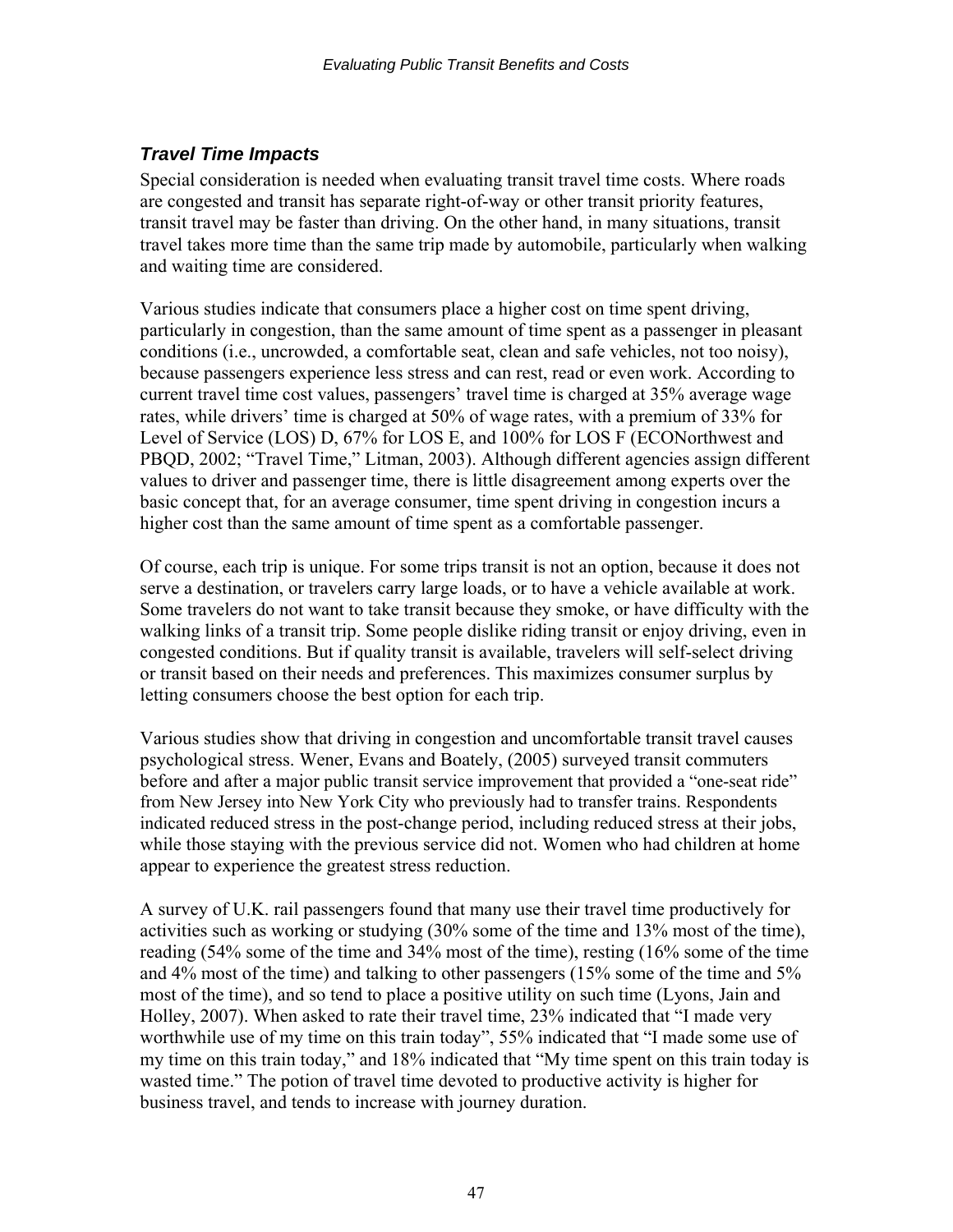### *Travel Time Impacts*

Special consideration is needed when evaluating transit travel time costs. Where roads are congested and transit has separate right-of-way or other transit priority features, transit travel may be faster than driving. On the other hand, in many situations, transit travel takes more time than the same trip made by automobile, particularly when walking and waiting time are considered.

Various studies indicate that consumers place a higher cost on time spent driving, particularly in congestion, than the same amount of time spent as a passenger in pleasant conditions (i.e., uncrowded, a comfortable seat, clean and safe vehicles, not too noisy), because passengers experience less stress and can rest, read or even work. According to current travel time cost values, passengers' travel time is charged at 35% average wage rates, while drivers' time is charged at 50% of wage rates, with a premium of 33% for Level of Service (LOS) D, 67% for LOS E, and 100% for LOS F (ECONorthwest and PBQD, 2002; "Travel Time," Litman, 2003). Although different agencies assign different values to driver and passenger time, there is little disagreement among experts over the basic concept that, for an average consumer, time spent driving in congestion incurs a higher cost than the same amount of time spent as a comfortable passenger.

Of course, each trip is unique. For some trips transit is not an option, because it does not serve a destination, or travelers carry large loads, or to have a vehicle available at work. Some travelers do not want to take transit because they smoke, or have difficulty with the walking links of a transit trip. Some people dislike riding transit or enjoy driving, even in congested conditions. But if quality transit is available, travelers will self-select driving or transit based on their needs and preferences. This maximizes consumer surplus by letting consumers choose the best option for each trip.

Various studies show that driving in congestion and uncomfortable transit travel causes psychological stress. Wener, Evans and Boately, (2005) surveyed transit commuters before and after a major public transit service improvement that provided a "one-seat ride" from New Jersey into New York City who previously had to transfer trains. Respondents indicated reduced stress in the post-change period, including reduced stress at their jobs, while those staying with the previous service did not. Women who had children at home appear to experience the greatest stress reduction.

A survey of U.K. rail passengers found that many use their travel time productively for activities such as working or studying (30% some of the time and 13% most of the time), reading (54% some of the time and 34% most of the time), resting (16% some of the time and 4% most of the time) and talking to other passengers (15% some of the time and 5% most of the time), and so tend to place a positive utility on such time (Lyons, Jain and Holley, 2007). When asked to rate their travel time, 23% indicated that "I made very worthwhile use of my time on this train today", 55% indicated that "I made some use of my time on this train today," and 18% indicated that "My time spent on this train today is wasted time." The potion of travel time devoted to productive activity is higher for business travel, and tends to increase with journey duration.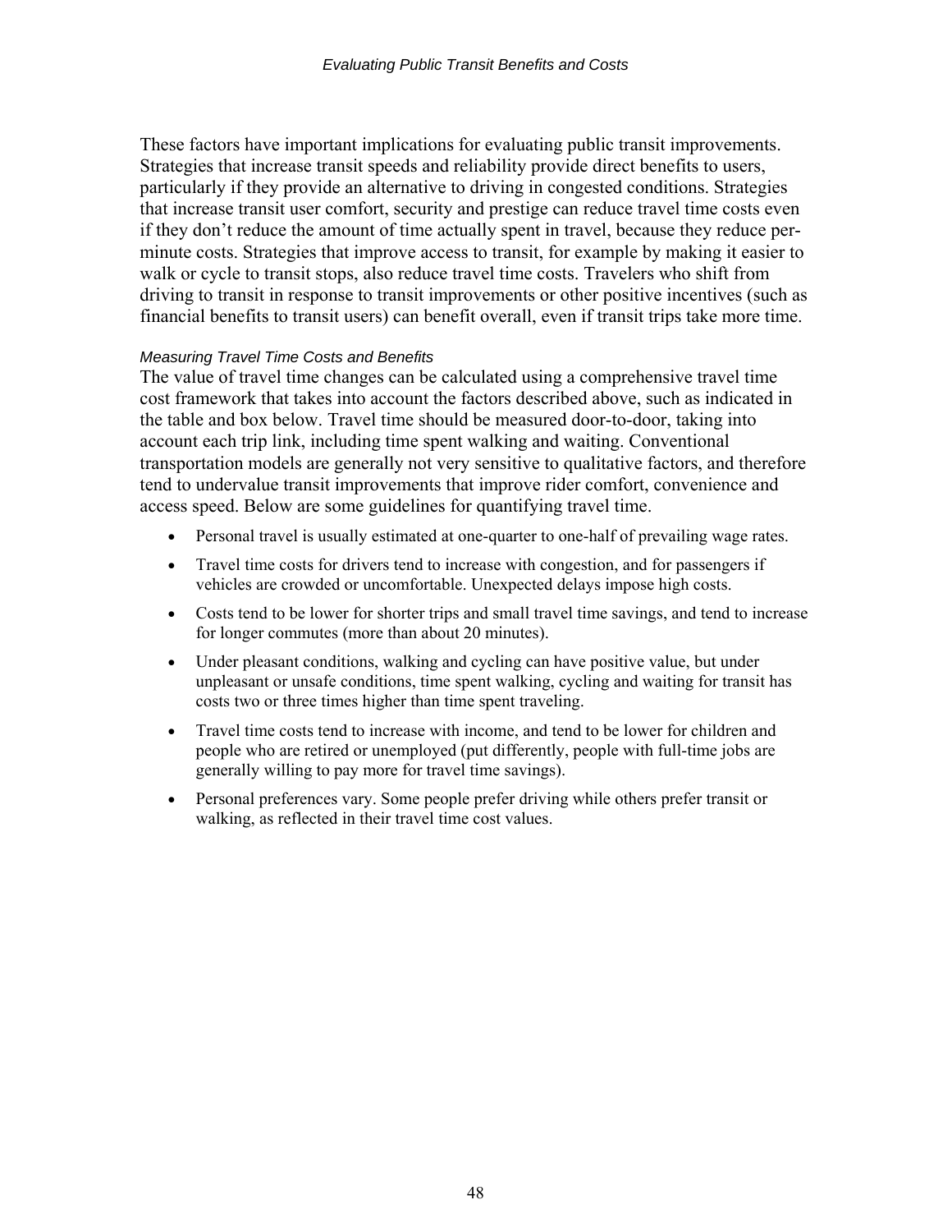These factors have important implications for evaluating public transit improvements. Strategies that increase transit speeds and reliability provide direct benefits to users, particularly if they provide an alternative to driving in congested conditions. Strategies that increase transit user comfort, security and prestige can reduce travel time costs even if they don't reduce the amount of time actually spent in travel, because they reduce per-minute costs. Strategies that improve access to transit, for example by making it easier to walk or cycle to transit stops, also reduce travel time costs. Travelers who shift from driving to transit in response to transit improvements or other positive incentives (such as financial benefits to transit users) can benefit overall, even if transit trips take more time.

*Measuring Travel Time Costs and Benefits*

The value of travel time changes can be calculated using a comprehensive travel time cost framework that takes into account the factors described above, such as indicated in the table and box below. Travel time should be measured door-to-door, taking into account each trip link, including time spent walking and waiting. Conventional transportation models are generally not very sensitive to qualitative factors, and therefore tend to undervalue transit improvements that improve rider comfort, convenience and access speed. Below are some guidelines for quantifying travel time.

- Personal travel is usually estimated at one-quarter to one-half of prevailing wage rates.
- Travel time costs for drivers tend to increase with congestion, and for passengers if vehicles are crowded or uncomfortable. Unexpected delays impose high costs.
- Costs tend to be lower for shorter trips and small travel time savings, and tend to increase for longer commutes (more than about 20 minutes).
- Under pleasant conditions, walking and cycling can have positive value, but under unpleasant or unsafe conditions, time spent walking, cycling and waiting for transit has costs two or three times higher than time spent traveling.
- Travel time costs tend to increase with income, and tend to be lower for children and people who are retired or unemployed (put differently, people with full-time jobs are generally willing to pay more for travel time savings).
- Personal preferences vary. Some people prefer driving while others prefer transit or walking, as reflected in their travel time cost values.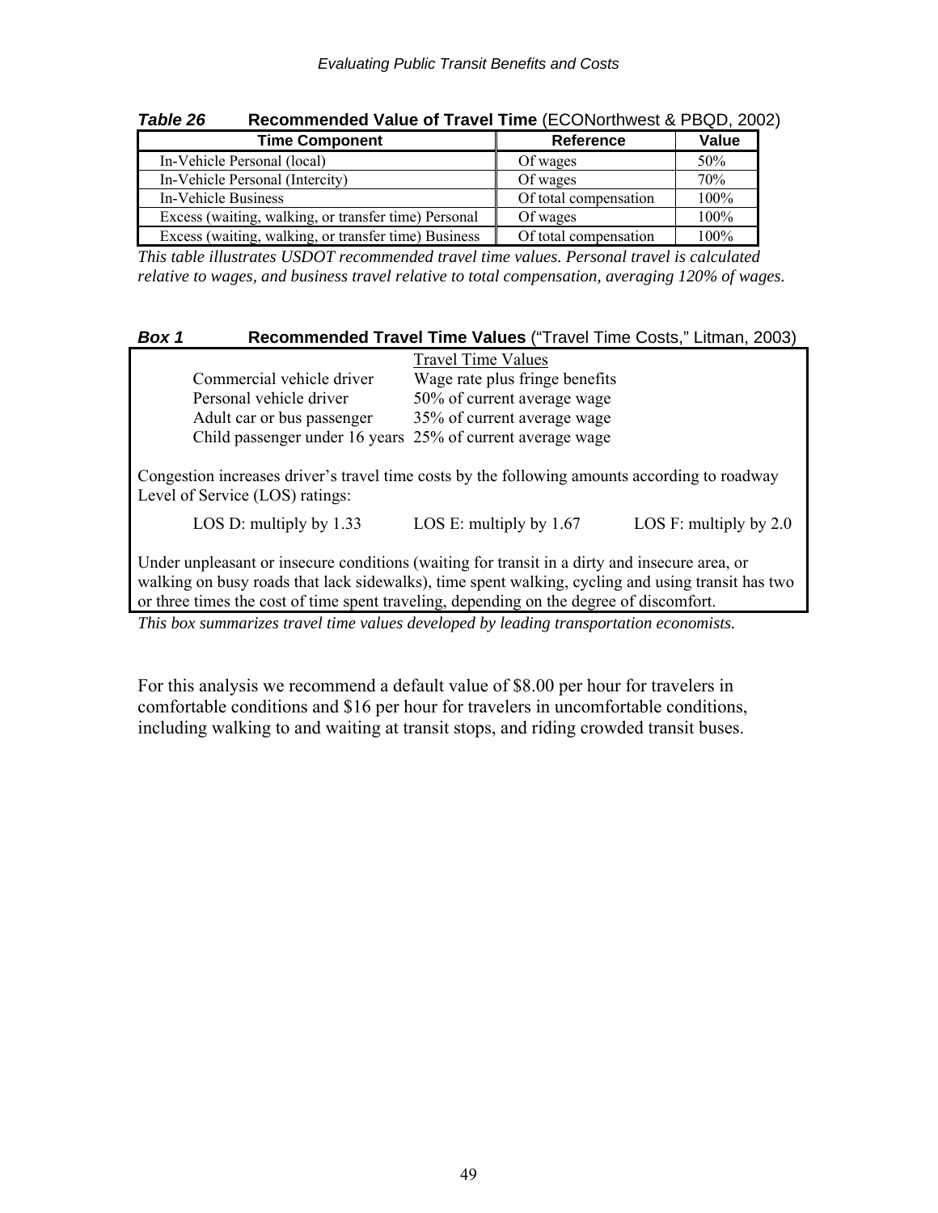***Table 26*** **Recommended Value of Travel Time** (ECONorthwest & PBQD, 2002)

| Time Component | Reference | Value |
| --- | --- | --- |
| In-Vehicle Personal (local) | Of wages | 50% |
| In-Vehicle Personal (Intercity) | Of wages | 70% |
| In-Vehicle Business | Of total compensation | 100% |
| Excess (waiting, walking, or transfer time) Personal | Of wages | 100% |
| Excess (waiting, walking, or transfer time) Business | Of total compensation | 100% |

*This table illustrates USDOT recommended travel time values. Personal travel is calculated relative to wages, and business travel relative to total compensation, averaging 120% of wages.*

***Box 1*** **Recommended Travel Time Values** ("Travel Time Costs," Litman, 2003)

| | Travel Time Values |
| --- | --- |
| Commercial vehicle driver | Wage rate plus fringe benefits |
| Personal vehicle driver | 50% of current average wage |
| Adult car or bus passenger | 35% of current average wage |
| Child passenger under 16 years | 25% of current average wage |

Congestion increases driver's travel time costs by the following amounts according to roadway Level of Service (LOS) ratings:

LOS D: multiply by 1.33 LOS E: multiply by 1.67 LOS F: multiply by 2.0

Under unpleasant or insecure conditions (waiting for transit in a dirty and insecure area, or walking on busy roads that lack sidewalks), time spent walking, cycling and using transit has two or three times the cost of time spent traveling, depending on the degree of discomfort.

*This box summarizes travel time values developed by leading transportation economists.*

For this analysis we recommend a default value of $8.00 per hour for travelers in comfortable conditions and $16 per hour for travelers in uncomfortable conditions, including walking to and waiting at transit stops, and riding crowded transit buses.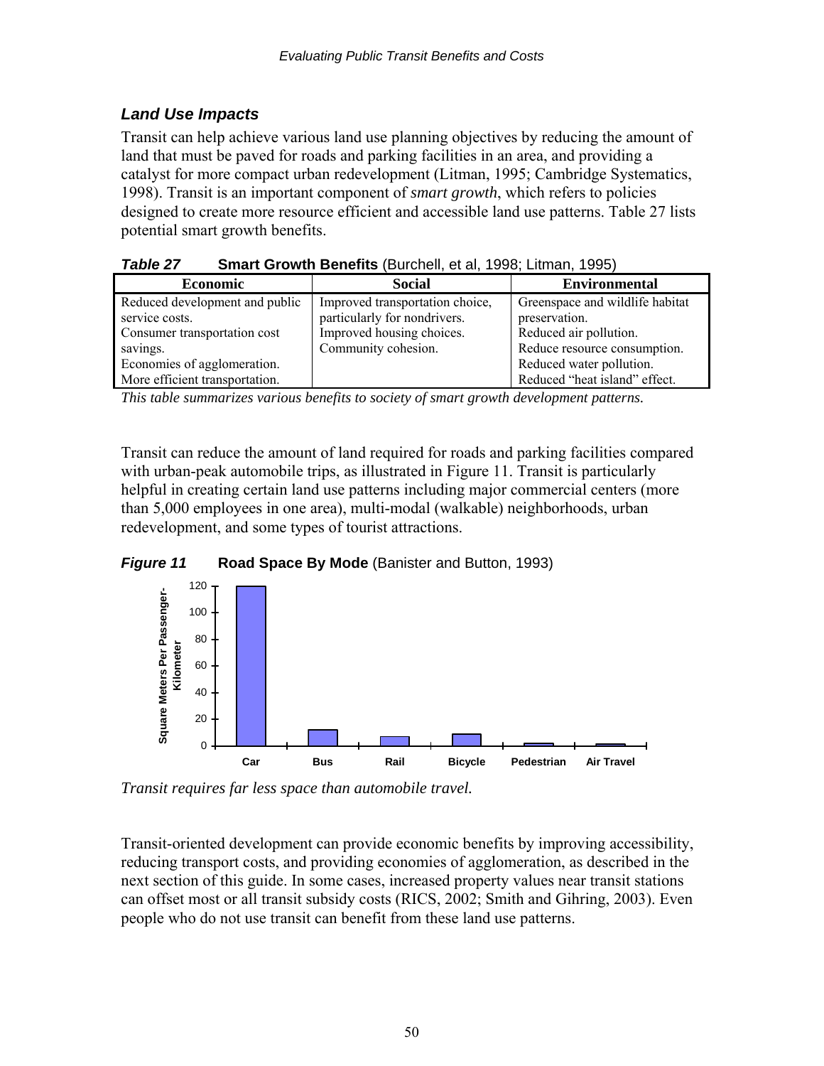### *Land Use Impacts*

Transit can help achieve various land use planning objectives by reducing the amount of land that must be paved for roads and parking facilities in an area, and providing a catalyst for more compact urban redevelopment (Litman, 1995; Cambridge Systematics, 1998). Transit is an important component of *smart growth*, which refers to policies designed to create more resource efficient and accessible land use patterns. Table 27 lists potential smart growth benefits.

***Table 27*** **Smart Growth Benefits** (Burchell, et al, 1998; Litman, 1995)

| Economic | Social | Environmental |
|---|---|---|
| Reduced development and public service costs.<br>Consumer transportation cost savings.<br>Economies of agglomeration.<br>More efficient transportation. | Improved transportation choice, particularly for nondrivers.<br>Improved housing choices.<br>Community cohesion. | Greenspace and wildlife habitat preservation.<br>Reduced air pollution.<br>Reduce resource consumption.<br>Reduced water pollution.<br>Reduced "heat island" effect. |

*This table summarizes various benefits to society of smart growth development patterns.*

Transit can reduce the amount of land required for roads and parking facilities compared with urban-peak automobile trips, as illustrated in Figure 11. Transit is particularly helpful in creating certain land use patterns including major commercial centers (more than 5,000 employees in one area), multi-modal (walkable) neighborhoods, urban redevelopment, and some types of tourist attractions.

***Figure 11*** **Road Space By Mode** (Banister and Button, 1993)

*Transit requires far less space than automobile travel.*

Transit-oriented development can provide economic benefits by improving accessibility, reducing transport costs, and providing economies of agglomeration, as described in the next section of this guide. In some cases, increased property values near transit stations can offset most or all transit subsidy costs (RICS, 2002; Smith and Gihring, 2003). Even people who do not use transit can benefit from these land use patterns.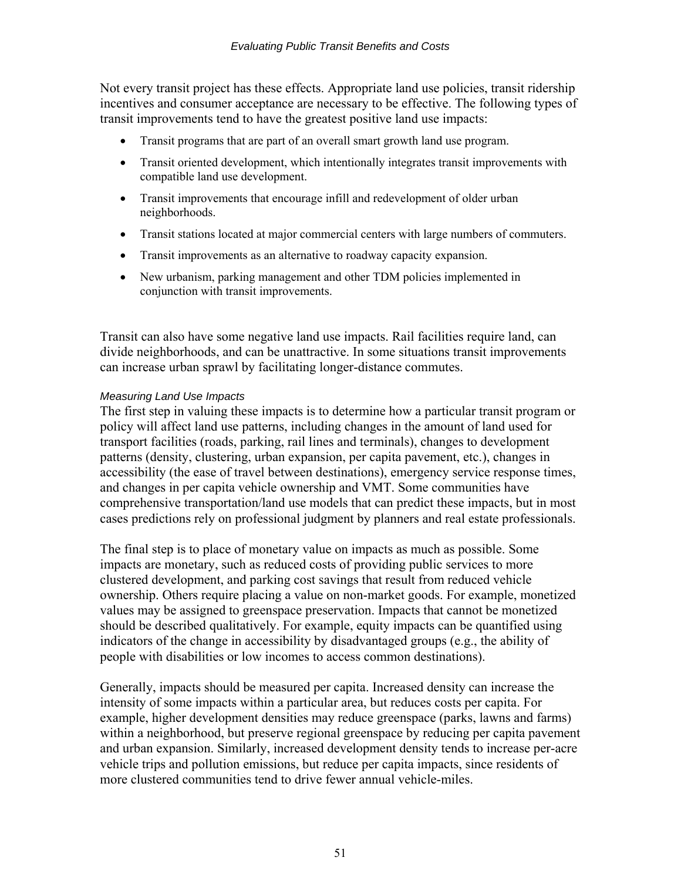Not every transit project has these effects. Appropriate land use policies, transit ridership incentives and consumer acceptance are necessary to be effective. The following types of transit improvements tend to have the greatest positive land use impacts:

- Transit programs that are part of an overall smart growth land use program.
- Transit oriented development, which intentionally integrates transit improvements with compatible land use development.
- Transit improvements that encourage infill and redevelopment of older urban neighborhoods.
- Transit stations located at major commercial centers with large numbers of commuters.
- Transit improvements as an alternative to roadway capacity expansion.
- New urbanism, parking management and other TDM policies implemented in conjunction with transit improvements.

Transit can also have some negative land use impacts. Rail facilities require land, can divide neighborhoods, and can be unattractive. In some situations transit improvements can increase urban sprawl by facilitating longer-distance commutes.

#### *Measuring Land Use Impacts*

The first step in valuing these impacts is to determine how a particular transit program or policy will affect land use patterns, including changes in the amount of land used for transport facilities (roads, parking, rail lines and terminals), changes to development patterns (density, clustering, urban expansion, per capita pavement, etc.), changes in accessibility (the ease of travel between destinations), emergency service response times, and changes in per capita vehicle ownership and VMT. Some communities have comprehensive transportation/land use models that can predict these impacts, but in most cases predictions rely on professional judgment by planners and real estate professionals.

The final step is to place of monetary value on impacts as much as possible. Some impacts are monetary, such as reduced costs of providing public services to more clustered development, and parking cost savings that result from reduced vehicle ownership. Others require placing a value on non-market goods. For example, monetized values may be assigned to greenspace preservation. Impacts that cannot be monetized should be described qualitatively. For example, equity impacts can be quantified using indicators of the change in accessibility by disadvantaged groups (e.g., the ability of people with disabilities or low incomes to access common destinations).

Generally, impacts should be measured per capita. Increased density can increase the intensity of some impacts within a particular area, but reduces costs per capita. For example, higher development densities may reduce greenspace (parks, lawns and farms) within a neighborhood, but preserve regional greenspace by reducing per capita pavement and urban expansion. Similarly, increased development density tends to increase per-acre vehicle trips and pollution emissions, but reduce per capita impacts, since residents of more clustered communities tend to drive fewer annual vehicle-miles.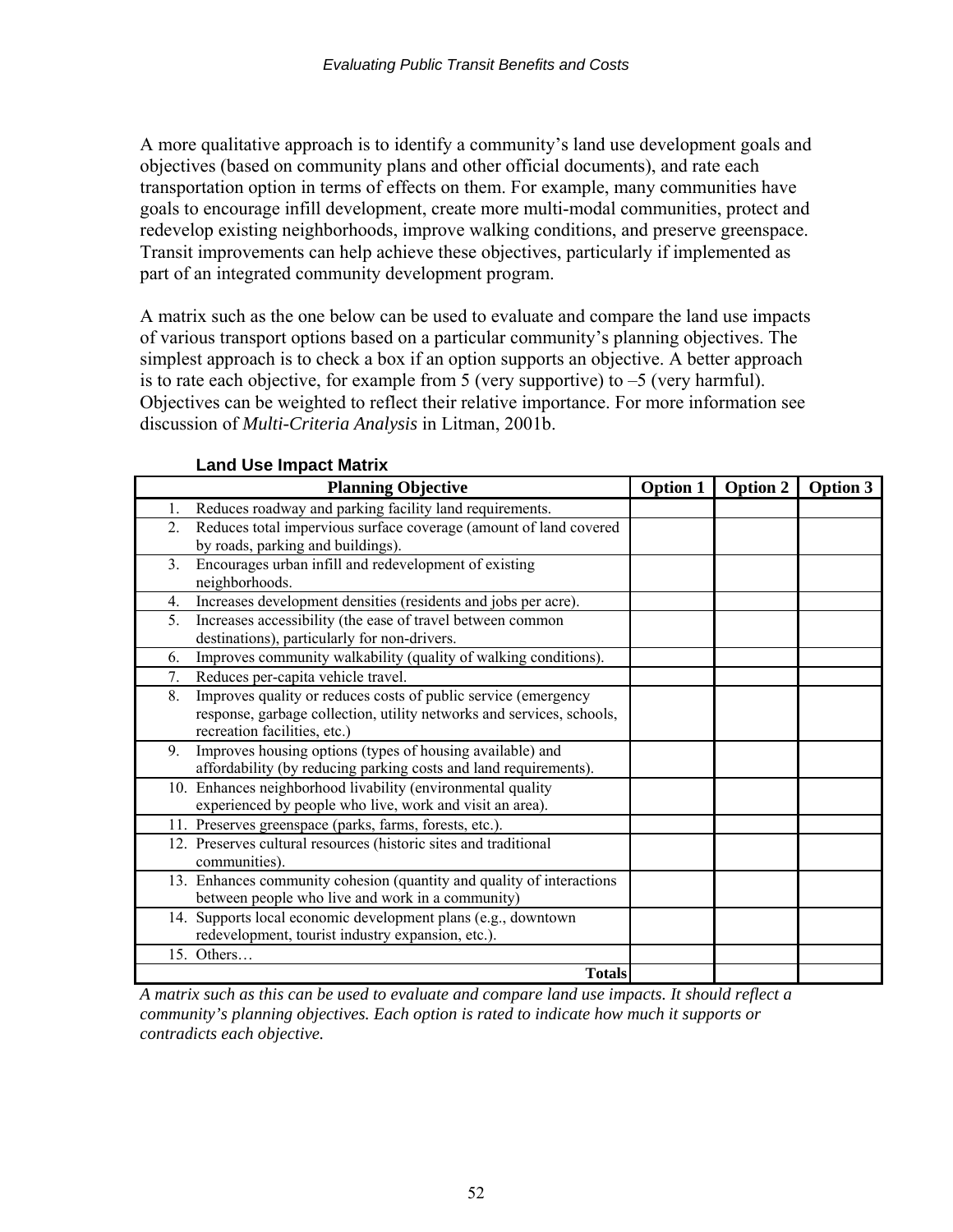A more qualitative approach is to identify a community's land use development goals and objectives (based on community plans and other official documents), and rate each transportation option in terms of effects on them. For example, many communities have goals to encourage infill development, create more multi-modal communities, protect and redevelop existing neighborhoods, improve walking conditions, and preserve greenspace. Transit improvements can help achieve these objectives, particularly if implemented as part of an integrated community development program.

A matrix such as the one below can be used to evaluate and compare the land use impacts of various transport options based on a particular community's planning objectives. The simplest approach is to check a box if an option supports an objective. A better approach is to rate each objective, for example from 5 (very supportive) to –5 (very harmful). Objectives can be weighted to reflect their relative importance. For more information see discussion of *Multi-Criteria Analysis* in Litman, 2001b.

**Land Use Impact Matrix**

| Planning Objective | Option 1 | Option 2 | Option 3 |
|---|---|---|---|
| 1. Reduces roadway and parking facility land requirements. | | | |
| 2. Reduces total impervious surface coverage (amount of land covered by roads, parking and buildings). | | | |
| 3. Encourages urban infill and redevelopment of existing neighborhoods. | | | |
| 4. Increases development densities (residents and jobs per acre). | | | |
| 5. Increases accessibility (the ease of travel between common destinations), particularly for non-drivers. | | | |
| 6. Improves community walkability (quality of walking conditions). | | | |
| 7. Reduces per-capita vehicle travel. | | | |
| 8. Improves quality or reduces costs of public service (emergency response, garbage collection, utility networks and services, schools, recreation facilities, etc.) | | | |
| 9. Improves housing options (types of housing available) and affordability (by reducing parking costs and land requirements). | | | |
| 10. Enhances neighborhood livability (environmental quality experienced by people who live, work and visit an area). | | | |
| 11. Preserves greenspace (parks, farms, forests, etc.). | | | |
| 12. Preserves cultural resources (historic sites and traditional communities). | | | |
| 13. Enhances community cohesion (quantity and quality of interactions between people who live and work in a community) | | | |
| 14. Supports local economic development plans (e.g., downtown redevelopment, tourist industry expansion, etc.). | | | |
| 15. Others… | | | |
| **Totals** | | | |

*A matrix such as this can be used to evaluate and compare land use impacts. It should reflect a community's planning objectives. Each option is rated to indicate how much it supports or contradicts each objective.*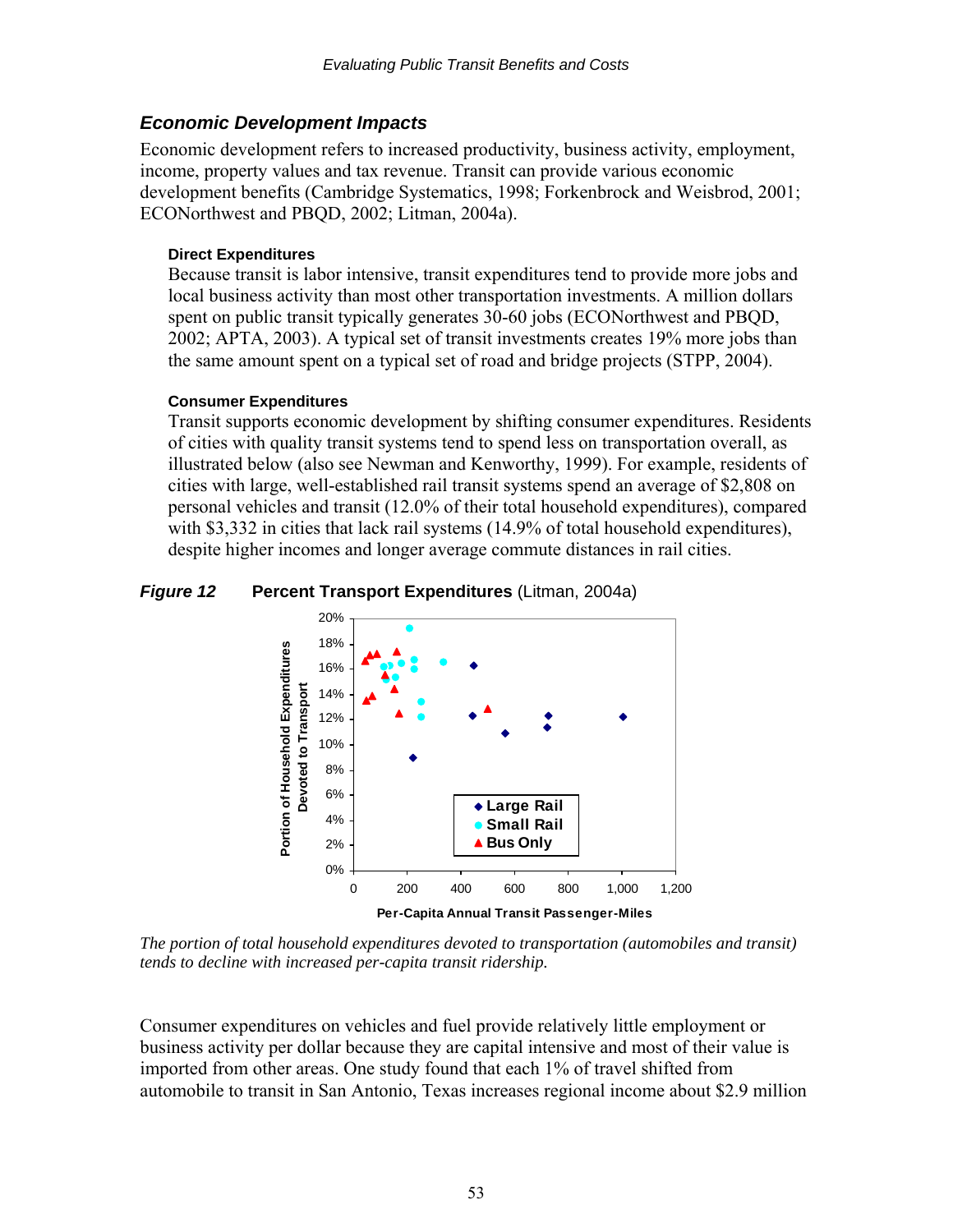### *Economic Development Impacts*

Economic development refers to increased productivity, business activity, employment, income, property values and tax revenue. Transit can provide various economic development benefits (Cambridge Systematics, 1998; Forkenbrock and Weisbrod, 2001; ECONorthwest and PBQD, 2002; Litman, 2004a).

**Direct Expenditures**

Because transit is labor intensive, transit expenditures tend to provide more jobs and local business activity than most other transportation investments. A million dollars spent on public transit typically generates 30-60 jobs (ECONorthwest and PBQD, 2002; APTA, 2003). A typical set of transit investments creates 19% more jobs than the same amount spent on a typical set of road and bridge projects (STPP, 2004).

**Consumer Expenditures**

Transit supports economic development by shifting consumer expenditures. Residents of cities with quality transit systems tend to spend less on transportation overall, as illustrated below (also see Newman and Kenworthy, 1999). For example, residents of cities with large, well-established rail transit systems spend an average of $2,808 on personal vehicles and transit (12.0% of their total household expenditures), compared with $3,332 in cities that lack rail systems (14.9% of total household expenditures), despite higher incomes and longer average commute distances in rail cities.

***Figure 12*** **Percent Transport Expenditures** (Litman, 2004a)

*The portion of total household expenditures devoted to transportation (automobiles and transit) tends to decline with increased per-capita transit ridership.*

Consumer expenditures on vehicles and fuel provide relatively little employment or business activity per dollar because they are capital intensive and most of their value is imported from other areas. One study found that each 1% of travel shifted from automobile to transit in San Antonio, Texas increases regional income about $2.9 million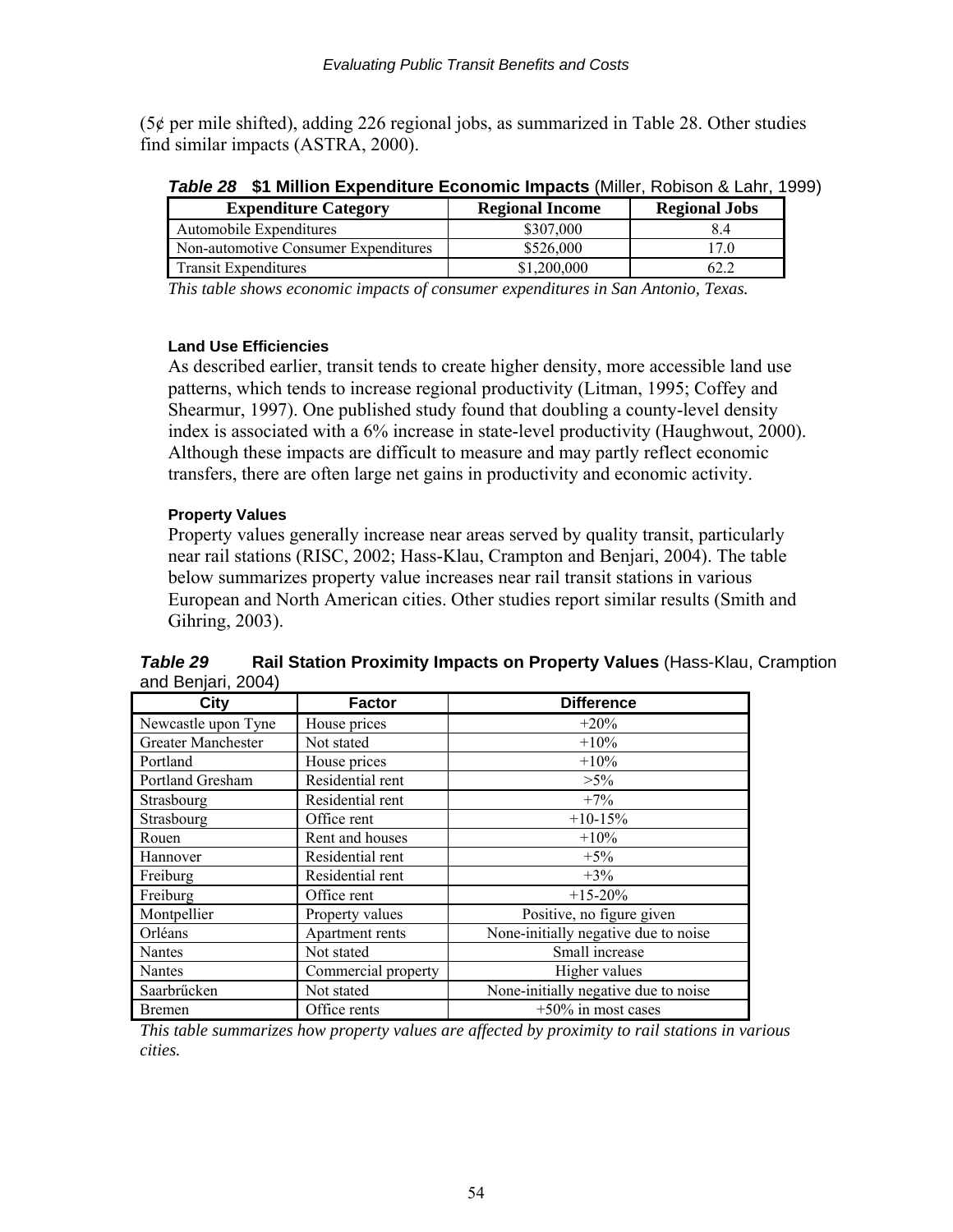(5¢ per mile shifted), adding 226 regional jobs, as summarized in Table 28. Other studies find similar impacts (ASTRA, 2000).

***Table 28*** **$1 Million Expenditure Economic Impacts** (Miller, Robison & Lahr, 1999)

| Expenditure Category | Regional Income | Regional Jobs |
|---|---|---|
| Automobile Expenditures | $307,000 | 8.4 |
| Non-automotive Consumer Expenditures | $526,000 | 17.0 |
| Transit Expenditures | $1,200,000 | 62.2 |

*This table shows economic impacts of consumer expenditures in San Antonio, Texas.*

#### Land Use Efficiencies

As described earlier, transit tends to create higher density, more accessible land use patterns, which tends to increase regional productivity (Litman, 1995; Coffey and Shearmur, 1997). One published study found that doubling a county-level density index is associated with a 6% increase in state-level productivity (Haughwout, 2000). Although these impacts are difficult to measure and may partly reflect economic transfers, there are often large net gains in productivity and economic activity.

#### Property Values

Property values generally increase near areas served by quality transit, particularly near rail stations (RISC, 2002; Hass-Klau, Crampton and Benjari, 2004). The table below summarizes property value increases near rail transit stations in various European and North American cities. Other studies report similar results (Smith and Gihring, 2003).

***Table 29*** **Rail Station Proximity Impacts on Property Values** (Hass-Klau, Cramption and Benjari, 2004)

| City | Factor | Difference |
|---|---|---|
| Newcastle upon Tyne | House prices | +20% |
| Greater Manchester | Not stated | +10% |
| Portland | House prices | +10% |
| Portland Gresham | Residential rent | >5% |
| Strasbourg | Residential rent | +7% |
| Strasbourg | Office rent | +10-15% |
| Rouen | Rent and houses | +10% |
| Hannover | Residential rent | +5% |
| Freiburg | Residential rent | +3% |
| Freiburg | Office rent | +15-20% |
| Montpellier | Property values | Positive, no figure given |
| Orléans | Apartment rents | None-initially negative due to noise |
| Nantes | Not stated | Small increase |
| Nantes | Commercial property | Higher values |
| Saarbrűcken | Not stated | None-initially negative due to noise |
| Bremen | Office rents | +50% in most cases |

*This table summarizes how property values are affected by proximity to rail stations in various cities.*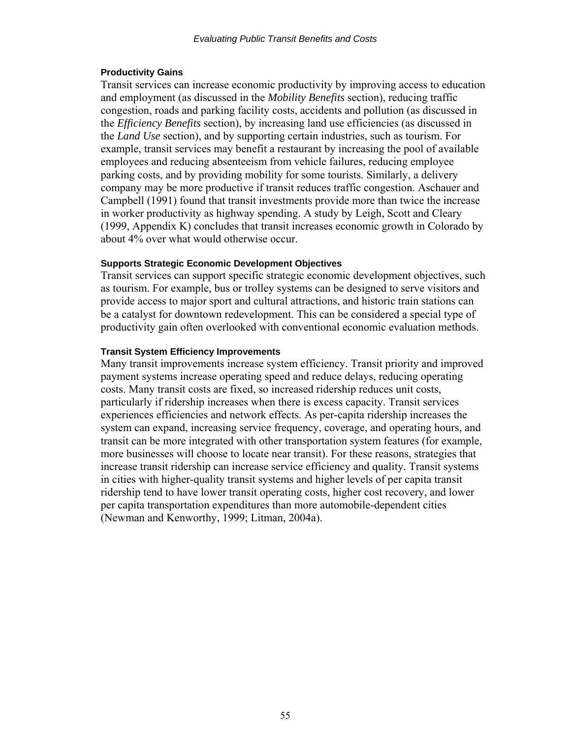#### Productivity Gains

Transit services can increase economic productivity by improving access to education and employment (as discussed in the *Mobility Benefits* section), reducing traffic congestion, roads and parking facility costs, accidents and pollution (as discussed in the *Efficiency Benefits* section), by increasing land use efficiencies (as discussed in the *Land Use* section), and by supporting certain industries, such as tourism. For example, transit services may benefit a restaurant by increasing the pool of available employees and reducing absenteeism from vehicle failures, reducing employee parking costs, and by providing mobility for some tourists. Similarly, a delivery company may be more productive if transit reduces traffic congestion. Aschauer and Campbell (1991) found that transit investments provide more than twice the increase in worker productivity as highway spending. A study by Leigh, Scott and Cleary (1999, Appendix K) concludes that transit increases economic growth in Colorado by about 4% over what would otherwise occur.

#### Supports Strategic Economic Development Objectives

Transit services can support specific strategic economic development objectives, such as tourism. For example, bus or trolley systems can be designed to serve visitors and provide access to major sport and cultural attractions, and historic train stations can be a catalyst for downtown redevelopment. This can be considered a special type of productivity gain often overlooked with conventional economic evaluation methods.

#### Transit System Efficiency Improvements

Many transit improvements increase system efficiency. Transit priority and improved payment systems increase operating speed and reduce delays, reducing operating costs. Many transit costs are fixed, so increased ridership reduces unit costs, particularly if ridership increases when there is excess capacity. Transit services experiences efficiencies and network effects. As per-capita ridership increases the system can expand, increasing service frequency, coverage, and operating hours, and transit can be more integrated with other transportation system features (for example, more businesses will choose to locate near transit). For these reasons, strategies that increase transit ridership can increase service efficiency and quality. Transit systems in cities with higher-quality transit systems and higher levels of per capita transit ridership tend to have lower transit operating costs, higher cost recovery, and lower per capita transportation expenditures than more automobile-dependent cities (Newman and Kenworthy, 1999; Litman, 2004a).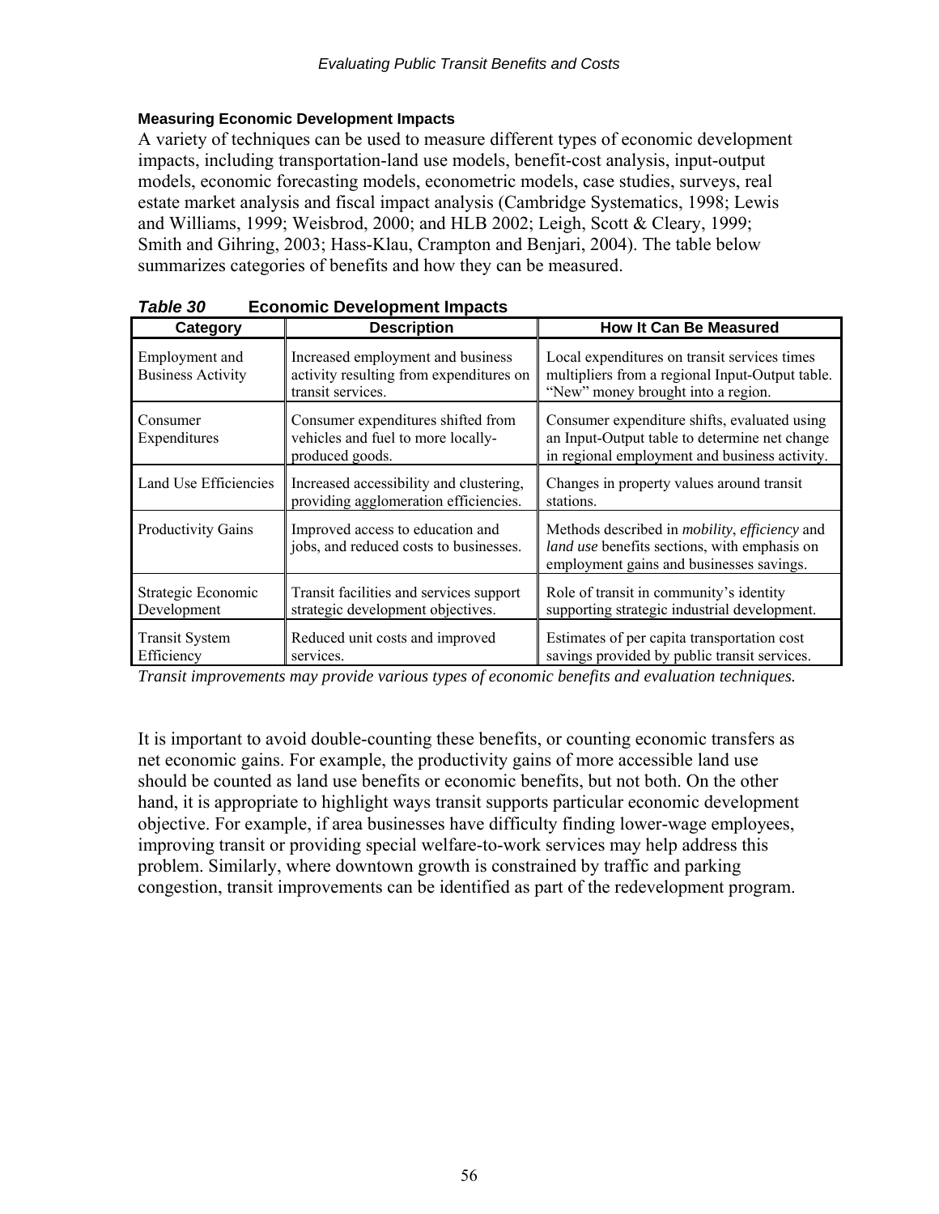### Measuring Economic Development Impacts

A variety of techniques can be used to measure different types of economic development impacts, including transportation-land use models, benefit-cost analysis, input-output models, economic forecasting models, econometric models, case studies, surveys, real estate market analysis and fiscal impact analysis (Cambridge Systematics, 1998; Lewis and Williams, 1999; Weisbrod, 2000; and HLB 2002; Leigh, Scott & Cleary, 1999; Smith and Gihring, 2003; Hass-Klau, Crampton and Benjari, 2004). The table below summarizes categories of benefits and how they can be measured.

***Table 30*** **Economic Development Impacts**

| Category | Description | How It Can Be Measured |
|---|---|---|
| Employment and Business Activity | Increased employment and business activity resulting from expenditures on transit services. | Local expenditures on transit services times multipliers from a regional Input-Output table. "New" money brought into a region. |
| Consumer Expenditures | Consumer expenditures shifted from vehicles and fuel to more locally-produced goods. | Consumer expenditure shifts, evaluated using an Input-Output table to determine net change in regional employment and business activity. |
| Land Use Efficiencies | Increased accessibility and clustering, providing agglomeration efficiencies. | Changes in property values around transit stations. |
| Productivity Gains | Improved access to education and jobs, and reduced costs to businesses. | Methods described in *mobility*, *efficiency* and *land use* benefits sections, with emphasis on employment gains and businesses savings. |
| Strategic Economic Development | Transit facilities and services support strategic development objectives. | Role of transit in community's identity supporting strategic industrial development. |
| Transit System Efficiency | Reduced unit costs and improved services. | Estimates of per capita transportation cost savings provided by public transit services. |

*Transit improvements may provide various types of economic benefits and evaluation techniques.*

It is important to avoid double-counting these benefits, or counting economic transfers as net economic gains. For example, the productivity gains of more accessible land use should be counted as land use benefits or economic benefits, but not both. On the other hand, it is appropriate to highlight ways transit supports particular economic development objective. For example, if area businesses have difficulty finding lower-wage employees, improving transit or providing special welfare-to-work services may help address this problem. Similarly, where downtown growth is constrained by traffic and parking congestion, transit improvements can be identified as part of the redevelopment program.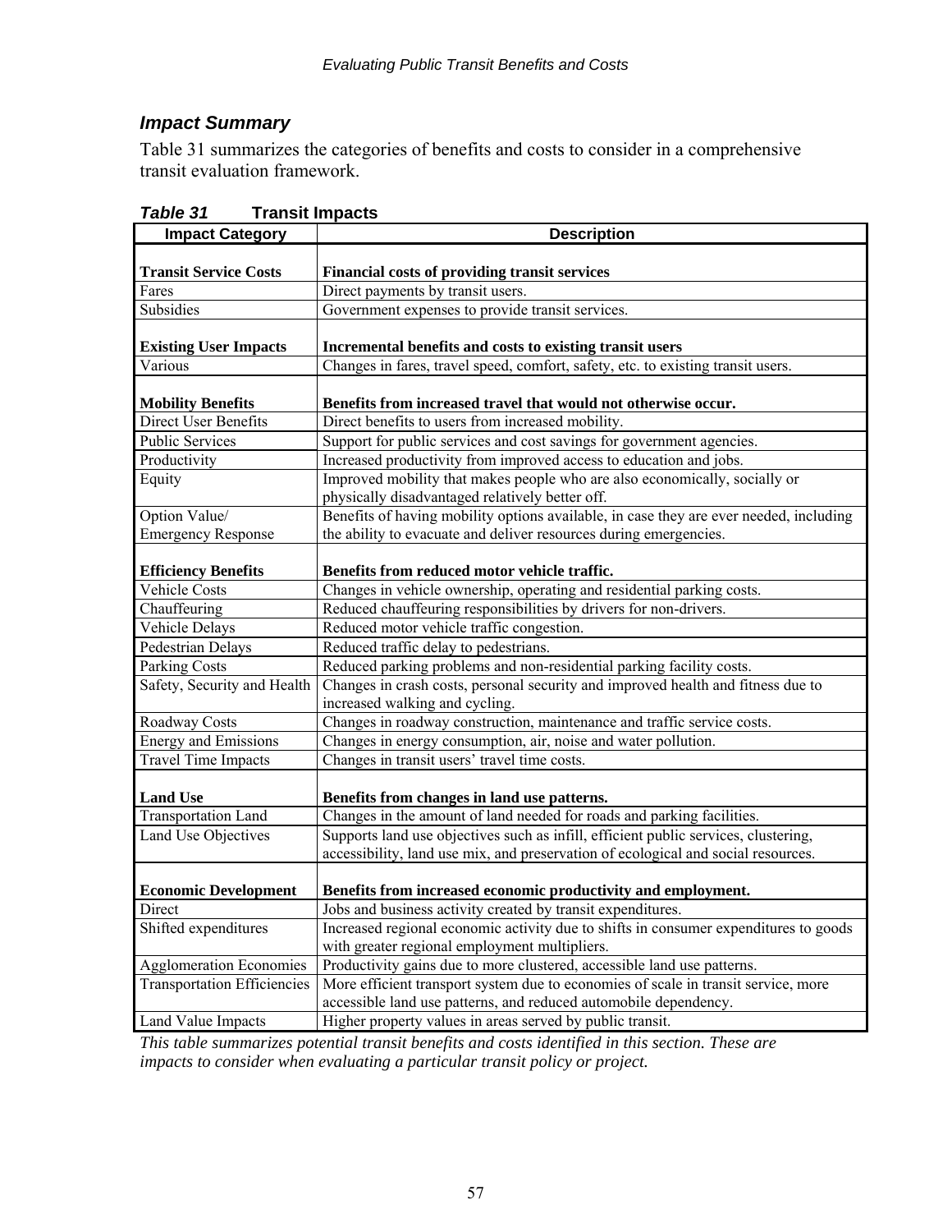### *Impact Summary*

Table 31 summarizes the categories of benefits and costs to consider in a comprehensive transit evaluation framework.

***Table 31*** **Transit Impacts**

| Impact Category | Description |
|---|---|
| **Transit Service Costs** | **Financial costs of providing transit services** |
| Fares | Direct payments by transit users. |
| Subsidies | Government expenses to provide transit services. |
| **Existing User Impacts** | **Incremental benefits and costs to existing transit users** |
| Various | Changes in fares, travel speed, comfort, safety, etc. to existing transit users. |
| **Mobility Benefits** | **Benefits from increased travel that would not otherwise occur.** |
| Direct User Benefits | Direct benefits to users from increased mobility. |
| Public Services | Support for public services and cost savings for government agencies. |
| Productivity | Increased productivity from improved access to education and jobs. |
| Equity | Improved mobility that makes people who are also economically, socially or physically disadvantaged relatively better off. |
| Option Value/ Emergency Response | Benefits of having mobility options available, in case they are ever needed, including the ability to evacuate and deliver resources during emergencies. |
| **Efficiency Benefits** | **Benefits from reduced motor vehicle traffic.** |
| Vehicle Costs | Changes in vehicle ownership, operating and residential parking costs. |
| Chauffeuring | Reduced chauffeuring responsibilities by drivers for non-drivers. |
| Vehicle Delays | Reduced motor vehicle traffic congestion. |
| Pedestrian Delays | Reduced traffic delay to pedestrians. |
| Parking Costs | Reduced parking problems and non-residential parking facility costs. |
| Safety, Security and Health | Changes in crash costs, personal security and improved health and fitness due to increased walking and cycling. |
| Roadway Costs | Changes in roadway construction, maintenance and traffic service costs. |
| Energy and Emissions | Changes in energy consumption, air, noise and water pollution. |
| Travel Time Impacts | Changes in transit users' travel time costs. |
| **Land Use** | **Benefits from changes in land use patterns.** |
| Transportation Land | Changes in the amount of land needed for roads and parking facilities. |
| Land Use Objectives | Supports land use objectives such as infill, efficient public services, clustering, accessibility, land use mix, and preservation of ecological and social resources. |
| **Economic Development** | **Benefits from increased economic productivity and employment.** |
| Direct | Jobs and business activity created by transit expenditures. |
| Shifted expenditures | Increased regional economic activity due to shifts in consumer expenditures to goods with greater regional employment multipliers. |
| Agglomeration Economies | Productivity gains due to more clustered, accessible land use patterns. |
| Transportation Efficiencies | More efficient transport system due to economies of scale in transit service, more accessible land use patterns, and reduced automobile dependency. |
| Land Value Impacts | Higher property values in areas served by public transit. |

*This table summarizes potential transit benefits and costs identified in this section. These are impacts to consider when evaluating a particular transit policy or project.*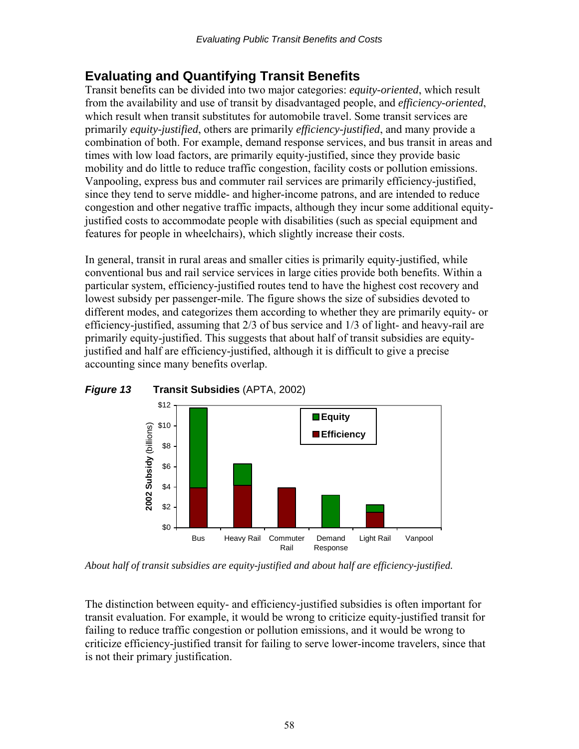## Evaluating and Quantifying Transit Benefits

Transit benefits can be divided into two major categories: *equity-oriented*, which result from the availability and use of transit by disadvantaged people, and *efficiency-oriented*, which result when transit substitutes for automobile travel. Some transit services are primarily *equity-justified*, others are primarily *efficiency-justified*, and many provide a combination of both. For example, demand response services, and bus transit in areas and times with low load factors, are primarily equity-justified, since they provide basic mobility and do little to reduce traffic congestion, facility costs or pollution emissions. Vanpooling, express bus and commuter rail services are primarily efficiency-justified, since they tend to serve middle- and higher-income patrons, and are intended to reduce congestion and other negative traffic impacts, although they incur some additional equity-justified costs to accommodate people with disabilities (such as special equipment and features for people in wheelchairs), which slightly increase their costs.

In general, transit in rural areas and smaller cities is primarily equity-justified, while conventional bus and rail service services in large cities provide both benefits. Within a particular system, efficiency-justified routes tend to have the highest cost recovery and lowest subsidy per passenger-mile. The figure shows the size of subsidies devoted to different modes, and categorizes them according to whether they are primarily equity- or efficiency-justified, assuming that 2/3 of bus service and 1/3 of light- and heavy-rail are primarily equity-justified. This suggests that about half of transit subsidies are equity-justified and half are efficiency-justified, although it is difficult to give a precise accounting since many benefits overlap.

***Figure 13*** **Transit Subsidies** (APTA, 2002)

*About half of transit subsidies are equity-justified and about half are efficiency-justified.*

The distinction between equity- and efficiency-justified subsidies is often important for transit evaluation. For example, it would be wrong to criticize equity-justified transit for failing to reduce traffic congestion or pollution emissions, and it would be wrong to criticize efficiency-justified transit for failing to serve lower-income travelers, since that is not their primary justification.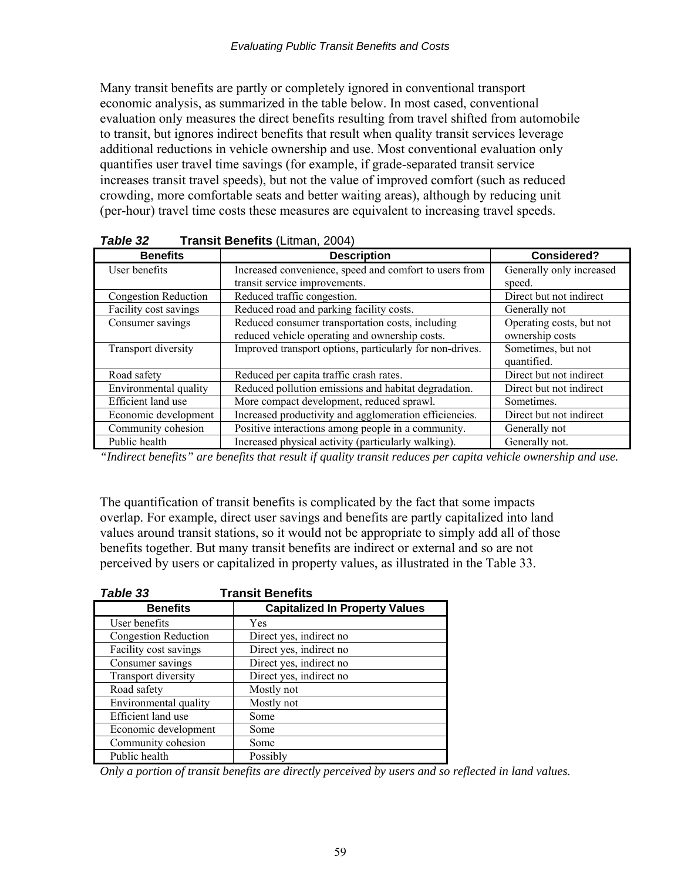Many transit benefits are partly or completely ignored in conventional transport economic analysis, as summarized in the table below. In most cased, conventional evaluation only measures the direct benefits resulting from travel shifted from automobile to transit, but ignores indirect benefits that result when quality transit services leverage additional reductions in vehicle ownership and use. Most conventional evaluation only quantifies user travel time savings (for example, if grade-separated transit service increases transit travel speeds), but not the value of improved comfort (such as reduced crowding, more comfortable seats and better waiting areas), although by reducing unit (per-hour) travel time costs these measures are equivalent to increasing travel speeds.

***Table 32*** **Transit Benefits** (Litman, 2004)

| Benefits | Description | Considered? |
|---|---|---|
| User benefits | Increased convenience, speed and comfort to users from transit service improvements. | Generally only increased speed. |
| Congestion Reduction | Reduced traffic congestion. | Direct but not indirect |
| Facility cost savings | Reduced road and parking facility costs. | Generally not |
| Consumer savings | Reduced consumer transportation costs, including reduced vehicle operating and ownership costs. | Operating costs, but not ownership costs |
| Transport diversity | Improved transport options, particularly for non-drives. | Sometimes, but not quantified. |
| Road safety | Reduced per capita traffic crash rates. | Direct but not indirect |
| Environmental quality | Reduced pollution emissions and habitat degradation. | Direct but not indirect |
| Efficient land use | More compact development, reduced sprawl. | Sometimes. |
| Economic development | Increased productivity and agglomeration efficiencies. | Direct but not indirect |
| Community cohesion | Positive interactions among people in a community. | Generally not |
| Public health | Increased physical activity (particularly walking). | Generally not. |

*"Indirect benefits" are benefits that result if quality transit reduces per capita vehicle ownership and use.*

The quantification of transit benefits is complicated by the fact that some impacts overlap. For example, direct user savings and benefits are partly capitalized into land values around transit stations, so it would not be appropriate to simply add all of those benefits together. But many transit benefits are indirect or external and so are not perceived by users or capitalized in property values, as illustrated in the Table 33.

***Table 33*** **Transit Benefits**

| Benefits | Capitalized In Property Values |
|---|---|
| User benefits | Yes |
| Congestion Reduction | Direct yes, indirect no |
| Facility cost savings | Direct yes, indirect no |
| Consumer savings | Direct yes, indirect no |
| Transport diversity | Direct yes, indirect no |
| Road safety | Mostly not |
| Environmental quality | Mostly not |
| Efficient land use | Some |
| Economic development | Some |
| Community cohesion | Some |
| Public health | Possibly |

*Only a portion of transit benefits are directly perceived by users and so reflected in land values.*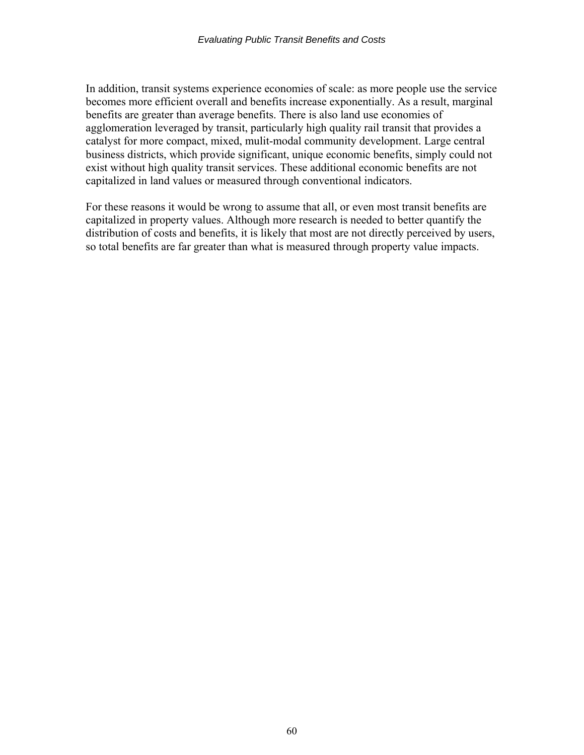In addition, transit systems experience economies of scale: as more people use the service becomes more efficient overall and benefits increase exponentially. As a result, marginal benefits are greater than average benefits. There is also land use economies of agglomeration leveraged by transit, particularly high quality rail transit that provides a catalyst for more compact, mixed, mulit-modal community development. Large central business districts, which provide significant, unique economic benefits, simply could not exist without high quality transit services. These additional economic benefits are not capitalized in land values or measured through conventional indicators.

For these reasons it would be wrong to assume that all, or even most transit benefits are capitalized in property values. Although more research is needed to better quantify the distribution of costs and benefits, it is likely that most are not directly perceived by users, so total benefits are far greater than what is measured through property value impacts.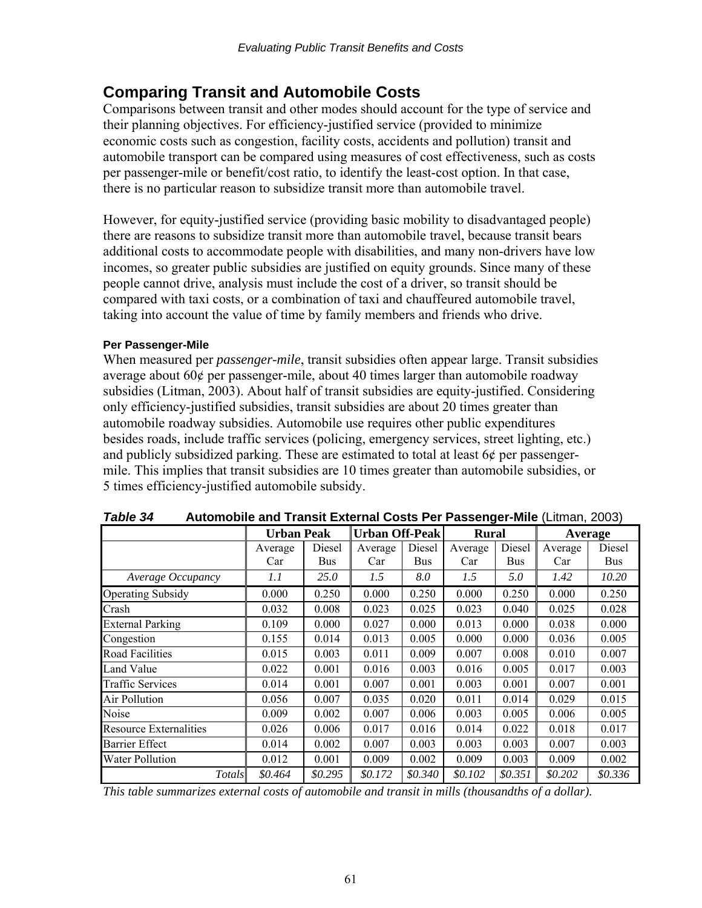## Comparing Transit and Automobile Costs

Comparisons between transit and other modes should account for the type of service and their planning objectives. For efficiency-justified service (provided to minimize economic costs such as congestion, facility costs, accidents and pollution) transit and automobile transport can be compared using measures of cost effectiveness, such as costs per passenger-mile or benefit/cost ratio, to identify the least-cost option. In that case, there is no particular reason to subsidize transit more than automobile travel.

However, for equity-justified service (providing basic mobility to disadvantaged people) there are reasons to subsidize transit more than automobile travel, because transit bears additional costs to accommodate people with disabilities, and many non-drivers have low incomes, so greater public subsidies are justified on equity grounds. Since many of these people cannot drive, analysis must include the cost of a driver, so transit should be compared with taxi costs, or a combination of taxi and chauffeured automobile travel, taking into account the value of time by family members and friends who drive.

#### Per Passenger-Mile

When measured per *passenger-mile*, transit subsidies often appear large. Transit subsidies average about 60¢ per passenger-mile, about 40 times larger than automobile roadway subsidies (Litman, 2003). About half of transit subsidies are equity-justified. Considering only efficiency-justified subsidies, transit subsidies are about 20 times greater than automobile roadway subsidies. Automobile use requires other public expenditures besides roads, include traffic services (policing, emergency services, street lighting, etc.) and publicly subsidized parking. These are estimated to total at least 6¢ per passenger-mile. This implies that transit subsidies are 10 times greater than automobile subsidies, or 5 times efficiency-justified automobile subsidy.

***Table 34*** **Automobile and Transit External Costs Per Passenger-Mile** (Litman, 2003)

| | **Urban Peak** | | **Urban Off-Peak** | | **Rural** | | **Average** | |
|---|---|---|---|---|---|---|---|---|
| | Average Car | Diesel Bus | Average Car | Diesel Bus | Average Car | Diesel Bus | Average Car | Diesel Bus |
| *Average Occupancy* | *1.1* | *25.0* | *1.5* | *8.0* | *1.5* | *5.0* | *1.42* | *10.20* |
| Operating Subsidy | 0.000 | 0.250 | 0.000 | 0.250 | 0.000 | 0.250 | 0.000 | 0.250 |
| Crash | 0.032 | 0.008 | 0.023 | 0.025 | 0.023 | 0.040 | 0.025 | 0.028 |
| External Parking | 0.109 | 0.000 | 0.027 | 0.000 | 0.013 | 0.000 | 0.038 | 0.000 |
| Congestion | 0.155 | 0.014 | 0.013 | 0.005 | 0.000 | 0.000 | 0.036 | 0.005 |
| Road Facilities | 0.015 | 0.003 | 0.011 | 0.009 | 0.007 | 0.008 | 0.010 | 0.007 |
| Land Value | 0.022 | 0.001 | 0.016 | 0.003 | 0.016 | 0.005 | 0.017 | 0.003 |
| Traffic Services | 0.014 | 0.001 | 0.007 | 0.001 | 0.003 | 0.001 | 0.007 | 0.001 |
| Air Pollution | 0.056 | 0.007 | 0.035 | 0.020 | 0.011 | 0.014 | 0.029 | 0.015 |
| Noise | 0.009 | 0.002 | 0.007 | 0.006 | 0.003 | 0.005 | 0.006 | 0.005 |
| Resource Externalities | 0.026 | 0.006 | 0.017 | 0.016 | 0.014 | 0.022 | 0.018 | 0.017 |
| Barrier Effect | 0.014 | 0.002 | 0.007 | 0.003 | 0.003 | 0.003 | 0.007 | 0.003 |
| Water Pollution | 0.012 | 0.001 | 0.009 | 0.002 | 0.009 | 0.003 | 0.009 | 0.002 |
| *Totals* | *$0.464* | *$0.295* | *$0.172* | *$0.340* | *$0.102* | *$0.351* | *$0.202* | *$0.336* |

*This table summarizes external costs of automobile and transit in mills (thousandths of a dollar).*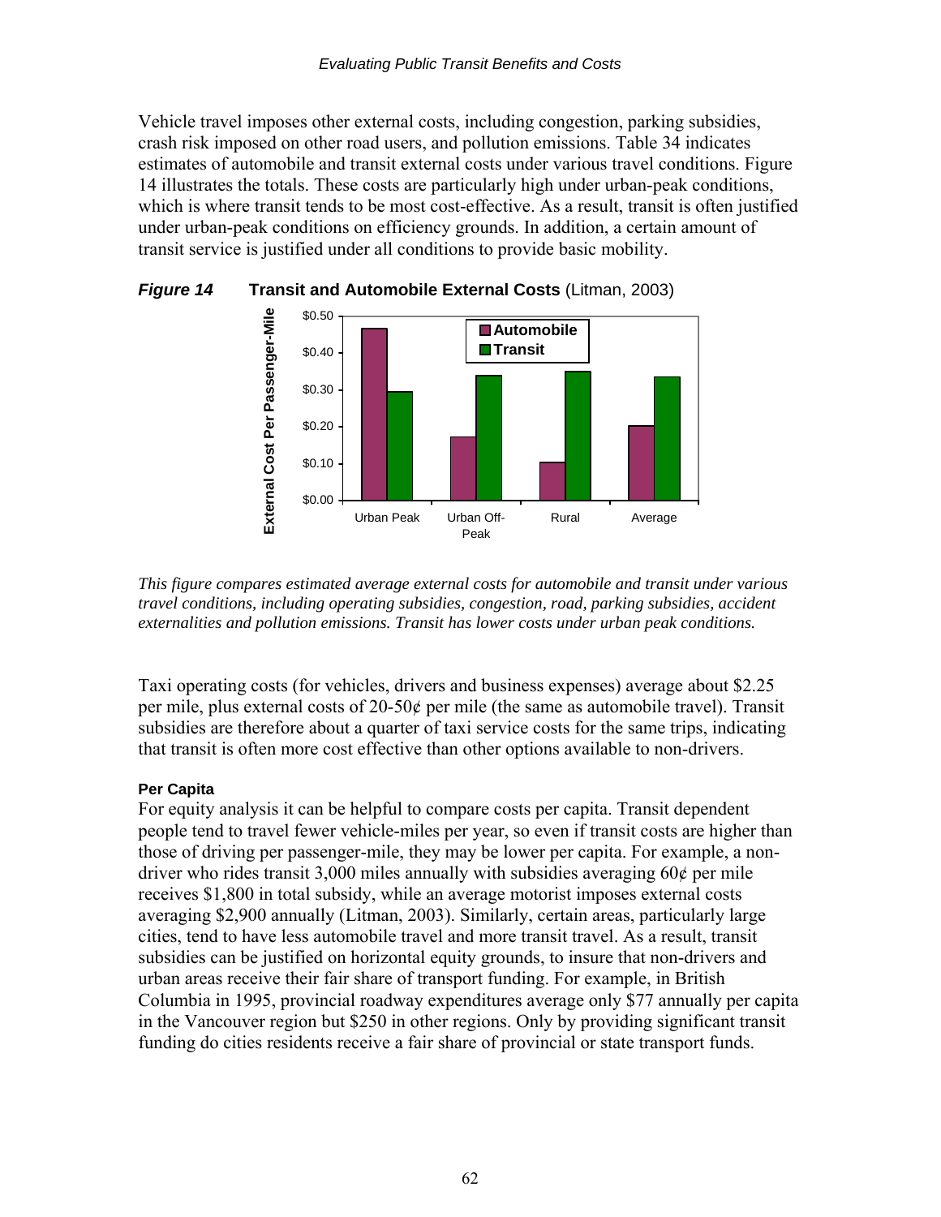Vehicle travel imposes other external costs, including congestion, parking subsidies, crash risk imposed on other road users, and pollution emissions. Table 34 indicates estimates of automobile and transit external costs under various travel conditions. Figure 14 illustrates the totals. These costs are particularly high under urban-peak conditions, which is where transit tends to be most cost-effective. As a result, transit is often justified under urban-peak conditions on efficiency grounds. In addition, a certain amount of transit service is justified under all conditions to provide basic mobility.

***Figure 14*** **Transit and Automobile External Costs** (Litman, 2003)

*This figure compares estimated average external costs for automobile and transit under various travel conditions, including operating subsidies, congestion, road, parking subsidies, accident externalities and pollution emissions. Transit has lower costs under urban peak conditions.*

Taxi operating costs (for vehicles, drivers and business expenses) average about $2.25 per mile, plus external costs of 20-50¢ per mile (the same as automobile travel). Transit subsidies are therefore about a quarter of taxi service costs for the same trips, indicating that transit is often more cost effective than other options available to non-drivers.

#### Per Capita

For equity analysis it can be helpful to compare costs per capita. Transit dependent people tend to travel fewer vehicle-miles per year, so even if transit costs are higher than those of driving per passenger-mile, they may be lower per capita. For example, a non-driver who rides transit 3,000 miles annually with subsidies averaging 60¢ per mile receives $1,800 in total subsidy, while an average motorist imposes external costs averaging $2,900 annually (Litman, 2003). Similarly, certain areas, particularly large cities, tend to have less automobile travel and more transit travel. As a result, transit subsidies can be justified on horizontal equity grounds, to insure that non-drivers and urban areas receive their fair share of transport funding. For example, in British Columbia in 1995, provincial roadway expenditures average only $77 annually per capita in the Vancouver region but $250 in other regions. Only by providing significant transit funding do cities residents receive a fair share of provincial or state transport funds.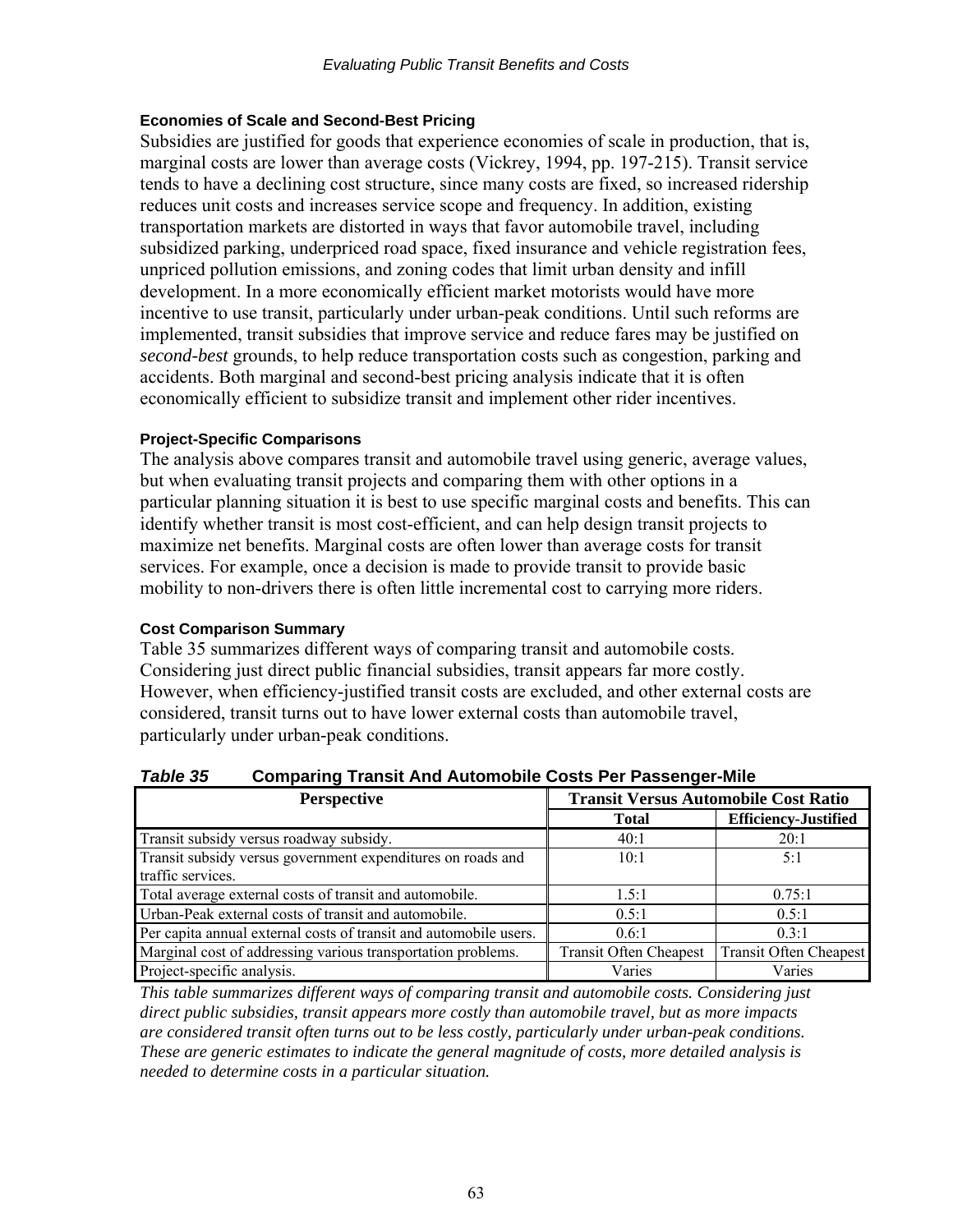### Economies of Scale and Second-Best Pricing

Subsidies are justified for goods that experience economies of scale in production, that is, marginal costs are lower than average costs (Vickrey, 1994, pp. 197-215). Transit service tends to have a declining cost structure, since many costs are fixed, so increased ridership reduces unit costs and increases service scope and frequency. In addition, existing transportation markets are distorted in ways that favor automobile travel, including subsidized parking, underpriced road space, fixed insurance and vehicle registration fees, unpriced pollution emissions, and zoning codes that limit urban density and infill development. In a more economically efficient market motorists would have more incentive to use transit, particularly under urban-peak conditions. Until such reforms are implemented, transit subsidies that improve service and reduce fares may be justified on *second-best* grounds, to help reduce transportation costs such as congestion, parking and accidents. Both marginal and second-best pricing analysis indicate that it is often economically efficient to subsidize transit and implement other rider incentives.

### Project-Specific Comparisons

The analysis above compares transit and automobile travel using generic, average values, but when evaluating transit projects and comparing them with other options in a particular planning situation it is best to use specific marginal costs and benefits. This can identify whether transit is most cost-efficient, and can help design transit projects to maximize net benefits. Marginal costs are often lower than average costs for transit services. For example, once a decision is made to provide transit to provide basic mobility to non-drivers there is often little incremental cost to carrying more riders.

### Cost Comparison Summary

Table 35 summarizes different ways of comparing transit and automobile costs. Considering just direct public financial subsidies, transit appears far more costly. However, when efficiency-justified transit costs are excluded, and other external costs are considered, transit turns out to have lower external costs than automobile travel, particularly under urban-peak conditions.

***Table 35*** **Comparing Transit And Automobile Costs Per Passenger-Mile**

| Perspective | Transit Versus Automobile Cost Ratio | |
|---|---|---|
| | **Total** | **Efficiency-Justified** |
| Transit subsidy versus roadway subsidy. | 40:1 | 20:1 |
| Transit subsidy versus government expenditures on roads and traffic services. | 10:1 | 5:1 |
| Total average external costs of transit and automobile. | 1.5:1 | 0.75:1 |
| Urban-Peak external costs of transit and automobile. | 0.5:1 | 0.5:1 |
| Per capita annual external costs of transit and automobile users. | 0.6:1 | 0.3:1 |
| Marginal cost of addressing various transportation problems. | Transit Often Cheapest | Transit Often Cheapest |
| Project-specific analysis. | Varies | Varies |

*This table summarizes different ways of comparing transit and automobile costs. Considering just direct public subsidies, transit appears more costly than automobile travel, but as more impacts are considered transit often turns out to be less costly, particularly under urban-peak conditions. These are generic estimates to indicate the general magnitude of costs, more detailed analysis is needed to determine costs in a particular situation.*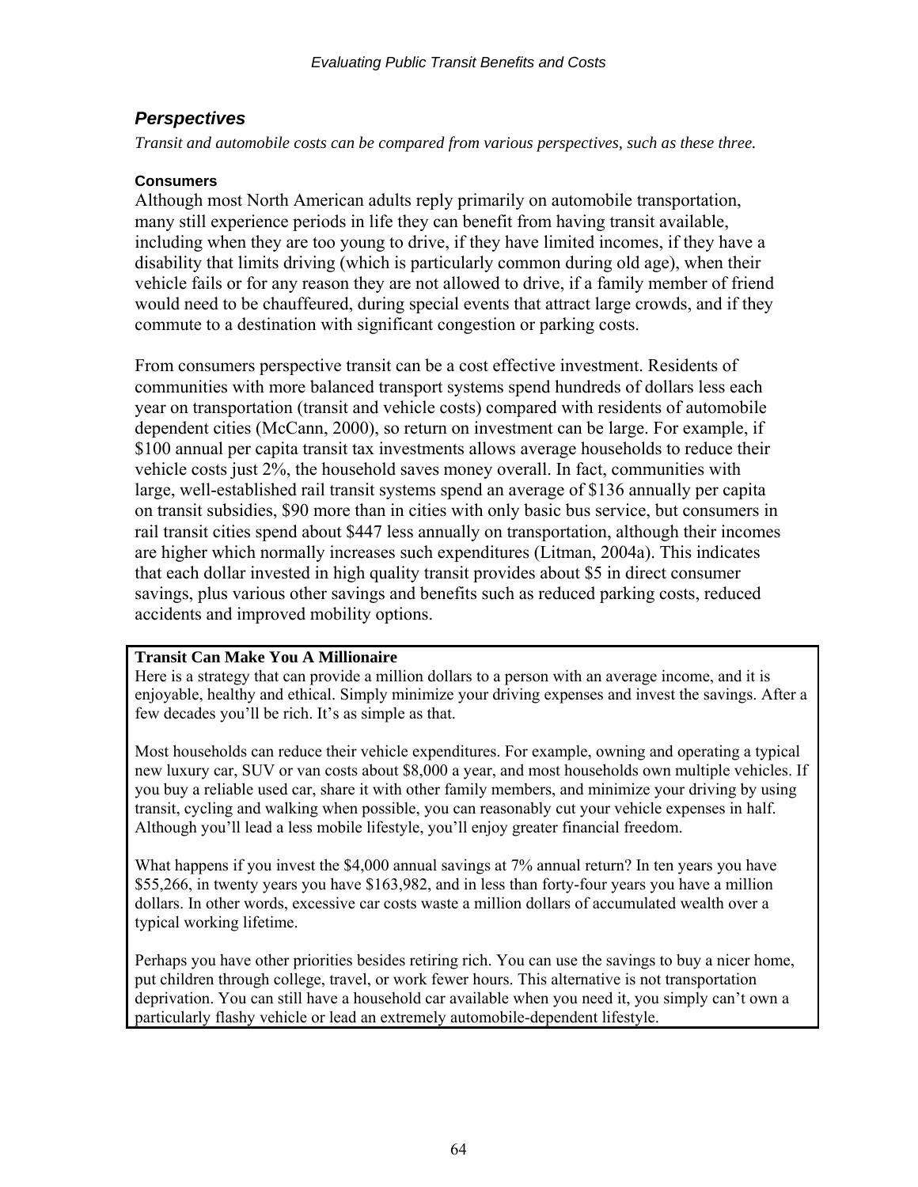## *Perspectives*

*Transit and automobile costs can be compared from various perspectives, such as these three.*

### Consumers

Although most North American adults reply primarily on automobile transportation, many still experience periods in life they can benefit from having transit available, including when they are too young to drive, if they have limited incomes, if they have a disability that limits driving (which is particularly common during old age), when their vehicle fails or for any reason they are not allowed to drive, if a family member of friend would need to be chauffeured, during special events that attract large crowds, and if they commute to a destination with significant congestion or parking costs.

From consumers perspective transit can be a cost effective investment. Residents of communities with more balanced transport systems spend hundreds of dollars less each year on transportation (transit and vehicle costs) compared with residents of automobile dependent cities (McCann, 2000), so return on investment can be large. For example, if $100 annual per capita transit tax investments allows average households to reduce their vehicle costs just 2%, the household saves money overall. In fact, communities with large, well-established rail transit systems spend an average of $136 annually per capita on transit subsidies, $90 more than in cities with only basic bus service, but consumers in rail transit cities spend about $447 less annually on transportation, although their incomes are higher which normally increases such expenditures (Litman, 2004a). This indicates that each dollar invested in high quality transit provides about $5 in direct consumer savings, plus various other savings and benefits such as reduced parking costs, reduced accidents and improved mobility options.

**Transit Can Make You A Millionaire**

Here is a strategy that can provide a million dollars to a person with an average income, and it is enjoyable, healthy and ethical. Simply minimize your driving expenses and invest the savings. After a few decades you'll be rich. It's as simple as that.

Most households can reduce their vehicle expenditures. For example, owning and operating a typical new luxury car, SUV or van costs about $8,000 a year, and most households own multiple vehicles. If you buy a reliable used car, share it with other family members, and minimize your driving by using transit, cycling and walking when possible, you can reasonably cut your vehicle expenses in half. Although you'll lead a less mobile lifestyle, you'll enjoy greater financial freedom.

What happens if you invest the $4,000 annual savings at 7% annual return? In ten years you have $55,266, in twenty years you have $163,982, and in less than forty-four years you have a million dollars. In other words, excessive car costs waste a million dollars of accumulated wealth over a typical working lifetime.

Perhaps you have other priorities besides retiring rich. You can use the savings to buy a nicer home, put children through college, travel, or work fewer hours. This alternative is not transportation deprivation. You can still have a household car available when you need it, you simply can't own a particularly flashy vehicle or lead an extremely automobile-dependent lifestyle.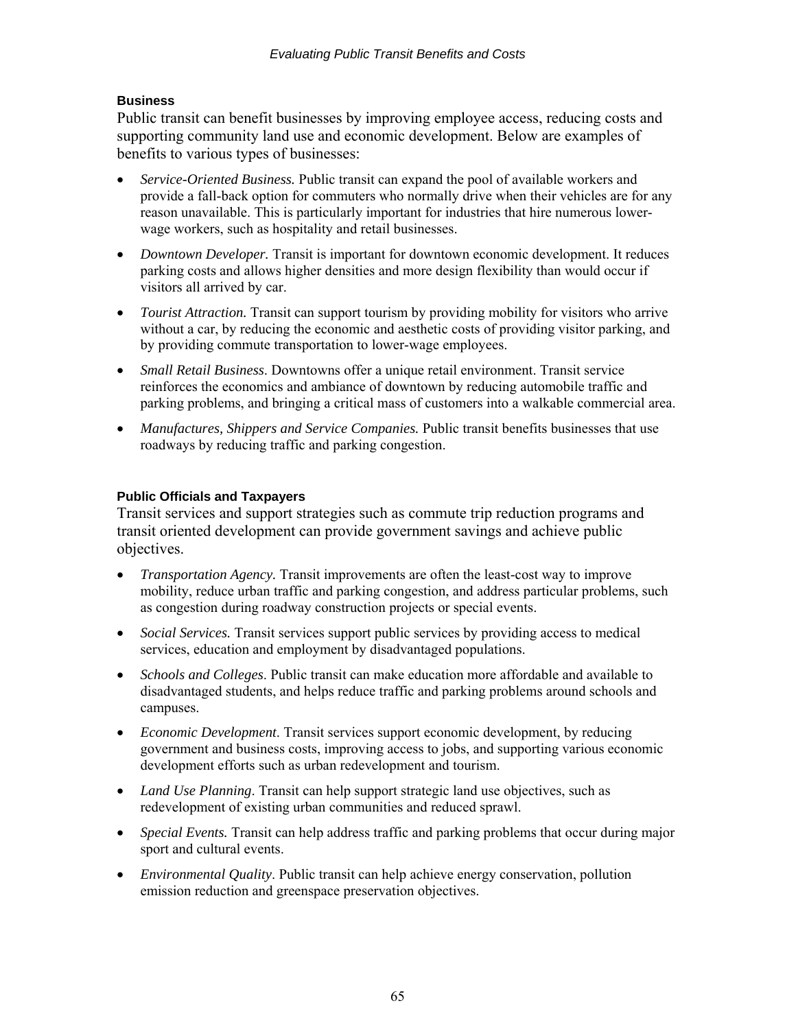### Business

Public transit can benefit businesses by improving employee access, reducing costs and supporting community land use and economic development. Below are examples of benefits to various types of businesses:

- *Service-Oriented Business.* Public transit can expand the pool of available workers and provide a fall-back option for commuters who normally drive when their vehicles are for any reason unavailable. This is particularly important for industries that hire numerous lower-wage workers, such as hospitality and retail businesses.
- *Downtown Developer.* Transit is important for downtown economic development. It reduces parking costs and allows higher densities and more design flexibility than would occur if visitors all arrived by car.
- *Tourist Attraction.* Transit can support tourism by providing mobility for visitors who arrive without a car, by reducing the economic and aesthetic costs of providing visitor parking, and by providing commute transportation to lower-wage employees.
- *Small Retail Business*. Downtowns offer a unique retail environment. Transit service reinforces the economics and ambiance of downtown by reducing automobile traffic and parking problems, and bringing a critical mass of customers into a walkable commercial area.
- *Manufactures, Shippers and Service Companies.* Public transit benefits businesses that use roadways by reducing traffic and parking congestion.

### Public Officials and Taxpayers

Transit services and support strategies such as commute trip reduction programs and transit oriented development can provide government savings and achieve public objectives.

- *Transportation Agency.* Transit improvements are often the least-cost way to improve mobility, reduce urban traffic and parking congestion, and address particular problems, such as congestion during roadway construction projects or special events.
- *Social Services.* Transit services support public services by providing access to medical services, education and employment by disadvantaged populations.
- *Schools and Colleges*. Public transit can make education more affordable and available to disadvantaged students, and helps reduce traffic and parking problems around schools and campuses.
- *Economic Development*. Transit services support economic development, by reducing government and business costs, improving access to jobs, and supporting various economic development efforts such as urban redevelopment and tourism.
- *Land Use Planning*. Transit can help support strategic land use objectives, such as redevelopment of existing urban communities and reduced sprawl.
- *Special Events.* Transit can help address traffic and parking problems that occur during major sport and cultural events.
- *Environmental Quality*. Public transit can help achieve energy conservation, pollution emission reduction and greenspace preservation objectives.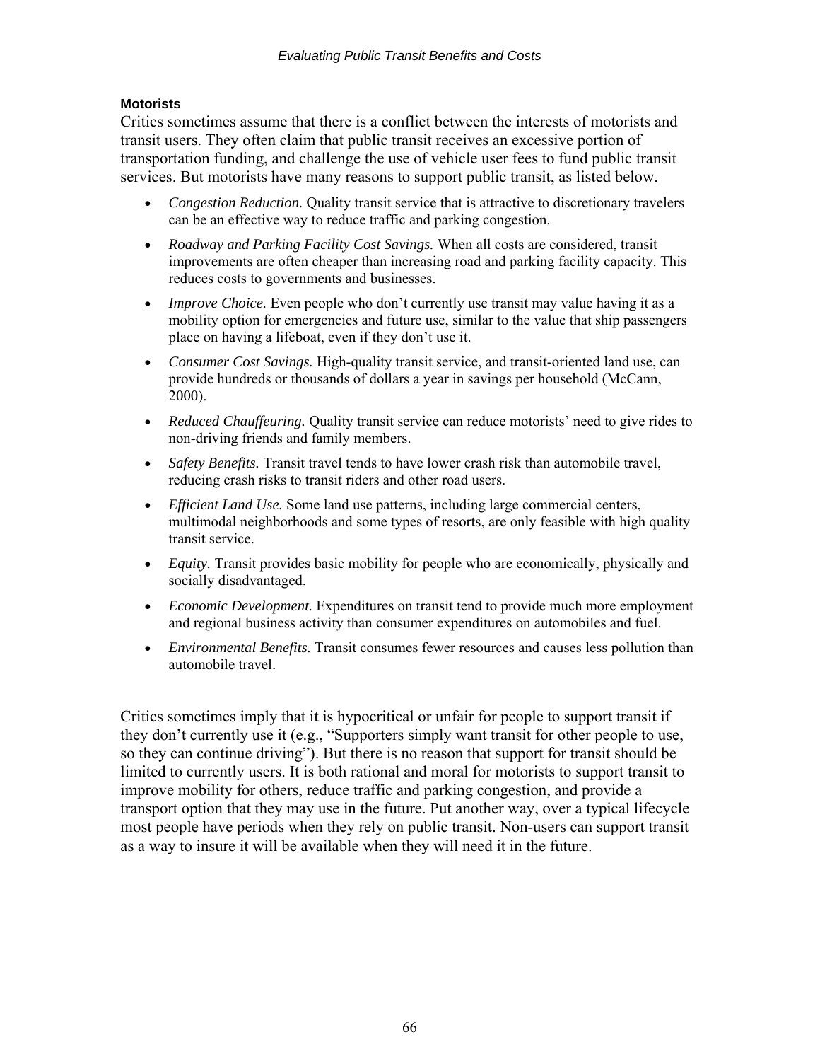### Motorists

Critics sometimes assume that there is a conflict between the interests of motorists and transit users. They often claim that public transit receives an excessive portion of transportation funding, and challenge the use of vehicle user fees to fund public transit services. But motorists have many reasons to support public transit, as listed below.

- *Congestion Reduction.* Quality transit service that is attractive to discretionary travelers can be an effective way to reduce traffic and parking congestion.
- *Roadway and Parking Facility Cost Savings.* When all costs are considered, transit improvements are often cheaper than increasing road and parking facility capacity. This reduces costs to governments and businesses.
- *Improve Choice.* Even people who don't currently use transit may value having it as a mobility option for emergencies and future use, similar to the value that ship passengers place on having a lifeboat, even if they don't use it.
- *Consumer Cost Savings.* High-quality transit service, and transit-oriented land use, can provide hundreds or thousands of dollars a year in savings per household (McCann, 2000).
- *Reduced Chauffeuring.* Quality transit service can reduce motorists' need to give rides to non-driving friends and family members.
- *Safety Benefits.* Transit travel tends to have lower crash risk than automobile travel, reducing crash risks to transit riders and other road users.
- *Efficient Land Use.* Some land use patterns, including large commercial centers, multimodal neighborhoods and some types of resorts, are only feasible with high quality transit service.
- *Equity.* Transit provides basic mobility for people who are economically, physically and socially disadvantaged.
- *Economic Development.* Expenditures on transit tend to provide much more employment and regional business activity than consumer expenditures on automobiles and fuel.
- *Environmental Benefits.* Transit consumes fewer resources and causes less pollution than automobile travel.

Critics sometimes imply that it is hypocritical or unfair for people to support transit if they don't currently use it (e.g., "Supporters simply want transit for other people to use, so they can continue driving"). But there is no reason that support for transit should be limited to currently users. It is both rational and moral for motorists to support transit to improve mobility for others, reduce traffic and parking congestion, and provide a transport option that they may use in the future. Put another way, over a typical lifecycle most people have periods when they rely on public transit. Non-users can support transit as a way to insure it will be available when they will need it in the future.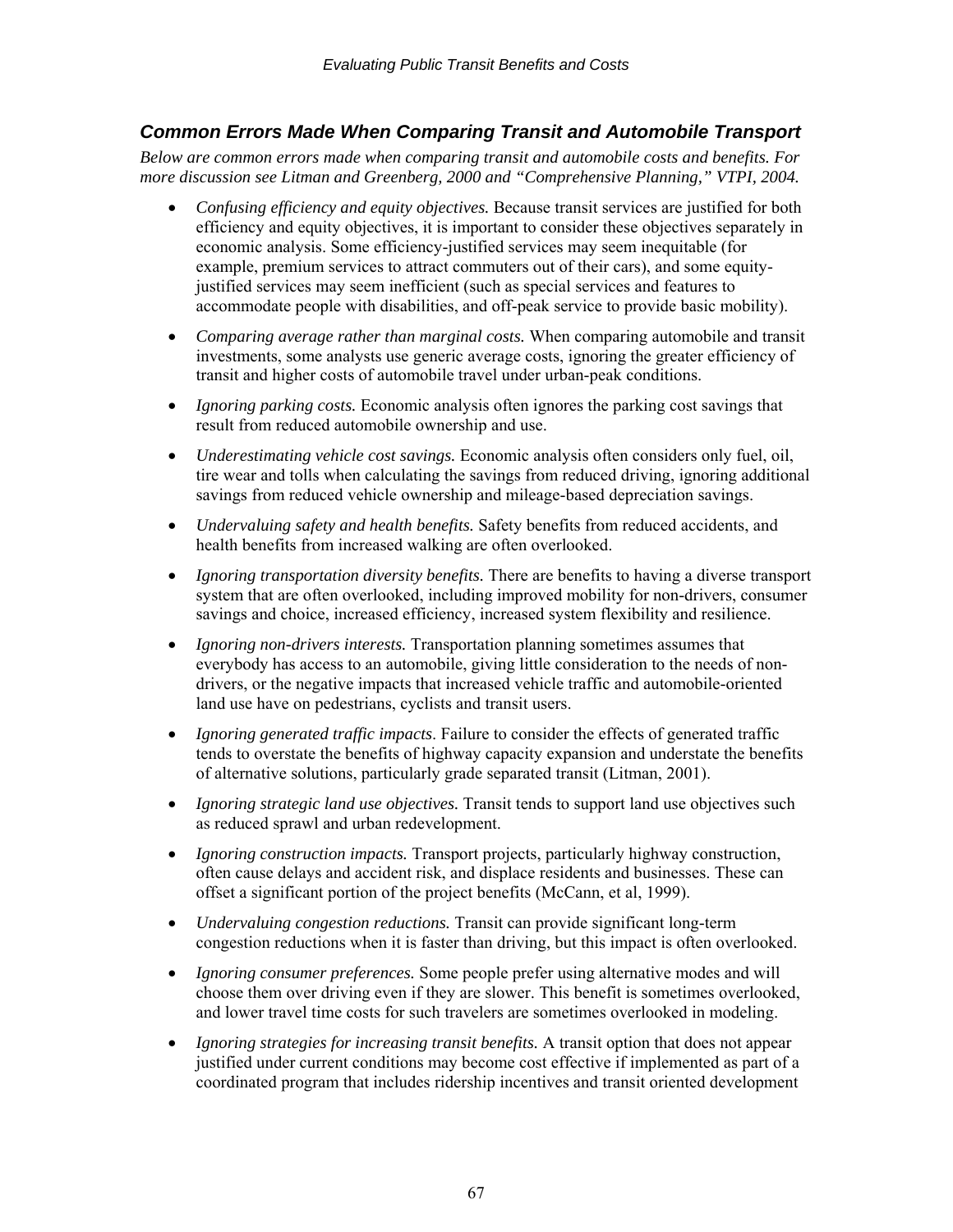### *Common Errors Made When Comparing Transit and Automobile Transport*

*Below are common errors made when comparing transit and automobile costs and benefits. For more discussion see Litman and Greenberg, 2000 and "Comprehensive Planning," VTPI, 2004.*

- *Confusing efficiency and equity objectives.* Because transit services are justified for both efficiency and equity objectives, it is important to consider these objectives separately in economic analysis. Some efficiency-justified services may seem inequitable (for example, premium services to attract commuters out of their cars), and some equity-justified services may seem inefficient (such as special services and features to accommodate people with disabilities, and off-peak service to provide basic mobility).

- *Comparing average rather than marginal costs.* When comparing automobile and transit investments, some analysts use generic average costs, ignoring the greater efficiency of transit and higher costs of automobile travel under urban-peak conditions.

- *Ignoring parking costs.* Economic analysis often ignores the parking cost savings that result from reduced automobile ownership and use.

- *Underestimating vehicle cost savings.* Economic analysis often considers only fuel, oil, tire wear and tolls when calculating the savings from reduced driving, ignoring additional savings from reduced vehicle ownership and mileage-based depreciation savings.

- *Undervaluing safety and health benefits.* Safety benefits from reduced accidents, and health benefits from increased walking are often overlooked.

- *Ignoring transportation diversity benefits.* There are benefits to having a diverse transport system that are often overlooked, including improved mobility for non-drivers, consumer savings and choice, increased efficiency, increased system flexibility and resilience.

- *Ignoring non-drivers interests.* Transportation planning sometimes assumes that everybody has access to an automobile, giving little consideration to the needs of non-drivers, or the negative impacts that increased vehicle traffic and automobile-oriented land use have on pedestrians, cyclists and transit users.

- *Ignoring generated traffic impacts*. Failure to consider the effects of generated traffic tends to overstate the benefits of highway capacity expansion and understate the benefits of alternative solutions, particularly grade separated transit (Litman, 2001).

- *Ignoring strategic land use objectives.* Transit tends to support land use objectives such as reduced sprawl and urban redevelopment.

- *Ignoring construction impacts.* Transport projects, particularly highway construction, often cause delays and accident risk, and displace residents and businesses. These can offset a significant portion of the project benefits (McCann, et al, 1999).

- *Undervaluing congestion reductions.* Transit can provide significant long-term congestion reductions when it is faster than driving, but this impact is often overlooked.

- *Ignoring consumer preferences.* Some people prefer using alternative modes and will choose them over driving even if they are slower. This benefit is sometimes overlooked, and lower travel time costs for such travelers are sometimes overlooked in modeling.

- *Ignoring strategies for increasing transit benefits.* A transit option that does not appear justified under current conditions may become cost effective if implemented as part of a coordinated program that includes ridership incentives and transit oriented development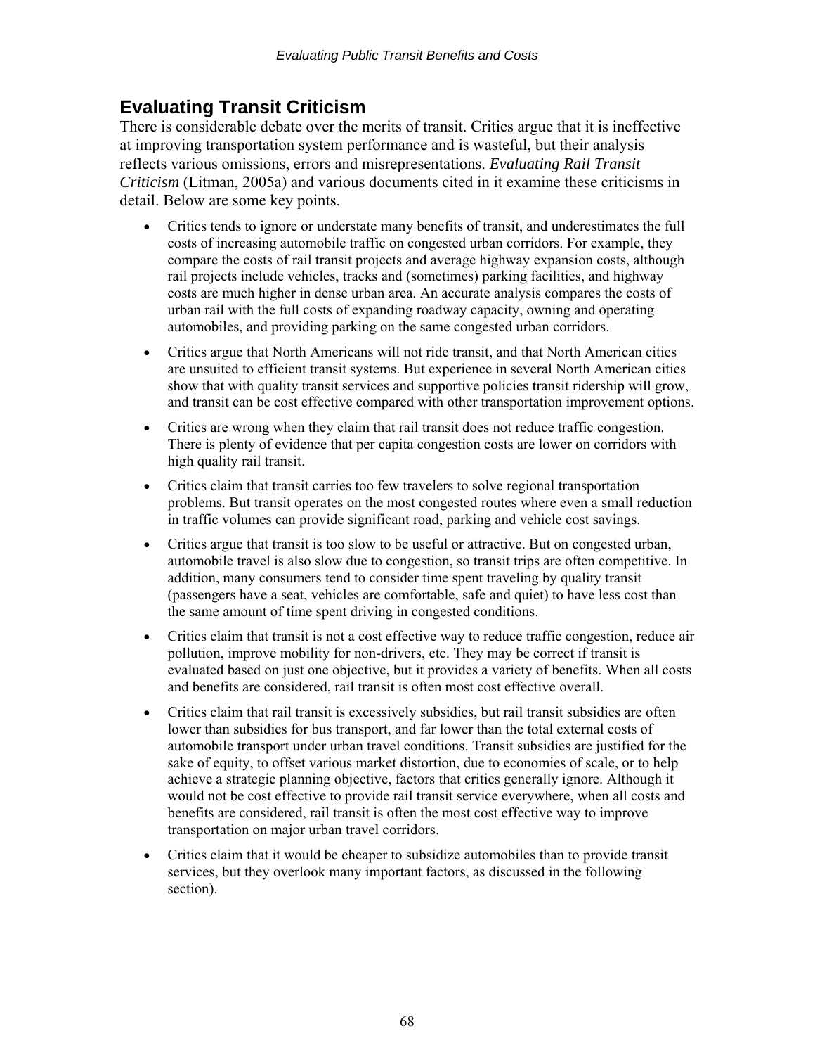## Evaluating Transit Criticism

There is considerable debate over the merits of transit. Critics argue that it is ineffective at improving transportation system performance and is wasteful, but their analysis reflects various omissions, errors and misrepresentations. *Evaluating Rail Transit Criticism* (Litman, 2005a) and various documents cited in it examine these criticisms in detail. Below are some key points.

- Critics tends to ignore or understate many benefits of transit, and underestimates the full costs of increasing automobile traffic on congested urban corridors. For example, they compare the costs of rail transit projects and average highway expansion costs, although rail projects include vehicles, tracks and (sometimes) parking facilities, and highway costs are much higher in dense urban area. An accurate analysis compares the costs of urban rail with the full costs of expanding roadway capacity, owning and operating automobiles, and providing parking on the same congested urban corridors.
- Critics argue that North Americans will not ride transit, and that North American cities are unsuited to efficient transit systems. But experience in several North American cities show that with quality transit services and supportive policies transit ridership will grow, and transit can be cost effective compared with other transportation improvement options.
- Critics are wrong when they claim that rail transit does not reduce traffic congestion. There is plenty of evidence that per capita congestion costs are lower on corridors with high quality rail transit.
- Critics claim that transit carries too few travelers to solve regional transportation problems. But transit operates on the most congested routes where even a small reduction in traffic volumes can provide significant road, parking and vehicle cost savings.
- Critics argue that transit is too slow to be useful or attractive. But on congested urban, automobile travel is also slow due to congestion, so transit trips are often competitive. In addition, many consumers tend to consider time spent traveling by quality transit (passengers have a seat, vehicles are comfortable, safe and quiet) to have less cost than the same amount of time spent driving in congested conditions.
- Critics claim that transit is not a cost effective way to reduce traffic congestion, reduce air pollution, improve mobility for non-drivers, etc. They may be correct if transit is evaluated based on just one objective, but it provides a variety of benefits. When all costs and benefits are considered, rail transit is often most cost effective overall.
- Critics claim that rail transit is excessively subsidies, but rail transit subsidies are often lower than subsidies for bus transport, and far lower than the total external costs of automobile transport under urban travel conditions. Transit subsidies are justified for the sake of equity, to offset various market distortion, due to economies of scale, or to help achieve a strategic planning objective, factors that critics generally ignore. Although it would not be cost effective to provide rail transit service everywhere, when all costs and benefits are considered, rail transit is often the most cost effective way to improve transportation on major urban travel corridors.
- Critics claim that it would be cheaper to subsidize automobiles than to provide transit services, but they overlook many important factors, as discussed in the following section).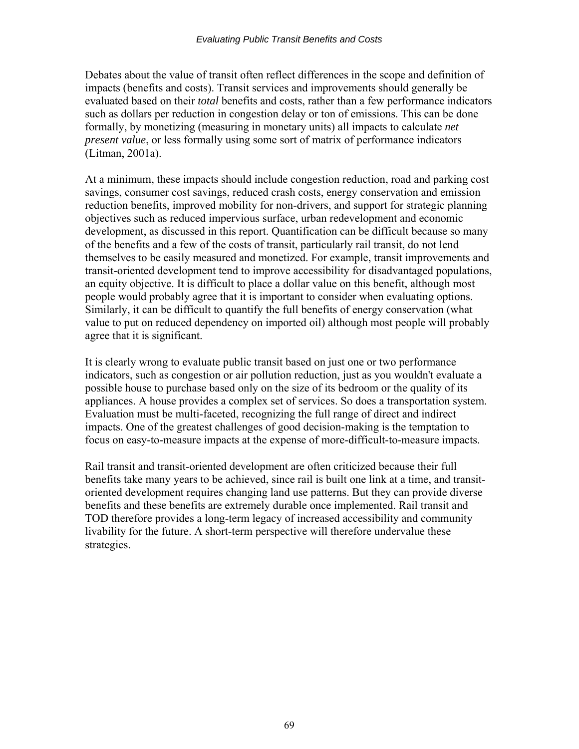Debates about the value of transit often reflect differences in the scope and definition of impacts (benefits and costs). Transit services and improvements should generally be evaluated based on their *total* benefits and costs, rather than a few performance indicators such as dollars per reduction in congestion delay or ton of emissions. This can be done formally, by monetizing (measuring in monetary units) all impacts to calculate *net present value*, or less formally using some sort of matrix of performance indicators (Litman, 2001a).

At a minimum, these impacts should include congestion reduction, road and parking cost savings, consumer cost savings, reduced crash costs, energy conservation and emission reduction benefits, improved mobility for non-drivers, and support for strategic planning objectives such as reduced impervious surface, urban redevelopment and economic development, as discussed in this report. Quantification can be difficult because so many of the benefits and a few of the costs of transit, particularly rail transit, do not lend themselves to be easily measured and monetized. For example, transit improvements and transit-oriented development tend to improve accessibility for disadvantaged populations, an equity objective. It is difficult to place a dollar value on this benefit, although most people would probably agree that it is important to consider when evaluating options. Similarly, it can be difficult to quantify the full benefits of energy conservation (what value to put on reduced dependency on imported oil) although most people will probably agree that it is significant.

It is clearly wrong to evaluate public transit based on just one or two performance indicators, such as congestion or air pollution reduction, just as you wouldn't evaluate a possible house to purchase based only on the size of its bedroom or the quality of its appliances. A house provides a complex set of services. So does a transportation system. Evaluation must be multi-faceted, recognizing the full range of direct and indirect impacts. One of the greatest challenges of good decision-making is the temptation to focus on easy-to-measure impacts at the expense of more-difficult-to-measure impacts.

Rail transit and transit-oriented development are often criticized because their full benefits take many years to be achieved, since rail is built one link at a time, and transit-oriented development requires changing land use patterns. But they can provide diverse benefits and these benefits are extremely durable once implemented. Rail transit and TOD therefore provides a long-term legacy of increased accessibility and community livability for the future. A short-term perspective will therefore undervalue these strategies.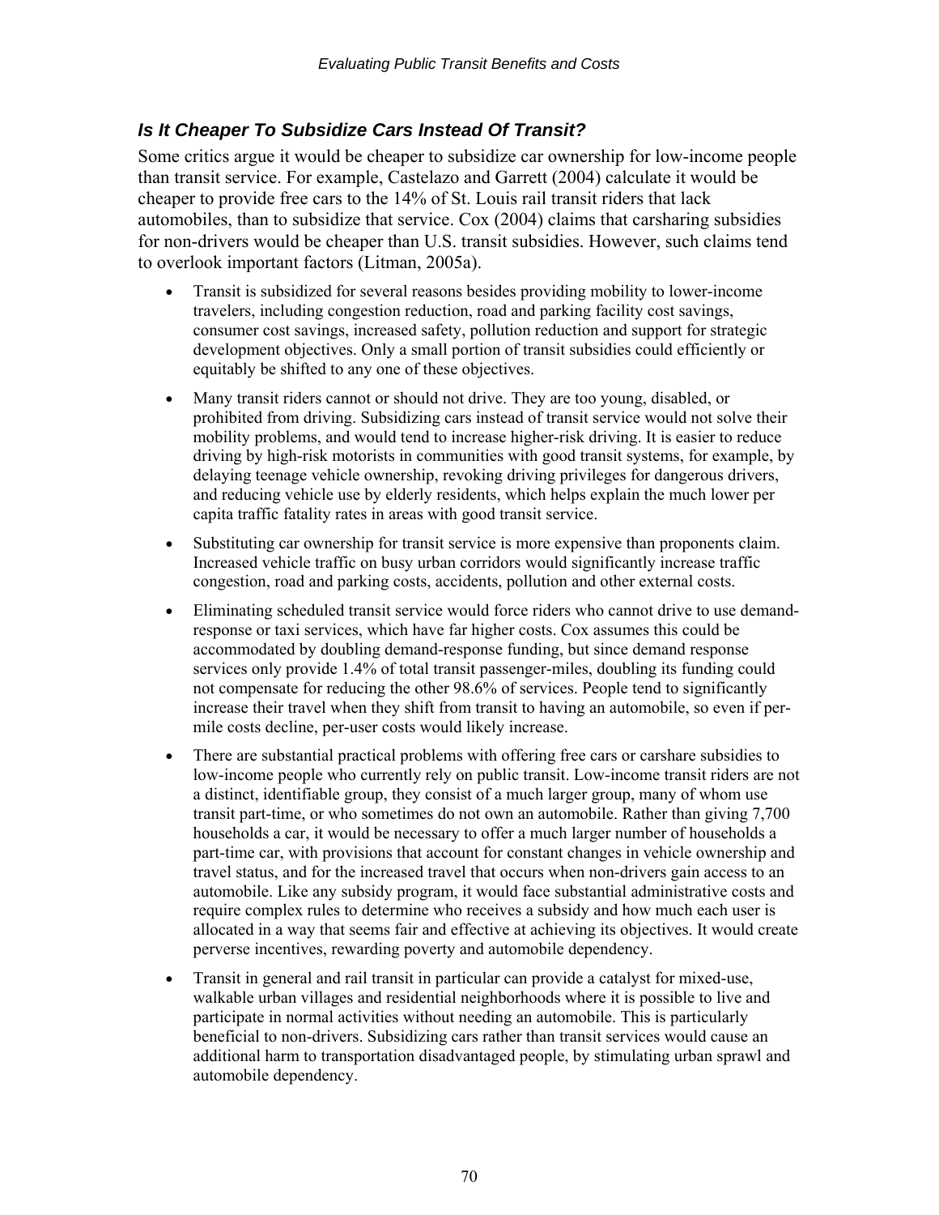### *Is It Cheaper To Subsidize Cars Instead Of Transit?*

Some critics argue it would be cheaper to subsidize car ownership for low-income people than transit service. For example, Castelazo and Garrett (2004) calculate it would be cheaper to provide free cars to the 14% of St. Louis rail transit riders that lack automobiles, than to subsidize that service. Cox (2004) claims that carsharing subsidies for non-drivers would be cheaper than U.S. transit subsidies. However, such claims tend to overlook important factors (Litman, 2005a).

- Transit is subsidized for several reasons besides providing mobility to lower-income travelers, including congestion reduction, road and parking facility cost savings, consumer cost savings, increased safety, pollution reduction and support for strategic development objectives. Only a small portion of transit subsidies could efficiently or equitably be shifted to any one of these objectives.
- Many transit riders cannot or should not drive. They are too young, disabled, or prohibited from driving. Subsidizing cars instead of transit service would not solve their mobility problems, and would tend to increase higher-risk driving. It is easier to reduce driving by high-risk motorists in communities with good transit systems, for example, by delaying teenage vehicle ownership, revoking driving privileges for dangerous drivers, and reducing vehicle use by elderly residents, which helps explain the much lower per capita traffic fatality rates in areas with good transit service.
- Substituting car ownership for transit service is more expensive than proponents claim. Increased vehicle traffic on busy urban corridors would significantly increase traffic congestion, road and parking costs, accidents, pollution and other external costs.
- Eliminating scheduled transit service would force riders who cannot drive to use demand-response or taxi services, which have far higher costs. Cox assumes this could be accommodated by doubling demand-response funding, but since demand response services only provide 1.4% of total transit passenger-miles, doubling its funding could not compensate for reducing the other 98.6% of services. People tend to significantly increase their travel when they shift from transit to having an automobile, so even if per-mile costs decline, per-user costs would likely increase.
- There are substantial practical problems with offering free cars or carshare subsidies to low-income people who currently rely on public transit. Low-income transit riders are not a distinct, identifiable group, they consist of a much larger group, many of whom use transit part-time, or who sometimes do not own an automobile. Rather than giving 7,700 households a car, it would be necessary to offer a much larger number of households a part-time car, with provisions that account for constant changes in vehicle ownership and travel status, and for the increased travel that occurs when non-drivers gain access to an automobile. Like any subsidy program, it would face substantial administrative costs and require complex rules to determine who receives a subsidy and how much each user is allocated in a way that seems fair and effective at achieving its objectives. It would create perverse incentives, rewarding poverty and automobile dependency.
- Transit in general and rail transit in particular can provide a catalyst for mixed-use, walkable urban villages and residential neighborhoods where it is possible to live and participate in normal activities without needing an automobile. This is particularly beneficial to non-drivers. Subsidizing cars rather than transit services would cause an additional harm to transportation disadvantaged people, by stimulating urban sprawl and automobile dependency.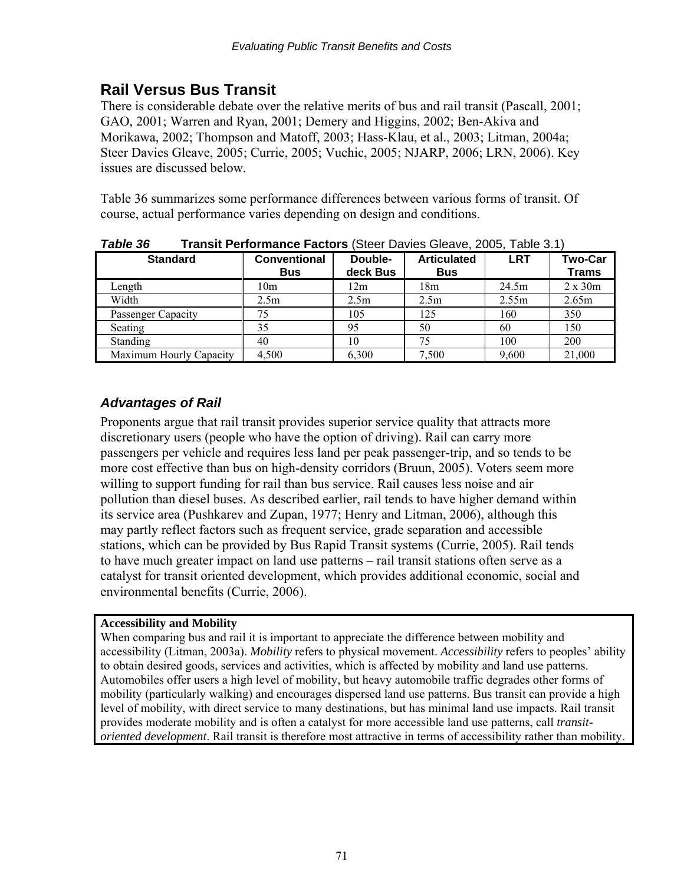## Rail Versus Bus Transit

There is considerable debate over the relative merits of bus and rail transit (Pascall, 2001; GAO, 2001; Warren and Ryan, 2001; Demery and Higgins, 2002; Ben-Akiva and Morikawa, 2002; Thompson and Matoff, 2003; Hass-Klau, et al., 2003; Litman, 2004a; Steer Davies Gleave, 2005; Currie, 2005; Vuchic, 2005; NJARP, 2006; LRN, 2006). Key issues are discussed below.

Table 36 summarizes some performance differences between various forms of transit. Of course, actual performance varies depending on design and conditions.

***Table 36*** **Transit Performance Factors** (Steer Davies Gleave, 2005, Table 3.1)

| Standard | Conventional Bus | Double-deck Bus | Articulated Bus | LRT | Two-Car Trams |
|---|---|---|---|---|---|
| Length | 10m | 12m | 18m | 24.5m | 2 x 30m |
| Width | 2.5m | 2.5m | 2.5m | 2.55m | 2.65m |
| Passenger Capacity | 75 | 105 | 125 | 160 | 350 |
| Seating | 35 | 95 | 50 | 60 | 150 |
| Standing | 40 | 10 | 75 | 100 | 200 |
| Maximum Hourly Capacity | 4,500 | 6,300 | 7,500 | 9,600 | 21,000 |

### *Advantages of Rail*

Proponents argue that rail transit provides superior service quality that attracts more discretionary users (people who have the option of driving). Rail can carry more passengers per vehicle and requires less land per peak passenger-trip, and so tends to be more cost effective than bus on high-density corridors (Bruun, 2005). Voters seem more willing to support funding for rail than bus service. Rail causes less noise and air pollution than diesel buses. As described earlier, rail tends to have higher demand within its service area (Pushkarev and Zupan, 1977; Henry and Litman, 2006), although this may partly reflect factors such as frequent service, grade separation and accessible stations, which can be provided by Bus Rapid Transit systems (Currie, 2005). Rail tends to have much greater impact on land use patterns – rail transit stations often serve as a catalyst for transit oriented development, which provides additional economic, social and environmental benefits (Currie, 2006).

**Accessibility and Mobility**

When comparing bus and rail it is important to appreciate the difference between mobility and accessibility (Litman, 2003a). *Mobility* refers to physical movement. *Accessibility* refers to peoples' ability to obtain desired goods, services and activities, which is affected by mobility and land use patterns. Automobiles offer users a high level of mobility, but heavy automobile traffic degrades other forms of mobility (particularly walking) and encourages dispersed land use patterns. Bus transit can provide a high level of mobility, with direct service to many destinations, but has minimal land use impacts. Rail transit provides moderate mobility and is often a catalyst for more accessible land use patterns, call *transit-oriented development*. Rail transit is therefore most attractive in terms of accessibility rather than mobility.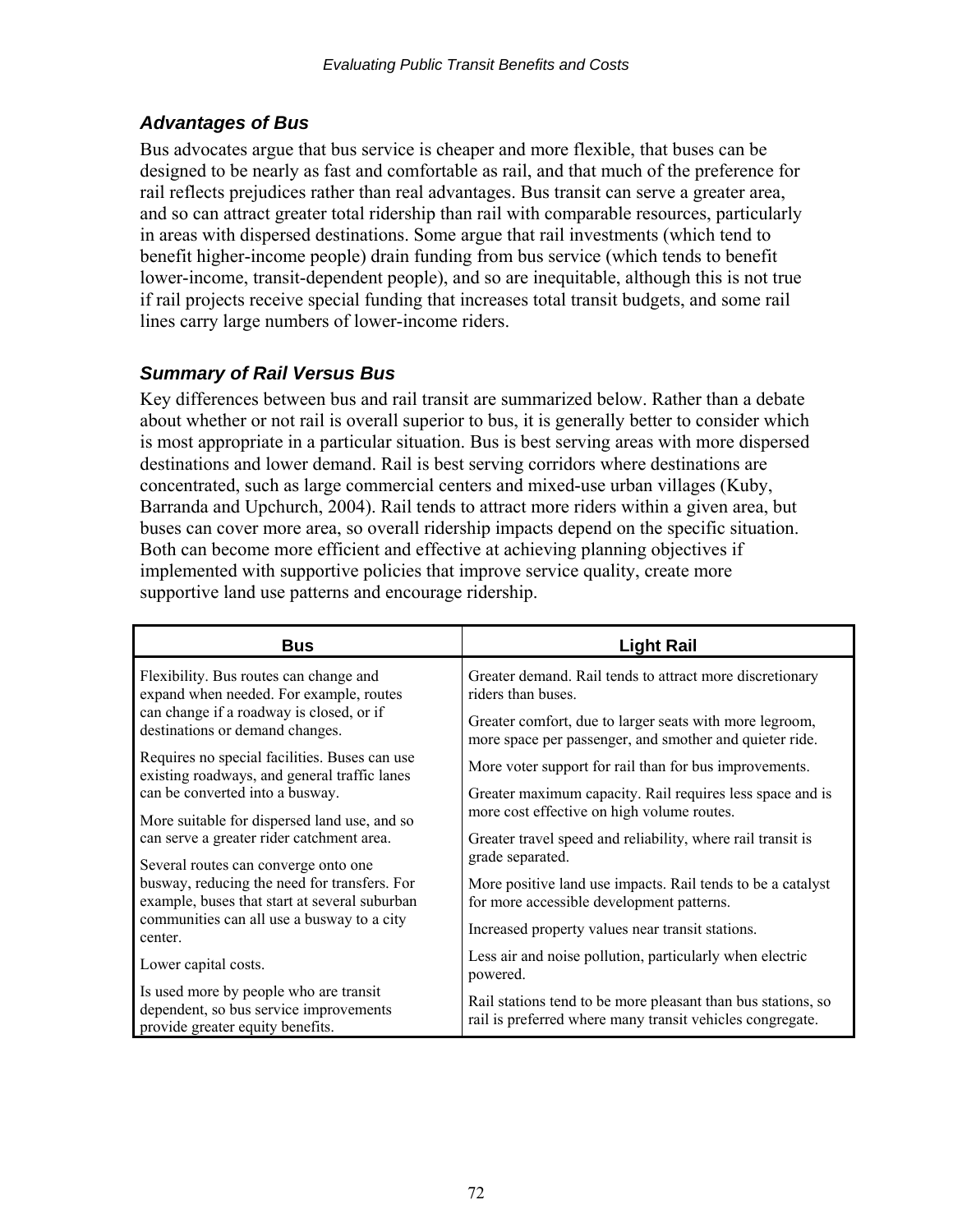### *Advantages of Bus*

Bus advocates argue that bus service is cheaper and more flexible, that buses can be designed to be nearly as fast and comfortable as rail, and that much of the preference for rail reflects prejudices rather than real advantages. Bus transit can serve a greater area, and so can attract greater total ridership than rail with comparable resources, particularly in areas with dispersed destinations. Some argue that rail investments (which tend to benefit higher-income people) drain funding from bus service (which tends to benefit lower-income, transit-dependent people), and so are inequitable, although this is not true if rail projects receive special funding that increases total transit budgets, and some rail lines carry large numbers of lower-income riders.

### *Summary of Rail Versus Bus*

Key differences between bus and rail transit are summarized below. Rather than a debate about whether or not rail is overall superior to bus, it is generally better to consider which is most appropriate in a particular situation. Bus is best serving areas with more dispersed destinations and lower demand. Rail is best serving corridors where destinations are concentrated, such as large commercial centers and mixed-use urban villages (Kuby, Barranda and Upchurch, 2004). Rail tends to attract more riders within a given area, but buses can cover more area, so overall ridership impacts depend on the specific situation. Both can become more efficient and effective at achieving planning objectives if implemented with supportive policies that improve service quality, create more supportive land use patterns and encourage ridership.

| Bus | Light Rail |
|---|---|
| Flexibility. Bus routes can change and expand when needed. For example, routes can change if a roadway is closed, or if destinations or demand changes. | Greater demand. Rail tends to attract more discretionary riders than buses. |
| Requires no special facilities. Buses can use existing roadways, and general traffic lanes can be converted into a busway. | Greater comfort, due to larger seats with more legroom, more space per passenger, and smother and quieter ride. |
| More suitable for dispersed land use, and so can serve a greater rider catchment area. | More voter support for rail than for bus improvements. |
| Several routes can converge onto one busway, reducing the need for transfers. For example, buses that start at several suburban communities can all use a busway to a city center. | Greater maximum capacity. Rail requires less space and is more cost effective on high volume routes. |
| Lower capital costs. | Greater travel speed and reliability, where rail transit is grade separated. |
| Is used more by people who are transit dependent, so bus service improvements provide greater equity benefits. | More positive land use impacts. Rail tends to be a catalyst for more accessible development patterns. |
| | Increased property values near transit stations. |
| | Less air and noise pollution, particularly when electric powered. |
| | Rail stations tend to be more pleasant than bus stations, so rail is preferred where many transit vehicles congregate. |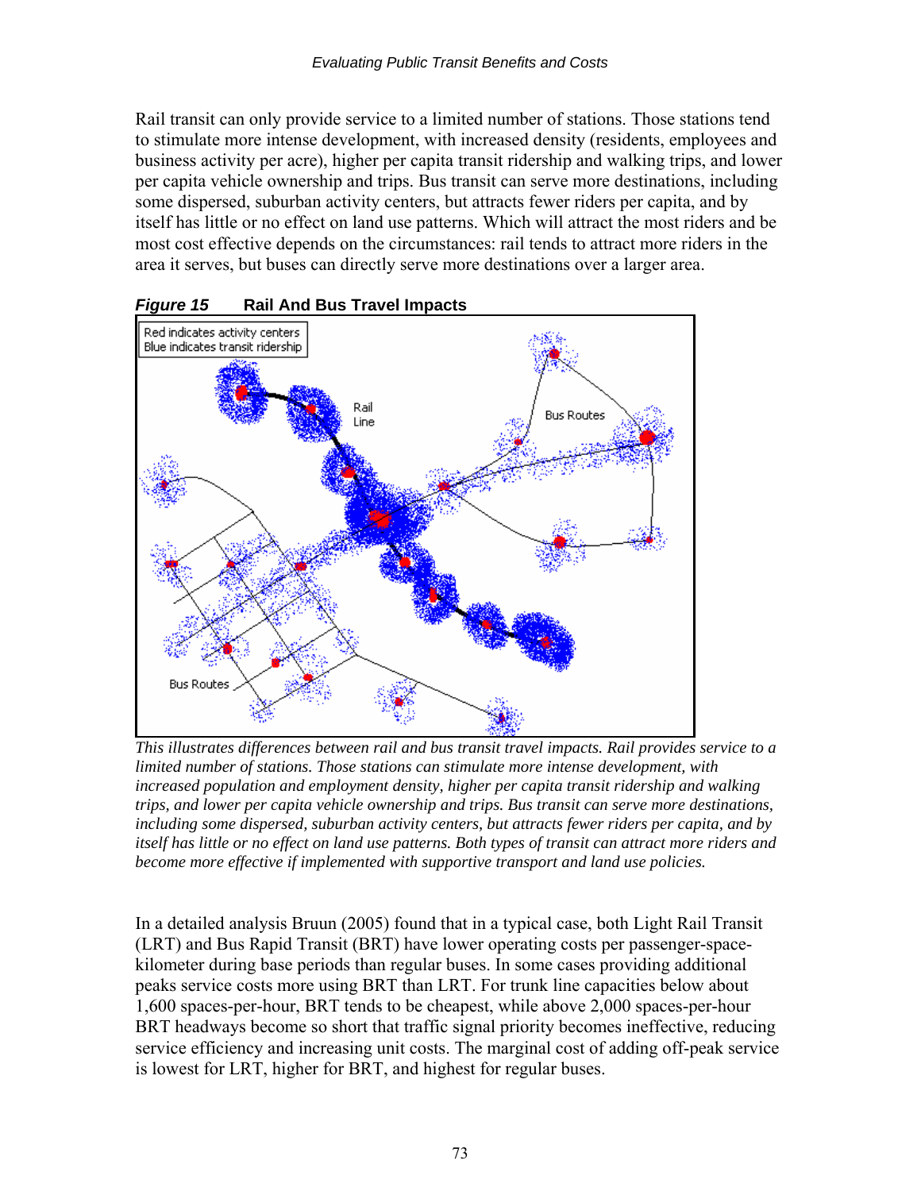Rail transit can only provide service to a limited number of stations. Those stations tend to stimulate more intense development, with increased density (residents, employees and business activity per acre), higher per capita transit ridership and walking trips, and lower per capita vehicle ownership and trips. Bus transit can serve more destinations, including some dispersed, suburban activity centers, but attracts fewer riders per capita, and by itself has little or no effect on land use patterns. Which will attract the most riders and be most cost effective depends on the circumstances: rail tends to attract more riders in the area it serves, but buses can directly serve more destinations over a larger area.

***Figure 15*** **Rail And Bus Travel Impacts**

*This illustrates differences between rail and bus transit travel impacts. Rail provides service to a limited number of stations. Those stations can stimulate more intense development, with increased population and employment density, higher per capita transit ridership and walking trips, and lower per capita vehicle ownership and trips. Bus transit can serve more destinations, including some dispersed, suburban activity centers, but attracts fewer riders per capita, and by itself has little or no effect on land use patterns. Both types of transit can attract more riders and become more effective if implemented with supportive transport and land use policies.*

In a detailed analysis Bruun (2005) found that in a typical case, both Light Rail Transit (LRT) and Bus Rapid Transit (BRT) have lower operating costs per passenger-space-kilometer during base periods than regular buses. In some cases providing additional peaks service costs more using BRT than LRT. For trunk line capacities below about 1,600 spaces-per-hour, BRT tends to be cheapest, while above 2,000 spaces-per-hour BRT headways become so short that traffic signal priority becomes ineffective, reducing service efficiency and increasing unit costs. The marginal cost of adding off-peak service is lowest for LRT, higher for BRT, and highest for regular buses.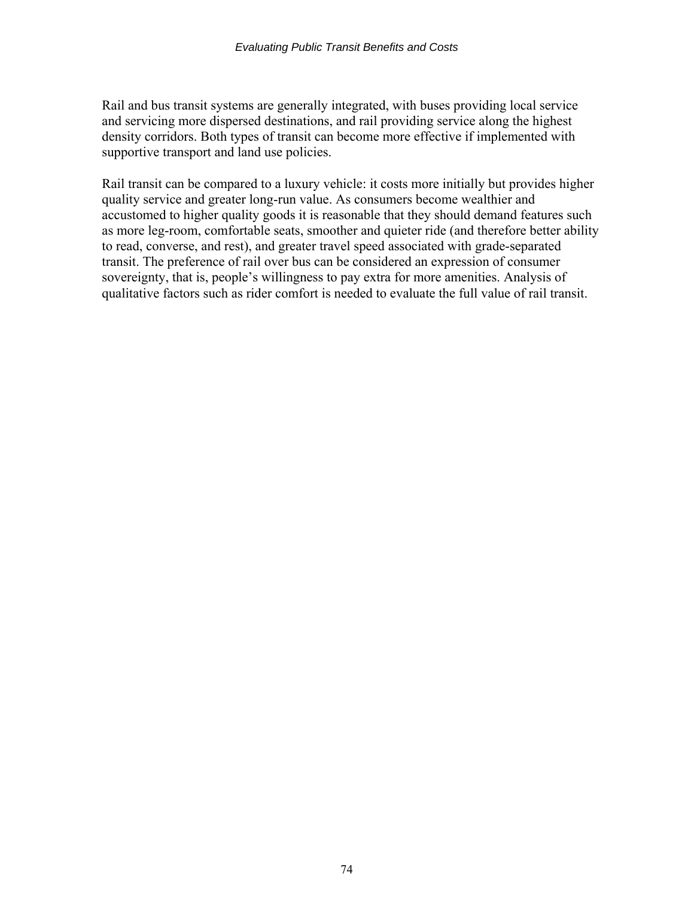Rail and bus transit systems are generally integrated, with buses providing local service and servicing more dispersed destinations, and rail providing service along the highest density corridors. Both types of transit can become more effective if implemented with supportive transport and land use policies.

Rail transit can be compared to a luxury vehicle: it costs more initially but provides higher quality service and greater long-run value. As consumers become wealthier and accustomed to higher quality goods it is reasonable that they should demand features such as more leg-room, comfortable seats, smoother and quieter ride (and therefore better ability to read, converse, and rest), and greater travel speed associated with grade-separated transit. The preference of rail over bus can be considered an expression of consumer sovereignty, that is, people's willingness to pay extra for more amenities. Analysis of qualitative factors such as rider comfort is needed to evaluate the full value of rail transit.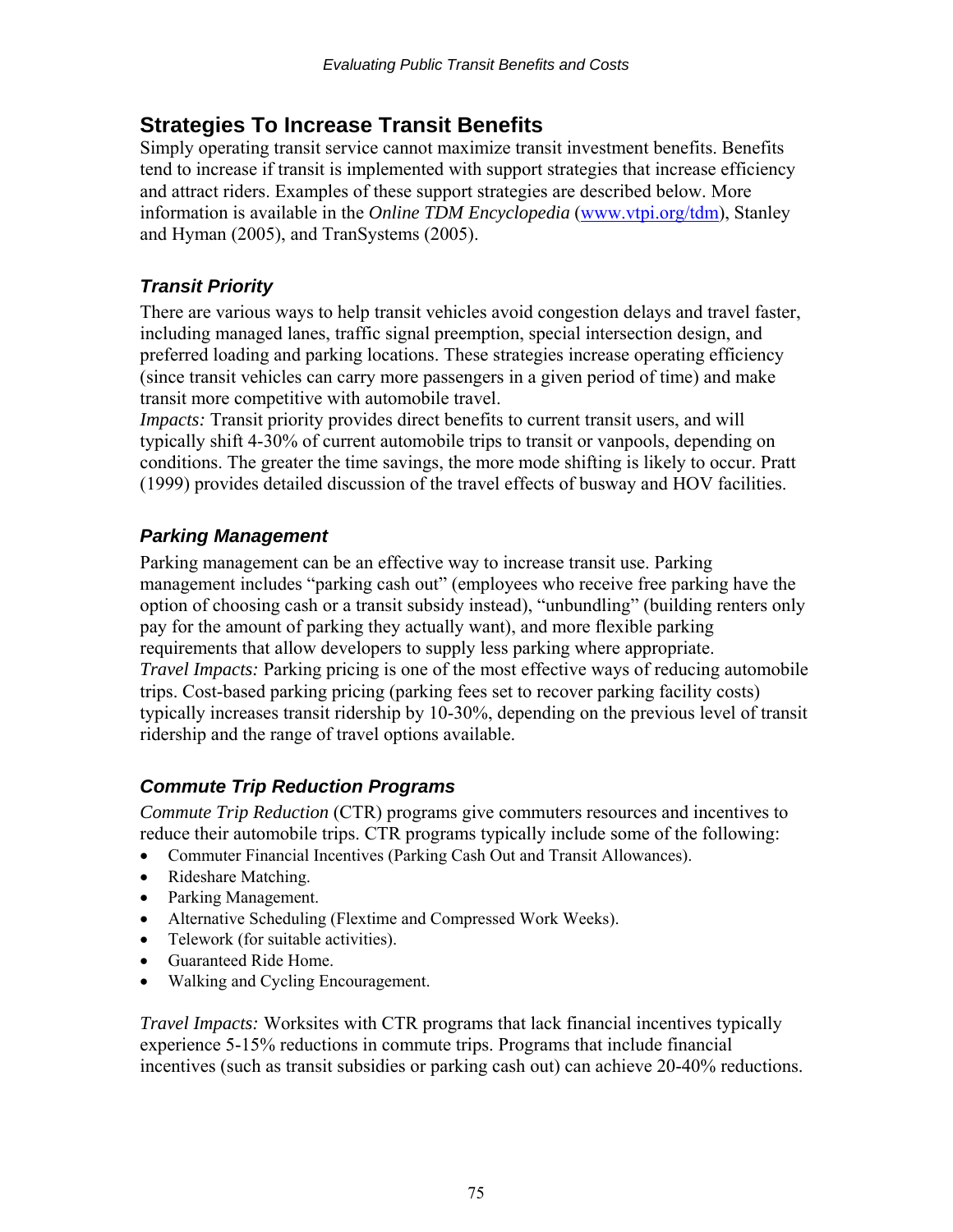## Strategies To Increase Transit Benefits

Simply operating transit service cannot maximize transit investment benefits. Benefits tend to increase if transit is implemented with support strategies that increase efficiency and attract riders. Examples of these support strategies are described below. More information is available in the *Online TDM Encyclopedia* (www.vtpi.org/tdm), Stanley and Hyman (2005), and TranSystems (2005).

### *Transit Priority*

There are various ways to help transit vehicles avoid congestion delays and travel faster, including managed lanes, traffic signal preemption, special intersection design, and preferred loading and parking locations. These strategies increase operating efficiency (since transit vehicles can carry more passengers in a given period of time) and make transit more competitive with automobile travel.
*Impacts:* Transit priority provides direct benefits to current transit users, and will typically shift 4-30% of current automobile trips to transit or vanpools, depending on conditions. The greater the time savings, the more mode shifting is likely to occur. Pratt (1999) provides detailed discussion of the travel effects of busway and HOV facilities.

### *Parking Management*

Parking management can be an effective way to increase transit use. Parking management includes "parking cash out" (employees who receive free parking have the option of choosing cash or a transit subsidy instead), "unbundling" (building renters only pay for the amount of parking they actually want), and more flexible parking requirements that allow developers to supply less parking where appropriate.
*Travel Impacts:* Parking pricing is one of the most effective ways of reducing automobile trips. Cost-based parking pricing (parking fees set to recover parking facility costs) typically increases transit ridership by 10-30%, depending on the previous level of transit ridership and the range of travel options available.

### *Commute Trip Reduction Programs*

*Commute Trip Reduction* (CTR) programs give commuters resources and incentives to reduce their automobile trips. CTR programs typically include some of the following:

- Commuter Financial Incentives (Parking Cash Out and Transit Allowances).
- Rideshare Matching.
- Parking Management.
- Alternative Scheduling (Flextime and Compressed Work Weeks).
- Telework (for suitable activities).
- Guaranteed Ride Home.
- Walking and Cycling Encouragement.

*Travel Impacts:* Worksites with CTR programs that lack financial incentives typically experience 5-15% reductions in commute trips. Programs that include financial incentives (such as transit subsidies or parking cash out) can achieve 20-40% reductions.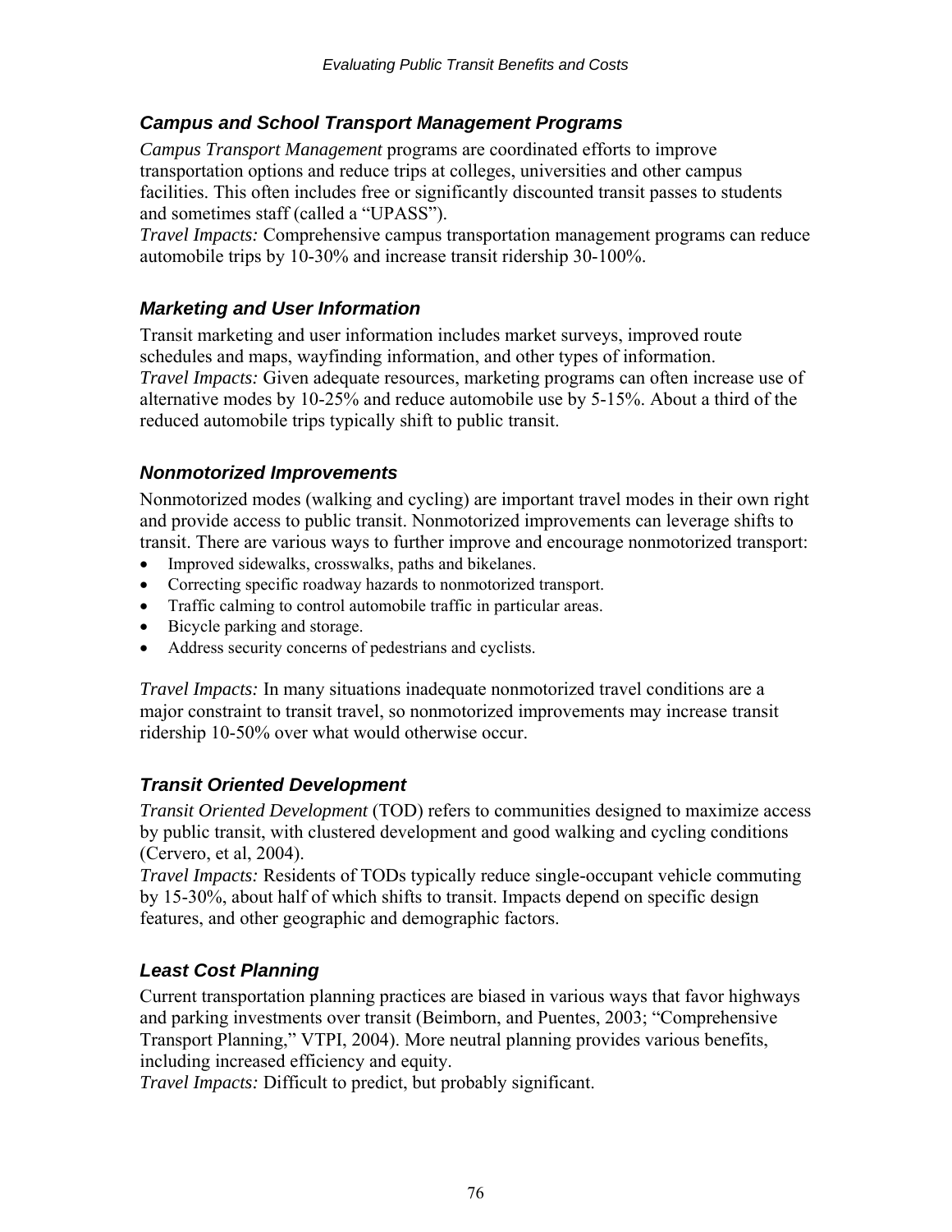### *Campus and School Transport Management Programs*

*Campus Transport Management* programs are coordinated efforts to improve transportation options and reduce trips at colleges, universities and other campus facilities. This often includes free or significantly discounted transit passes to students and sometimes staff (called a "UPASS").
*Travel Impacts:* Comprehensive campus transportation management programs can reduce automobile trips by 10-30% and increase transit ridership 30-100%.

### *Marketing and User Information*

Transit marketing and user information includes market surveys, improved route schedules and maps, wayfinding information, and other types of information.
*Travel Impacts:* Given adequate resources, marketing programs can often increase use of alternative modes by 10-25% and reduce automobile use by 5-15%. About a third of the reduced automobile trips typically shift to public transit.

### *Nonmotorized Improvements*

Nonmotorized modes (walking and cycling) are important travel modes in their own right and provide access to public transit. Nonmotorized improvements can leverage shifts to transit. There are various ways to further improve and encourage nonmotorized transport:

- Improved sidewalks, crosswalks, paths and bikelanes.
- Correcting specific roadway hazards to nonmotorized transport.
- Traffic calming to control automobile traffic in particular areas.
- Bicycle parking and storage.
- Address security concerns of pedestrians and cyclists.

*Travel Impacts:* In many situations inadequate nonmotorized travel conditions are a major constraint to transit travel, so nonmotorized improvements may increase transit ridership 10-50% over what would otherwise occur.

### *Transit Oriented Development*

*Transit Oriented Development* (TOD) refers to communities designed to maximize access by public transit, with clustered development and good walking and cycling conditions (Cervero, et al, 2004).
*Travel Impacts:* Residents of TODs typically reduce single-occupant vehicle commuting by 15-30%, about half of which shifts to transit. Impacts depend on specific design features, and other geographic and demographic factors.

### *Least Cost Planning*

Current transportation planning practices are biased in various ways that favor highways and parking investments over transit (Beimborn, and Puentes, 2003; "Comprehensive Transport Planning," VTPI, 2004). More neutral planning provides various benefits, including increased efficiency and equity.
*Travel Impacts:* Difficult to predict, but probably significant.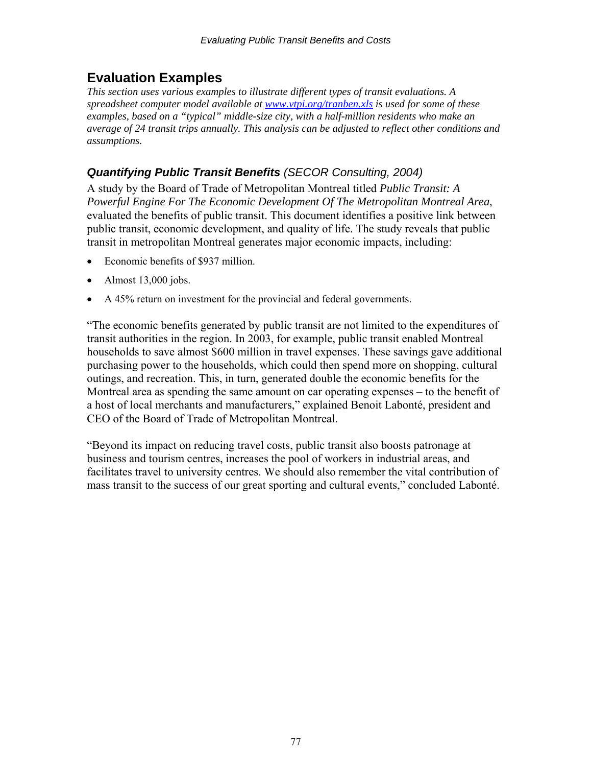## Evaluation Examples

*This section uses various examples to illustrate different types of transit evaluations. A spreadsheet computer model available at [www.vtpi.org/tranben.xls](www.vtpi.org/tranben.xls) is used for some of these examples, based on a "typical" middle-size city, with a half-million residents who make an average of 24 transit trips annually. This analysis can be adjusted to reflect other conditions and assumptions.*

### ***Quantifying Public Transit Benefits*** *(SECOR Consulting, 2004)*

A study by the Board of Trade of Metropolitan Montreal titled *Public Transit: A Powerful Engine For The Economic Development Of The Metropolitan Montreal Area*, evaluated the benefits of public transit. This document identifies a positive link between public transit, economic development, and quality of life. The study reveals that public transit in metropolitan Montreal generates major economic impacts, including:

- Economic benefits of $937 million.
- Almost 13,000 jobs.
- A 45% return on investment for the provincial and federal governments.

"The economic benefits generated by public transit are not limited to the expenditures of transit authorities in the region. In 2003, for example, public transit enabled Montreal households to save almost $600 million in travel expenses. These savings gave additional purchasing power to the households, which could then spend more on shopping, cultural outings, and recreation. This, in turn, generated double the economic benefits for the Montreal area as spending the same amount on car operating expenses – to the benefit of a host of local merchants and manufacturers," explained Benoit Labonté, president and CEO of the Board of Trade of Metropolitan Montreal.

"Beyond its impact on reducing travel costs, public transit also boosts patronage at business and tourism centres, increases the pool of workers in industrial areas, and facilitates travel to university centres. We should also remember the vital contribution of mass transit to the success of our great sporting and cultural events," concluded Labonté.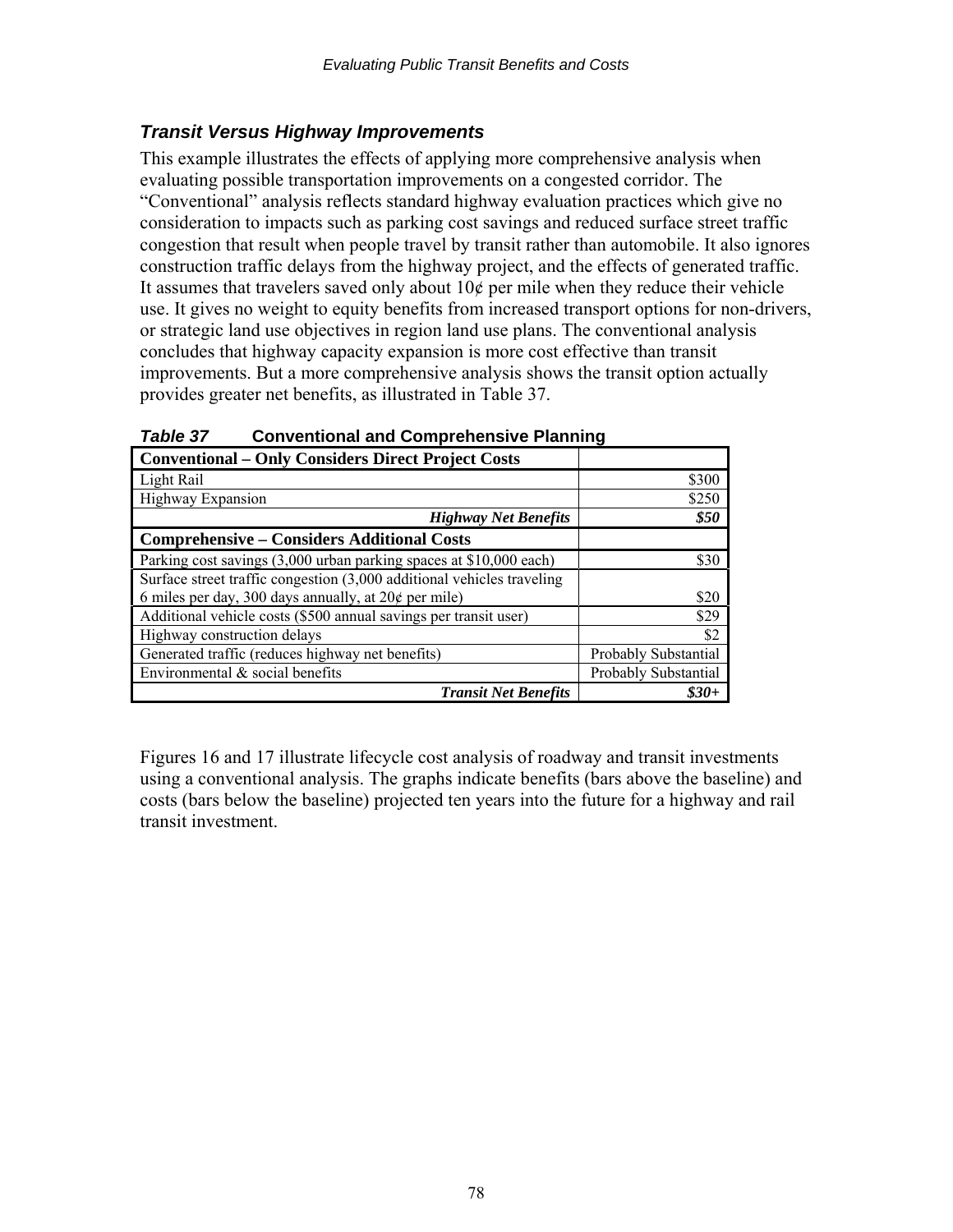### *Transit Versus Highway Improvements*

This example illustrates the effects of applying more comprehensive analysis when evaluating possible transportation improvements on a congested corridor. The "Conventional" analysis reflects standard highway evaluation practices which give no consideration to impacts such as parking cost savings and reduced surface street traffic congestion that result when people travel by transit rather than automobile. It also ignores construction traffic delays from the highway project, and the effects of generated traffic. It assumes that travelers saved only about 10¢ per mile when they reduce their vehicle use. It gives no weight to equity benefits from increased transport options for non-drivers, or strategic land use objectives in region land use plans. The conventional analysis concludes that highway capacity expansion is more cost effective than transit improvements. But a more comprehensive analysis shows the transit option actually provides greater net benefits, as illustrated in Table 37.

***Table 37*** **Conventional and Comprehensive Planning**

| **Conventional – Only Considers Direct Project Costs** | |
|---|---|
| Light Rail | \$300 |
| Highway Expansion | \$250 |
| ***Highway Net Benefits*** | ***\$50*** |
| **Comprehensive – Considers Additional Costs** | |
| Parking cost savings (3,000 urban parking spaces at \$10,000 each) | \$30 |
| Surface street traffic congestion (3,000 additional vehicles traveling 6 miles per day, 300 days annually, at 20¢ per mile) | \$20 |
| Additional vehicle costs (\$500 annual savings per transit user) | \$29 |
| Highway construction delays | \$2 |
| Generated traffic (reduces highway net benefits) | Probably Substantial |
| Environmental & social benefits | Probably Substantial |
| ***Transit Net Benefits*** | ***\$30+*** |

Figures 16 and 17 illustrate lifecycle cost analysis of roadway and transit investments using a conventional analysis. The graphs indicate benefits (bars above the baseline) and costs (bars below the baseline) projected ten years into the future for a highway and rail transit investment.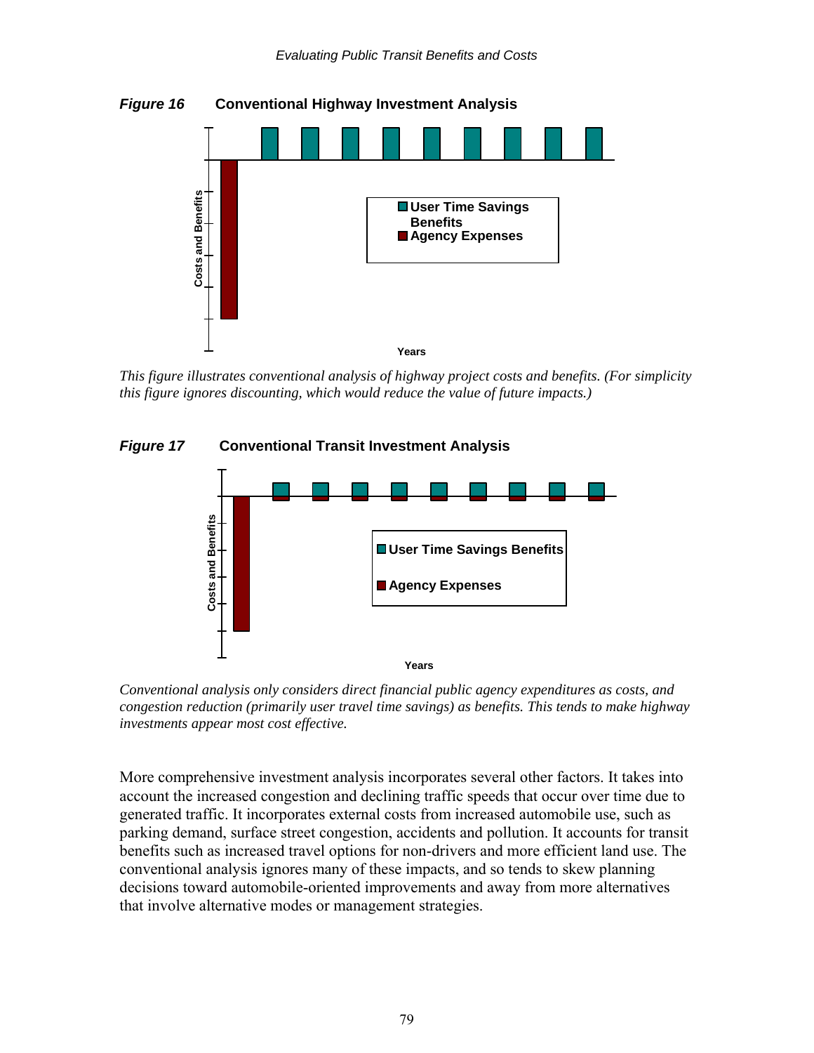***Figure 16*** **Conventional Highway Investment Analysis**

*This figure illustrates conventional analysis of highway project costs and benefits. (For simplicity this figure ignores discounting, which would reduce the value of future impacts.)*

***Figure 17*** **Conventional Transit Investment Analysis**

*Conventional analysis only considers direct financial public agency expenditures as costs, and congestion reduction (primarily user travel time savings) as benefits. This tends to make highway investments appear most cost effective.*

More comprehensive investment analysis incorporates several other factors. It takes into account the increased congestion and declining traffic speeds that occur over time due to generated traffic. It incorporates external costs from increased automobile use, such as parking demand, surface street congestion, accidents and pollution. It accounts for transit benefits such as increased travel options for non-drivers and more efficient land use. The conventional analysis ignores many of these impacts, and so tends to skew planning decisions toward automobile-oriented improvements and away from more alternatives that involve alternative modes or management strategies.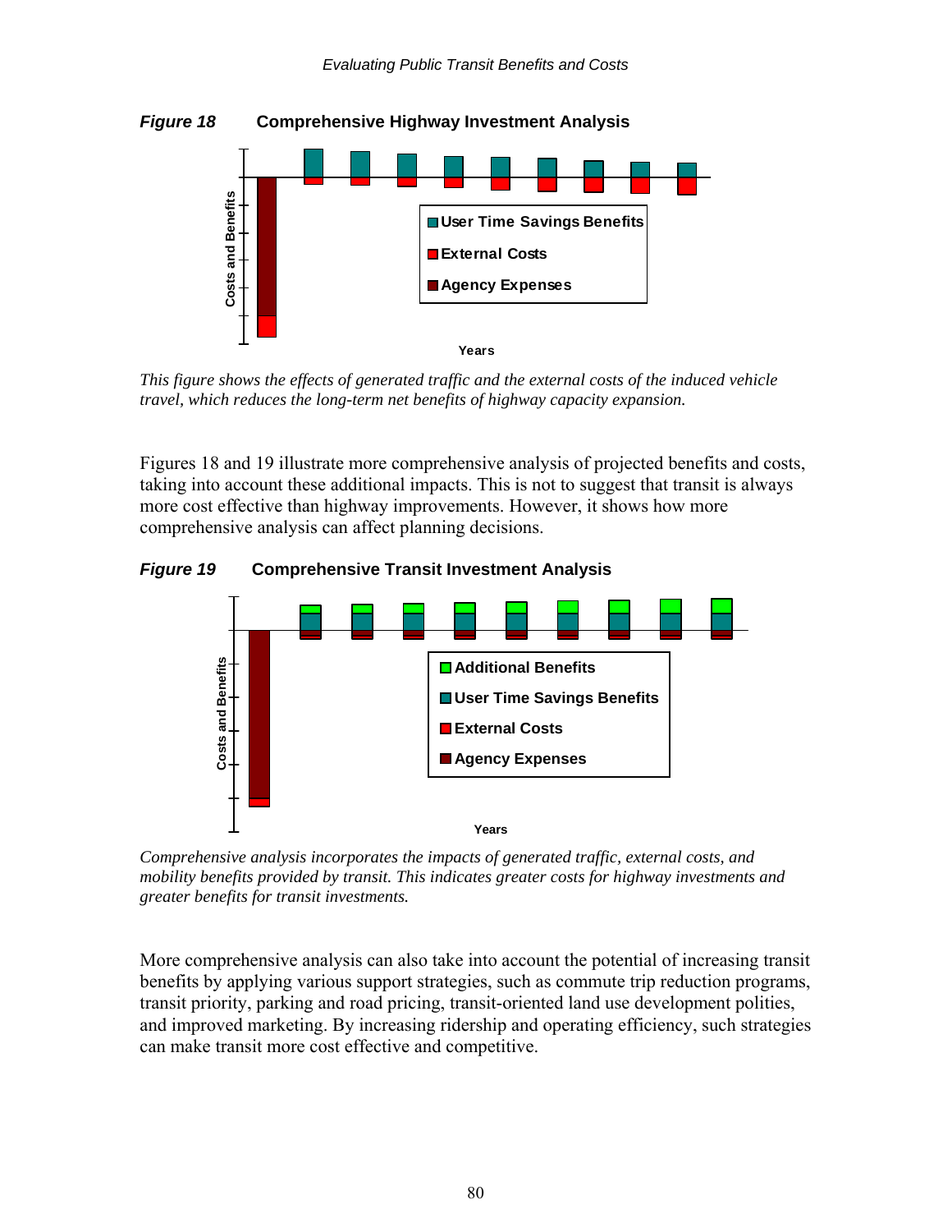***Figure 18*** **Comprehensive Highway Investment Analysis**

*This figure shows the effects of generated traffic and the external costs of the induced vehicle travel, which reduces the long-term net benefits of highway capacity expansion.*

Figures 18 and 19 illustrate more comprehensive analysis of projected benefits and costs, taking into account these additional impacts. This is not to suggest that transit is always more cost effective than highway improvements. However, it shows how more comprehensive analysis can affect planning decisions.

***Figure 19*** **Comprehensive Transit Investment Analysis**

*Comprehensive analysis incorporates the impacts of generated traffic, external costs, and mobility benefits provided by transit. This indicates greater costs for highway investments and greater benefits for transit investments.*

More comprehensive analysis can also take into account the potential of increasing transit benefits by applying various support strategies, such as commute trip reduction programs, transit priority, parking and road pricing, transit-oriented land use development polities, and improved marketing. By increasing ridership and operating efficiency, such strategies can make transit more cost effective and competitive.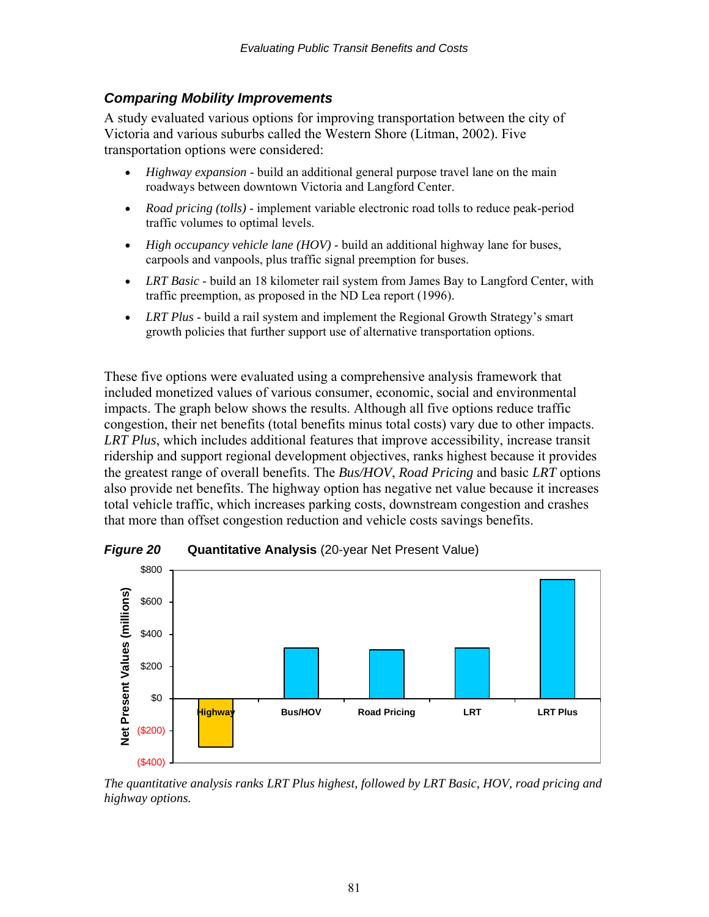### *Comparing Mobility Improvements*

A study evaluated various options for improving transportation between the city of Victoria and various suburbs called the Western Shore (Litman, 2002). Five transportation options were considered:

- *Highway expansion* - build an additional general purpose travel lane on the main roadways between downtown Victoria and Langford Center.
- *Road pricing (tolls)* - implement variable electronic road tolls to reduce peak-period traffic volumes to optimal levels.
- *High occupancy vehicle lane (HOV)* - build an additional highway lane for buses, carpools and vanpools, plus traffic signal preemption for buses.
- *LRT Basic* - build an 18 kilometer rail system from James Bay to Langford Center, with traffic preemption, as proposed in the ND Lea report (1996).
- *LRT Plus* - build a rail system and implement the Regional Growth Strategy's smart growth policies that further support use of alternative transportation options.

These five options were evaluated using a comprehensive analysis framework that included monetized values of various consumer, economic, social and environmental impacts. The graph below shows the results. Although all five options reduce traffic congestion, their net benefits (total benefits minus total costs) vary due to other impacts. *LRT Plus*, which includes additional features that improve accessibility, increase transit ridership and support regional development objectives, ranks highest because it provides the greatest range of overall benefits. The *Bus/HOV*, *Road Pricing* and basic *LRT* options also provide net benefits. The highway option has negative net value because it increases total vehicle traffic, which increases parking costs, downstream congestion and crashes that more than offset congestion reduction and vehicle costs savings benefits.

***Figure 20*** **Quantitative Analysis** (20-year Net Present Value)

Net Present Values (millions)

| Option | Net Present Value (approx.) |
|---|---|
| Highway | ($300) |
| Bus/HOV | $315 |
| Road Pricing | $305 |
| LRT | $315 |
| LRT Plus | $740 |

*The quantitative analysis ranks LRT Plus highest, followed by LRT Basic, HOV, road pricing and highway options.*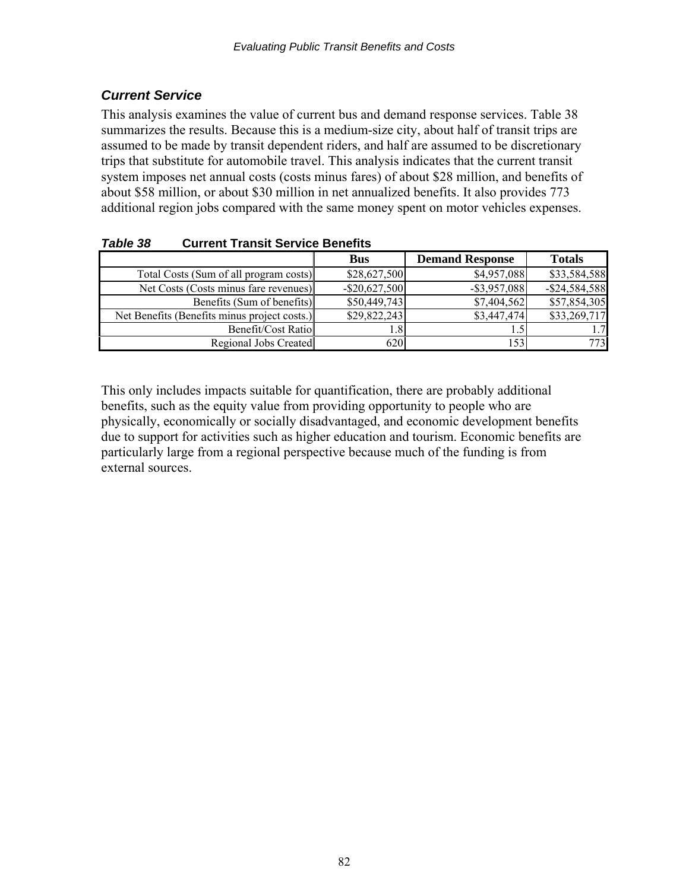### *Current Service*

This analysis examines the value of current bus and demand response services. Table 38 summarizes the results. Because this is a medium-size city, about half of transit trips are assumed to be made by transit dependent riders, and half are assumed to be discretionary trips that substitute for automobile travel. This analysis indicates that the current transit system imposes net annual costs (costs minus fares) of about $28 million, and benefits of about $58 million, or about $30 million in net annualized benefits. It also provides 773 additional region jobs compared with the same money spent on motor vehicles expenses.

***Table 38*** **Current Transit Service Benefits**

| | Bus | Demand Response | Totals |
|---|---|---|---|
| Total Costs (Sum of all program costs) | $28,627,500 | $4,957,088 | $33,584,588 |
| Net Costs (Costs minus fare revenues) | -$20,627,500 | -$3,957,088 | -$24,584,588 |
| Benefits (Sum of benefits) | $50,449,743 | $7,404,562 | $57,854,305 |
| Net Benefits (Benefits minus project costs.) | $29,822,243 | $3,447,474 | $33,269,717 |
| Benefit/Cost Ratio | 1.8 | 1.5 | 1.7 |
| Regional Jobs Created | 620 | 153 | 773 |

This only includes impacts suitable for quantification, there are probably additional benefits, such as the equity value from providing opportunity to people who are physically, economically or socially disadvantaged, and economic development benefits due to support for activities such as higher education and tourism. Economic benefits are particularly large from a regional perspective because much of the funding is from external sources.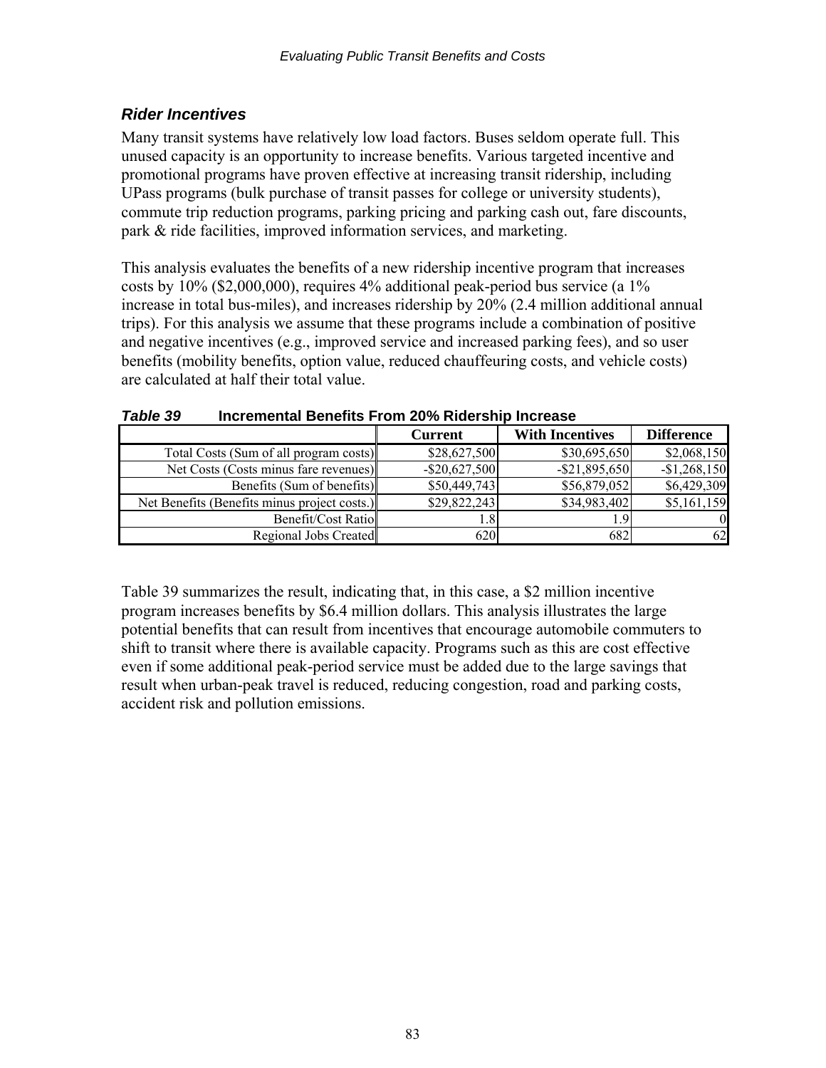### *Rider Incentives*

Many transit systems have relatively low load factors. Buses seldom operate full. This unused capacity is an opportunity to increase benefits. Various targeted incentive and promotional programs have proven effective at increasing transit ridership, including UPass programs (bulk purchase of transit passes for college or university students), commute trip reduction programs, parking pricing and parking cash out, fare discounts, park & ride facilities, improved information services, and marketing.

This analysis evaluates the benefits of a new ridership incentive program that increases costs by 10% ($2,000,000), requires 4% additional peak-period bus service (a 1% increase in total bus-miles), and increases ridership by 20% (2.4 million additional annual trips). For this analysis we assume that these programs include a combination of positive and negative incentives (e.g., improved service and increased parking fees), and so user benefits (mobility benefits, option value, reduced chauffeuring costs, and vehicle costs) are calculated at half their total value.

***Table 39*** **Incremental Benefits From 20% Ridership Increase**

| | Current | With Incentives | Difference |
|---|---|---|---|
| Total Costs (Sum of all program costs) | $28,627,500 | $30,695,650 | $2,068,150 |
| Net Costs (Costs minus fare revenues) | -$20,627,500 | -$21,895,650 | -$1,268,150 |
| Benefits (Sum of benefits) | $50,449,743 | $56,879,052 | $6,429,309 |
| Net Benefits (Benefits minus project costs.) | $29,822,243 | $34,983,402 | $5,161,159 |
| Benefit/Cost Ratio | 1.8 | 1.9 | 0 |
| Regional Jobs Created | 620 | 682 | 62 |

Table 39 summarizes the result, indicating that, in this case, a $2 million incentive program increases benefits by $6.4 million dollars. This analysis illustrates the large potential benefits that can result from incentives that encourage automobile commuters to shift to transit where there is available capacity. Programs such as this are cost effective even if some additional peak-period service must be added due to the large savings that result when urban-peak travel is reduced, reducing congestion, road and parking costs, accident risk and pollution emissions.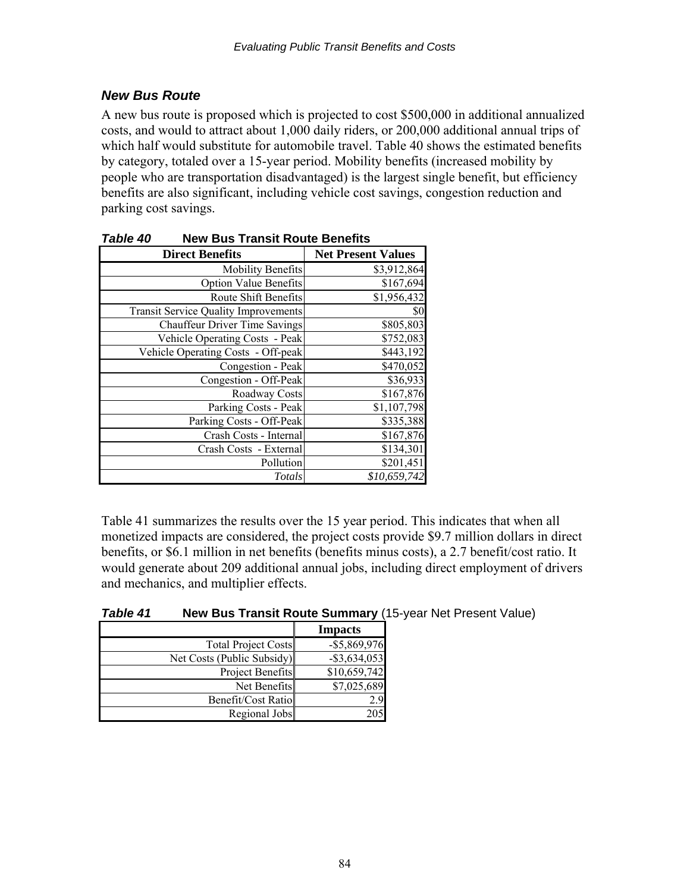### *New Bus Route*

A new bus route is proposed which is projected to cost $500,000 in additional annualized costs, and would to attract about 1,000 daily riders, or 200,000 additional annual trips of which half would substitute for automobile travel. Table 40 shows the estimated benefits by category, totaled over a 15-year period. Mobility benefits (increased mobility by people who are transportation disadvantaged) is the largest single benefit, but efficiency benefits are also significant, including vehicle cost savings, congestion reduction and parking cost savings.

***Table 40*** **New Bus Transit Route Benefits**

| Direct Benefits | Net Present Values |
|---:|---:|
| Mobility Benefits | $3,912,864 |
| Option Value Benefits | $167,694 |
| Route Shift Benefits | $1,956,432 |
| Transit Service Quality Improvements | $0 |
| Chauffeur Driver Time Savings | $805,803 |
| Vehicle Operating Costs - Peak | $752,083 |
| Vehicle Operating Costs - Off-peak | $443,192 |
| Congestion - Peak | $470,052 |
| Congestion - Off-Peak | $36,933 |
| Roadway Costs | $167,876 |
| Parking Costs - Peak | $1,107,798 |
| Parking Costs - Off-Peak | $335,388 |
| Crash Costs - Internal | $167,876 |
| Crash Costs - External | $134,301 |
| Pollution | $201,451 |
| *Totals* | *$10,659,742* |

Table 41 summarizes the results over the 15 year period. This indicates that when all monetized impacts are considered, the project costs provide $9.7 million dollars in direct benefits, or $6.1 million in net benefits (benefits minus costs), a 2.7 benefit/cost ratio. It would generate about 209 additional annual jobs, including direct employment of drivers and mechanics, and multiplier effects.

***Table 41*** **New Bus Transit Route Summary** (15-year Net Present Value)

| | Impacts |
|---:|---:|
| Total Project Costs | -$5,869,976 |
| Net Costs (Public Subsidy) | -$3,634,053 |
| Project Benefits | $10,659,742 |
| Net Benefits | $7,025,689 |
| Benefit/Cost Ratio | 2.9 |
| Regional Jobs | 205 |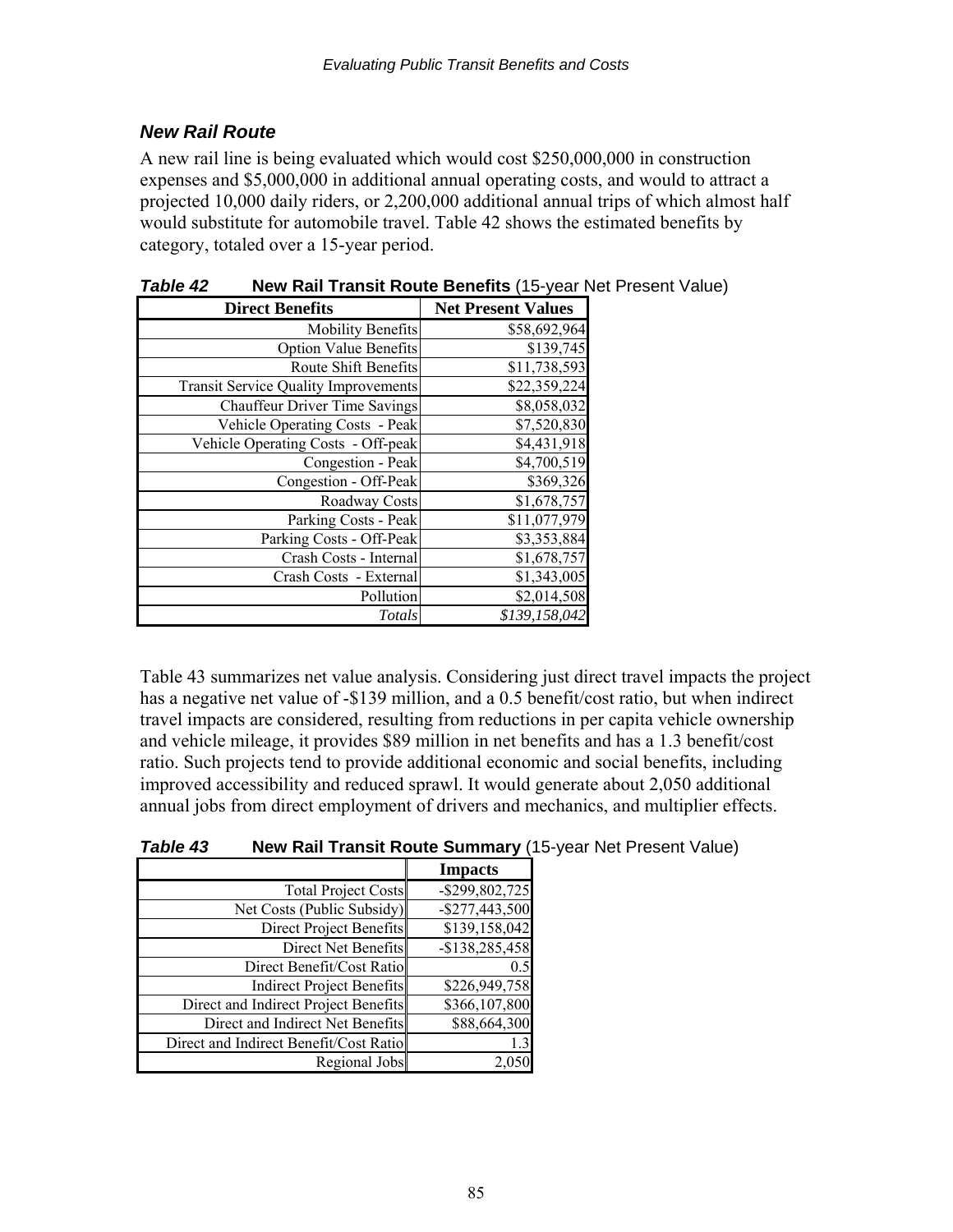### *New Rail Route*

A new rail line is being evaluated which would cost $250,000,000 in construction expenses and $5,000,000 in additional annual operating costs, and would to attract a projected 10,000 daily riders, or 2,200,000 additional annual trips of which almost half would substitute for automobile travel. Table 42 shows the estimated benefits by category, totaled over a 15-year period.

***Table 42*** **New Rail Transit Route Benefits** (15-year Net Present Value)

| Direct Benefits | Net Present Values |
|---:|---:|
| Mobility Benefits | $58,692,964 |
| Option Value Benefits | $139,745 |
| Route Shift Benefits | $11,738,593 |
| Transit Service Quality Improvements | $22,359,224 |
| Chauffeur Driver Time Savings | $8,058,032 |
| Vehicle Operating Costs - Peak | $7,520,830 |
| Vehicle Operating Costs - Off-peak | $4,431,918 |
| Congestion - Peak | $4,700,519 |
| Congestion - Off-Peak | $369,326 |
| Roadway Costs | $1,678,757 |
| Parking Costs - Peak | $11,077,979 |
| Parking Costs - Off-Peak | $3,353,884 |
| Crash Costs - Internal | $1,678,757 |
| Crash Costs - External | $1,343,005 |
| Pollution | $2,014,508 |
| *Totals* | *$139,158,042* |

Table 43 summarizes net value analysis. Considering just direct travel impacts the project has a negative net value of -$139 million, and a 0.5 benefit/cost ratio, but when indirect travel impacts are considered, resulting from reductions in per capita vehicle ownership and vehicle mileage, it provides $89 million in net benefits and has a 1.3 benefit/cost ratio. Such projects tend to provide additional economic and social benefits, including improved accessibility and reduced sprawl. It would generate about 2,050 additional annual jobs from direct employment of drivers and mechanics, and multiplier effects.

***Table 43*** **New Rail Transit Route Summary** (15-year Net Present Value)

| | Impacts |
|---:|---:|
| Total Project Costs | -$299,802,725 |
| Net Costs (Public Subsidy) | -$277,443,500 |
| Direct Project Benefits | $139,158,042 |
| Direct Net Benefits | -$138,285,458 |
| Direct Benefit/Cost Ratio | 0.5 |
| Indirect Project Benefits | $226,949,758 |
| Direct and Indirect Project Benefits | $366,107,800 |
| Direct and Indirect Net Benefits | $88,664,300 |
| Direct and Indirect Benefit/Cost Ratio | 1.3 |
| Regional Jobs | 2,050 |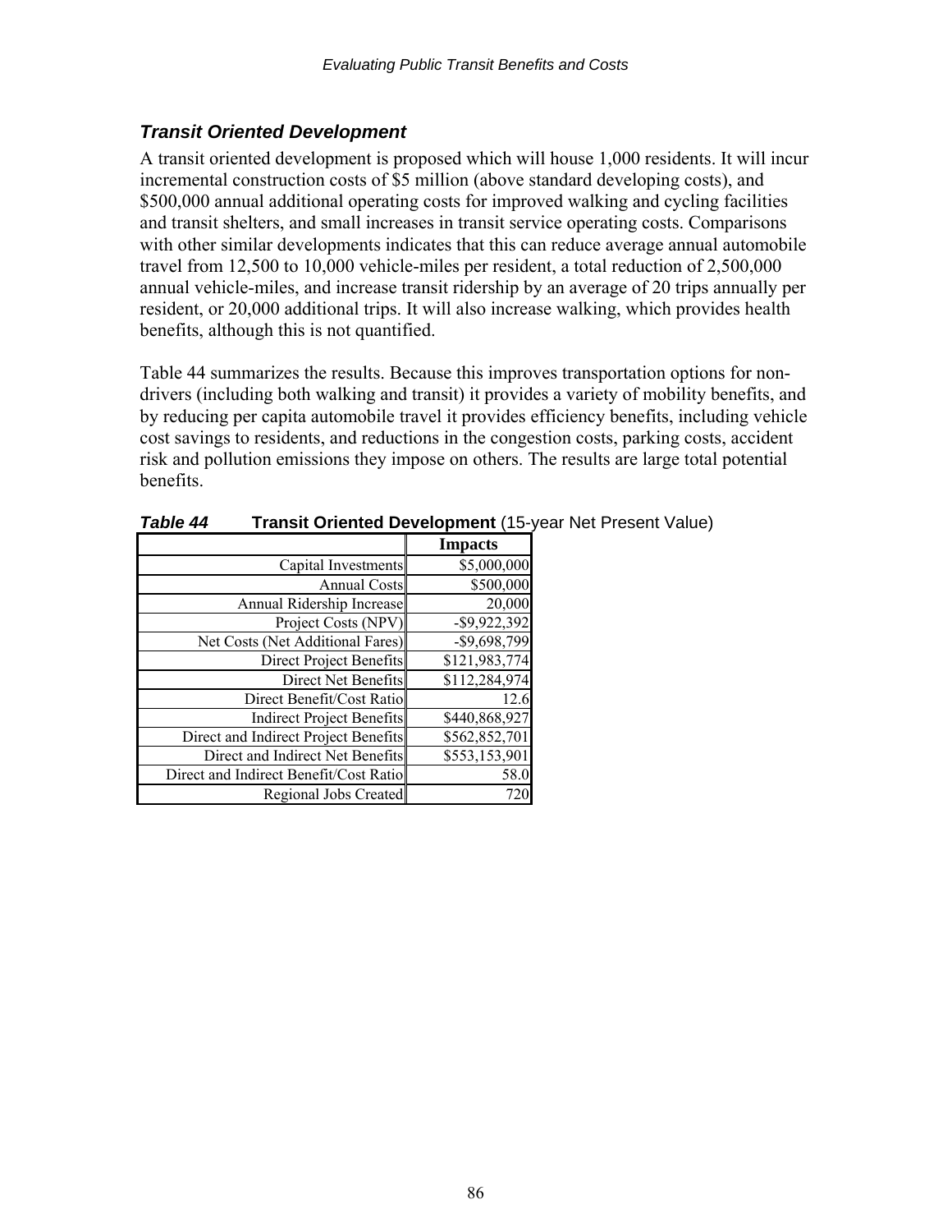### *Transit Oriented Development*

A transit oriented development is proposed which will house 1,000 residents. It will incur incremental construction costs of $5 million (above standard developing costs), and $500,000 annual additional operating costs for improved walking and cycling facilities and transit shelters, and small increases in transit service operating costs. Comparisons with other similar developments indicates that this can reduce average annual automobile travel from 12,500 to 10,000 vehicle-miles per resident, a total reduction of 2,500,000 annual vehicle-miles, and increase transit ridership by an average of 20 trips annually per resident, or 20,000 additional trips. It will also increase walking, which provides health benefits, although this is not quantified.

Table 44 summarizes the results. Because this improves transportation options for non-drivers (including both walking and transit) it provides a variety of mobility benefits, and by reducing per capita automobile travel it provides efficiency benefits, including vehicle cost savings to residents, and reductions in the congestion costs, parking costs, accident risk and pollution emissions they impose on others. The results are large total potential benefits.

***Table 44*** **Transit Oriented Development** (15-year Net Present Value)

| | **Impacts** |
|---:|---:|
| Capital Investments | $5,000,000 |
| Annual Costs | $500,000 |
| Annual Ridership Increase | 20,000 |
| Project Costs (NPV) | -$9,922,392 |
| Net Costs (Net Additional Fares) | -$9,698,799 |
| Direct Project Benefits | $121,983,774 |
| Direct Net Benefits | $112,284,974 |
| Direct Benefit/Cost Ratio | 12.6 |
| Indirect Project Benefits | $440,868,927 |
| Direct and Indirect Project Benefits | $562,852,701 |
| Direct and Indirect Net Benefits | $553,153,901 |
| Direct and Indirect Benefit/Cost Ratio | 58.0 |
| Regional Jobs Created | 720 |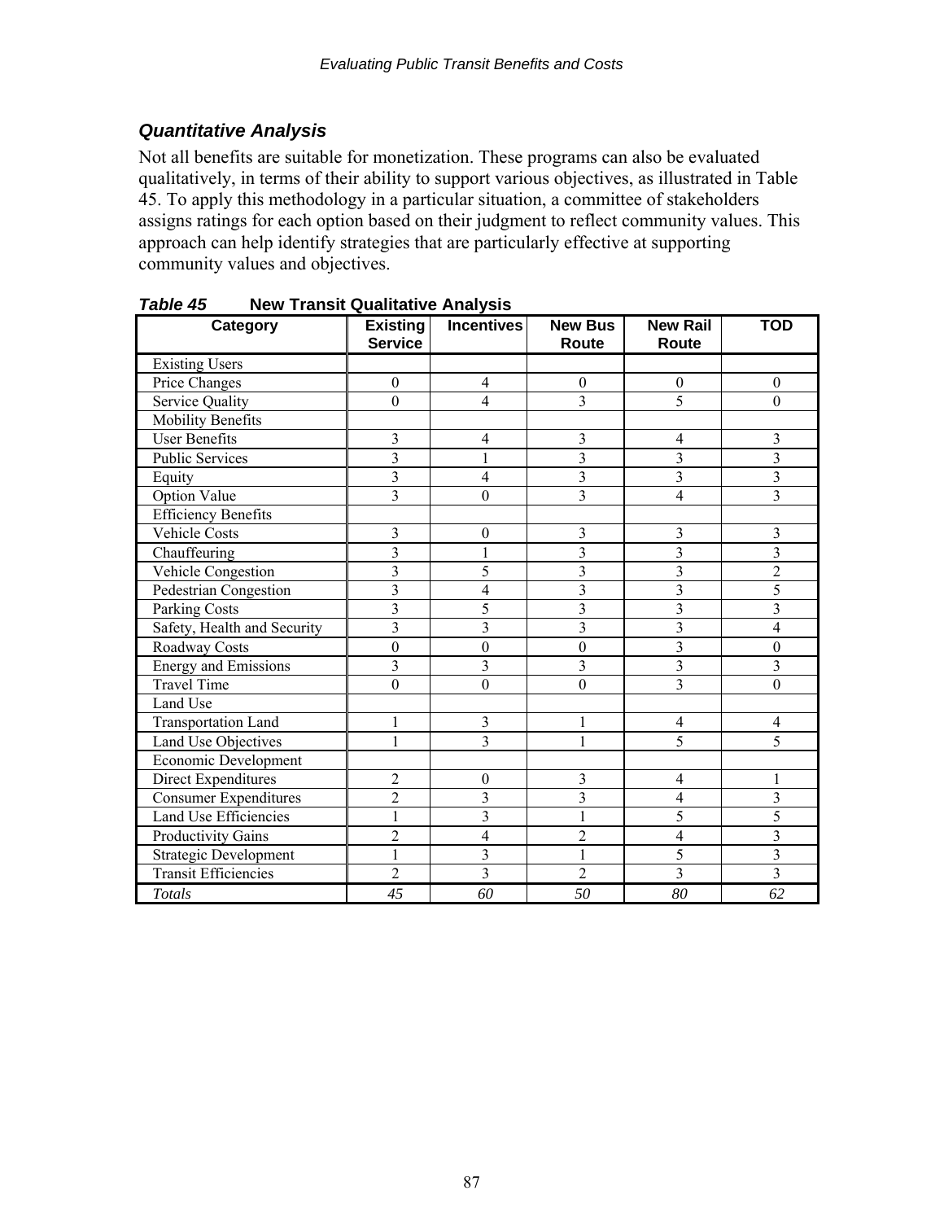### *Quantitative Analysis*

Not all benefits are suitable for monetization. These programs can also be evaluated qualitatively, in terms of their ability to support various objectives, as illustrated in Table 45. To apply this methodology in a particular situation, a committee of stakeholders assigns ratings for each option based on their judgment to reflect community values. This approach can help identify strategies that are particularly effective at supporting community values and objectives.

***Table 45*** **New Transit Qualitative Analysis**

| Category | Existing Service | Incentives | New Bus Route | New Rail Route | TOD |
|---|---|---|---|---|---|
| Existing Users | | | | | |
| Price Changes | 0 | 4 | 0 | 0 | 0 |
| Service Quality | 0 | 4 | 3 | 5 | 0 |
| Mobility Benefits | | | | | |
| User Benefits | 3 | 4 | 3 | 4 | 3 |
| Public Services | 3 | 1 | 3 | 3 | 3 |
| Equity | 3 | 4 | 3 | 3 | 3 |
| Option Value | 3 | 0 | 3 | 4 | 3 |
| Efficiency Benefits | | | | | |
| Vehicle Costs | 3 | 0 | 3 | 3 | 3 |
| Chauffeuring | 3 | 1 | 3 | 3 | 3 |
| Vehicle Congestion | 3 | 5 | 3 | 3 | 2 |
| Pedestrian Congestion | 3 | 4 | 3 | 3 | 5 |
| Parking Costs | 3 | 5 | 3 | 3 | 3 |
| Safety, Health and Security | 3 | 3 | 3 | 3 | 4 |
| Roadway Costs | 0 | 0 | 0 | 3 | 0 |
| Energy and Emissions | 3 | 3 | 3 | 3 | 3 |
| Travel Time | 0 | 0 | 0 | 3 | 0 |
| Land Use | | | | | |
| Transportation Land | 1 | 3 | 1 | 4 | 4 |
| Land Use Objectives | 1 | 3 | 1 | 5 | 5 |
| Economic Development | | | | | |
| Direct Expenditures | 2 | 0 | 3 | 4 | 1 |
| Consumer Expenditures | 2 | 3 | 3 | 4 | 3 |
| Land Use Efficiencies | 1 | 3 | 1 | 5 | 5 |
| Productivity Gains | 2 | 4 | 2 | 4 | 3 |
| Strategic Development | 1 | 3 | 1 | 5 | 3 |
| Transit Efficiencies | 2 | 3 | 2 | 3 | 3 |
| *Totals* | *45* | *60* | *50* | *80* | *62* |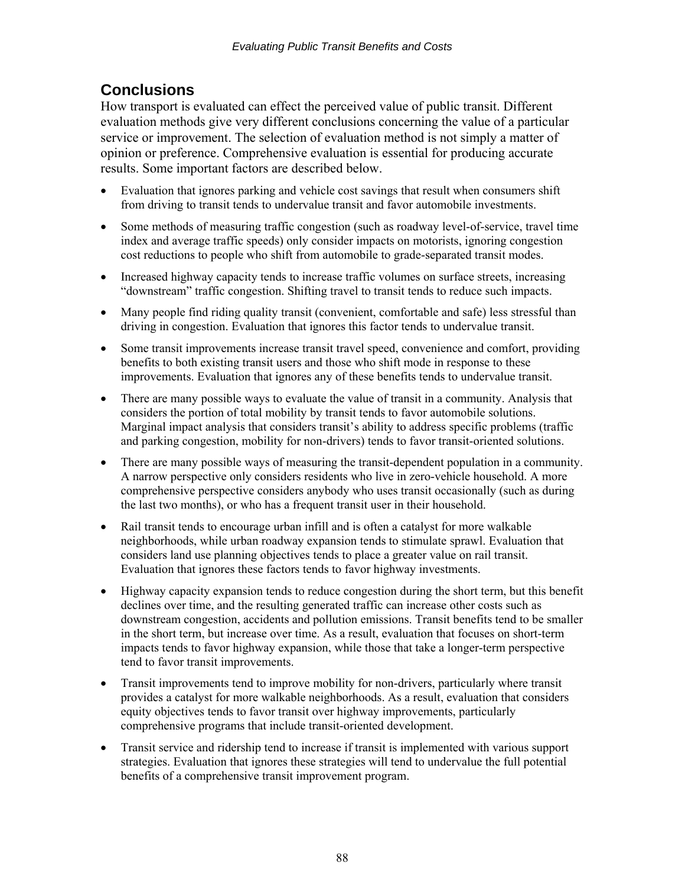## Conclusions

How transport is evaluated can effect the perceived value of public transit. Different evaluation methods give very different conclusions concerning the value of a particular service or improvement. The selection of evaluation method is not simply a matter of opinion or preference. Comprehensive evaluation is essential for producing accurate results. Some important factors are described below.

- Evaluation that ignores parking and vehicle cost savings that result when consumers shift from driving to transit tends to undervalue transit and favor automobile investments.
- Some methods of measuring traffic congestion (such as roadway level-of-service, travel time index and average traffic speeds) only consider impacts on motorists, ignoring congestion cost reductions to people who shift from automobile to grade-separated transit modes.
- Increased highway capacity tends to increase traffic volumes on surface streets, increasing "downstream" traffic congestion. Shifting travel to transit tends to reduce such impacts.
- Many people find riding quality transit (convenient, comfortable and safe) less stressful than driving in congestion. Evaluation that ignores this factor tends to undervalue transit.
- Some transit improvements increase transit travel speed, convenience and comfort, providing benefits to both existing transit users and those who shift mode in response to these improvements. Evaluation that ignores any of these benefits tends to undervalue transit.
- There are many possible ways to evaluate the value of transit in a community. Analysis that considers the portion of total mobility by transit tends to favor automobile solutions. Marginal impact analysis that considers transit's ability to address specific problems (traffic and parking congestion, mobility for non-drivers) tends to favor transit-oriented solutions.
- There are many possible ways of measuring the transit-dependent population in a community. A narrow perspective only considers residents who live in zero-vehicle household. A more comprehensive perspective considers anybody who uses transit occasionally (such as during the last two months), or who has a frequent transit user in their household.
- Rail transit tends to encourage urban infill and is often a catalyst for more walkable neighborhoods, while urban roadway expansion tends to stimulate sprawl. Evaluation that considers land use planning objectives tends to place a greater value on rail transit. Evaluation that ignores these factors tends to favor highway investments.
- Highway capacity expansion tends to reduce congestion during the short term, but this benefit declines over time, and the resulting generated traffic can increase other costs such as downstream congestion, accidents and pollution emissions. Transit benefits tend to be smaller in the short term, but increase over time. As a result, evaluation that focuses on short-term impacts tends to favor highway expansion, while those that take a longer-term perspective tend to favor transit improvements.
- Transit improvements tend to improve mobility for non-drivers, particularly where transit provides a catalyst for more walkable neighborhoods. As a result, evaluation that considers equity objectives tends to favor transit over highway improvements, particularly comprehensive programs that include transit-oriented development.
- Transit service and ridership tend to increase if transit is implemented with various support strategies. Evaluation that ignores these strategies will tend to undervalue the full potential benefits of a comprehensive transit improvement program.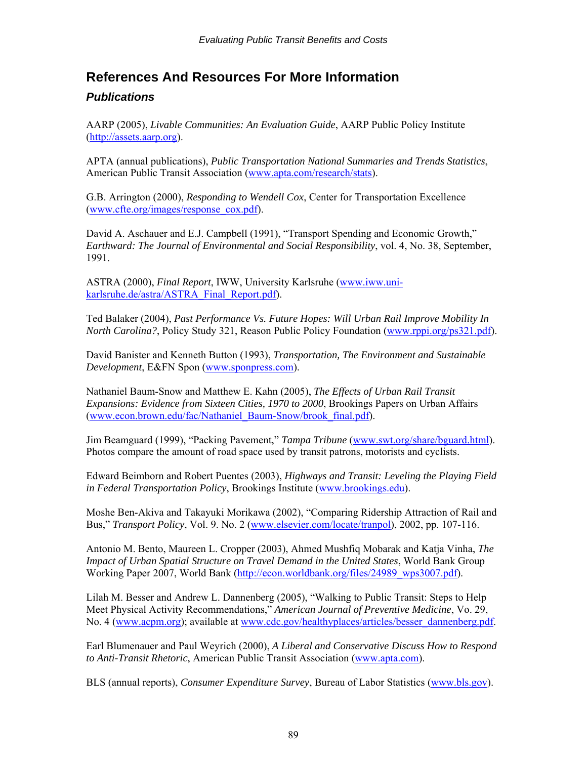## References And Resources For More Information

### *Publications*

AARP (2005), *Livable Communities: An Evaluation Guide*, AARP Public Policy Institute (http://assets.aarp.org).

APTA (annual publications), *Public Transportation National Summaries and Trends Statistics*, American Public Transit Association (www.apta.com/research/stats).

G.B. Arrington (2000), *Responding to Wendell Cox*, Center for Transportation Excellence (www.cfte.org/images/response_cox.pdf).

David A. Aschauer and E.J. Campbell (1991), "Transport Spending and Economic Growth," *Earthward: The Journal of Environmental and Social Responsibility*, vol. 4, No. 38, September, 1991.

ASTRA (2000), *Final Report*, IWW, University Karlsruhe (www.iww.uni-karlsruhe.de/astra/ASTRA_Final_Report.pdf).

Ted Balaker (2004), *Past Performance Vs. Future Hopes: Will Urban Rail Improve Mobility In North Carolina?*, Policy Study 321, Reason Public Policy Foundation (www.rppi.org/ps321.pdf).

David Banister and Kenneth Button (1993), *Transportation, The Environment and Sustainable Development*, E&FN Spon (www.sponpress.com).

Nathaniel Baum-Snow and Matthew E. Kahn (2005), *The Effects of Urban Rail Transit Expansions: Evidence from Sixteen Cities, 1970 to 2000*, Brookings Papers on Urban Affairs (www.econ.brown.edu/fac/Nathaniel_Baum-Snow/brook_final.pdf).

Jim Beamguard (1999), "Packing Pavement," *Tampa Tribune* (www.swt.org/share/bguard.html). Photos compare the amount of road space used by transit patrons, motorists and cyclists.

Edward Beimborn and Robert Puentes (2003), *Highways and Transit: Leveling the Playing Field in Federal Transportation Policy*, Brookings Institute (www.brookings.edu).

Moshe Ben-Akiva and Takayuki Morikawa (2002), "Comparing Ridership Attraction of Rail and Bus," *Transport Policy*, Vol. 9. No. 2 (www.elsevier.com/locate/tranpol), 2002, pp. 107-116.

Antonio M. Bento, Maureen L. Cropper (2003), Ahmed Mushfiq Mobarak and Katja Vinha, *The Impact of Urban Spatial Structure on Travel Demand in the United States*, World Bank Group Working Paper 2007, World Bank (http://econ.worldbank.org/files/24989_wps3007.pdf).

Lilah M. Besser and Andrew L. Dannenberg (2005), "Walking to Public Transit: Steps to Help Meet Physical Activity Recommendations," *American Journal of Preventive Medicine*, Vo. 29, No. 4 (www.acpm.org); available at www.cdc.gov/healthyplaces/articles/besser_dannenberg.pdf.

Earl Blumenauer and Paul Weyrich (2000), *A Liberal and Conservative Discuss How to Respond to Anti-Transit Rhetoric*, American Public Transit Association (www.apta.com).

BLS (annual reports), *Consumer Expenditure Survey*, Bureau of Labor Statistics (www.bls.gov).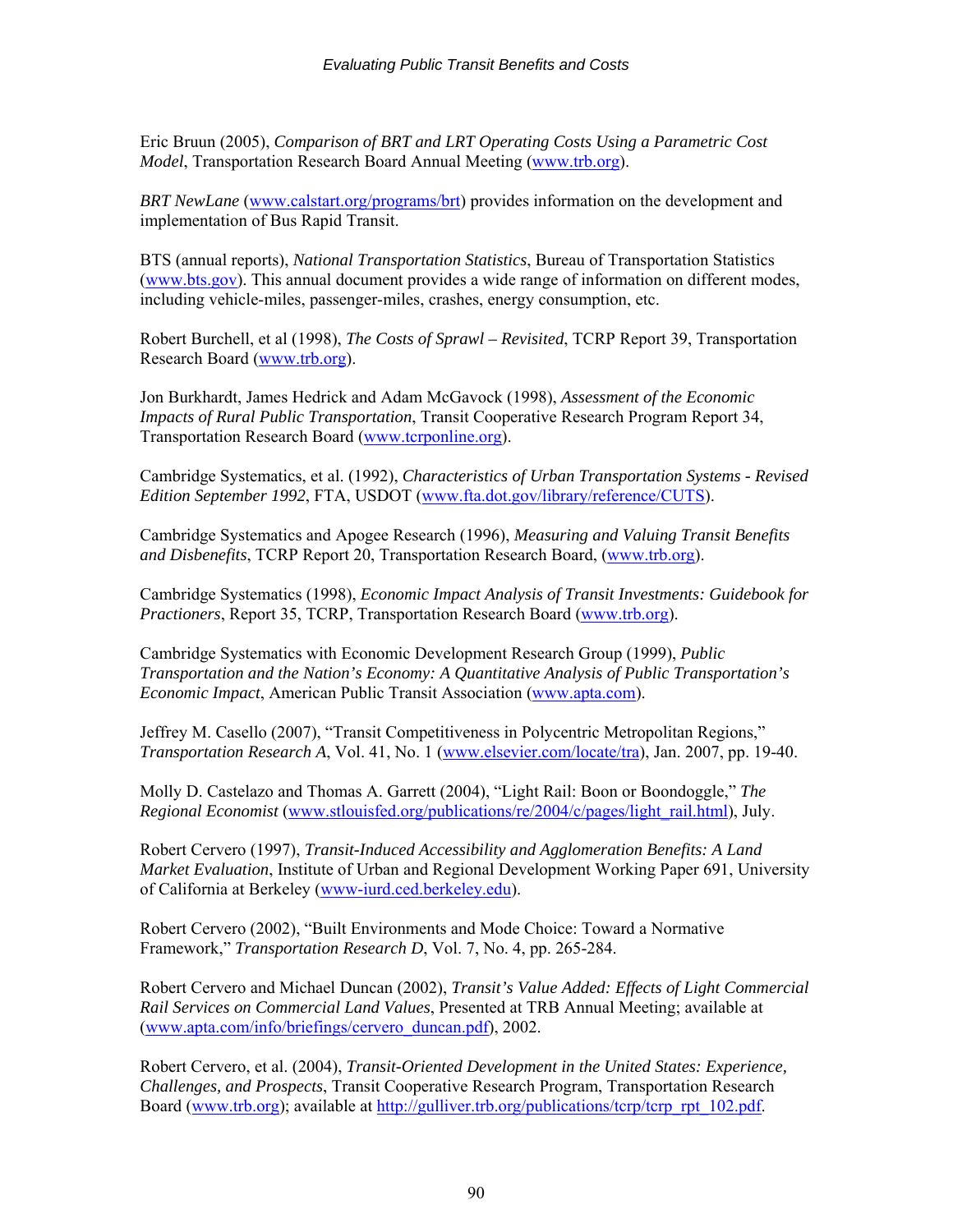Eric Bruun (2005), *Comparison of BRT and LRT Operating Costs Using a Parametric Cost Model*, Transportation Research Board Annual Meeting (www.trb.org).

*BRT NewLane* (www.calstart.org/programs/brt) provides information on the development and implementation of Bus Rapid Transit.

BTS (annual reports), *National Transportation Statistics*, Bureau of Transportation Statistics (www.bts.gov). This annual document provides a wide range of information on different modes, including vehicle-miles, passenger-miles, crashes, energy consumption, etc.

Robert Burchell, et al (1998), *The Costs of Sprawl – Revisited*, TCRP Report 39, Transportation Research Board (www.trb.org).

Jon Burkhardt, James Hedrick and Adam McGavock (1998), *Assessment of the Economic Impacts of Rural Public Transportation*, Transit Cooperative Research Program Report 34, Transportation Research Board (www.tcrponline.org).

Cambridge Systematics, et al. (1992), *Characteristics of Urban Transportation Systems - Revised Edition September 1992*, FTA, USDOT (www.fta.dot.gov/library/reference/CUTS).

Cambridge Systematics and Apogee Research (1996), *Measuring and Valuing Transit Benefits and Disbenefits*, TCRP Report 20, Transportation Research Board, (www.trb.org).

Cambridge Systematics (1998), *Economic Impact Analysis of Transit Investments: Guidebook for Practioners*, Report 35, TCRP, Transportation Research Board (www.trb.org).

Cambridge Systematics with Economic Development Research Group (1999), *Public Transportation and the Nation's Economy: A Quantitative Analysis of Public Transportation's Economic Impact*, American Public Transit Association (www.apta.com).

Jeffrey M. Casello (2007), "Transit Competitiveness in Polycentric Metropolitan Regions," *Transportation Research A*, Vol. 41, No. 1 (www.elsevier.com/locate/tra), Jan. 2007, pp. 19-40.

Molly D. Castelazo and Thomas A. Garrett (2004), "Light Rail: Boon or Boondoggle," *The Regional Economist* (www.stlouisfed.org/publications/re/2004/c/pages/light_rail.html), July.

Robert Cervero (1997), *Transit-Induced Accessibility and Agglomeration Benefits: A Land Market Evaluation*, Institute of Urban and Regional Development Working Paper 691, University of California at Berkeley (www-iurd.ced.berkeley.edu).

Robert Cervero (2002), "Built Environments and Mode Choice: Toward a Normative Framework," *Transportation Research D*, Vol. 7, No. 4, pp. 265-284.

Robert Cervero and Michael Duncan (2002), *Transit's Value Added: Effects of Light Commercial Rail Services on Commercial Land Values*, Presented at TRB Annual Meeting; available at (www.apta.com/info/briefings/cervero_duncan.pdf), 2002.

Robert Cervero, et al. (2004), *Transit-Oriented Development in the United States: Experience, Challenges, and Prospects*, Transit Cooperative Research Program, Transportation Research Board (www.trb.org); available at http://gulliver.trb.org/publications/tcrp/tcrp_rpt_102.pdf.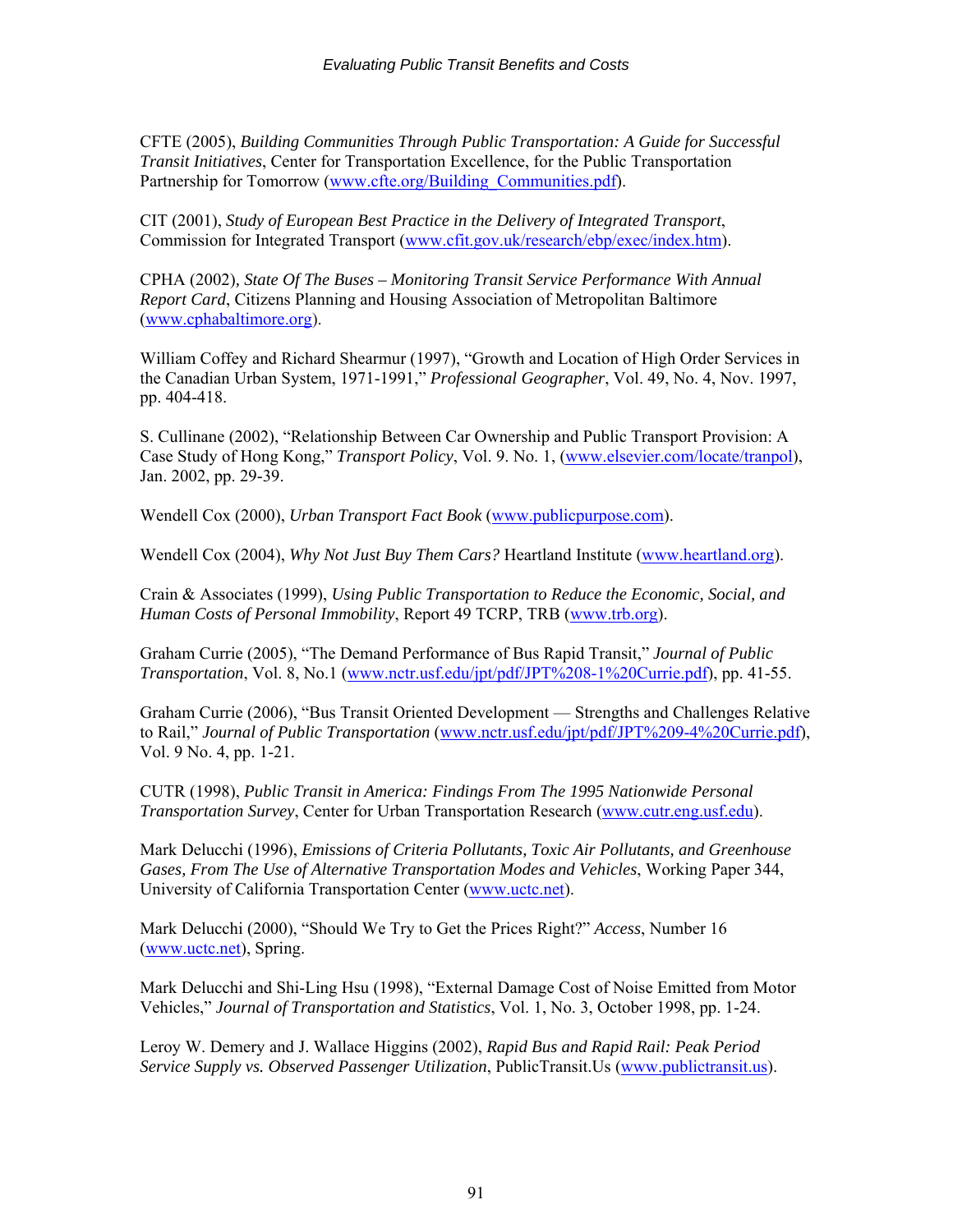CFTE (2005), *Building Communities Through Public Transportation: A Guide for Successful Transit Initiatives*, Center for Transportation Excellence, for the Public Transportation Partnership for Tomorrow (www.cfte.org/Building_Communities.pdf).

CIT (2001), *Study of European Best Practice in the Delivery of Integrated Transport*, Commission for Integrated Transport (www.cfit.gov.uk/research/ebp/exec/index.htm).

CPHA (2002), *State Of The Buses – Monitoring Transit Service Performance With Annual Report Card*, Citizens Planning and Housing Association of Metropolitan Baltimore (www.cphabaltimore.org).

William Coffey and Richard Shearmur (1997), "Growth and Location of High Order Services in the Canadian Urban System, 1971-1991," *Professional Geographer*, Vol. 49, No. 4, Nov. 1997, pp. 404-418.

S. Cullinane (2002), "Relationship Between Car Ownership and Public Transport Provision: A Case Study of Hong Kong," *Transport Policy*, Vol. 9. No. 1, (www.elsevier.com/locate/tranpol), Jan. 2002, pp. 29-39.

Wendell Cox (2000), *Urban Transport Fact Book* (www.publicpurpose.com).

Wendell Cox (2004), *Why Not Just Buy Them Cars?* Heartland Institute (www.heartland.org).

Crain & Associates (1999), *Using Public Transportation to Reduce the Economic, Social, and Human Costs of Personal Immobility*, Report 49 TCRP, TRB (www.trb.org).

Graham Currie (2005), "The Demand Performance of Bus Rapid Transit," *Journal of Public Transportation*, Vol. 8, No.1 (www.nctr.usf.edu/jpt/pdf/JPT%208-1%20Currie.pdf), pp. 41-55.

Graham Currie (2006), "Bus Transit Oriented Development — Strengths and Challenges Relative to Rail," *Journal of Public Transportation* (www.nctr.usf.edu/jpt/pdf/JPT%209-4%20Currie.pdf), Vol. 9 No. 4, pp. 1-21.

CUTR (1998), *Public Transit in America: Findings From The 1995 Nationwide Personal Transportation Survey*, Center for Urban Transportation Research (www.cutr.eng.usf.edu).

Mark Delucchi (1996), *Emissions of Criteria Pollutants, Toxic Air Pollutants, and Greenhouse Gases, From The Use of Alternative Transportation Modes and Vehicles*, Working Paper 344, University of California Transportation Center (www.uctc.net).

Mark Delucchi (2000), "Should We Try to Get the Prices Right?" *Access*, Number 16 (www.uctc.net), Spring.

Mark Delucchi and Shi-Ling Hsu (1998), "External Damage Cost of Noise Emitted from Motor Vehicles," *Journal of Transportation and Statistics*, Vol. 1, No. 3, October 1998, pp. 1-24.

Leroy W. Demery and J. Wallace Higgins (2002), *Rapid Bus and Rapid Rail: Peak Period Service Supply vs. Observed Passenger Utilization*, PublicTransit.Us (www.publictransit.us).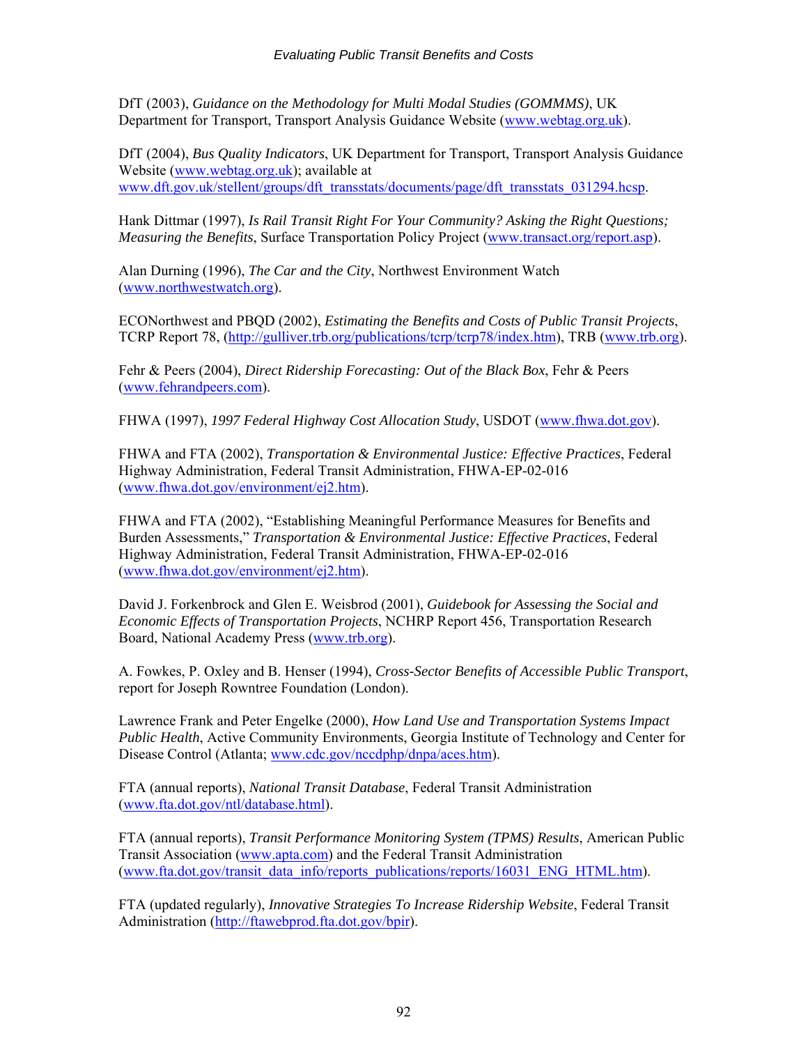DfT (2003), *Guidance on the Methodology for Multi Modal Studies (GOMMMS)*, UK Department for Transport, Transport Analysis Guidance Website (www.webtag.org.uk).

DfT (2004), *Bus Quality Indicators*, UK Department for Transport, Transport Analysis Guidance Website (www.webtag.org.uk); available at www.dft.gov.uk/stellent/groups/dft_transstats/documents/page/dft_transstats_031294.hcsp.

Hank Dittmar (1997), *Is Rail Transit Right For Your Community? Asking the Right Questions; Measuring the Benefits*, Surface Transportation Policy Project (www.transact.org/report.asp).

Alan Durning (1996), *The Car and the City*, Northwest Environment Watch (www.northwestwatch.org).

ECONorthwest and PBQD (2002), *Estimating the Benefits and Costs of Public Transit Projects*, TCRP Report 78, (http://gulliver.trb.org/publications/tcrp/tcrp78/index.htm), TRB (www.trb.org).

Fehr & Peers (2004), *Direct Ridership Forecasting: Out of the Black Box*, Fehr & Peers (www.fehrandpeers.com).

FHWA (1997), *1997 Federal Highway Cost Allocation Study*, USDOT (www.fhwa.dot.gov).

FHWA and FTA (2002), *Transportation & Environmental Justice: Effective Practices*, Federal Highway Administration, Federal Transit Administration, FHWA-EP-02-016 (www.fhwa.dot.gov/environment/ej2.htm).

FHWA and FTA (2002), "Establishing Meaningful Performance Measures for Benefits and Burden Assessments," *Transportation & Environmental Justice: Effective Practices*, Federal Highway Administration, Federal Transit Administration, FHWA-EP-02-016 (www.fhwa.dot.gov/environment/ej2.htm).

David J. Forkenbrock and Glen E. Weisbrod (2001), *Guidebook for Assessing the Social and Economic Effects of Transportation Projects*, NCHRP Report 456, Transportation Research Board, National Academy Press (www.trb.org).

A. Fowkes, P. Oxley and B. Henser (1994), *Cross-Sector Benefits of Accessible Public Transport*, report for Joseph Rowntree Foundation (London).

Lawrence Frank and Peter Engelke (2000), *How Land Use and Transportation Systems Impact Public Health*, Active Community Environments, Georgia Institute of Technology and Center for Disease Control (Atlanta; www.cdc.gov/nccdphp/dnpa/aces.htm).

FTA (annual reports), *National Transit Database*, Federal Transit Administration (www.fta.dot.gov/ntl/database.html).

FTA (annual reports), *Transit Performance Monitoring System (TPMS) Results*, American Public Transit Association (www.apta.com) and the Federal Transit Administration (www.fta.dot.gov/transit_data_info/reports_publications/reports/16031_ENG_HTML.htm).

FTA (updated regularly), *Innovative Strategies To Increase Ridership Website*, Federal Transit Administration (http://ftawebprod.fta.dot.gov/bpir).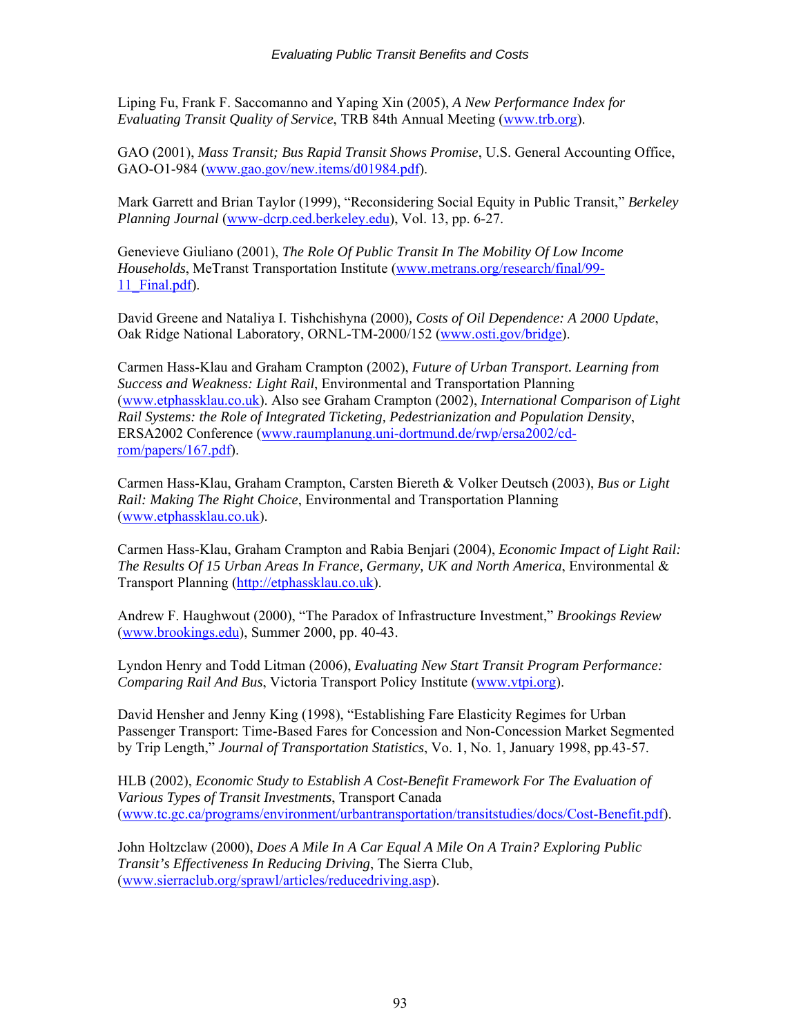Liping Fu, Frank F. Saccomanno and Yaping Xin (2005), *A New Performance Index for Evaluating Transit Quality of Service*, TRB 84th Annual Meeting (www.trb.org).

GAO (2001), *Mass Transit; Bus Rapid Transit Shows Promise*, U.S. General Accounting Office, GAO-O1-984 (www.gao.gov/new.items/d01984.pdf).

Mark Garrett and Brian Taylor (1999), "Reconsidering Social Equity in Public Transit," *Berkeley Planning Journal* (www-dcrp.ced.berkeley.edu), Vol. 13, pp. 6-27.

Genevieve Giuliano (2001), *The Role Of Public Transit In The Mobility Of Low Income Households*, MeTranst Transportation Institute (www.metrans.org/research/final/99-11_Final.pdf).

David Greene and Nataliya I. Tishchishyna (2000), *Costs of Oil Dependence: A 2000 Update*, Oak Ridge National Laboratory, ORNL-TM-2000/152 (www.osti.gov/bridge).

Carmen Hass-Klau and Graham Crampton (2002), *Future of Urban Transport. Learning from Success and Weakness: Light Rail*, Environmental and Transportation Planning (www.etphassklau.co.uk). Also see Graham Crampton (2002), *International Comparison of Light Rail Systems: the Role of Integrated Ticketing, Pedestrianization and Population Density*, ERSA2002 Conference (www.raumplanung.uni-dortmund.de/rwp/ersa2002/cd-rom/papers/167.pdf).

Carmen Hass-Klau, Graham Crampton, Carsten Biereth & Volker Deutsch (2003), *Bus or Light Rail: Making The Right Choice*, Environmental and Transportation Planning (www.etphassklau.co.uk).

Carmen Hass-Klau, Graham Crampton and Rabia Benjari (2004), *Economic Impact of Light Rail: The Results Of 15 Urban Areas In France, Germany, UK and North America*, Environmental & Transport Planning (http://etphassklau.co.uk).

Andrew F. Haughwout (2000), "The Paradox of Infrastructure Investment," *Brookings Review* (www.brookings.edu), Summer 2000, pp. 40-43.

Lyndon Henry and Todd Litman (2006), *Evaluating New Start Transit Program Performance: Comparing Rail And Bus*, Victoria Transport Policy Institute (www.vtpi.org).

David Hensher and Jenny King (1998), "Establishing Fare Elasticity Regimes for Urban Passenger Transport: Time-Based Fares for Concession and Non-Concession Market Segmented by Trip Length," *Journal of Transportation Statistics*, Vo. 1, No. 1, January 1998, pp.43-57.

HLB (2002), *Economic Study to Establish A Cost-Benefit Framework For The Evaluation of Various Types of Transit Investments*, Transport Canada (www.tc.gc.ca/programs/environment/urbantransportation/transitstudies/docs/Cost-Benefit.pdf).

John Holtzclaw (2000), *Does A Mile In A Car Equal A Mile On A Train? Exploring Public Transit's Effectiveness In Reducing Driving*, The Sierra Club, (www.sierraclub.org/sprawl/articles/reducedriving.asp).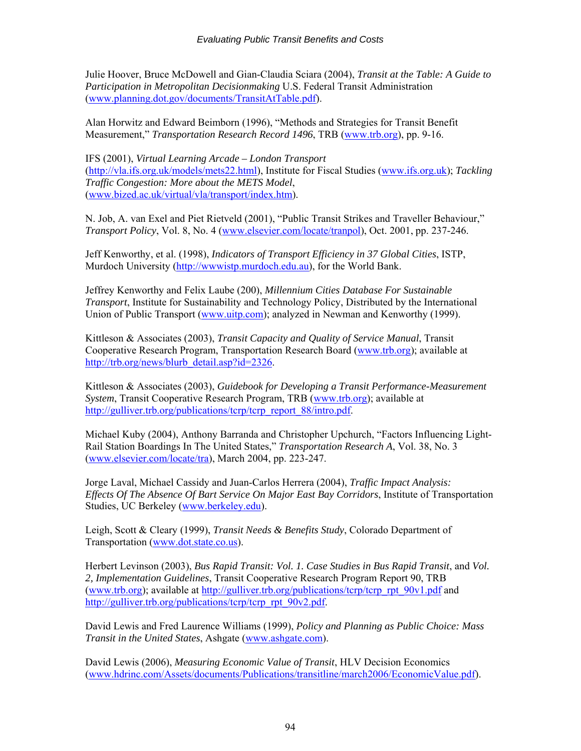Julie Hoover, Bruce McDowell and Gian-Claudia Sciara (2004), *Transit at the Table: A Guide to Participation in Metropolitan Decisionmaking* U.S. Federal Transit Administration (www.planning.dot.gov/documents/TransitAtTable.pdf).

Alan Horwitz and Edward Beimborn (1996), "Methods and Strategies for Transit Benefit Measurement," *Transportation Research Record 1496*, TRB (www.trb.org), pp. 9-16.

IFS (2001), *Virtual Learning Arcade – London Transport* (http://vla.ifs.org.uk/models/mets22.html), Institute for Fiscal Studies (www.ifs.org.uk); *Tackling Traffic Congestion: More about the METS Model*, (www.bized.ac.uk/virtual/vla/transport/index.htm).

N. Job, A. van Exel and Piet Rietveld (2001), "Public Transit Strikes and Traveller Behaviour," *Transport Policy*, Vol. 8, No. 4 (www.elsevier.com/locate/tranpol), Oct. 2001, pp. 237-246.

Jeff Kenworthy, et al. (1998), *Indicators of Transport Efficiency in 37 Global Cities*, ISTP, Murdoch University (http://wwwistp.murdoch.edu.au), for the World Bank.

Jeffrey Kenworthy and Felix Laube (200), *Millennium Cities Database For Sustainable Transport*, Institute for Sustainability and Technology Policy, Distributed by the International Union of Public Transport (www.uitp.com); analyzed in Newman and Kenworthy (1999).

Kittleson & Associates (2003), *Transit Capacity and Quality of Service Manual*, Transit Cooperative Research Program, Transportation Research Board (www.trb.org); available at http://trb.org/news/blurb_detail.asp?id=2326.

Kittleson & Associates (2003), *Guidebook for Developing a Transit Performance-Measurement System*, Transit Cooperative Research Program, TRB (www.trb.org); available at http://gulliver.trb.org/publications/tcrp/tcrp_report_88/intro.pdf.

Michael Kuby (2004), Anthony Barranda and Christopher Upchurch, "Factors Influencing Light-Rail Station Boardings In The United States," *Transportation Research A*, Vol. 38, No. 3 (www.elsevier.com/locate/tra), March 2004, pp. 223-247.

Jorge Laval, Michael Cassidy and Juan-Carlos Herrera (2004), *Traffic Impact Analysis: Effects Of The Absence Of Bart Service On Major East Bay Corridors*, Institute of Transportation Studies, UC Berkeley (www.berkeley.edu).

Leigh, Scott & Cleary (1999), *Transit Needs & Benefits Study*, Colorado Department of Transportation (www.dot.state.co.us).

Herbert Levinson (2003), *Bus Rapid Transit: Vol. 1. Case Studies in Bus Rapid Transit*, and *Vol. 2, Implementation Guidelines*, Transit Cooperative Research Program Report 90, TRB (www.trb.org); available at http://gulliver.trb.org/publications/tcrp/tcrp_rpt_90v1.pdf and http://gulliver.trb.org/publications/tcrp/tcrp_rpt_90v2.pdf.

David Lewis and Fred Laurence Williams (1999), *Policy and Planning as Public Choice: Mass Transit in the United States*, Ashgate (www.ashgate.com).

David Lewis (2006), *Measuring Economic Value of Transit*, HLV Decision Economics (www.hdrinc.com/Assets/documents/Publications/transitline/march2006/EconomicValue.pdf).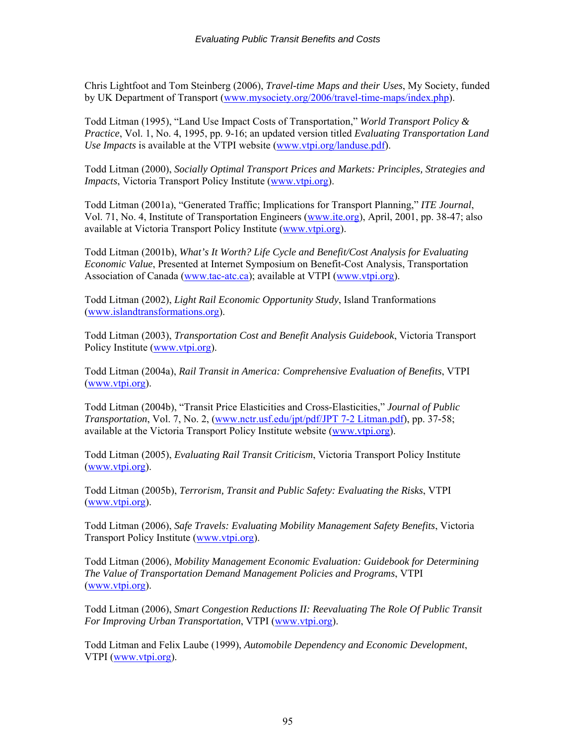Chris Lightfoot and Tom Steinberg (2006), *Travel-time Maps and their Uses*, My Society, funded by UK Department of Transport (www.mysociety.org/2006/travel-time-maps/index.php).

Todd Litman (1995), "Land Use Impact Costs of Transportation," *World Transport Policy & Practice*, Vol. 1, No. 4, 1995, pp. 9-16; an updated version titled *Evaluating Transportation Land Use Impacts* is available at the VTPI website (www.vtpi.org/landuse.pdf).

Todd Litman (2000), *Socially Optimal Transport Prices and Markets: Principles, Strategies and Impacts*, Victoria Transport Policy Institute (www.vtpi.org).

Todd Litman (2001a), "Generated Traffic; Implications for Transport Planning," *ITE Journal*, Vol. 71, No. 4, Institute of Transportation Engineers (www.ite.org), April, 2001, pp. 38-47; also available at Victoria Transport Policy Institute (www.vtpi.org).

Todd Litman (2001b), *What's It Worth? Life Cycle and Benefit/Cost Analysis for Evaluating Economic Value*, Presented at Internet Symposium on Benefit-Cost Analysis, Transportation Association of Canada (www.tac-atc.ca); available at VTPI (www.vtpi.org).

Todd Litman (2002), *Light Rail Economic Opportunity Study*, Island Tranformations (www.islandtransformations.org).

Todd Litman (2003), *Transportation Cost and Benefit Analysis Guidebook*, Victoria Transport Policy Institute (www.vtpi.org).

Todd Litman (2004a), *Rail Transit in America: Comprehensive Evaluation of Benefits*, VTPI (www.vtpi.org).

Todd Litman (2004b), "Transit Price Elasticities and Cross-Elasticities," *Journal of Public Transportation*, Vol. 7, No. 2, (www.nctr.usf.edu/jpt/pdf/JPT 7-2 Litman.pdf), pp. 37-58; available at the Victoria Transport Policy Institute website (www.vtpi.org).

Todd Litman (2005), *Evaluating Rail Transit Criticism*, Victoria Transport Policy Institute (www.vtpi.org).

Todd Litman (2005b), *Terrorism, Transit and Public Safety: Evaluating the Risks*, VTPI (www.vtpi.org).

Todd Litman (2006), *Safe Travels: Evaluating Mobility Management Safety Benefits*, Victoria Transport Policy Institute (www.vtpi.org).

Todd Litman (2006), *Mobility Management Economic Evaluation: Guidebook for Determining The Value of Transportation Demand Management Policies and Programs*, VTPI (www.vtpi.org).

Todd Litman (2006), *Smart Congestion Reductions II: Reevaluating The Role Of Public Transit For Improving Urban Transportation*, VTPI (www.vtpi.org).

Todd Litman and Felix Laube (1999), *Automobile Dependency and Economic Development*, VTPI (www.vtpi.org).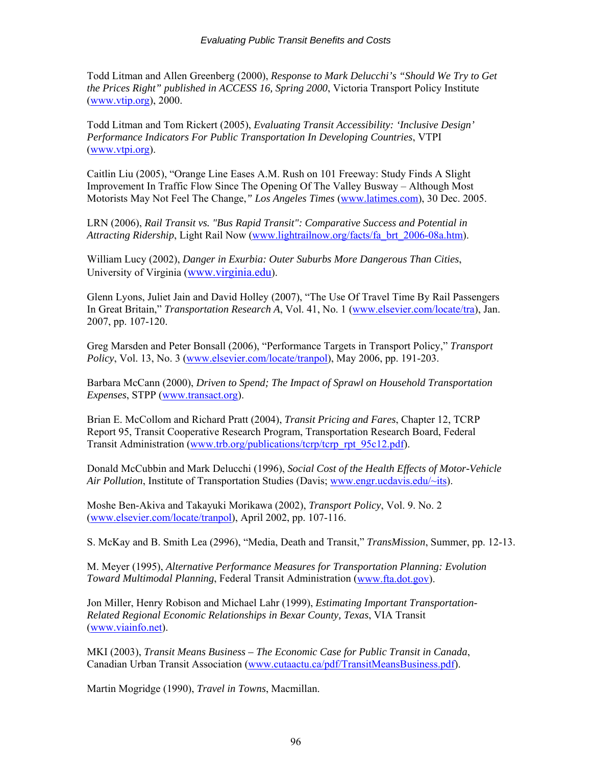Todd Litman and Allen Greenberg (2000), *Response to Mark Delucchi's "Should We Try to Get the Prices Right" published in ACCESS 16, Spring 2000*, Victoria Transport Policy Institute (www.vtip.org), 2000.

Todd Litman and Tom Rickert (2005), *Evaluating Transit Accessibility: 'Inclusive Design' Performance Indicators For Public Transportation In Developing Countries*, VTPI (www.vtpi.org).

Caitlin Liu (2005), "Orange Line Eases A.M. Rush on 101 Freeway: Study Finds A Slight Improvement In Traffic Flow Since The Opening Of The Valley Busway – Although Most Motorists May Not Feel The Change," *Los Angeles Times* (www.latimes.com), 30 Dec. 2005.

LRN (2006), *Rail Transit vs. "Bus Rapid Transit": Comparative Success and Potential in Attracting Ridership*, Light Rail Now (www.lightrailnow.org/facts/fa_brt_2006-08a.htm).

William Lucy (2002), *Danger in Exurbia: Outer Suburbs More Dangerous Than Cities*, University of Virginia (www.virginia.edu).

Glenn Lyons, Juliet Jain and David Holley (2007), "The Use Of Travel Time By Rail Passengers In Great Britain," *Transportation Research A*, Vol. 41, No. 1 (www.elsevier.com/locate/tra), Jan. 2007, pp. 107-120.

Greg Marsden and Peter Bonsall (2006), "Performance Targets in Transport Policy," *Transport Policy*, Vol. 13, No. 3 (www.elsevier.com/locate/tranpol), May 2006, pp. 191-203.

Barbara McCann (2000), *Driven to Spend; The Impact of Sprawl on Household Transportation Expenses*, STPP (www.transact.org).

Brian E. McCollom and Richard Pratt (2004), *Transit Pricing and Fares*, Chapter 12, TCRP Report 95, Transit Cooperative Research Program, Transportation Research Board, Federal Transit Administration (www.trb.org/publications/tcrp/tcrp_rpt_95c12.pdf).

Donald McCubbin and Mark Delucchi (1996), *Social Cost of the Health Effects of Motor-Vehicle Air Pollution*, Institute of Transportation Studies (Davis; www.engr.ucdavis.edu/~its).

Moshe Ben-Akiva and Takayuki Morikawa (2002), *Transport Policy*, Vol. 9. No. 2 (www.elsevier.com/locate/tranpol), April 2002, pp. 107-116.

S. McKay and B. Smith Lea (2996), "Media, Death and Transit," *TransMission*, Summer, pp. 12-13.

M. Meyer (1995), *Alternative Performance Measures for Transportation Planning: Evolution Toward Multimodal Planning*, Federal Transit Administration (www.fta.dot.gov).

Jon Miller, Henry Robison and Michael Lahr (1999), *Estimating Important Transportation-Related Regional Economic Relationships in Bexar County, Texas*, VIA Transit (www.viainfo.net).

MKI (2003), *Transit Means Business – The Economic Case for Public Transit in Canada*, Canadian Urban Transit Association (www.cutaactu.ca/pdf/TransitMeansBusiness.pdf).

Martin Mogridge (1990), *Travel in Towns*, Macmillan.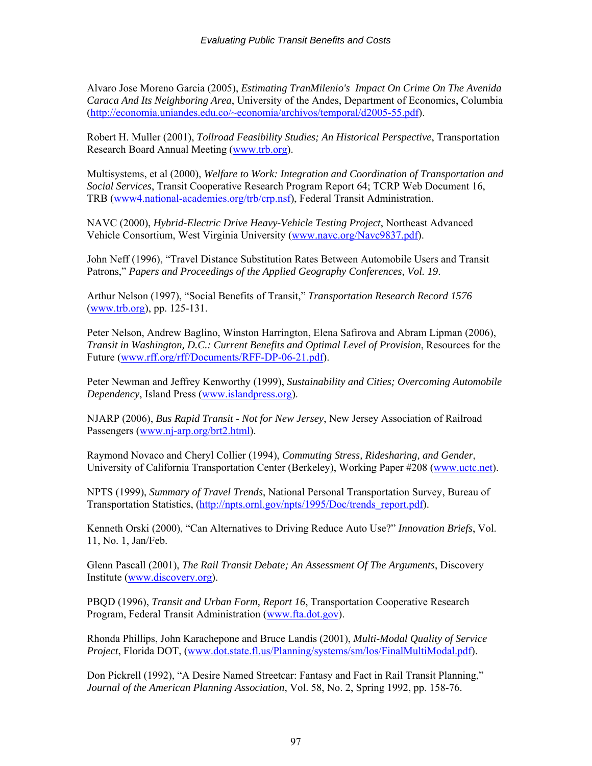Alvaro Jose Moreno Garcia (2005), *Estimating TranMilenio's Impact On Crime On The Avenida Caraca And Its Neighboring Area*, University of the Andes, Department of Economics, Columbia (http://economia.uniandes.edu.co/~economia/archivos/temporal/d2005-55.pdf).

Robert H. Muller (2001), *Tollroad Feasibility Studies; An Historical Perspective*, Transportation Research Board Annual Meeting (www.trb.org).

Multisystems, et al (2000), *Welfare to Work: Integration and Coordination of Transportation and Social Services*, Transit Cooperative Research Program Report 64; TCRP Web Document 16, TRB (www4.national-academies.org/trb/crp.nsf), Federal Transit Administration.

NAVC (2000), *Hybrid-Electric Drive Heavy-Vehicle Testing Project*, Northeast Advanced Vehicle Consortium, West Virginia University (www.navc.org/Navc9837.pdf).

John Neff (1996), "Travel Distance Substitution Rates Between Automobile Users and Transit Patrons," *Papers and Proceedings of the Applied Geography Conferences, Vol. 19*.

Arthur Nelson (1997), "Social Benefits of Transit," *Transportation Research Record 1576* (www.trb.org), pp. 125-131.

Peter Nelson, Andrew Baglino, Winston Harrington, Elena Safirova and Abram Lipman (2006), *Transit in Washington, D.C.: Current Benefits and Optimal Level of Provision*, Resources for the Future (www.rff.org/rff/Documents/RFF-DP-06-21.pdf).

Peter Newman and Jeffrey Kenworthy (1999), *Sustainability and Cities; Overcoming Automobile Dependency*, Island Press (www.islandpress.org).

NJARP (2006), *Bus Rapid Transit - Not for New Jersey*, New Jersey Association of Railroad Passengers (www.nj-arp.org/brt2.html).

Raymond Novaco and Cheryl Collier (1994), *Commuting Stress, Ridesharing, and Gender*, University of California Transportation Center (Berkeley), Working Paper #208 (www.uctc.net).

NPTS (1999), *Summary of Travel Trends*, National Personal Transportation Survey, Bureau of Transportation Statistics, (http://npts.ornl.gov/npts/1995/Doc/trends_report.pdf).

Kenneth Orski (2000), "Can Alternatives to Driving Reduce Auto Use?" *Innovation Briefs*, Vol. 11, No. 1, Jan/Feb.

Glenn Pascall (2001), *The Rail Transit Debate; An Assessment Of The Arguments*, Discovery Institute (www.discovery.org).

PBQD (1996), *Transit and Urban Form, Report 16*, Transportation Cooperative Research Program, Federal Transit Administration (www.fta.dot.gov).

Rhonda Phillips, John Karachepone and Bruce Landis (2001), *Multi-Modal Quality of Service Project*, Florida DOT, (www.dot.state.fl.us/Planning/systems/sm/los/FinalMultiModal.pdf).

Don Pickrell (1992), "A Desire Named Streetcar: Fantasy and Fact in Rail Transit Planning," *Journal of the American Planning Association*, Vol. 58, No. 2, Spring 1992, pp. 158-76.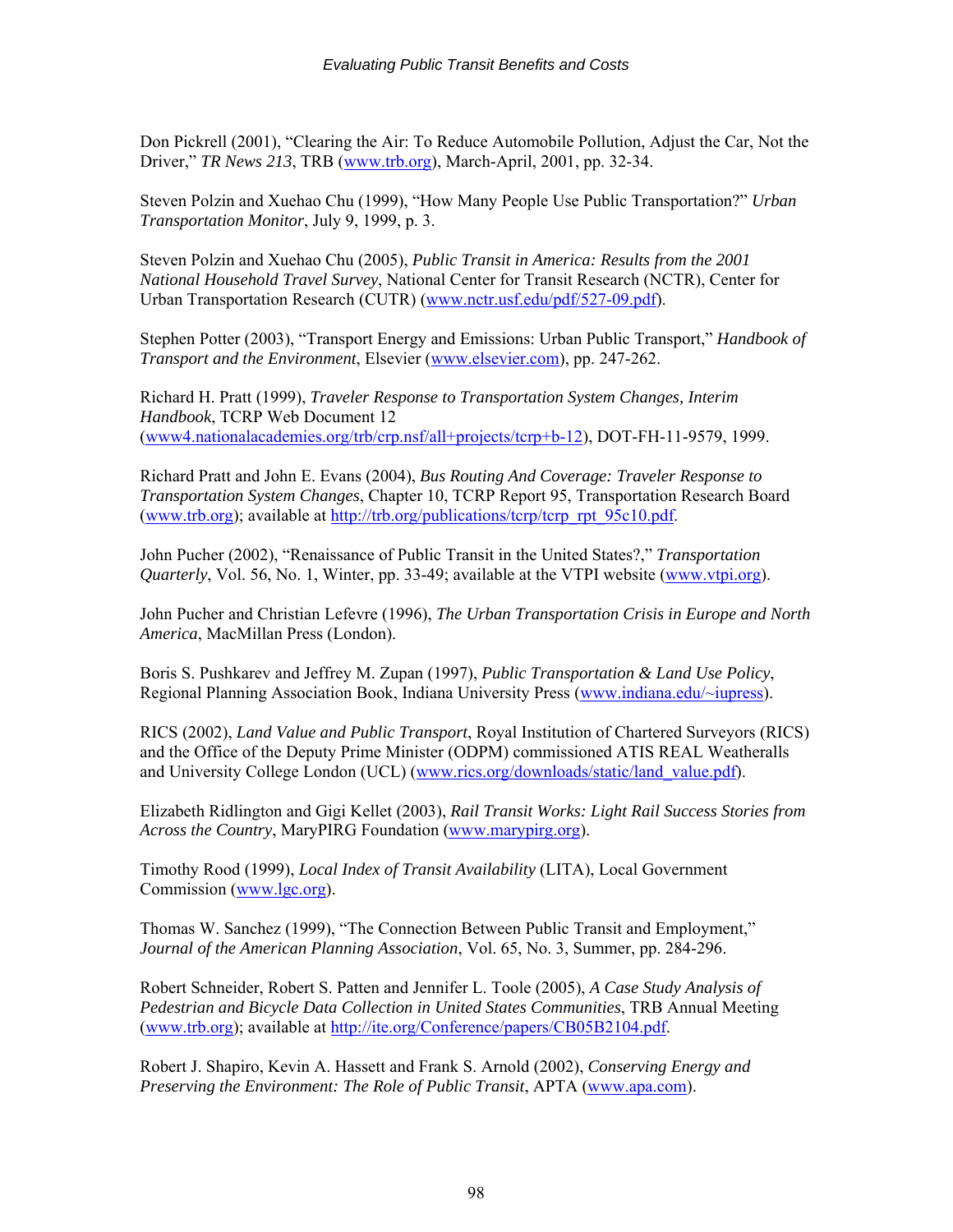Don Pickrell (2001), "Clearing the Air: To Reduce Automobile Pollution, Adjust the Car, Not the Driver," *TR News 213*, TRB (www.trb.org), March-April, 2001, pp. 32-34.

Steven Polzin and Xuehao Chu (1999), "How Many People Use Public Transportation?" *Urban Transportation Monitor*, July 9, 1999, p. 3.

Steven Polzin and Xuehao Chu (2005), *Public Transit in America: Results from the 2001 National Household Travel Survey*, National Center for Transit Research (NCTR), Center for Urban Transportation Research (CUTR) (www.nctr.usf.edu/pdf/527-09.pdf).

Stephen Potter (2003), "Transport Energy and Emissions: Urban Public Transport," *Handbook of Transport and the Environment*, Elsevier (www.elsevier.com), pp. 247-262.

Richard H. Pratt (1999), *Traveler Response to Transportation System Changes, Interim Handbook*, TCRP Web Document 12 (www4.nationalacademies.org/trb/crp.nsf/all+projects/tcrp+b-12), DOT-FH-11-9579, 1999.

Richard Pratt and John E. Evans (2004), *Bus Routing And Coverage: Traveler Response to Transportation System Changes*, Chapter 10, TCRP Report 95, Transportation Research Board (www.trb.org); available at http://trb.org/publications/tcrp/tcrp_rpt_95c10.pdf.

John Pucher (2002), "Renaissance of Public Transit in the United States?," *Transportation Quarterly*, Vol. 56, No. 1, Winter, pp. 33-49; available at the VTPI website (www.vtpi.org).

John Pucher and Christian Lefevre (1996), *The Urban Transportation Crisis in Europe and North America*, MacMillan Press (London).

Boris S. Pushkarev and Jeffrey M. Zupan (1997), *Public Transportation & Land Use Policy*, Regional Planning Association Book, Indiana University Press (www.indiana.edu/~iupress).

RICS (2002), *Land Value and Public Transport*, Royal Institution of Chartered Surveyors (RICS) and the Office of the Deputy Prime Minister (ODPM) commissioned ATIS REAL Weatheralls and University College London (UCL) (www.rics.org/downloads/static/land_value.pdf).

Elizabeth Ridlington and Gigi Kellet (2003), *Rail Transit Works: Light Rail Success Stories from Across the Country*, MaryPIRG Foundation (www.marypirg.org).

Timothy Rood (1999), *Local Index of Transit Availability* (LITA), Local Government Commission (www.lgc.org).

Thomas W. Sanchez (1999), "The Connection Between Public Transit and Employment," *Journal of the American Planning Association*, Vol. 65, No. 3, Summer, pp. 284-296.

Robert Schneider, Robert S. Patten and Jennifer L. Toole (2005), *A Case Study Analysis of Pedestrian and Bicycle Data Collection in United States Communities*, TRB Annual Meeting (www.trb.org); available at http://ite.org/Conference/papers/CB05B2104.pdf.

Robert J. Shapiro, Kevin A. Hassett and Frank S. Arnold (2002), *Conserving Energy and Preserving the Environment: The Role of Public Transit*, APTA (www.apa.com).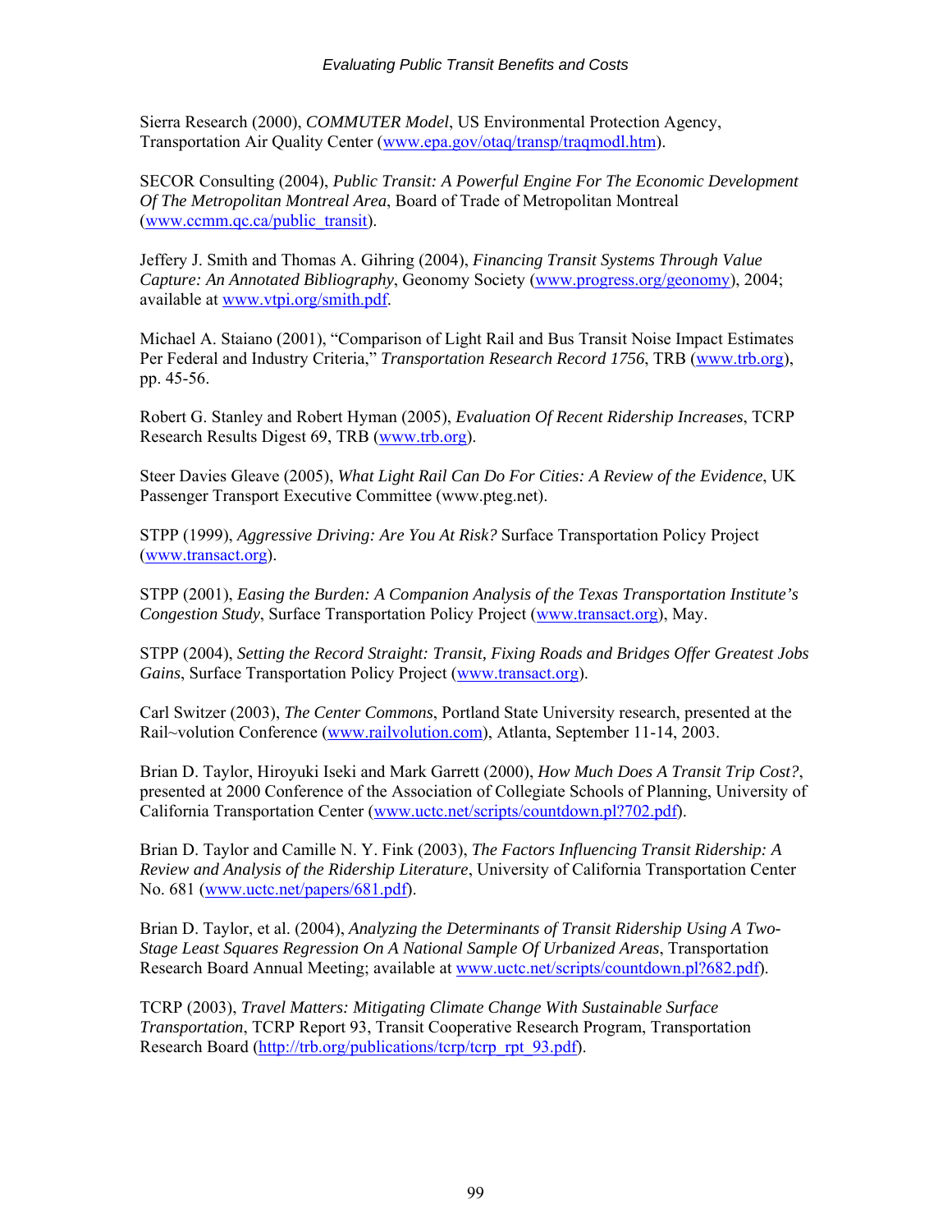Sierra Research (2000), *COMMUTER Model*, US Environmental Protection Agency, Transportation Air Quality Center (www.epa.gov/otaq/transp/traqmodl.htm).

SECOR Consulting (2004), *Public Transit: A Powerful Engine For The Economic Development Of The Metropolitan Montreal Area*, Board of Trade of Metropolitan Montreal (www.ccmm.qc.ca/public_transit).

Jeffery J. Smith and Thomas A. Gihring (2004), *Financing Transit Systems Through Value Capture: An Annotated Bibliography*, Geonomy Society (www.progress.org/geonomy), 2004; available at www.vtpi.org/smith.pdf.

Michael A. Staiano (2001), "Comparison of Light Rail and Bus Transit Noise Impact Estimates Per Federal and Industry Criteria," *Transportation Research Record 1756*, TRB (www.trb.org), pp. 45-56.

Robert G. Stanley and Robert Hyman (2005), *Evaluation Of Recent Ridership Increases*, TCRP Research Results Digest 69, TRB (www.trb.org).

Steer Davies Gleave (2005), *What Light Rail Can Do For Cities: A Review of the Evidence*, UK Passenger Transport Executive Committee (www.pteg.net).

STPP (1999), *Aggressive Driving: Are You At Risk?* Surface Transportation Policy Project (www.transact.org).

STPP (2001), *Easing the Burden: A Companion Analysis of the Texas Transportation Institute's Congestion Study*, Surface Transportation Policy Project (www.transact.org), May.

STPP (2004), *Setting the Record Straight: Transit, Fixing Roads and Bridges Offer Greatest Jobs Gains*, Surface Transportation Policy Project (www.transact.org).

Carl Switzer (2003), *The Center Commons*, Portland State University research, presented at the Rail~volution Conference (www.railvolution.com), Atlanta, September 11-14, 2003.

Brian D. Taylor, Hiroyuki Iseki and Mark Garrett (2000), *How Much Does A Transit Trip Cost?*, presented at 2000 Conference of the Association of Collegiate Schools of Planning, University of California Transportation Center (www.uctc.net/scripts/countdown.pl?702.pdf).

Brian D. Taylor and Camille N. Y. Fink (2003), *The Factors Influencing Transit Ridership: A Review and Analysis of the Ridership Literature*, University of California Transportation Center No. 681 (www.uctc.net/papers/681.pdf).

Brian D. Taylor, et al. (2004), *Analyzing the Determinants of Transit Ridership Using A Two-Stage Least Squares Regression On A National Sample Of Urbanized Areas*, Transportation Research Board Annual Meeting; available at www.uctc.net/scripts/countdown.pl?682.pdf).

TCRP (2003), *Travel Matters: Mitigating Climate Change With Sustainable Surface Transportation*, TCRP Report 93, Transit Cooperative Research Program, Transportation Research Board (http://trb.org/publications/tcrp/tcrp_rpt_93.pdf).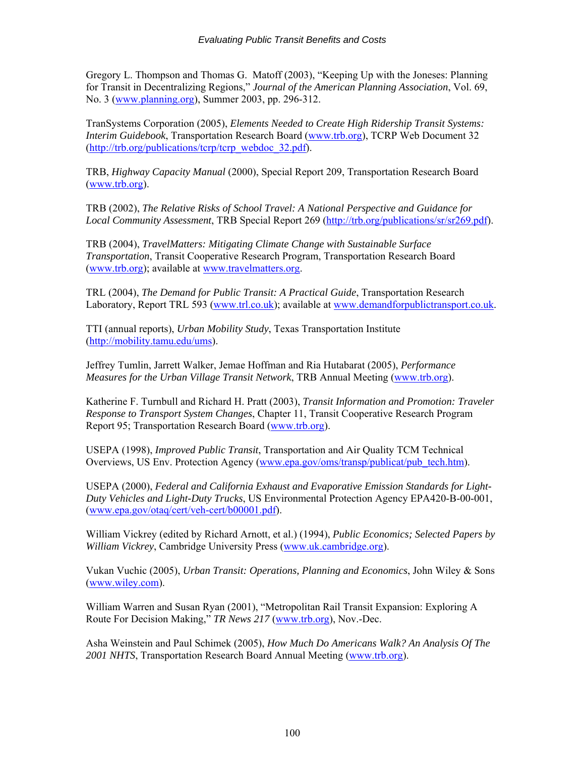Gregory L. Thompson and Thomas G. Matoff (2003), "Keeping Up with the Joneses: Planning for Transit in Decentralizing Regions," *Journal of the American Planning Association*, Vol. 69, No. 3 (www.planning.org), Summer 2003, pp. 296-312.

TranSystems Corporation (2005), *Elements Needed to Create High Ridership Transit Systems: Interim Guidebook*, Transportation Research Board (www.trb.org), TCRP Web Document 32 (http://trb.org/publications/tcrp/tcrp_webdoc_32.pdf).

TRB, *Highway Capacity Manual* (2000), Special Report 209, Transportation Research Board (www.trb.org).

TRB (2002), *The Relative Risks of School Travel: A National Perspective and Guidance for Local Community Assessment*, TRB Special Report 269 (http://trb.org/publications/sr/sr269.pdf).

TRB (2004), *TravelMatters: Mitigating Climate Change with Sustainable Surface Transportation*, Transit Cooperative Research Program, Transportation Research Board (www.trb.org); available at www.travelmatters.org.

TRL (2004), *The Demand for Public Transit: A Practical Guide*, Transportation Research Laboratory, Report TRL 593 (www.trl.co.uk); available at www.demandforpublictransport.co.uk.

TTI (annual reports), *Urban Mobility Study*, Texas Transportation Institute (http://mobility.tamu.edu/ums).

Jeffrey Tumlin, Jarrett Walker, Jemae Hoffman and Ria Hutabarat (2005), *Performance Measures for the Urban Village Transit Network*, TRB Annual Meeting (www.trb.org).

Katherine F. Turnbull and Richard H. Pratt (2003), *Transit Information and Promotion: Traveler Response to Transport System Changes*, Chapter 11, Transit Cooperative Research Program Report 95; Transportation Research Board (www.trb.org).

USEPA (1998), *Improved Public Transit*, Transportation and Air Quality TCM Technical Overviews, US Env. Protection Agency (www.epa.gov/oms/transp/publicat/pub_tech.htm).

USEPA (2000), *Federal and California Exhaust and Evaporative Emission Standards for Light-Duty Vehicles and Light-Duty Trucks*, US Environmental Protection Agency EPA420-B-00-001, (www.epa.gov/otaq/cert/veh-cert/b00001.pdf).

William Vickrey (edited by Richard Arnott, et al.) (1994), *Public Economics; Selected Papers by William Vickrey*, Cambridge University Press (www.uk.cambridge.org).

Vukan Vuchic (2005), *Urban Transit: Operations, Planning and Economics*, John Wiley & Sons (www.wiley.com).

William Warren and Susan Ryan (2001), "Metropolitan Rail Transit Expansion: Exploring A Route For Decision Making," *TR News 217* (www.trb.org), Nov.-Dec.

Asha Weinstein and Paul Schimek (2005), *How Much Do Americans Walk? An Analysis Of The 2001 NHTS*, Transportation Research Board Annual Meeting (www.trb.org).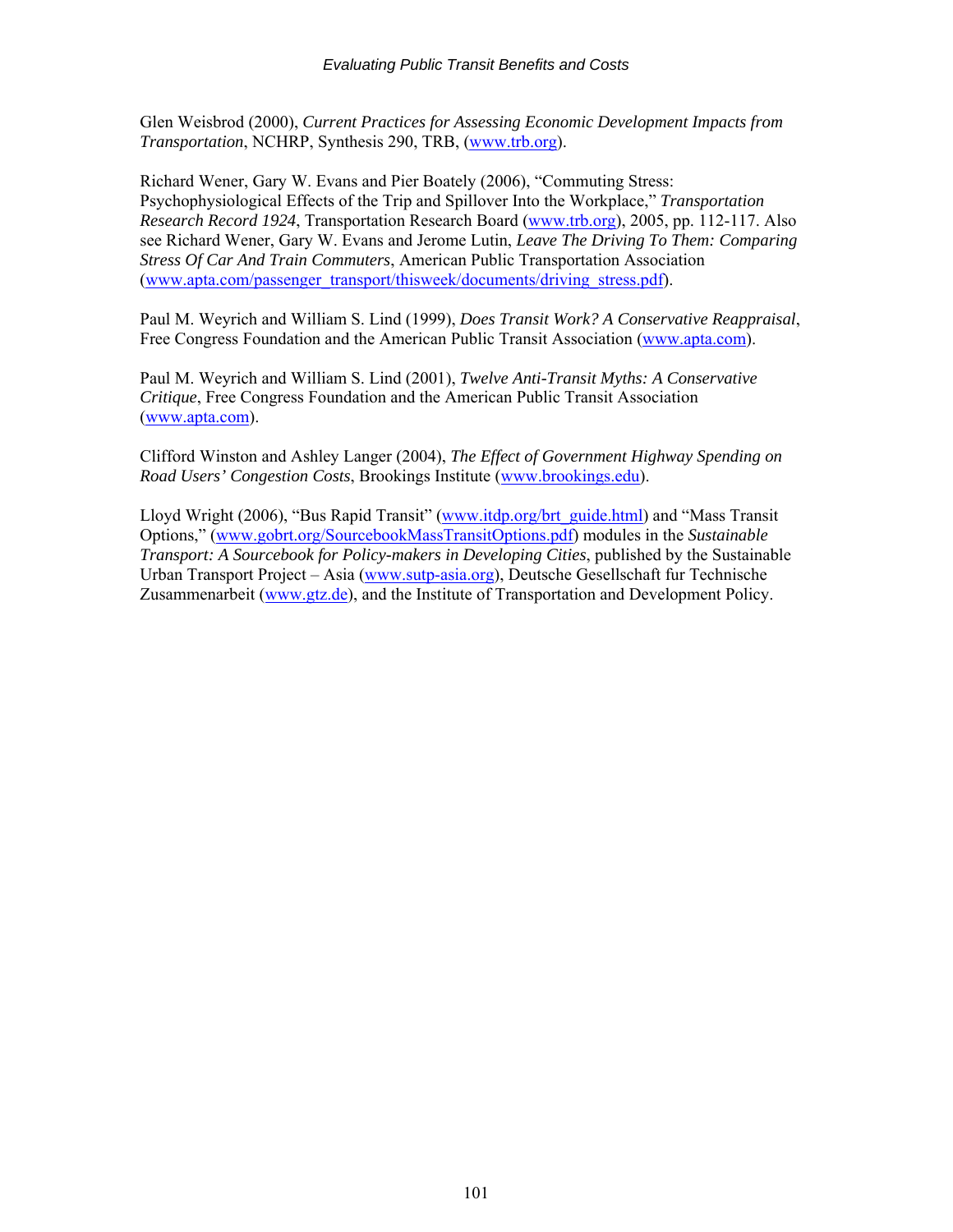Glen Weisbrod (2000), *Current Practices for Assessing Economic Development Impacts from Transportation*, NCHRP, Synthesis 290, TRB, (www.trb.org).

Richard Wener, Gary W. Evans and Pier Boately (2006), "Commuting Stress: Psychophysiological Effects of the Trip and Spillover Into the Workplace," *Transportation Research Record 1924*, Transportation Research Board (www.trb.org), 2005, pp. 112-117. Also see Richard Wener, Gary W. Evans and Jerome Lutin, *Leave The Driving To Them: Comparing Stress Of Car And Train Commuters*, American Public Transportation Association (www.apta.com/passenger_transport/thisweek/documents/driving_stress.pdf).

Paul M. Weyrich and William S. Lind (1999), *Does Transit Work? A Conservative Reappraisal*, Free Congress Foundation and the American Public Transit Association (www.apta.com).

Paul M. Weyrich and William S. Lind (2001), *Twelve Anti-Transit Myths: A Conservative Critique*, Free Congress Foundation and the American Public Transit Association (www.apta.com).

Clifford Winston and Ashley Langer (2004), *The Effect of Government Highway Spending on Road Users' Congestion Costs*, Brookings Institute (www.brookings.edu).

Lloyd Wright (2006), "Bus Rapid Transit" (www.itdp.org/brt_guide.html) and "Mass Transit Options," (www.gobrt.org/SourcebookMassTransitOptions.pdf) modules in the *Sustainable Transport: A Sourcebook for Policy-makers in Developing Cities*, published by the Sustainable Urban Transport Project – Asia (www.sutp-asia.org), Deutsche Gesellschaft fur Technische Zusammenarbeit (www.gtz.de), and the Institute of Transportation and Development Policy.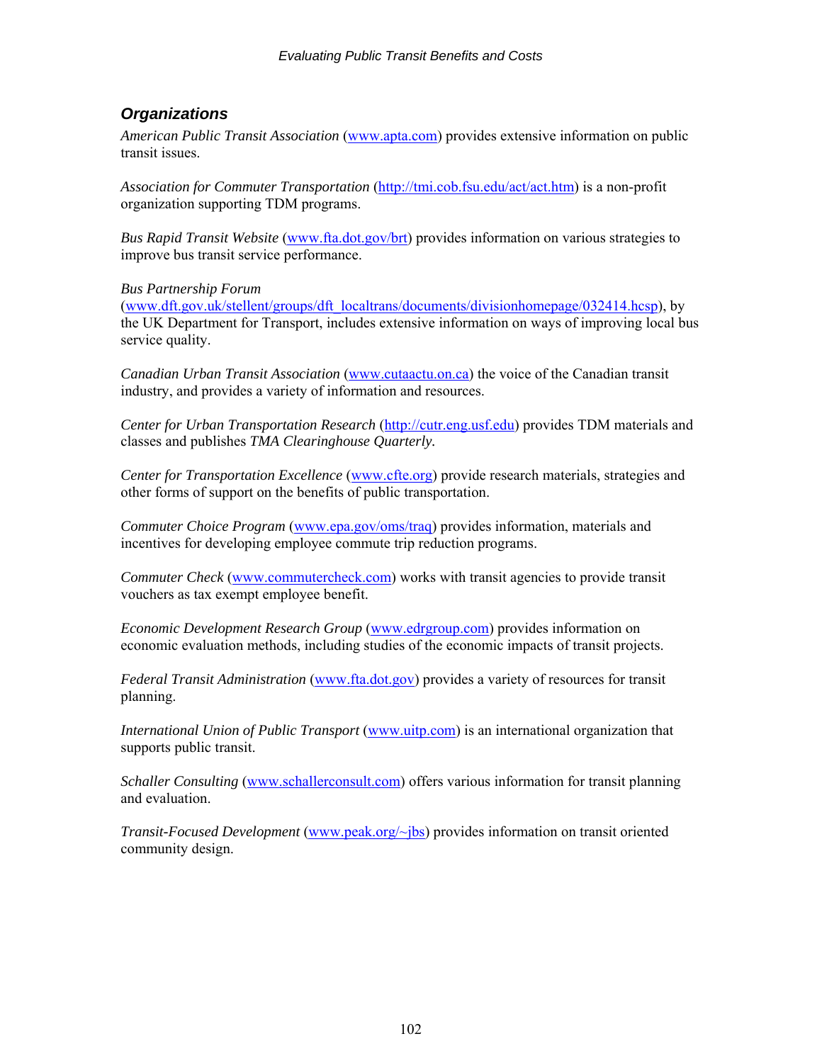## Organizations

*American Public Transit Association* (www.apta.com) provides extensive information on public transit issues.

*Association for Commuter Transportation* (http://tmi.cob.fsu.edu/act/act.htm) is a non-profit organization supporting TDM programs.

*Bus Rapid Transit Website* (www.fta.dot.gov/brt) provides information on various strategies to improve bus transit service performance.

*Bus Partnership Forum* (www.dft.gov.uk/stellent/groups/dft_localtrans/documents/divisionhomepage/032414.hcsp), by the UK Department for Transport, includes extensive information on ways of improving local bus service quality.

*Canadian Urban Transit Association* (www.cutaactu.on.ca) the voice of the Canadian transit industry, and provides a variety of information and resources.

*Center for Urban Transportation Research* (http://cutr.eng.usf.edu) provides TDM materials and classes and publishes *TMA Clearinghouse Quarterly.*

*Center for Transportation Excellence* (www.cfte.org) provide research materials, strategies and other forms of support on the benefits of public transportation.

*Commuter Choice Program* (www.epa.gov/oms/traq) provides information, materials and incentives for developing employee commute trip reduction programs.

*Commuter Check* (www.commutercheck.com) works with transit agencies to provide transit vouchers as tax exempt employee benefit.

*Economic Development Research Group* (www.edrgroup.com) provides information on economic evaluation methods, including studies of the economic impacts of transit projects.

*Federal Transit Administration* (www.fta.dot.gov) provides a variety of resources for transit planning.

*International Union of Public Transport* (www.uitp.com) is an international organization that supports public transit.

*Schaller Consulting* (www.schallerconsult.com) offers various information for transit planning and evaluation.

*Transit-Focused Development* (www.peak.org/~jbs) provides information on transit oriented community design.